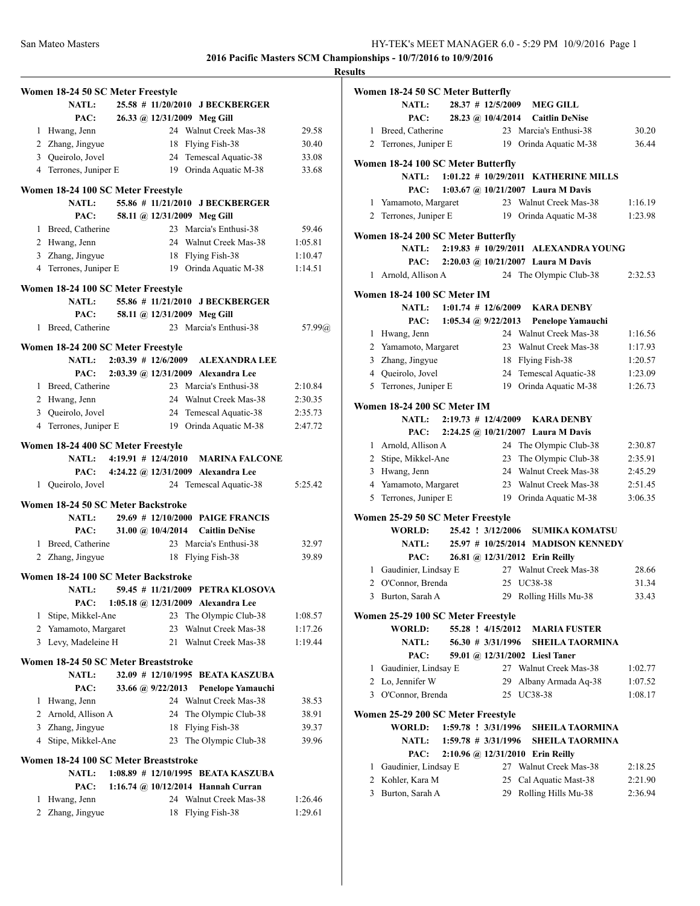**2016 Pacific Masters SCM Championships - 10/7/2016 to 10/9/2016**

**Results**

### Women 18-24 50 SC Meter Freestyle

NATL: 25.58 # 11/20/2010 J BECKBERGER
PAC: 26.33 @ 12/31/2009 Meg Gill

| Place | Name | Age | Team | Time |
|---|---|---|---|---|
| 1 | Hwang, Jenn | 24 | Walnut Creek Mas-38 | 29.58 |
| 2 | Zhang, Jingyue | 18 | Flying Fish-38 | 30.40 |
| 3 | Queirolo, Jovel | 24 | Temescal Aquatic-38 | 33.08 |
| 4 | Terrones, Juniper E | 19 | Orinda Aquatic M-38 | 33.68 |

### Women 18-24 100 SC Meter Freestyle

NATL: 55.86 # 11/21/2010 J BECKBERGER
PAC: 58.11 @ 12/31/2009 Meg Gill

| Place | Name | Age | Team | Time |
|---|---|---|---|---|
| 1 | Breed, Catherine | 23 | Marcia's Enthusi-38 | 59.46 |
| 2 | Hwang, Jenn | 24 | Walnut Creek Mas-38 | 1:05.81 |
| 3 | Zhang, Jingyue | 18 | Flying Fish-38 | 1:10.47 |
| 4 | Terrones, Juniper E | 19 | Orinda Aquatic M-38 | 1:14.51 |

### Women 18-24 100 SC Meter Freestyle

NATL: 55.86 # 11/21/2010 J BECKBERGER
PAC: 58.11 @ 12/31/2009 Meg Gill

| Place | Name | Age | Team | Time |
|---|---|---|---|---|
| 1 | Breed, Catherine | 23 | Marcia's Enthusi-38 | 57.99@ |

### Women 18-24 200 SC Meter Freestyle

NATL: 2:03.39 # 12/6/2009 ALEXANDRA LEE
PAC: 2:03.39 @ 12/31/2009 Alexandra Lee

| Place | Name | Age | Team | Time |
|---|---|---|---|---|
| 1 | Breed, Catherine | 23 | Marcia's Enthusi-38 | 2:10.84 |
| 2 | Hwang, Jenn | 24 | Walnut Creek Mas-38 | 2:30.35 |
| 3 | Queirolo, Jovel | 24 | Temescal Aquatic-38 | 2:35.73 |
| 4 | Terrones, Juniper E | 19 | Orinda Aquatic M-38 | 2:47.72 |

### Women 18-24 400 SC Meter Freestyle

NATL: 4:19.91 # 12/4/2010 MARINA FALCONE
PAC: 4:24.22 @ 12/31/2009 Alexandra Lee

| Place | Name | Age | Team | Time |
|---|---|---|---|---|
| 1 | Queirolo, Jovel | 24 | Temescal Aquatic-38 | 5:25.42 |

### Women 18-24 50 SC Meter Backstroke

NATL: 29.69 # 12/10/2000 PAIGE FRANCIS
PAC: 31.00 @ 10/4/2014 Caitlin DeNise

| Place | Name | Age | Team | Time |
|---|---|---|---|---|
| 1 | Breed, Catherine | 23 | Marcia's Enthusi-38 | 32.97 |
| 2 | Zhang, Jingyue | 18 | Flying Fish-38 | 39.89 |

### Women 18-24 100 SC Meter Backstroke

NATL: 59.45 # 11/21/2009 PETRA KLOSOVA
PAC: 1:05.18 @ 12/31/2009 Alexandra Lee

| Place | Name | Age | Team | Time |
|---|---|---|---|---|
| 1 | Stipe, Mikkel-Ane | 23 | The Olympic Club-38 | 1:08.57 |
| 2 | Yamamoto, Margaret | 23 | Walnut Creek Mas-38 | 1:17.26 |
| 3 | Levy, Madeleine H | 21 | Walnut Creek Mas-38 | 1:19.44 |

### Women 18-24 50 SC Meter Breaststroke

NATL: 32.09 # 12/10/1995 BEATA KASZUBA
PAC: 33.66 @ 9/22/2013 Penelope Yamauchi

| Place | Name | Age | Team | Time |
|---|---|---|---|---|
| 1 | Hwang, Jenn | 24 | Walnut Creek Mas-38 | 38.53 |
| 2 | Arnold, Allison A | 24 | The Olympic Club-38 | 38.91 |
| 3 | Zhang, Jingyue | 18 | Flying Fish-38 | 39.37 |
| 4 | Stipe, Mikkel-Ane | 23 | The Olympic Club-38 | 39.96 |

### Women 18-24 100 SC Meter Breaststroke

NATL: 1:08.89 # 12/10/1995 BEATA KASZUBA
PAC: 1:16.74 @ 10/12/2014 Hannah Curran

| Place | Name | Age | Team | Time |
|---|---|---|---|---|
| 1 | Hwang, Jenn | 24 | Walnut Creek Mas-38 | 1:26.46 |
| 2 | Zhang, Jingyue | 18 | Flying Fish-38 | 1:29.61 |

### Women 18-24 50 SC Meter Butterfly

NATL: 28.37 # 12/5/2009 MEG GILL
PAC: 28.23 @ 10/4/2014 Caitlin DeNise

| Place | Name | Age | Team | Time |
|---|---|---|---|---|
| 1 | Breed, Catherine | 23 | Marcia's Enthusi-38 | 30.20 |
| 2 | Terrones, Juniper E | 19 | Orinda Aquatic M-38 | 36.44 |

### Women 18-24 100 SC Meter Butterfly

NATL: 1:01.22 # 10/29/2011 KATHERINE MILLS
PAC: 1:03.67 @ 10/21/2007 Laura M Davis

| Place | Name | Age | Team | Time |
|---|---|---|---|---|
| 1 | Yamamoto, Margaret | 23 | Walnut Creek Mas-38 | 1:16.19 |
| 2 | Terrones, Juniper E | 19 | Orinda Aquatic M-38 | 1:23.98 |

### Women 18-24 200 SC Meter Butterfly

NATL: 2:19.83 # 10/29/2011 ALEXANDRA YOUNG
PAC: 2:20.03 @ 10/21/2007 Laura M Davis

| Place | Name | Age | Team | Time |
|---|---|---|---|---|
| 1 | Arnold, Allison A | 24 | The Olympic Club-38 | 2:32.53 |

### Women 18-24 100 SC Meter IM

NATL: 1:01.74 # 12/6/2009 KARA DENBY
PAC: 1:05.34 @ 9/22/2013 Penelope Yamauchi

| Place | Name | Age | Team | Time |
|---|---|---|---|---|
| 1 | Hwang, Jenn | 24 | Walnut Creek Mas-38 | 1:16.56 |
| 2 | Yamamoto, Margaret | 23 | Walnut Creek Mas-38 | 1:17.93 |
| 3 | Zhang, Jingyue | 18 | Flying Fish-38 | 1:20.57 |
| 4 | Queirolo, Jovel | 24 | Temescal Aquatic-38 | 1:23.09 |
| 5 | Terrones, Juniper E | 19 | Orinda Aquatic M-38 | 1:26.73 |

### Women 18-24 200 SC Meter IM

NATL: 2:19.73 # 12/4/2009 KARA DENBY
PAC: 2:24.25 @ 10/21/2007 Laura M Davis

| Place | Name | Age | Team | Time |
|---|---|---|---|---|
| 1 | Arnold, Allison A | 24 | The Olympic Club-38 | 2:30.87 |
| 2 | Stipe, Mikkel-Ane | 23 | The Olympic Club-38 | 2:35.91 |
| 3 | Hwang, Jenn | 24 | Walnut Creek Mas-38 | 2:45.29 |
| 4 | Yamamoto, Margaret | 23 | Walnut Creek Mas-38 | 2:51.45 |
| 5 | Terrones, Juniper E | 19 | Orinda Aquatic M-38 | 3:06.35 |

### Women 25-29 50 SC Meter Freestyle

WORLD: 25.42 ! 3/12/2006 SUMIKA KOMATSU
NATL: 25.97 # 10/25/2014 MADISON KENNEDY
PAC: 26.81 @ 12/31/2012 Erin Reilly

| Place | Name | Age | Team | Time |
|---|---|---|---|---|
| 1 | Gaudinier, Lindsay E | 27 | Walnut Creek Mas-38 | 28.66 |
| 2 | O'Connor, Brenda | 25 | UC38-38 | 31.34 |
| 3 | Burton, Sarah A | 29 | Rolling Hills Mu-38 | 33.43 |

### Women 25-29 100 SC Meter Freestyle

WORLD: 55.28 ! 4/15/2012 MARIA FUSTER
NATL: 56.30 # 3/31/1996 SHEILA TAORMINA
PAC: 59.01 @ 12/31/2002 Liesl Taner

| Place | Name | Age | Team | Time |
|---|---|---|---|---|
| 1 | Gaudinier, Lindsay E | 27 | Walnut Creek Mas-38 | 1:02.77 |
| 2 | Lo, Jennifer W | 29 | Albany Armada Aq-38 | 1:07.52 |
| 3 | O'Connor, Brenda | 25 | UC38-38 | 1:08.17 |

### Women 25-29 200 SC Meter Freestyle

WORLD: 1:59.78 ! 3/31/1996 SHEILA TAORMINA
NATL: 1:59.78 # 3/31/1996 SHEILA TAORMINA
PAC: 2:10.96 @ 12/31/2010 Erin Reilly

| Place | Name | Age | Team | Time |
|---|---|---|---|---|
| 1 | Gaudinier, Lindsay E | 27 | Walnut Creek Mas-38 | 2:18.25 |
| 2 | Kohler, Kara M | 25 | Cal Aquatic Mast-38 | 2:21.90 |
| 3 | Burton, Sarah A | 29 | Rolling Hills Mu-38 | 2:36.94 |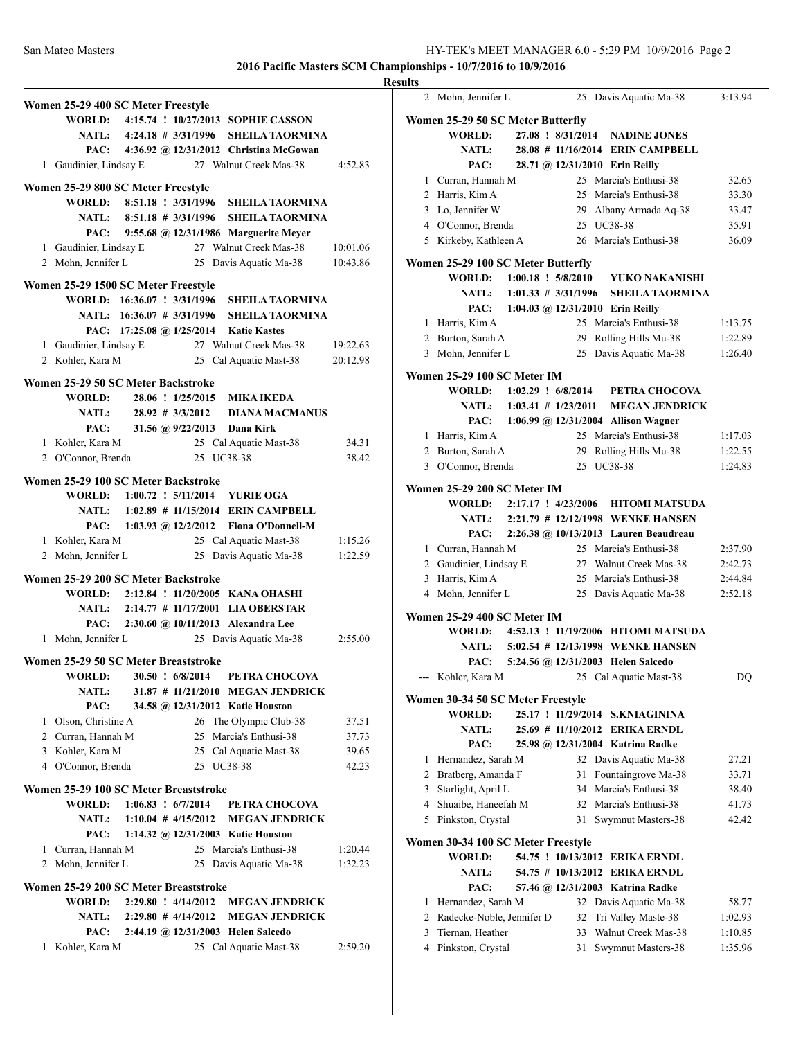## 2016 Pacific Masters SCM Championships - 10/7/2016 to 10/9/2016

### Results

**Women 25-29 400 SC Meter Freestyle**

| | | | |
|---|---|---|---|
| WORLD: | 4:15.74 ! 10/27/2013 | SOPHIE CASSON | |
| NATL: | 4:24.18 # 3/31/1996 | SHEILA TAORMINA | |
| PAC: | 4:36.92 @ 12/31/2012 | Christina McGowan | |
| 1 Gaudinier, Lindsay E | 27 | Walnut Creek Mas-38 | 4:52.83 |

**Women 25-29 800 SC Meter Freestyle**

| | | | |
|---|---|---|---|
| WORLD: | 8:51.18 ! 3/31/1996 | SHEILA TAORMINA | |
| NATL: | 8:51.18 # 3/31/1996 | SHEILA TAORMINA | |
| PAC: | 9:55.68 @ 12/31/1986 | Marguerite Meyer | |
| 1 Gaudinier, Lindsay E | 27 | Walnut Creek Mas-38 | 10:01.06 |
| 2 Mohn, Jennifer L | 25 | Davis Aquatic Ma-38 | 10:43.86 |

**Women 25-29 1500 SC Meter Freestyle**

| | | | |
|---|---|---|---|
| WORLD: | 16:36.07 ! 3/31/1996 | SHEILA TAORMINA | |
| NATL: | 16:36.07 # 3/31/1996 | SHEILA TAORMINA | |
| PAC: | 17:25.08 @ 1/25/2014 | Katie Kastes | |
| 1 Gaudinier, Lindsay E | 27 | Walnut Creek Mas-38 | 19:22.63 |
| 2 Kohler, Kara M | 25 | Cal Aquatic Mast-38 | 20:12.98 |

**Women 25-29 50 SC Meter Backstroke**

| | | | |
|---|---|---|---|
| WORLD: | 28.06 ! 1/25/2015 | MIKA IKEDA | |
| NATL: | 28.92 # 3/3/2012 | DIANA MACMANUS | |
| PAC: | 31.56 @ 9/22/2013 | Dana Kirk | |
| 1 Kohler, Kara M | 25 | Cal Aquatic Mast-38 | 34.31 |
| 2 O'Connor, Brenda | 25 | UC38-38 | 38.42 |

**Women 25-29 100 SC Meter Backstroke**

| | | | |
|---|---|---|---|
| WORLD: | 1:00.72 ! 5/11/2014 | YURIE OGA | |
| NATL: | 1:02.89 # 11/15/2014 | ERIN CAMPBELL | |
| PAC: | 1:03.93 @ 12/2/2012 | Fiona O'Donnell-M | |
| 1 Kohler, Kara M | 25 | Cal Aquatic Mast-38 | 1:15.26 |
| 2 Mohn, Jennifer L | 25 | Davis Aquatic Ma-38 | 1:22.59 |

**Women 25-29 200 SC Meter Backstroke**

| | | | |
|---|---|---|---|
| WORLD: | 2:12.84 ! 11/20/2005 | KANA OHASHI | |
| NATL: | 2:14.77 # 11/17/2001 | LIA OBERSTAR | |
| PAC: | 2:30.60 @ 10/11/2013 | Alexandra Lee | |
| 1 Mohn, Jennifer L | 25 | Davis Aquatic Ma-38 | 2:55.00 |

**Women 25-29 50 SC Meter Breaststroke**

| | | | |
|---|---|---|---|
| WORLD: | 30.50 ! 6/8/2014 | PETRA CHOCOVA | |
| NATL: | 31.87 # 11/21/2010 | MEGAN JENDRICK | |
| PAC: | 34.58 @ 12/31/2012 | Katie Houston | |
| 1 Olson, Christine A | 26 | The Olympic Club-38 | 37.51 |
| 2 Curran, Hannah M | 25 | Marcia's Enthusi-38 | 37.73 |
| 3 Kohler, Kara M | 25 | Cal Aquatic Mast-38 | 39.65 |
| 4 O'Connor, Brenda | 25 | UC38-38 | 42.23 |

**Women 25-29 100 SC Meter Breaststroke**

| | | | |
|---|---|---|---|
| WORLD: | 1:06.83 ! 6/7/2014 | PETRA CHOCOVA | |
| NATL: | 1:10.04 # 4/15/2012 | MEGAN JENDRICK | |
| PAC: | 1:14.32 @ 12/31/2003 | Katie Houston | |
| 1 Curran, Hannah M | 25 | Marcia's Enthusi-38 | 1:20.44 |
| 2 Mohn, Jennifer L | 25 | Davis Aquatic Ma-38 | 1:32.23 |

**Women 25-29 200 SC Meter Breaststroke**

| | | | |
|---|---|---|---|
| WORLD: | 2:29.80 ! 4/14/2012 | MEGAN JENDRICK | |
| NATL: | 2:29.80 # 4/14/2012 | MEGAN JENDRICK | |
| PAC: | 2:44.19 @ 12/31/2003 | Helen Salcedo | |
| 1 Kohler, Kara M | 25 | Cal Aquatic Mast-38 | 2:59.20 |
| 2 Mohn, Jennifer L | 25 | Davis Aquatic Ma-38 | 3:13.94 |

**Women 25-29 50 SC Meter Butterfly**

| | | | |
|---|---|---|---|
| WORLD: | 27.08 ! 8/31/2014 | NADINE JONES | |
| NATL: | 28.08 # 11/16/2014 | ERIN CAMPBELL | |
| PAC: | 28.71 @ 12/31/2010 | Erin Reilly | |
| 1 Curran, Hannah M | 25 | Marcia's Enthusi-38 | 32.65 |
| 2 Harris, Kim A | 25 | Marcia's Enthusi-38 | 33.30 |
| 3 Lo, Jennifer W | 29 | Albany Armada Aq-38 | 33.47 |
| 4 O'Connor, Brenda | 25 | UC38-38 | 35.91 |
| 5 Kirkeby, Kathleen A | 26 | Marcia's Enthusi-38 | 36.09 |

**Women 25-29 100 SC Meter Butterfly**

| | | | |
|---|---|---|---|
| WORLD: | 1:00.18 ! 5/8/2010 | YUKO NAKANISHI | |
| NATL: | 1:01.33 # 3/31/1996 | SHEILA TAORMINA | |
| PAC: | 1:04.03 @ 12/31/2010 | Erin Reilly | |
| 1 Harris, Kim A | 25 | Marcia's Enthusi-38 | 1:13.75 |
| 2 Burton, Sarah A | 29 | Rolling Hills Mu-38 | 1:22.89 |
| 3 Mohn, Jennifer L | 25 | Davis Aquatic Ma-38 | 1:26.40 |

**Women 25-29 100 SC Meter IM**

| | | | |
|---|---|---|---|
| WORLD: | 1:02.29 ! 6/8/2014 | PETRA CHOCOVA | |
| NATL: | 1:03.41 # 1/23/2011 | MEGAN JENDRICK | |
| PAC: | 1:06.99 @ 12/31/2004 | Allison Wagner | |
| 1 Harris, Kim A | 25 | Marcia's Enthusi-38 | 1:17.03 |
| 2 Burton, Sarah A | 29 | Rolling Hills Mu-38 | 1:22.55 |
| 3 O'Connor, Brenda | 25 | UC38-38 | 1:24.83 |

**Women 25-29 200 SC Meter IM**

| | | | |
|---|---|---|---|
| WORLD: | 2:17.17 ! 4/23/2006 | HITOMI MATSUDA | |
| NATL: | 2:21.79 # 12/12/1998 | WENKE HANSEN | |
| PAC: | 2:26.38 @ 10/13/2013 | Lauren Beaudreau | |
| 1 Curran, Hannah M | 25 | Marcia's Enthusi-38 | 2:37.90 |
| 2 Gaudinier, Lindsay E | 27 | Walnut Creek Mas-38 | 2:42.73 |
| 3 Harris, Kim A | 25 | Marcia's Enthusi-38 | 2:44.84 |
| 4 Mohn, Jennifer L | 25 | Davis Aquatic Ma-38 | 2:52.18 |

**Women 25-29 400 SC Meter IM**

| | | | |
|---|---|---|---|
| WORLD: | 4:52.13 ! 11/19/2006 | HITOMI MATSUDA | |
| NATL: | 5:02.54 # 12/13/1998 | WENKE HANSEN | |
| PAC: | 5:24.56 @ 12/31/2003 | Helen Salcedo | |
| --- Kohler, Kara M | 25 | Cal Aquatic Mast-38 | DQ |

**Women 30-34 50 SC Meter Freestyle**

| | | | |
|---|---|---|---|
| WORLD: | 25.17 ! 11/29/2014 | S.KNIAGININA | |
| NATL: | 25.69 # 11/10/2012 | ERIKA ERNDL | |
| PAC: | 25.98 @ 12/31/2004 | Katrina Radke | |
| 1 Hernandez, Sarah M | 32 | Davis Aquatic Ma-38 | 27.21 |
| 2 Bratberg, Amanda F | 31 | Fountaingrove Ma-38 | 33.71 |
| 3 Starlight, April L | 34 | Marcia's Enthusi-38 | 38.40 |
| 4 Shuaibe, Haneefah M | 32 | Marcia's Enthusi-38 | 41.73 |
| 5 Pinkston, Crystal | 31 | Swymnut Masters-38 | 42.42 |

**Women 30-34 100 SC Meter Freestyle**

| | | | |
|---|---|---|---|
| WORLD: | 54.75 ! 10/13/2012 | ERIKA ERNDL | |
| NATL: | 54.75 # 10/13/2012 | ERIKA ERNDL | |
| PAC: | 57.46 @ 12/31/2003 | Katrina Radke | |
| 1 Hernandez, Sarah M | 32 | Davis Aquatic Ma-38 | 58.77 |
| 2 Radecke-Noble, Jennifer D | 32 | Tri Valley Maste-38 | 1:02.93 |
| 3 Tiernan, Heather | 33 | Walnut Creek Mas-38 | 1:10.85 |
| 4 Pinkston, Crystal | 31 | Swymnut Masters-38 | 1:35.96 |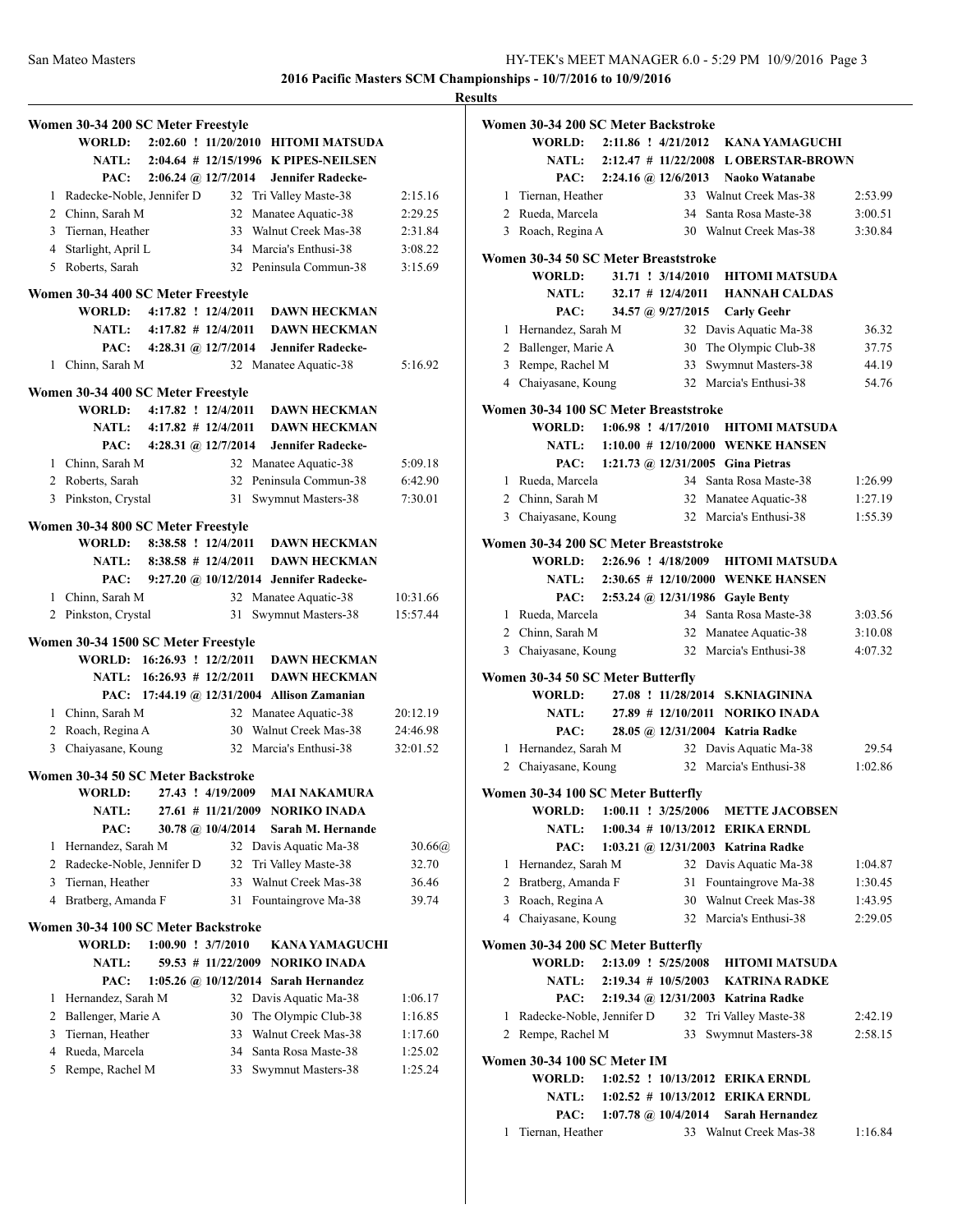## 2016 Pacific Masters SCM Championships - 10/7/2016 to 10/9/2016

### Results

#### Women 30-34 200 SC Meter Freestyle

WORLD: 2:02.60 ! 11/20/2010 HITOMI MATSUDA
NATL: 2:04.64 # 12/15/1996 K PIPES-NEILSEN
PAC: 2:06.24 @ 12/7/2014 Jennifer Radecke-

| | Name | Age | Team | Time |
|---|---|---|---|---|
| 1 | Radecke-Noble, Jennifer D | 32 | Tri Valley Maste-38 | 2:15.16 |
| 2 | Chinn, Sarah M | 32 | Manatee Aquatic-38 | 2:29.25 |
| 3 | Tiernan, Heather | 33 | Walnut Creek Mas-38 | 2:31.84 |
| 4 | Starlight, April L | 34 | Marcia's Enthusi-38 | 3:08.22 |
| 5 | Roberts, Sarah | 32 | Peninsula Commun-38 | 3:15.69 |

#### Women 30-34 400 SC Meter Freestyle

WORLD: 4:17.82 ! 12/4/2011 DAWN HECKMAN
NATL: 4:17.82 # 12/4/2011 DAWN HECKMAN
PAC: 4:28.31 @ 12/7/2014 Jennifer Radecke-

| | Name | Age | Team | Time |
|---|---|---|---|---|
| 1 | Chinn, Sarah M | 32 | Manatee Aquatic-38 | 5:16.92 |

#### Women 30-34 400 SC Meter Freestyle

WORLD: 4:17.82 ! 12/4/2011 DAWN HECKMAN
NATL: 4:17.82 # 12/4/2011 DAWN HECKMAN
PAC: 4:28.31 @ 12/7/2014 Jennifer Radecke-

| | Name | Age | Team | Time |
|---|---|---|---|---|
| 1 | Chinn, Sarah M | 32 | Manatee Aquatic-38 | 5:09.18 |
| 2 | Roberts, Sarah | 32 | Peninsula Commun-38 | 6:42.90 |
| 3 | Pinkston, Crystal | 31 | Swymnut Masters-38 | 7:30.01 |

#### Women 30-34 800 SC Meter Freestyle

WORLD: 8:38.58 ! 12/4/2011 DAWN HECKMAN
NATL: 8:38.58 # 12/4/2011 DAWN HECKMAN
PAC: 9:27.20 @ 10/12/2014 Jennifer Radecke-

| | Name | Age | Team | Time |
|---|---|---|---|---|
| 1 | Chinn, Sarah M | 32 | Manatee Aquatic-38 | 10:31.66 |
| 2 | Pinkston, Crystal | 31 | Swymnut Masters-38 | 15:57.44 |

#### Women 30-34 1500 SC Meter Freestyle

WORLD: 16:26.93 ! 12/2/2011 DAWN HECKMAN
NATL: 16:26.93 # 12/2/2011 DAWN HECKMAN
PAC: 17:44.19 @ 12/31/2004 Allison Zamanian

| | Name | Age | Team | Time |
|---|---|---|---|---|
| 1 | Chinn, Sarah M | 32 | Manatee Aquatic-38 | 20:12.19 |
| 2 | Roach, Regina A | 30 | Walnut Creek Mas-38 | 24:46.98 |
| 3 | Chaiyasane, Koung | 32 | Marcia's Enthusi-38 | 32:01.52 |

#### Women 30-34 50 SC Meter Backstroke

WORLD: 27.43 ! 4/19/2009 MAI NAKAMURA
NATL: 27.61 # 11/21/2009 NORIKO INADA
PAC: 30.78 @ 10/4/2014 Sarah M. Hernande

| | Name | Age | Team | Time |
|---|---|---|---|---|
| 1 | Hernandez, Sarah M | 32 | Davis Aquatic Ma-38 | 30.66@ |
| 2 | Radecke-Noble, Jennifer D | 32 | Tri Valley Maste-38 | 32.70 |
| 3 | Tiernan, Heather | 33 | Walnut Creek Mas-38 | 36.46 |
| 4 | Bratberg, Amanda F | 31 | Fountaingrove Ma-38 | 39.74 |

#### Women 30-34 100 SC Meter Backstroke

WORLD: 1:00.90 ! 3/7/2010 KANA YAMAGUCHI
NATL: 59.53 # 11/22/2009 NORIKO INADA
PAC: 1:05.26 @ 10/12/2014 Sarah Hernandez

| | Name | Age | Team | Time |
|---|---|---|---|---|
| 1 | Hernandez, Sarah M | 32 | Davis Aquatic Ma-38 | 1:06.17 |
| 2 | Ballenger, Marie A | 30 | The Olympic Club-38 | 1:16.85 |
| 3 | Tiernan, Heather | 33 | Walnut Creek Mas-38 | 1:17.60 |
| 4 | Rueda, Marcela | 34 | Santa Rosa Maste-38 | 1:25.02 |
| 5 | Rempe, Rachel M | 33 | Swymnut Masters-38 | 1:25.24 |

#### Women 30-34 200 SC Meter Backstroke

WORLD: 2:11.86 ! 4/21/2012 KANA YAMAGUCHI
NATL: 2:12.47 # 11/22/2008 L OBERSTAR-BROWN
PAC: 2:24.16 @ 12/6/2013 Naoko Watanabe

| | Name | Age | Team | Time |
|---|---|---|---|---|
| 1 | Tiernan, Heather | 33 | Walnut Creek Mas-38 | 2:53.99 |
| 2 | Rueda, Marcela | 34 | Santa Rosa Maste-38 | 3:00.51 |
| 3 | Roach, Regina A | 30 | Walnut Creek Mas-38 | 3:30.84 |

#### Women 30-34 50 SC Meter Breaststroke

WORLD: 31.71 ! 3/14/2010 HITOMI MATSUDA
NATL: 32.17 # 12/4/2011 HANNAH CALDAS
PAC: 34.57 @ 9/27/2015 Carly Geehr

| | Name | Age | Team | Time |
|---|---|---|---|---|
| 1 | Hernandez, Sarah M | 32 | Davis Aquatic Ma-38 | 36.32 |
| 2 | Ballenger, Marie A | 30 | The Olympic Club-38 | 37.75 |
| 3 | Rempe, Rachel M | 33 | Swymnut Masters-38 | 44.19 |
| 4 | Chaiyasane, Koung | 32 | Marcia's Enthusi-38 | 54.76 |

#### Women 30-34 100 SC Meter Breaststroke

WORLD: 1:06.98 ! 4/17/2010 HITOMI MATSUDA
NATL: 1:10.00 # 12/10/2000 WENKE HANSEN
PAC: 1:21.73 @ 12/31/2005 Gina Pietras

| | Name | Age | Team | Time |
|---|---|---|---|---|
| 1 | Rueda, Marcela | 34 | Santa Rosa Maste-38 | 1:26.99 |
| 2 | Chinn, Sarah M | 32 | Manatee Aquatic-38 | 1:27.19 |
| 3 | Chaiyasane, Koung | 32 | Marcia's Enthusi-38 | 1:55.39 |

#### Women 30-34 200 SC Meter Breaststroke

WORLD: 2:26.96 ! 4/18/2009 HITOMI MATSUDA
NATL: 2:30.65 # 12/10/2000 WENKE HANSEN
PAC: 2:53.24 @ 12/31/1986 Gayle Benty

| | Name | Age | Team | Time |
|---|---|---|---|---|
| 1 | Rueda, Marcela | 34 | Santa Rosa Maste-38 | 3:03.56 |
| 2 | Chinn, Sarah M | 32 | Manatee Aquatic-38 | 3:10.08 |
| 3 | Chaiyasane, Koung | 32 | Marcia's Enthusi-38 | 4:07.32 |

#### Women 30-34 50 SC Meter Butterfly

WORLD: 27.08 ! 11/28/2014 S.KNIAGININA
NATL: 27.89 # 12/10/2011 NORIKO INADA
PAC: 28.05 @ 12/31/2004 Katria Radke

| | Name | Age | Team | Time |
|---|---|---|---|---|
| 1 | Hernandez, Sarah M | 32 | Davis Aquatic Ma-38 | 29.54 |
| 2 | Chaiyasane, Koung | 32 | Marcia's Enthusi-38 | 1:02.86 |

#### Women 30-34 100 SC Meter Butterfly

WORLD: 1:00.11 ! 3/25/2006 METTE JACOBSEN
NATL: 1:00.34 # 10/13/2012 ERIKA ERNDL
PAC: 1:03.21 @ 12/31/2003 Katrina Radke

| | Name | Age | Team | Time |
|---|---|---|---|---|
| 1 | Hernandez, Sarah M | 32 | Davis Aquatic Ma-38 | 1:04.87 |
| 2 | Bratberg, Amanda F | 31 | Fountaingrove Ma-38 | 1:30.45 |
| 3 | Roach, Regina A | 30 | Walnut Creek Mas-38 | 1:43.95 |
| 4 | Chaiyasane, Koung | 32 | Marcia's Enthusi-38 | 2:29.05 |

#### Women 30-34 200 SC Meter Butterfly

WORLD: 2:13.09 ! 5/25/2008 HITOMI MATSUDA
NATL: 2:19.34 # 10/5/2003 KATRINA RADKE
PAC: 2:19.34 @ 12/31/2003 Katrina Radke

| | Name | Age | Team | Time |
|---|---|---|---|---|
| 1 | Radecke-Noble, Jennifer D | 32 | Tri Valley Maste-38 | 2:42.19 |
| 2 | Rempe, Rachel M | 33 | Swymnut Masters-38 | 2:58.15 |

#### Women 30-34 100 SC Meter IM

WORLD: 1:02.52 ! 10/13/2012 ERIKA ERNDL
NATL: 1:02.52 # 10/13/2012 ERIKA ERNDL
PAC: 1:07.78 @ 10/4/2014 Sarah Hernandez

| | Name | Age | Team | Time |
|---|---|---|---|---|
| 1 | Tiernan, Heather | 33 | Walnut Creek Mas-38 | 1:16.84 |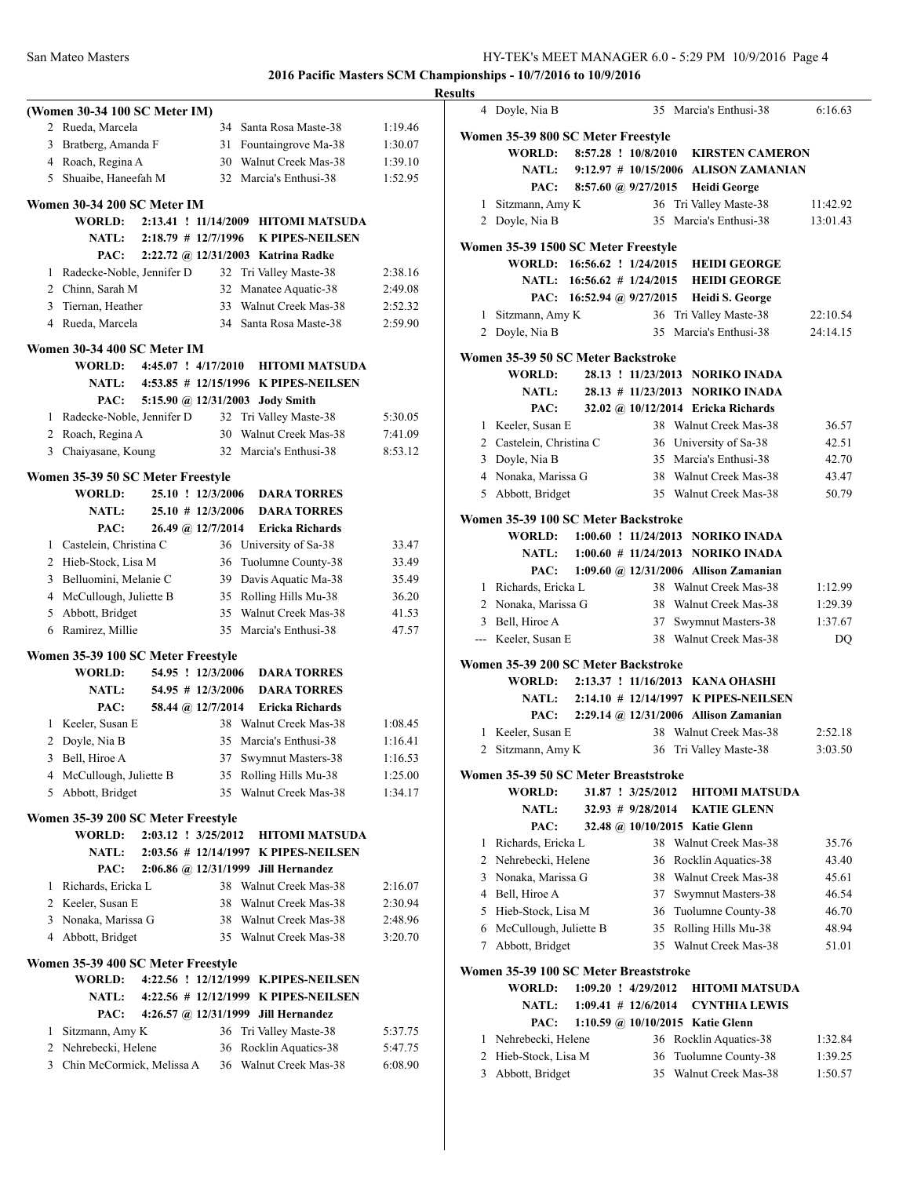## Results

### (Women 30-34 100 SC Meter IM)

| Place | Name | Age | Team | Time |
|---|---|---|---|---|
| 2 | Rueda, Marcela | 34 | Santa Rosa Maste-38 | 1:19.46 |
| 3 | Bratberg, Amanda F | 31 | Fountaingrove Ma-38 | 1:30.07 |
| 4 | Roach, Regina A | 30 | Walnut Creek Mas-38 | 1:39.10 |
| 5 | Shuaibe, Haneefah M | 32 | Marcia's Enthusi-38 | 1:52.95 |

### Women 30-34 200 SC Meter IM

**WORLD:** 2:13.41 ! 11/14/2009 **HITOMI MATSUDA**
**NATL:** 2:18.79 # 12/7/1996 **K PIPES-NEILSEN**
**PAC:** 2:22.72 @ 12/31/2003 **Katrina Radke**

| Place | Name | Age | Team | Time |
|---|---|---|---|---|
| 1 | Radecke-Noble, Jennifer D | 32 | Tri Valley Maste-38 | 2:38.16 |
| 2 | Chinn, Sarah M | 32 | Manatee Aquatic-38 | 2:49.08 |
| 3 | Tiernan, Heather | 33 | Walnut Creek Mas-38 | 2:52.32 |
| 4 | Rueda, Marcela | 34 | Santa Rosa Maste-38 | 2:59.90 |

### Women 30-34 400 SC Meter IM

**WORLD:** 4:45.07 ! 4/17/2010 **HITOMI MATSUDA**
**NATL:** 4:53.85 # 12/15/1996 **K PIPES-NEILSEN**
**PAC:** 5:15.90 @ 12/31/2003 **Jody Smith**

| Place | Name | Age | Team | Time |
|---|---|---|---|---|
| 1 | Radecke-Noble, Jennifer D | 32 | Tri Valley Maste-38 | 5:30.05 |
| 2 | Roach, Regina A | 30 | Walnut Creek Mas-38 | 7:41.09 |
| 3 | Chaiyasane, Koung | 32 | Marcia's Enthusi-38 | 8:53.12 |

### Women 35-39 50 SC Meter Freestyle

**WORLD:** 25.10 ! 12/3/2006 **DARA TORRES**
**NATL:** 25.10 # 12/3/2006 **DARA TORRES**
**PAC:** 26.49 @ 12/7/2014 **Ericka Richards**

| Place | Name | Age | Team | Time |
|---|---|---|---|---|
| 1 | Castelein, Christina C | 36 | University of Sa-38 | 33.47 |
| 2 | Hieb-Stock, Lisa M | 36 | Tuolumne County-38 | 33.49 |
| 3 | Belluomini, Melanie C | 39 | Davis Aquatic Ma-38 | 35.49 |
| 4 | McCullough, Juliette B | 35 | Rolling Hills Mu-38 | 36.20 |
| 5 | Abbott, Bridget | 35 | Walnut Creek Mas-38 | 41.53 |
| 6 | Ramirez, Millie | 35 | Marcia's Enthusi-38 | 47.57 |

### Women 35-39 100 SC Meter Freestyle

**WORLD:** 54.95 ! 12/3/2006 **DARA TORRES**
**NATL:** 54.95 # 12/3/2006 **DARA TORRES**
**PAC:** 58.44 @ 12/7/2014 **Ericka Richards**

| Place | Name | Age | Team | Time |
|---|---|---|---|---|
| 1 | Keeler, Susan E | 38 | Walnut Creek Mas-38 | 1:08.45 |
| 2 | Doyle, Nia B | 35 | Marcia's Enthusi-38 | 1:16.41 |
| 3 | Bell, Hiroe A | 37 | Swymnut Masters-38 | 1:16.53 |
| 4 | McCullough, Juliette B | 35 | Rolling Hills Mu-38 | 1:25.00 |
| 5 | Abbott, Bridget | 35 | Walnut Creek Mas-38 | 1:34.17 |

### Women 35-39 200 SC Meter Freestyle

**WORLD:** 2:03.12 ! 3/25/2012 **HITOMI MATSUDA**
**NATL:** 2:03.56 # 12/14/1997 **K PIPES-NEILSEN**
**PAC:** 2:06.86 @ 12/31/1999 **Jill Hernandez**

| Place | Name | Age | Team | Time |
|---|---|---|---|---|
| 1 | Richards, Ericka L | 38 | Walnut Creek Mas-38 | 2:16.07 |
| 2 | Keeler, Susan E | 38 | Walnut Creek Mas-38 | 2:30.94 |
| 3 | Nonaka, Marissa G | 38 | Walnut Creek Mas-38 | 2:48.96 |
| 4 | Abbott, Bridget | 35 | Walnut Creek Mas-38 | 3:20.70 |

### Women 35-39 400 SC Meter Freestyle

**WORLD:** 4:22.56 ! 12/12/1999 **K.PIPES-NEILSEN**
**NATL:** 4:22.56 # 12/12/1999 **K PIPES-NEILSEN**
**PAC:** 4:26.57 @ 12/31/1999 **Jill Hernandez**

| Place | Name | Age | Team | Time |
|---|---|---|---|---|
| 1 | Sitzmann, Amy K | 36 | Tri Valley Maste-38 | 5:37.75 |
| 2 | Nehrebecki, Helene | 36 | Rocklin Aquatics-38 | 5:47.75 |
| 3 | Chin McCormick, Melissa A | 36 | Walnut Creek Mas-38 | 6:08.90 |
| 4 | Doyle, Nia B | 35 | Marcia's Enthusi-38 | 6:16.63 |

### Women 35-39 800 SC Meter Freestyle

**WORLD:** 8:57.28 ! 10/8/2010 **KIRSTEN CAMERON**
**NATL:** 9:12.97 # 10/15/2006 **ALISON ZAMANIAN**
**PAC:** 8:57.60 @ 9/27/2015 **Heidi George**

| Place | Name | Age | Team | Time |
|---|---|---|---|---|
| 1 | Sitzmann, Amy K | 36 | Tri Valley Maste-38 | 11:42.92 |
| 2 | Doyle, Nia B | 35 | Marcia's Enthusi-38 | 13:01.43 |

### Women 35-39 1500 SC Meter Freestyle

**WORLD:** 16:56.62 ! 1/24/2015 **HEIDI GEORGE**
**NATL:** 16:56.62 # 1/24/2015 **HEIDI GEORGE**
**PAC:** 16:52.94 @ 9/27/2015 **Heidi S. George**

| Place | Name | Age | Team | Time |
|---|---|---|---|---|
| 1 | Sitzmann, Amy K | 36 | Tri Valley Maste-38 | 22:10.54 |
| 2 | Doyle, Nia B | 35 | Marcia's Enthusi-38 | 24:14.15 |

### Women 35-39 50 SC Meter Backstroke

**WORLD:** 28.13 ! 11/23/2013 **NORIKO INADA**
**NATL:** 28.13 # 11/23/2013 **NORIKO INADA**
**PAC:** 32.02 @ 10/12/2014 **Ericka Richards**

| Place | Name | Age | Team | Time |
|---|---|---|---|---|
| 1 | Keeler, Susan E | 38 | Walnut Creek Mas-38 | 36.57 |
| 2 | Castelein, Christina C | 36 | University of Sa-38 | 42.51 |
| 3 | Doyle, Nia B | 35 | Marcia's Enthusi-38 | 42.70 |
| 4 | Nonaka, Marissa G | 38 | Walnut Creek Mas-38 | 43.47 |
| 5 | Abbott, Bridget | 35 | Walnut Creek Mas-38 | 50.79 |

### Women 35-39 100 SC Meter Backstroke

**WORLD:** 1:00.60 ! 11/24/2013 **NORIKO INADA**
**NATL:** 1:00.60 # 11/24/2013 **NORIKO INADA**
**PAC:** 1:09.60 @ 12/31/2006 **Allison Zamanian**

| Place | Name | Age | Team | Time |
|---|---|---|---|---|
| 1 | Richards, Ericka L | 38 | Walnut Creek Mas-38 | 1:12.99 |
| 2 | Nonaka, Marissa G | 38 | Walnut Creek Mas-38 | 1:29.39 |
| 3 | Bell, Hiroe A | 37 | Swymnut Masters-38 | 1:37.67 |
| --- | Keeler, Susan E | 38 | Walnut Creek Mas-38 | DQ |

### Women 35-39 200 SC Meter Backstroke

**WORLD:** 2:13.37 ! 11/16/2013 **KANA OHASHI**
**NATL:** 2:14.10 # 12/14/1997 **K PIPES-NEILSEN**
**PAC:** 2:29.14 @ 12/31/2006 **Allison Zamanian**

| Place | Name | Age | Team | Time |
|---|---|---|---|---|
| 1 | Keeler, Susan E | 38 | Walnut Creek Mas-38 | 2:52.18 |
| 2 | Sitzmann, Amy K | 36 | Tri Valley Maste-38 | 3:03.50 |

### Women 35-39 50 SC Meter Breaststroke

**WORLD:** 31.87 ! 3/25/2012 **HITOMI MATSUDA**
**NATL:** 32.93 # 9/28/2014 **KATIE GLENN**
**PAC:** 32.48 @ 10/10/2015 **Katie Glenn**

| Place | Name | Age | Team | Time |
|---|---|---|---|---|
| 1 | Richards, Ericka L | 38 | Walnut Creek Mas-38 | 35.76 |
| 2 | Nehrebecki, Helene | 36 | Rocklin Aquatics-38 | 43.40 |
| 3 | Nonaka, Marissa G | 38 | Walnut Creek Mas-38 | 45.61 |
| 4 | Bell, Hiroe A | 37 | Swymnut Masters-38 | 46.54 |
| 5 | Hieb-Stock, Lisa M | 36 | Tuolumne County-38 | 46.70 |
| 6 | McCullough, Juliette B | 35 | Rolling Hills Mu-38 | 48.94 |
| 7 | Abbott, Bridget | 35 | Walnut Creek Mas-38 | 51.01 |

### Women 35-39 100 SC Meter Breaststroke

**WORLD:** 1:09.20 ! 4/29/2012 **HITOMI MATSUDA**
**NATL:** 1:09.41 # 12/6/2014 **CYNTHIA LEWIS**
**PAC:** 1:10.59 @ 10/10/2015 **Katie Glenn**

| Place | Name | Age | Team | Time |
|---|---|---|---|---|
| 1 | Nehrebecki, Helene | 36 | Rocklin Aquatics-38 | 1:32.84 |
| 2 | Hieb-Stock, Lisa M | 36 | Tuolumne County-38 | 1:39.25 |
| 3 | Abbott, Bridget | 35 | Walnut Creek Mas-38 | 1:50.57 |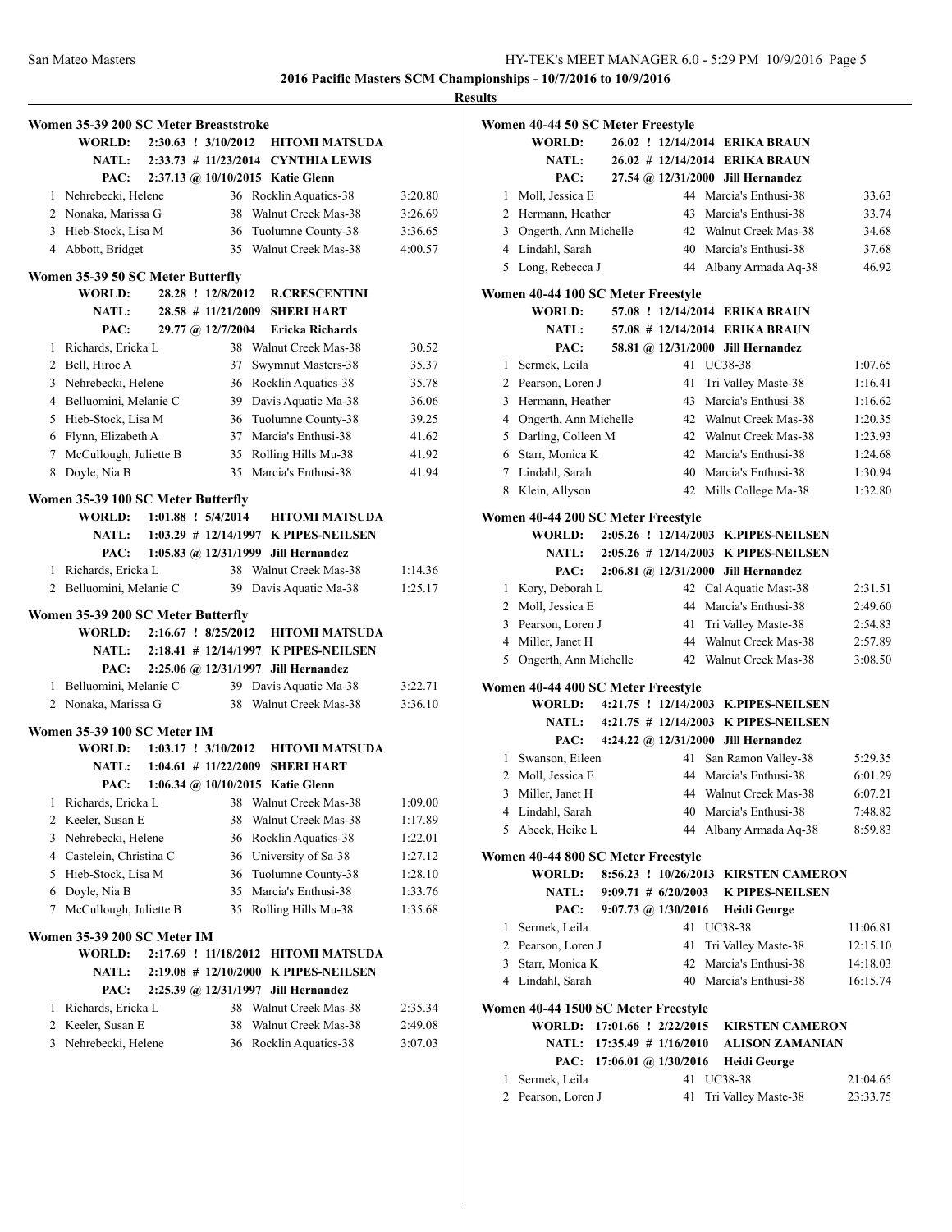**2016 Pacific Masters SCM Championships - 10/7/2016 to 10/9/2016**

**Results**

### Women 35-39 200 SC Meter Breaststroke

WORLD: 2:30.63 ! 3/10/2012 HITOMI MATSUDA
NATL: 2:33.73 # 11/23/2014 CYNTHIA LEWIS
PAC: 2:37.13 @ 10/10/2015 Katie Glenn

| | Name | Age | Team | Time |
|---|---|---|---|---|
| 1 | Nehrebecki, Helene | 36 | Rocklin Aquatics-38 | 3:20.80 |
| 2 | Nonaka, Marissa G | 38 | Walnut Creek Mas-38 | 3:26.69 |
| 3 | Hieb-Stock, Lisa M | 36 | Tuolumne County-38 | 3:36.65 |
| 4 | Abbott, Bridget | 35 | Walnut Creek Mas-38 | 4:00.57 |

### Women 35-39 50 SC Meter Butterfly

WORLD: 28.28 ! 12/8/2012 R.CRESCENTINI
NATL: 28.58 # 11/21/2009 SHERI HART
PAC: 29.77 @ 12/7/2004 Ericka Richards

| | Name | Age | Team | Time |
|---|---|---|---|---|
| 1 | Richards, Ericka L | 38 | Walnut Creek Mas-38 | 30.52 |
| 2 | Bell, Hiroe A | 37 | Swymnut Masters-38 | 35.37 |
| 3 | Nehrebecki, Helene | 36 | Rocklin Aquatics-38 | 35.78 |
| 4 | Belluomini, Melanie C | 39 | Davis Aquatic Ma-38 | 36.06 |
| 5 | Hieb-Stock, Lisa M | 36 | Tuolumne County-38 | 39.25 |
| 6 | Flynn, Elizabeth A | 37 | Marcia's Enthusi-38 | 41.62 |
| 7 | McCullough, Juliette B | 35 | Rolling Hills Mu-38 | 41.92 |
| 8 | Doyle, Nia B | 35 | Marcia's Enthusi-38 | 41.94 |

### Women 35-39 100 SC Meter Butterfly

WORLD: 1:01.88 ! 5/4/2014 HITOMI MATSUDA
NATL: 1:03.29 # 12/14/1997 K PIPES-NEILSEN
PAC: 1:05.83 @ 12/31/1999 Jill Hernandez

| | Name | Age | Team | Time |
|---|---|---|---|---|
| 1 | Richards, Ericka L | 38 | Walnut Creek Mas-38 | 1:14.36 |
| 2 | Belluomini, Melanie C | 39 | Davis Aquatic Ma-38 | 1:25.17 |

### Women 35-39 200 SC Meter Butterfly

WORLD: 2:16.67 ! 8/25/2012 HITOMI MATSUDA
NATL: 2:18.41 # 12/14/1997 K PIPES-NEILSEN
PAC: 2:25.06 @ 12/31/1997 Jill Hernandez

| | Name | Age | Team | Time |
|---|---|---|---|---|
| 1 | Belluomini, Melanie C | 39 | Davis Aquatic Ma-38 | 3:22.71 |
| 2 | Nonaka, Marissa G | 38 | Walnut Creek Mas-38 | 3:36.10 |

### Women 35-39 100 SC Meter IM

WORLD: 1:03.17 ! 3/10/2012 HITOMI MATSUDA
NATL: 1:04.61 # 11/22/2009 SHERI HART
PAC: 1:06.34 @ 10/10/2015 Katie Glenn

| | Name | Age | Team | Time |
|---|---|---|---|---|
| 1 | Richards, Ericka L | 38 | Walnut Creek Mas-38 | 1:09.00 |
| 2 | Keeler, Susan E | 38 | Walnut Creek Mas-38 | 1:17.89 |
| 3 | Nehrebecki, Helene | 36 | Rocklin Aquatics-38 | 1:22.01 |
| 4 | Castelein, Christina C | 36 | University of Sa-38 | 1:27.12 |
| 5 | Hieb-Stock, Lisa M | 36 | Tuolumne County-38 | 1:28.10 |
| 6 | Doyle, Nia B | 35 | Marcia's Enthusi-38 | 1:33.76 |
| 7 | McCullough, Juliette B | 35 | Rolling Hills Mu-38 | 1:35.68 |

### Women 35-39 200 SC Meter IM

WORLD: 2:17.69 ! 11/18/2012 HITOMI MATSUDA
NATL: 2:19.08 # 12/10/2000 K PIPES-NEILSEN
PAC: 2:25.39 @ 12/31/1997 Jill Hernandez

| | Name | Age | Team | Time |
|---|---|---|---|---|
| 1 | Richards, Ericka L | 38 | Walnut Creek Mas-38 | 2:35.34 |
| 2 | Keeler, Susan E | 38 | Walnut Creek Mas-38 | 2:49.08 |
| 3 | Nehrebecki, Helene | 36 | Rocklin Aquatics-38 | 3:07.03 |

### Women 40-44 50 SC Meter Freestyle

WORLD: 26.02 ! 12/14/2014 ERIKA BRAUN
NATL: 26.02 # 12/14/2014 ERIKA BRAUN
PAC: 27.54 @ 12/31/2000 Jill Hernandez

| | Name | Age | Team | Time |
|---|---|---|---|---|
| 1 | Moll, Jessica E | 44 | Marcia's Enthusi-38 | 33.63 |
| 2 | Hermann, Heather | 43 | Marcia's Enthusi-38 | 33.74 |
| 3 | Ongerth, Ann Michelle | 42 | Walnut Creek Mas-38 | 34.68 |
| 4 | Lindahl, Sarah | 40 | Marcia's Enthusi-38 | 37.68 |
| 5 | Long, Rebecca J | 44 | Albany Armada Aq-38 | 46.92 |

### Women 40-44 100 SC Meter Freestyle

WORLD: 57.08 ! 12/14/2014 ERIKA BRAUN
NATL: 57.08 # 12/14/2014 ERIKA BRAUN
PAC: 58.81 @ 12/31/2000 Jill Hernandez

| | Name | Age | Team | Time |
|---|---|---|---|---|
| 1 | Sermek, Leila | 41 | UC38-38 | 1:07.65 |
| 2 | Pearson, Loren J | 41 | Tri Valley Maste-38 | 1:16.41 |
| 3 | Hermann, Heather | 43 | Marcia's Enthusi-38 | 1:16.62 |
| 4 | Ongerth, Ann Michelle | 42 | Walnut Creek Mas-38 | 1:20.35 |
| 5 | Darling, Colleen M | 42 | Walnut Creek Mas-38 | 1:23.93 |
| 6 | Starr, Monica K | 42 | Marcia's Enthusi-38 | 1:24.68 |
| 7 | Lindahl, Sarah | 40 | Marcia's Enthusi-38 | 1:30.94 |
| 8 | Klein, Allyson | 42 | Mills College Ma-38 | 1:32.80 |

### Women 40-44 200 SC Meter Freestyle

WORLD: 2:05.26 ! 12/14/2003 K.PIPES-NEILSEN
NATL: 2:05.26 # 12/14/2003 K PIPES-NEILSEN
PAC: 2:06.81 @ 12/31/2000 Jill Hernandez

| | Name | Age | Team | Time |
|---|---|---|---|---|
| 1 | Kory, Deborah L | 42 | Cal Aquatic Mast-38 | 2:31.51 |
| 2 | Moll, Jessica E | 44 | Marcia's Enthusi-38 | 2:49.60 |
| 3 | Pearson, Loren J | 41 | Tri Valley Maste-38 | 2:54.83 |
| 4 | Miller, Janet H | 44 | Walnut Creek Mas-38 | 2:57.89 |
| 5 | Ongerth, Ann Michelle | 42 | Walnut Creek Mas-38 | 3:08.50 |

### Women 40-44 400 SC Meter Freestyle

WORLD: 4:21.75 ! 12/14/2003 K.PIPES-NEILSEN
NATL: 4:21.75 # 12/14/2003 K PIPES-NEILSEN
PAC: 4:24.22 @ 12/31/2000 Jill Hernandez

| | Name | Age | Team | Time |
|---|---|---|---|---|
| 1 | Swanson, Eileen | 41 | San Ramon Valley-38 | 5:29.35 |
| 2 | Moll, Jessica E | 44 | Marcia's Enthusi-38 | 6:01.29 |
| 3 | Miller, Janet H | 44 | Walnut Creek Mas-38 | 6:07.21 |
| 4 | Lindahl, Sarah | 40 | Marcia's Enthusi-38 | 7:48.82 |
| 5 | Abeck, Heike L | 44 | Albany Armada Aq-38 | 8:59.83 |

### Women 40-44 800 SC Meter Freestyle

WORLD: 8:56.23 ! 10/26/2013 KIRSTEN CAMERON
NATL: 9:09.71 # 6/20/2003 K PIPES-NEILSEN
PAC: 9:07.73 @ 1/30/2016 Heidi George

| | Name | Age | Team | Time |
|---|---|---|---|---|
| 1 | Sermek, Leila | 41 | UC38-38 | 11:06.81 |
| 2 | Pearson, Loren J | 41 | Tri Valley Maste-38 | 12:15.10 |
| 3 | Starr, Monica K | 42 | Marcia's Enthusi-38 | 14:18.03 |
| 4 | Lindahl, Sarah | 40 | Marcia's Enthusi-38 | 16:15.74 |

### Women 40-44 1500 SC Meter Freestyle

WORLD: 17:01.66 ! 2/22/2015 KIRSTEN CAMERON
NATL: 17:35.49 # 1/16/2010 ALISON ZAMANIAN
PAC: 17:06.01 @ 1/30/2016 Heidi George

| | Name | Age | Team | Time |
|---|---|---|---|---|
| 1 | Sermek, Leila | 41 | UC38-38 | 21:04.65 |
| 2 | Pearson, Loren J | 41 | Tri Valley Maste-38 | 23:33.75 |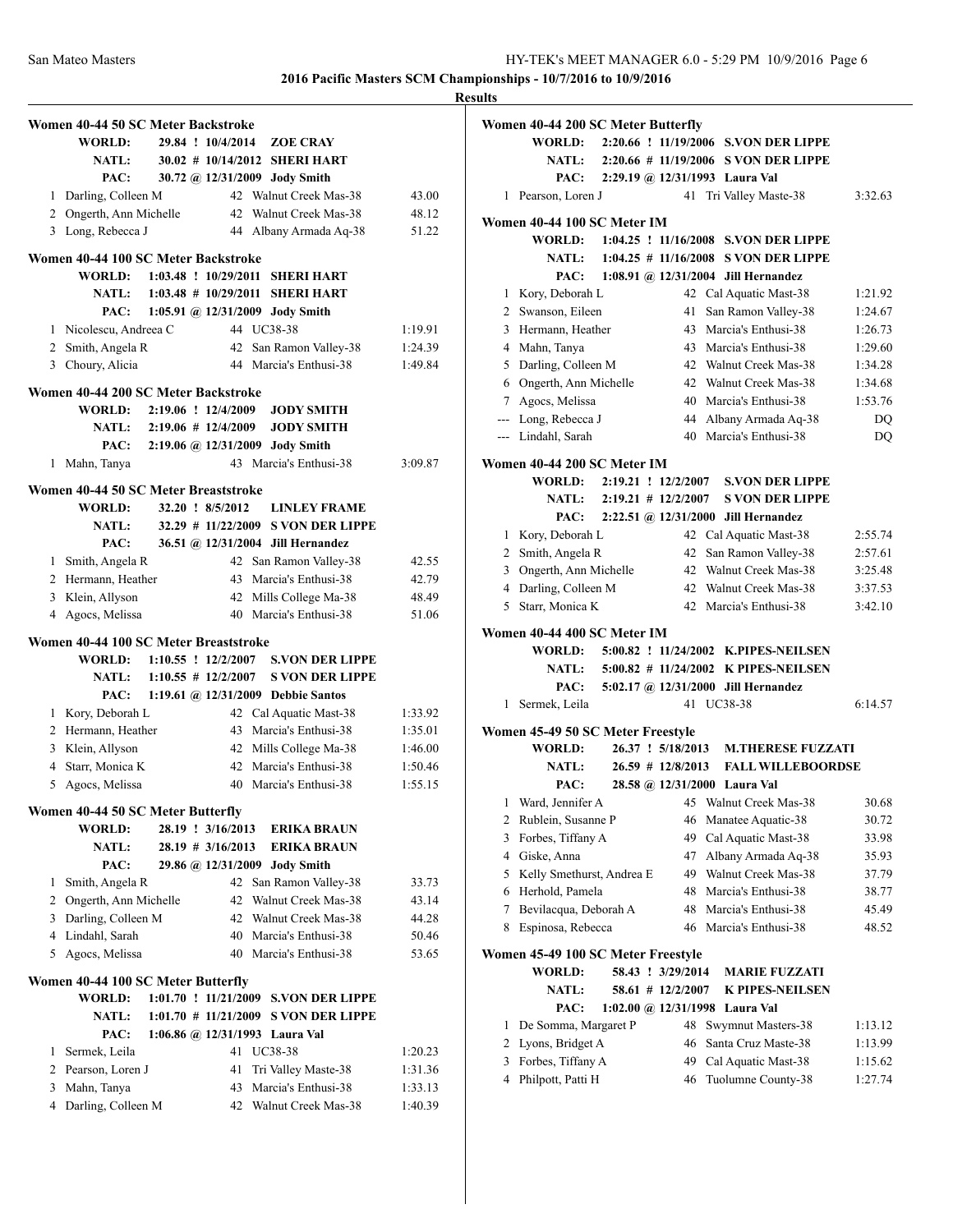## 2016 Pacific Masters SCM Championships - 10/7/2016 to 10/9/2016

### Results

**Women 40-44 50 SC Meter Backstroke**

| | | | | |
|---|---|---|---|---|
| WORLD: | 29.84 ! 10/4/2014 | ZOE CRAY | | |
| NATL: | 30.02 # 10/14/2012 | SHERI HART | | |
| PAC: | 30.72 @ 12/31/2009 | Jody Smith | | |
| 1 | Darling, Colleen M | 42 | Walnut Creek Mas-38 | 43.00 |
| 2 | Ongerth, Ann Michelle | 42 | Walnut Creek Mas-38 | 48.12 |
| 3 | Long, Rebecca J | 44 | Albany Armada Aq-38 | 51.22 |

**Women 40-44 100 SC Meter Backstroke**

| | | | | |
|---|---|---|---|---|
| WORLD: | 1:03.48 ! 10/29/2011 | SHERI HART | | |
| NATL: | 1:03.48 # 10/29/2011 | SHERI HART | | |
| PAC: | 1:05.91 @ 12/31/2009 | Jody Smith | | |
| 1 | Nicolescu, Andreea C | 44 | UC38-38 | 1:19.91 |
| 2 | Smith, Angela R | 42 | San Ramon Valley-38 | 1:24.39 |
| 3 | Choury, Alicia | 44 | Marcia's Enthusi-38 | 1:49.84 |

**Women 40-44 200 SC Meter Backstroke**

| | | | | |
|---|---|---|---|---|
| WORLD: | 2:19.06 ! 12/4/2009 | JODY SMITH | | |
| NATL: | 2:19.06 # 12/4/2009 | JODY SMITH | | |
| PAC: | 2:19.06 @ 12/31/2009 | Jody Smith | | |
| 1 | Mahn, Tanya | 43 | Marcia's Enthusi-38 | 3:09.87 |

**Women 40-44 50 SC Meter Breaststroke**

| | | | | |
|---|---|---|---|---|
| WORLD: | 32.20 ! 8/5/2012 | LINLEY FRAME | | |
| NATL: | 32.29 # 11/22/2009 | S VON DER LIPPE | | |
| PAC: | 36.51 @ 12/31/2004 | Jill Hernandez | | |
| 1 | Smith, Angela R | 42 | San Ramon Valley-38 | 42.55 |
| 2 | Hermann, Heather | 43 | Marcia's Enthusi-38 | 42.79 |
| 3 | Klein, Allyson | 42 | Mills College Ma-38 | 48.49 |
| 4 | Agocs, Melissa | 40 | Marcia's Enthusi-38 | 51.06 |

**Women 40-44 100 SC Meter Breaststroke**

| | | | | |
|---|---|---|---|---|
| WORLD: | 1:10.55 ! 12/2/2007 | S.VON DER LIPPE | | |
| NATL: | 1:10.55 # 12/2/2007 | S VON DER LIPPE | | |
| PAC: | 1:19.61 @ 12/31/2009 | Debbie Santos | | |
| 1 | Kory, Deborah L | 42 | Cal Aquatic Mast-38 | 1:33.92 |
| 2 | Hermann, Heather | 43 | Marcia's Enthusi-38 | 1:35.01 |
| 3 | Klein, Allyson | 42 | Mills College Ma-38 | 1:46.00 |
| 4 | Starr, Monica K | 42 | Marcia's Enthusi-38 | 1:50.46 |
| 5 | Agocs, Melissa | 40 | Marcia's Enthusi-38 | 1:55.15 |

**Women 40-44 50 SC Meter Butterfly**

| | | | | |
|---|---|---|---|---|
| WORLD: | 28.19 ! 3/16/2013 | ERIKA BRAUN | | |
| NATL: | 28.19 # 3/16/2013 | ERIKA BRAUN | | |
| PAC: | 29.86 @ 12/31/2009 | Jody Smith | | |
| 1 | Smith, Angela R | 42 | San Ramon Valley-38 | 33.73 |
| 2 | Ongerth, Ann Michelle | 42 | Walnut Creek Mas-38 | 43.14 |
| 3 | Darling, Colleen M | 42 | Walnut Creek Mas-38 | 44.28 |
| 4 | Lindahl, Sarah | 40 | Marcia's Enthusi-38 | 50.46 |
| 5 | Agocs, Melissa | 40 | Marcia's Enthusi-38 | 53.65 |

**Women 40-44 100 SC Meter Butterfly**

| | | | | |
|---|---|---|---|---|
| WORLD: | 1:01.70 ! 11/21/2009 | S.VON DER LIPPE | | |
| NATL: | 1:01.70 # 11/21/2009 | S VON DER LIPPE | | |
| PAC: | 1:06.86 @ 12/31/1993 | Laura Val | | |
| 1 | Sermek, Leila | 41 | UC38-38 | 1:20.23 |
| 2 | Pearson, Loren J | 41 | Tri Valley Maste-38 | 1:31.36 |
| 3 | Mahn, Tanya | 43 | Marcia's Enthusi-38 | 1:33.13 |
| 4 | Darling, Colleen M | 42 | Walnut Creek Mas-38 | 1:40.39 |

**Women 40-44 200 SC Meter Butterfly**

| | | | | |
|---|---|---|---|---|
| WORLD: | 2:20.66 ! 11/19/2006 | S.VON DER LIPPE | | |
| NATL: | 2:20.66 # 11/19/2006 | S VON DER LIPPE | | |
| PAC: | 2:29.19 @ 12/31/1993 | Laura Val | | |
| 1 | Pearson, Loren J | 41 | Tri Valley Maste-38 | 3:32.63 |

**Women 40-44 100 SC Meter IM**

| | | | | |
|---|---|---|---|---|
| WORLD: | 1:04.25 ! 11/16/2008 | S.VON DER LIPPE | | |
| NATL: | 1:04.25 # 11/16/2008 | S VON DER LIPPE | | |
| PAC: | 1:08.91 @ 12/31/2004 | Jill Hernandez | | |
| 1 | Kory, Deborah L | 42 | Cal Aquatic Mast-38 | 1:21.92 |
| 2 | Swanson, Eileen | 41 | San Ramon Valley-38 | 1:24.67 |
| 3 | Hermann, Heather | 43 | Marcia's Enthusi-38 | 1:26.73 |
| 4 | Mahn, Tanya | 43 | Marcia's Enthusi-38 | 1:29.60 |
| 5 | Darling, Colleen M | 42 | Walnut Creek Mas-38 | 1:34.28 |
| 6 | Ongerth, Ann Michelle | 42 | Walnut Creek Mas-38 | 1:34.68 |
| 7 | Agocs, Melissa | 40 | Marcia's Enthusi-38 | 1:53.76 |
| --- | Long, Rebecca J | 44 | Albany Armada Aq-38 | DQ |
| --- | Lindahl, Sarah | 40 | Marcia's Enthusi-38 | DQ |

**Women 40-44 200 SC Meter IM**

| | | | | |
|---|---|---|---|---|
| WORLD: | 2:19.21 ! 12/2/2007 | S.VON DER LIPPE | | |
| NATL: | 2:19.21 # 12/2/2007 | S VON DER LIPPE | | |
| PAC: | 2:22.51 @ 12/31/2000 | Jill Hernandez | | |
| 1 | Kory, Deborah L | 42 | Cal Aquatic Mast-38 | 2:55.74 |
| 2 | Smith, Angela R | 42 | San Ramon Valley-38 | 2:57.61 |
| 3 | Ongerth, Ann Michelle | 42 | Walnut Creek Mas-38 | 3:25.48 |
| 4 | Darling, Colleen M | 42 | Walnut Creek Mas-38 | 3:37.53 |
| 5 | Starr, Monica K | 42 | Marcia's Enthusi-38 | 3:42.10 |

**Women 40-44 400 SC Meter IM**

| | | | | |
|---|---|---|---|---|
| WORLD: | 5:00.82 ! 11/24/2002 | K.PIPES-NEILSEN | | |
| NATL: | 5:00.82 # 11/24/2002 | K PIPES-NEILSEN | | |
| PAC: | 5:02.17 @ 12/31/2000 | Jill Hernandez | | |
| 1 | Sermek, Leila | 41 | UC38-38 | 6:14.57 |

**Women 45-49 50 SC Meter Freestyle**

| | | | | |
|---|---|---|---|---|
| WORLD: | 26.37 ! 5/18/2013 | M.THERESE FUZZATI | | |
| NATL: | 26.59 # 12/8/2013 | FALL WILLEBOORDSE | | |
| PAC: | 28.58 @ 12/31/2000 | Laura Val | | |
| 1 | Ward, Jennifer A | 45 | Walnut Creek Mas-38 | 30.68 |
| 2 | Rublein, Susanne P | 46 | Manatee Aquatic-38 | 30.72 |
| 3 | Forbes, Tiffany A | 49 | Cal Aquatic Mast-38 | 33.98 |
| 4 | Giske, Anna | 47 | Albany Armada Aq-38 | 35.93 |
| 5 | Kelly Smethurst, Andrea E | 49 | Walnut Creek Mas-38 | 37.79 |
| 6 | Herhold, Pamela | 48 | Marcia's Enthusi-38 | 38.77 |
| 7 | Bevilacqua, Deborah A | 48 | Marcia's Enthusi-38 | 45.49 |
| 8 | Espinosa, Rebecca | 46 | Marcia's Enthusi-38 | 48.52 |

**Women 45-49 100 SC Meter Freestyle**

| | | | | |
|---|---|---|---|---|
| WORLD: | 58.43 ! 3/29/2014 | MARIE FUZZATI | | |
| NATL: | 58.61 # 12/2/2007 | K PIPES-NEILSEN | | |
| PAC: | 1:02.00 @ 12/31/1998 | Laura Val | | |
| 1 | De Somma, Margaret P | 48 | Swymnut Masters-38 | 1:13.12 |
| 2 | Lyons, Bridget A | 46 | Santa Cruz Maste-38 | 1:13.99 |
| 3 | Forbes, Tiffany A | 49 | Cal Aquatic Mast-38 | 1:15.62 |
| 4 | Philpott, Patti H | 46 | Tuolumne County-38 | 1:27.74 |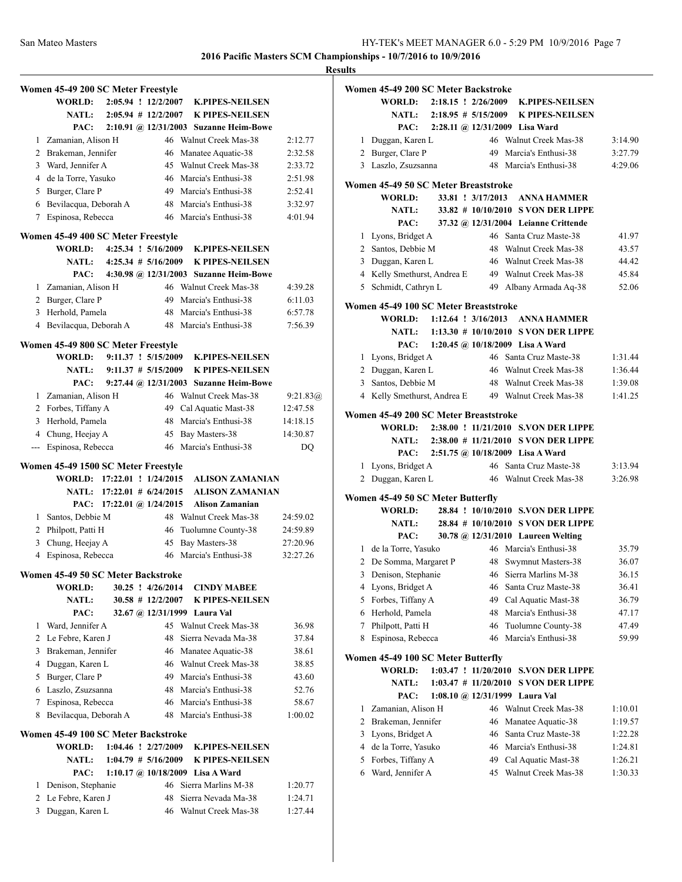**2016 Pacific Masters SCM Championships - 10/7/2016 to 10/9/2016**

**Results**

### Women 45-49 200 SC Meter Freestyle

| | | | | | |
|---|---|---|---|---|---|
| | **WORLD:** | **2:05.94 ! 12/2/2007** | **K.PIPES-NEILSEN** | | |
| | **NATL:** | **2:05.94 # 12/2/2007** | **K PIPES-NEILSEN** | | |
| | **PAC:** | **2:10.91 @ 12/31/2003** | **Suzanne Heim-Bowe** | | |
| 1 | Zamanian, Alison H | | 46 | Walnut Creek Mas-38 | 2:12.77 |
| 2 | Brakeman, Jennifer | | 46 | Manatee Aquatic-38 | 2:32.58 |
| 3 | Ward, Jennifer A | | 45 | Walnut Creek Mas-38 | 2:33.72 |
| 4 | de la Torre, Yasuko | | 46 | Marcia's Enthusi-38 | 2:51.98 |
| 5 | Burger, Clare P | | 49 | Marcia's Enthusi-38 | 2:52.41 |
| 6 | Bevilacqua, Deborah A | | 48 | Marcia's Enthusi-38 | 3:32.97 |
| 7 | Espinosa, Rebecca | | 46 | Marcia's Enthusi-38 | 4:01.94 |

### Women 45-49 400 SC Meter Freestyle

| | | | | | |
|---|---|---|---|---|---|
| | **WORLD:** | **4:25.34 ! 5/16/2009** | **K.PIPES-NEILSEN** | | |
| | **NATL:** | **4:25.34 # 5/16/2009** | **K PIPES-NEILSEN** | | |
| | **PAC:** | **4:30.98 @ 12/31/2003** | **Suzanne Heim-Bowe** | | |
| 1 | Zamanian, Alison H | | 46 | Walnut Creek Mas-38 | 4:39.28 |
| 2 | Burger, Clare P | | 49 | Marcia's Enthusi-38 | 6:11.03 |
| 3 | Herhold, Pamela | | 48 | Marcia's Enthusi-38 | 6:57.78 |
| 4 | Bevilacqua, Deborah A | | 48 | Marcia's Enthusi-38 | 7:56.39 |

### Women 45-49 800 SC Meter Freestyle

| | | | | | |
|---|---|---|---|---|---|
| | **WORLD:** | **9:11.37 ! 5/15/2009** | **K.PIPES-NEILSEN** | | |
| | **NATL:** | **9:11.37 # 5/15/2009** | **K PIPES-NEILSEN** | | |
| | **PAC:** | **9:27.44 @ 12/31/2003** | **Suzanne Heim-Bowe** | | |
| 1 | Zamanian, Alison H | | 46 | Walnut Creek Mas-38 | 9:21.83@ |
| 2 | Forbes, Tiffany A | | 49 | Cal Aquatic Mast-38 | 12:47.58 |
| 3 | Herhold, Pamela | | 48 | Marcia's Enthusi-38 | 14:18.15 |
| 4 | Chung, Heejay A | | 45 | Bay Masters-38 | 14:30.87 |
| --- | Espinosa, Rebecca | | 46 | Marcia's Enthusi-38 | DQ |

### Women 45-49 1500 SC Meter Freestyle

| | | | | | |
|---|---|---|---|---|---|
| | **WORLD:** | **17:22.01 ! 1/24/2015** | **ALISON ZAMANIAN** | | |
| | **NATL:** | **17:22.01 # 6/24/2015** | **ALISON ZAMANIAN** | | |
| | **PAC:** | **17:22.01 @ 1/24/2015** | **Alison Zamanian** | | |
| 1 | Santos, Debbie M | | 48 | Walnut Creek Mas-38 | 24:59.02 |
| 2 | Philpott, Patti H | | 46 | Tuolumne County-38 | 24:59.89 |
| 3 | Chung, Heejay A | | 45 | Bay Masters-38 | 27:20.96 |
| 4 | Espinosa, Rebecca | | 46 | Marcia's Enthusi-38 | 32:27.26 |

### Women 45-49 50 SC Meter Backstroke

| | | | | | |
|---|---|---|---|---|---|
| | **WORLD:** | **30.25 ! 4/26/2014** | **CINDY MABEE** | | |
| | **NATL:** | **30.58 # 12/2/2007** | **K PIPES-NEILSEN** | | |
| | **PAC:** | **32.67 @ 12/31/1999** | **Laura Val** | | |
| 1 | Ward, Jennifer A | | 45 | Walnut Creek Mas-38 | 36.98 |
| 2 | Le Febre, Karen J | | 48 | Sierra Nevada Ma-38 | 37.84 |
| 3 | Brakeman, Jennifer | | 46 | Manatee Aquatic-38 | 38.61 |
| 4 | Duggan, Karen L | | 46 | Walnut Creek Mas-38 | 38.85 |
| 5 | Burger, Clare P | | 49 | Marcia's Enthusi-38 | 43.60 |
| 6 | Laszlo, Zsuzsanna | | 48 | Marcia's Enthusi-38 | 52.76 |
| 7 | Espinosa, Rebecca | | 46 | Marcia's Enthusi-38 | 58.67 |
| 8 | Bevilacqua, Deborah A | | 48 | Marcia's Enthusi-38 | 1:00.02 |

### Women 45-49 100 SC Meter Backstroke

| | | | | | |
|---|---|---|---|---|---|
| | **WORLD:** | **1:04.46 ! 2/27/2009** | **K.PIPES-NEILSEN** | | |
| | **NATL:** | **1:04.79 # 5/16/2009** | **K PIPES-NEILSEN** | | |
| | **PAC:** | **1:10.17 @ 10/18/2009** | **Lisa A Ward** | | |
| 1 | Denison, Stephanie | | 46 | Sierra Marlins M-38 | 1:20.77 |
| 2 | Le Febre, Karen J | | 48 | Sierra Nevada Ma-38 | 1:24.71 |
| 3 | Duggan, Karen L | | 46 | Walnut Creek Mas-38 | 1:27.44 |

### Women 45-49 200 SC Meter Backstroke

| | | | | | |
|---|---|---|---|---|---|
| | **WORLD:** | **2:18.15 ! 2/26/2009** | **K.PIPES-NEILSEN** | | |
| | **NATL:** | **2:18.95 # 5/15/2009** | **K PIPES-NEILSEN** | | |
| | **PAC:** | **2:28.11 @ 12/31/2009** | **Lisa Ward** | | |
| 1 | Duggan, Karen L | | 46 | Walnut Creek Mas-38 | 3:14.90 |
| 2 | Burger, Clare P | | 49 | Marcia's Enthusi-38 | 3:27.79 |
| 3 | Laszlo, Zsuzsanna | | 48 | Marcia's Enthusi-38 | 4:29.06 |

### Women 45-49 50 SC Meter Breaststroke

| | | | | | |
|---|---|---|---|---|---|
| | **WORLD:** | **33.81 ! 3/17/2013** | **ANNA HAMMER** | | |
| | **NATL:** | **33.82 # 10/10/2010** | **S VON DER LIPPE** | | |
| | **PAC:** | **37.32 @ 12/31/2004** | **Leianne Crittende** | | |
| 1 | Lyons, Bridget A | | 46 | Santa Cruz Maste-38 | 41.97 |
| 2 | Santos, Debbie M | | 48 | Walnut Creek Mas-38 | 43.57 |
| 3 | Duggan, Karen L | | 46 | Walnut Creek Mas-38 | 44.42 |
| 4 | Kelly Smethurst, Andrea E | | 49 | Walnut Creek Mas-38 | 45.84 |
| 5 | Schmidt, Cathryn L | | 49 | Albany Armada Aq-38 | 52.06 |

### Women 45-49 100 SC Meter Breaststroke

| | | | | | |
|---|---|---|---|---|---|
| | **WORLD:** | **1:12.64 ! 3/16/2013** | **ANNA HAMMER** | | |
| | **NATL:** | **1:13.30 # 10/10/2010** | **S VON DER LIPPE** | | |
| | **PAC:** | **1:20.45 @ 10/18/2009** | **Lisa A Ward** | | |
| 1 | Lyons, Bridget A | | 46 | Santa Cruz Maste-38 | 1:31.44 |
| 2 | Duggan, Karen L | | 46 | Walnut Creek Mas-38 | 1:36.44 |
| 3 | Santos, Debbie M | | 48 | Walnut Creek Mas-38 | 1:39.08 |
| 4 | Kelly Smethurst, Andrea E | | 49 | Walnut Creek Mas-38 | 1:41.25 |

### Women 45-49 200 SC Meter Breaststroke

| | | | | | |
|---|---|---|---|---|---|
| | **WORLD:** | **2:38.00 ! 11/21/2010** | **S.VON DER LIPPE** | | |
| | **NATL:** | **2:38.00 # 11/21/2010** | **S VON DER LIPPE** | | |
| | **PAC:** | **2:51.75 @ 10/18/2009** | **Lisa A Ward** | | |
| 1 | Lyons, Bridget A | | 46 | Santa Cruz Maste-38 | 3:13.94 |
| 2 | Duggan, Karen L | | 46 | Walnut Creek Mas-38 | 3:26.98 |

### Women 45-49 50 SC Meter Butterfly

| | | | | | |
|---|---|---|---|---|---|
| | **WORLD:** | **28.84 ! 10/10/2010** | **S.VON DER LIPPE** | | |
| | **NATL:** | **28.84 # 10/10/2010** | **S VON DER LIPPE** | | |
| | **PAC:** | **30.78 @ 12/31/2010** | **Laureen Welting** | | |
| 1 | de la Torre, Yasuko | | 46 | Marcia's Enthusi-38 | 35.79 |
| 2 | De Somma, Margaret P | | 48 | Swymnut Masters-38 | 36.07 |
| 3 | Denison, Stephanie | | 46 | Sierra Marlins M-38 | 36.15 |
| 4 | Lyons, Bridget A | | 46 | Santa Cruz Maste-38 | 36.41 |
| 5 | Forbes, Tiffany A | | 49 | Cal Aquatic Mast-38 | 36.79 |
| 6 | Herhold, Pamela | | 48 | Marcia's Enthusi-38 | 47.17 |
| 7 | Philpott, Patti H | | 46 | Tuolumne County-38 | 47.49 |
| 8 | Espinosa, Rebecca | | 46 | Marcia's Enthusi-38 | 59.99 |

### Women 45-49 100 SC Meter Butterfly

| | | | | | |
|---|---|---|---|---|---|
| | **WORLD:** | **1:03.47 ! 11/20/2010** | **S.VON DER LIPPE** | | |
| | **NATL:** | **1:03.47 # 11/20/2010** | **S VON DER LIPPE** | | |
| | **PAC:** | **1:08.10 @ 12/31/1999** | **Laura Val** | | |
| 1 | Zamanian, Alison H | | 46 | Walnut Creek Mas-38 | 1:10.01 |
| 2 | Brakeman, Jennifer | | 46 | Manatee Aquatic-38 | 1:19.57 |
| 3 | Lyons, Bridget A | | 46 | Santa Cruz Maste-38 | 1:22.28 |
| 4 | de la Torre, Yasuko | | 46 | Marcia's Enthusi-38 | 1:24.81 |
| 5 | Forbes, Tiffany A | | 49 | Cal Aquatic Mast-38 | 1:26.21 |
| 6 | Ward, Jennifer A | | 45 | Walnut Creek Mas-38 | 1:30.33 |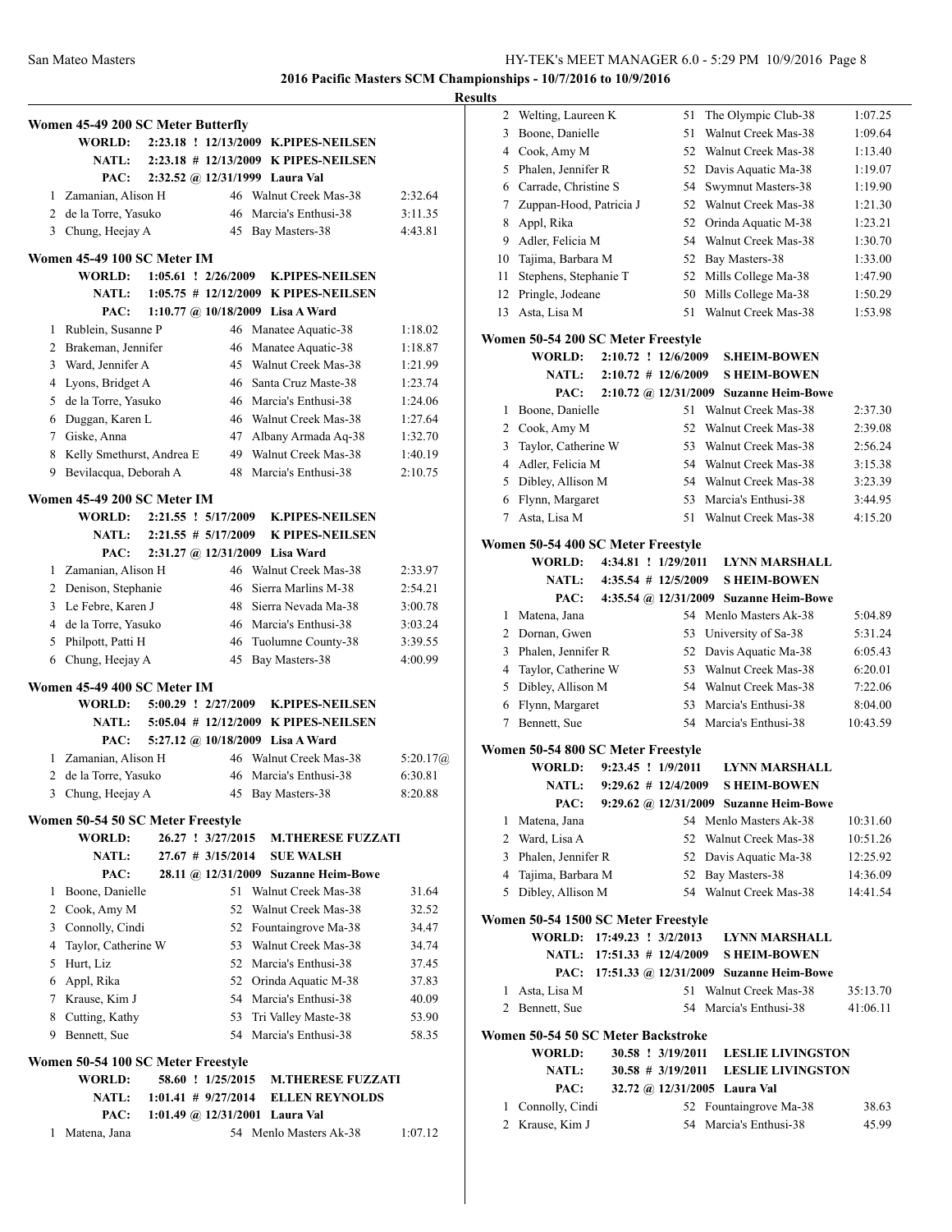**2016 Pacific Masters SCM Championships - 10/7/2016 to 10/9/2016**

**Results**

### Women 45-49 200 SC Meter Butterfly

| | | | | |
|---|---|---|---|---|
| WORLD: | 2:23.18 ! 12/13/2009 | K.PIPES-NEILSEN | | |
| NATL: | 2:23.18 # 12/13/2009 | K PIPES-NEILSEN | | |
| PAC: | 2:32.52 @ 12/31/1999 | Laura Val | | |
| 1 | Zamanian, Alison H | 46 | Walnut Creek Mas-38 | 2:32.64 |
| 2 | de la Torre, Yasuko | 46 | Marcia's Enthusi-38 | 3:11.35 |
| 3 | Chung, Heejay A | 45 | Bay Masters-38 | 4:43.81 |

### Women 45-49 100 SC Meter IM

| | | | | |
|---|---|---|---|---|
| WORLD: | 1:05.61 ! 2/26/2009 | K.PIPES-NEILSEN | | |
| NATL: | 1:05.75 # 12/12/2009 | K PIPES-NEILSEN | | |
| PAC: | 1:10.77 @ 10/18/2009 | Lisa A Ward | | |
| 1 | Rublein, Susanne P | 46 | Manatee Aquatic-38 | 1:18.02 |
| 2 | Brakeman, Jennifer | 46 | Manatee Aquatic-38 | 1:18.87 |
| 3 | Ward, Jennifer A | 45 | Walnut Creek Mas-38 | 1:21.99 |
| 4 | Lyons, Bridget A | 46 | Santa Cruz Maste-38 | 1:23.74 |
| 5 | de la Torre, Yasuko | 46 | Marcia's Enthusi-38 | 1:24.06 |
| 6 | Duggan, Karen L | 46 | Walnut Creek Mas-38 | 1:27.64 |
| 7 | Giske, Anna | 47 | Albany Armada Aq-38 | 1:32.70 |
| 8 | Kelly Smethurst, Andrea E | 49 | Walnut Creek Mas-38 | 1:40.19 |
| 9 | Bevilacqua, Deborah A | 48 | Marcia's Enthusi-38 | 2:10.75 |

### Women 45-49 200 SC Meter IM

| | | | | |
|---|---|---|---|---|
| WORLD: | 2:21.55 ! 5/17/2009 | K.PIPES-NEILSEN | | |
| NATL: | 2:21.55 # 5/17/2009 | K PIPES-NEILSEN | | |
| PAC: | 2:31.27 @ 12/31/2009 | Lisa Ward | | |
| 1 | Zamanian, Alison H | 46 | Walnut Creek Mas-38 | 2:33.97 |
| 2 | Denison, Stephanie | 46 | Sierra Marlins M-38 | 2:54.21 |
| 3 | Le Febre, Karen J | 48 | Sierra Nevada Ma-38 | 3:00.78 |
| 4 | de la Torre, Yasuko | 46 | Marcia's Enthusi-38 | 3:03.24 |
| 5 | Philpott, Patti H | 46 | Tuolumne County-38 | 3:39.55 |
| 6 | Chung, Heejay A | 45 | Bay Masters-38 | 4:00.99 |

### Women 45-49 400 SC Meter IM

| | | | | |
|---|---|---|---|---|
| WORLD: | 5:00.29 ! 2/27/2009 | K.PIPES-NEILSEN | | |
| NATL: | 5:05.04 # 12/12/2009 | K PIPES-NEILSEN | | |
| PAC: | 5:27.12 @ 10/18/2009 | Lisa A Ward | | |
| 1 | Zamanian, Alison H | 46 | Walnut Creek Mas-38 | 5:20.17@ |
| 2 | de la Torre, Yasuko | 46 | Marcia's Enthusi-38 | 6:30.81 |
| 3 | Chung, Heejay A | 45 | Bay Masters-38 | 8:20.88 |

### Women 50-54 50 SC Meter Freestyle

| | | | | |
|---|---|---|---|---|
| WORLD: | 26.27 ! 3/27/2015 | M.THERESE FUZZATI | | |
| NATL: | 27.67 # 3/15/2014 | SUE WALSH | | |
| PAC: | 28.11 @ 12/31/2009 | Suzanne Heim-Bowe | | |
| 1 | Boone, Danielle | 51 | Walnut Creek Mas-38 | 31.64 |
| 2 | Cook, Amy M | 52 | Walnut Creek Mas-38 | 32.52 |
| 3 | Connolly, Cindi | 52 | Fountaingrove Ma-38 | 34.47 |
| 4 | Taylor, Catherine W | 53 | Walnut Creek Mas-38 | 34.74 |
| 5 | Hurt, Liz | 52 | Marcia's Enthusi-38 | 37.45 |
| 6 | Appl, Rika | 52 | Orinda Aquatic M-38 | 37.83 |
| 7 | Krause, Kim J | 54 | Marcia's Enthusi-38 | 40.09 |
| 8 | Cutting, Kathy | 53 | Tri Valley Maste-38 | 53.90 |
| 9 | Bennett, Sue | 54 | Marcia's Enthusi-38 | 58.35 |

### Women 50-54 100 SC Meter Freestyle

| | | | | |
|---|---|---|---|---|
| WORLD: | 58.60 ! 1/25/2015 | M.THERESE FUZZATI | | |
| NATL: | 1:01.41 # 9/27/2014 | ELLEN REYNOLDS | | |
| PAC: | 1:01.49 @ 12/31/2001 | Laura Val | | |
| 1 | Matena, Jana | 54 | Menlo Masters Ak-38 | 1:07.12 |
| 2 | Welting, Laureen K | 51 | The Olympic Club-38 | 1:07.25 |
| 3 | Boone, Danielle | 51 | Walnut Creek Mas-38 | 1:09.64 |
| 4 | Cook, Amy M | 52 | Walnut Creek Mas-38 | 1:13.40 |
| 5 | Phalen, Jennifer R | 52 | Davis Aquatic Ma-38 | 1:19.07 |
| 6 | Carrade, Christine S | 54 | Swymnut Masters-38 | 1:19.90 |
| 7 | Zuppan-Hood, Patricia J | 52 | Walnut Creek Mas-38 | 1:21.30 |
| 8 | Appl, Rika | 52 | Orinda Aquatic M-38 | 1:23.21 |
| 9 | Adler, Felicia M | 54 | Walnut Creek Mas-38 | 1:30.70 |
| 10 | Tajima, Barbara M | 52 | Bay Masters-38 | 1:33.00 |
| 11 | Stephens, Stephanie T | 52 | Mills College Ma-38 | 1:47.90 |
| 12 | Pringle, Jodeane | 50 | Mills College Ma-38 | 1:50.29 |
| 13 | Asta, Lisa M | 51 | Walnut Creek Mas-38 | 1:53.98 |

### Women 50-54 200 SC Meter Freestyle

| | | | | |
|---|---|---|---|---|
| WORLD: | 2:10.72 ! 12/6/2009 | S.HEIM-BOWEN | | |
| NATL: | 2:10.72 # 12/6/2009 | S HEIM-BOWEN | | |
| PAC: | 2:10.72 @ 12/31/2009 | Suzanne Heim-Bowe | | |
| 1 | Boone, Danielle | 51 | Walnut Creek Mas-38 | 2:37.30 |
| 2 | Cook, Amy M | 52 | Walnut Creek Mas-38 | 2:39.08 |
| 3 | Taylor, Catherine W | 53 | Walnut Creek Mas-38 | 2:56.24 |
| 4 | Adler, Felicia M | 54 | Walnut Creek Mas-38 | 3:15.38 |
| 5 | Dibley, Allison M | 54 | Walnut Creek Mas-38 | 3:23.39 |
| 6 | Flynn, Margaret | 53 | Marcia's Enthusi-38 | 3:44.95 |
| 7 | Asta, Lisa M | 51 | Walnut Creek Mas-38 | 4:15.20 |

### Women 50-54 400 SC Meter Freestyle

| | | | | |
|---|---|---|---|---|
| WORLD: | 4:34.81 ! 1/29/2011 | LYNN MARSHALL | | |
| NATL: | 4:35.54 # 12/5/2009 | S HEIM-BOWEN | | |
| PAC: | 4:35.54 @ 12/31/2009 | Suzanne Heim-Bowe | | |
| 1 | Matena, Jana | 54 | Menlo Masters Ak-38 | 5:04.89 |
| 2 | Dornan, Gwen | 53 | University of Sa-38 | 5:31.24 |
| 3 | Phalen, Jennifer R | 52 | Davis Aquatic Ma-38 | 6:05.43 |
| 4 | Taylor, Catherine W | 53 | Walnut Creek Mas-38 | 6:20.01 |
| 5 | Dibley, Allison M | 54 | Walnut Creek Mas-38 | 7:22.06 |
| 6 | Flynn, Margaret | 53 | Marcia's Enthusi-38 | 8:04.00 |
| 7 | Bennett, Sue | 54 | Marcia's Enthusi-38 | 10:43.59 |

### Women 50-54 800 SC Meter Freestyle

| | | | | |
|---|---|---|---|---|
| WORLD: | 9:23.45 ! 1/9/2011 | LYNN MARSHALL | | |
| NATL: | 9:29.62 # 12/4/2009 | S HEIM-BOWEN | | |
| PAC: | 9:29.62 @ 12/31/2009 | Suzanne Heim-Bowe | | |
| 1 | Matena, Jana | 54 | Menlo Masters Ak-38 | 10:31.60 |
| 2 | Ward, Lisa A | 52 | Walnut Creek Mas-38 | 10:51.26 |
| 3 | Phalen, Jennifer R | 52 | Davis Aquatic Ma-38 | 12:25.92 |
| 4 | Tajima, Barbara M | 52 | Bay Masters-38 | 14:36.09 |
| 5 | Dibley, Allison M | 54 | Walnut Creek Mas-38 | 14:41.54 |

### Women 50-54 1500 SC Meter Freestyle

| | | | | |
|---|---|---|---|---|
| WORLD: | 17:49.23 ! 3/2/2013 | LYNN MARSHALL | | |
| NATL: | 17:51.33 # 12/4/2009 | S HEIM-BOWEN | | |
| PAC: | 17:51.33 @ 12/31/2009 | Suzanne Heim-Bowe | | |
| 1 | Asta, Lisa M | 51 | Walnut Creek Mas-38 | 35:13.70 |
| 2 | Bennett, Sue | 54 | Marcia's Enthusi-38 | 41:06.11 |

### Women 50-54 50 SC Meter Backstroke

| | | | | |
|---|---|---|---|---|
| WORLD: | 30.58 ! 3/19/2011 | LESLIE LIVINGSTON | | |
| NATL: | 30.58 # 3/19/2011 | LESLIE LIVINGSTON | | |
| PAC: | 32.72 @ 12/31/2005 | Laura Val | | |
| 1 | Connolly, Cindi | 52 | Fountaingrove Ma-38 | 38.63 |
| 2 | Krause, Kim J | 54 | Marcia's Enthusi-38 | 45.99 |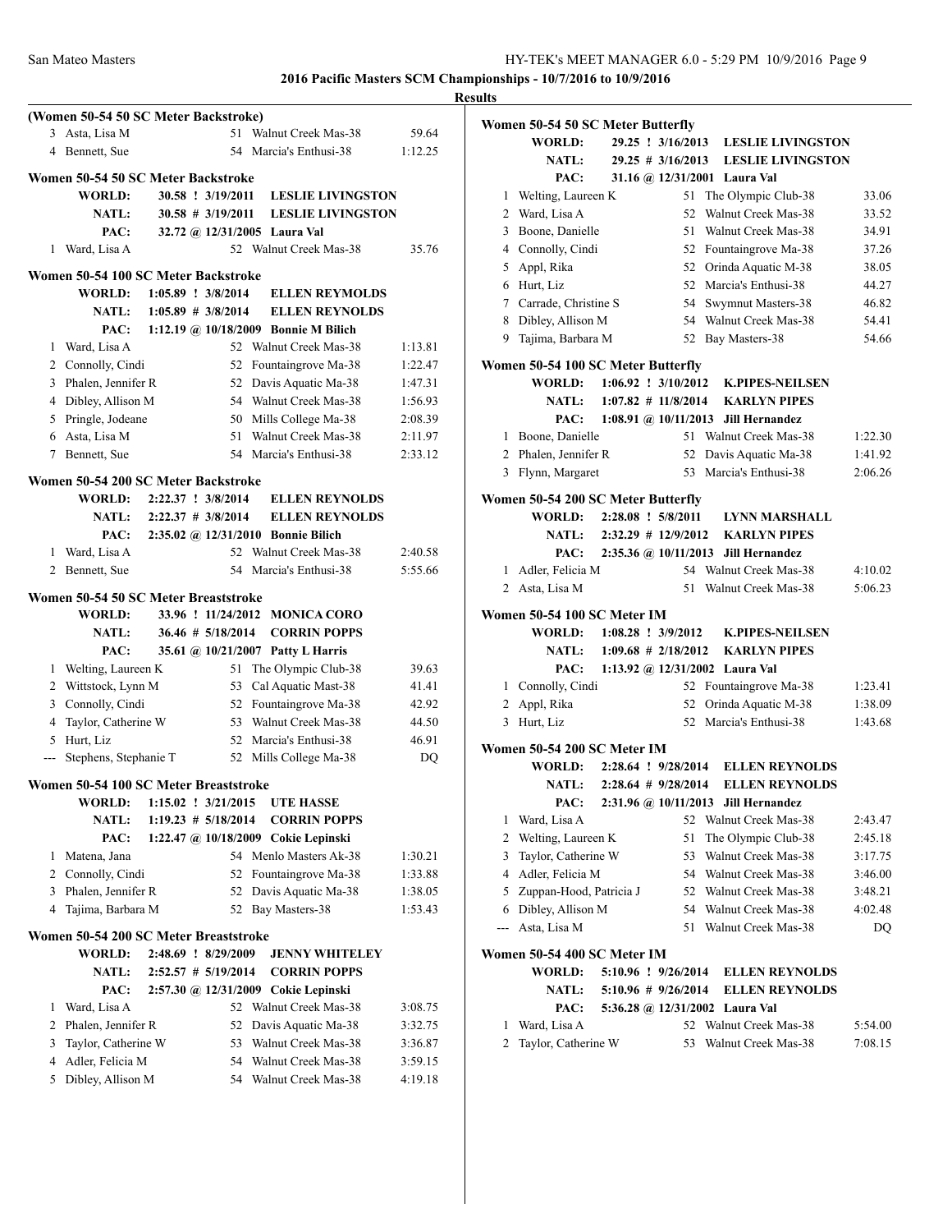**2016 Pacific Masters SCM Championships - 10/7/2016 to 10/9/2016**

**Results**

### (Women 50-54 50 SC Meter Backstroke)

| Place | Name | Age | Team | Time |
|---|---|---|---|---|
| 3 | Asta, Lisa M | 51 | Walnut Creek Mas-38 | 59.64 |
| 4 | Bennett, Sue | 54 | Marcia's Enthusi-38 | 1:12.25 |

### Women 50-54 50 SC Meter Backstroke

WORLD: 30.58 ! 3/19/2011 LESLIE LIVINGSTON
NATL: 30.58 # 3/19/2011 LESLIE LIVINGSTON
PAC: 32.72 @ 12/31/2005 Laura Val

| Place | Name | Age | Team | Time |
|---|---|---|---|---|
| 1 | Ward, Lisa A | 52 | Walnut Creek Mas-38 | 35.76 |

### Women 50-54 100 SC Meter Backstroke

WORLD: 1:05.89 ! 3/8/2014 ELLEN REYMOLDS
NATL: 1:05.89 # 3/8/2014 ELLEN REYNOLDS
PAC: 1:12.19 @ 10/18/2009 Bonnie M Bilich

| Place | Name | Age | Team | Time |
|---|---|---|---|---|
| 1 | Ward, Lisa A | 52 | Walnut Creek Mas-38 | 1:13.81 |
| 2 | Connolly, Cindi | 52 | Fountaingrove Ma-38 | 1:22.47 |
| 3 | Phalen, Jennifer R | 52 | Davis Aquatic Ma-38 | 1:47.31 |
| 4 | Dibley, Allison M | 54 | Walnut Creek Mas-38 | 1:56.93 |
| 5 | Pringle, Jodeane | 50 | Mills College Ma-38 | 2:08.39 |
| 6 | Asta, Lisa M | 51 | Walnut Creek Mas-38 | 2:11.97 |
| 7 | Bennett, Sue | 54 | Marcia's Enthusi-38 | 2:33.12 |

### Women 50-54 200 SC Meter Backstroke

WORLD: 2:22.37 ! 3/8/2014 ELLEN REYNOLDS
NATL: 2:22.37 # 3/8/2014 ELLEN REYNOLDS
PAC: 2:35.02 @ 12/31/2010 Bonnie Bilich

| Place | Name | Age | Team | Time |
|---|---|---|---|---|
| 1 | Ward, Lisa A | 52 | Walnut Creek Mas-38 | 2:40.58 |
| 2 | Bennett, Sue | 54 | Marcia's Enthusi-38 | 5:55.66 |

### Women 50-54 50 SC Meter Breaststroke

WORLD: 33.96 ! 11/24/2012 MONICA CORO
NATL: 36.46 # 5/18/2014 CORRIN POPPS
PAC: 35.61 @ 10/21/2007 Patty L Harris

| Place | Name | Age | Team | Time |
|---|---|---|---|---|
| 1 | Welting, Laureen K | 51 | The Olympic Club-38 | 39.63 |
| 2 | Wittstock, Lynn M | 53 | Cal Aquatic Mast-38 | 41.41 |
| 3 | Connolly, Cindi | 52 | Fountaingrove Ma-38 | 42.92 |
| 4 | Taylor, Catherine W | 53 | Walnut Creek Mas-38 | 44.50 |
| 5 | Hurt, Liz | 52 | Marcia's Enthusi-38 | 46.91 |
| --- | Stephens, Stephanie T | 52 | Mills College Ma-38 | DQ |

### Women 50-54 100 SC Meter Breaststroke

WORLD: 1:15.02 ! 3/21/2015 UTE HASSE
NATL: 1:19.23 # 5/18/2014 CORRIN POPPS
PAC: 1:22.47 @ 10/18/2009 Cokie Lepinski

| Place | Name | Age | Team | Time |
|---|---|---|---|---|
| 1 | Matena, Jana | 54 | Menlo Masters Ak-38 | 1:30.21 |
| 2 | Connolly, Cindi | 52 | Fountaingrove Ma-38 | 1:33.88 |
| 3 | Phalen, Jennifer R | 52 | Davis Aquatic Ma-38 | 1:38.05 |
| 4 | Tajima, Barbara M | 52 | Bay Masters-38 | 1:53.43 |

### Women 50-54 200 SC Meter Breaststroke

WORLD: 2:48.69 ! 8/29/2009 JENNY WHITELEY
NATL: 2:52.57 # 5/19/2014 CORRIN POPPS
PAC: 2:57.30 @ 12/31/2009 Cokie Lepinski

| Place | Name | Age | Team | Time |
|---|---|---|---|---|
| 1 | Ward, Lisa A | 52 | Walnut Creek Mas-38 | 3:08.75 |
| 2 | Phalen, Jennifer R | 52 | Davis Aquatic Ma-38 | 3:32.75 |
| 3 | Taylor, Catherine W | 53 | Walnut Creek Mas-38 | 3:36.87 |
| 4 | Adler, Felicia M | 54 | Walnut Creek Mas-38 | 3:59.15 |
| 5 | Dibley, Allison M | 54 | Walnut Creek Mas-38 | 4:19.18 |

### Women 50-54 50 SC Meter Butterfly

WORLD: 29.25 ! 3/16/2013 LESLIE LIVINGSTON
NATL: 29.25 # 3/16/2013 LESLIE LIVINGSTON
PAC: 31.16 @ 12/31/2001 Laura Val

| Place | Name | Age | Team | Time |
|---|---|---|---|---|
| 1 | Welting, Laureen K | 51 | The Olympic Club-38 | 33.06 |
| 2 | Ward, Lisa A | 52 | Walnut Creek Mas-38 | 33.52 |
| 3 | Boone, Danielle | 51 | Walnut Creek Mas-38 | 34.91 |
| 4 | Connolly, Cindi | 52 | Fountaingrove Ma-38 | 37.26 |
| 5 | Appl, Rika | 52 | Orinda Aquatic M-38 | 38.05 |
| 6 | Hurt, Liz | 52 | Marcia's Enthusi-38 | 44.27 |
| 7 | Carrade, Christine S | 54 | Swymnut Masters-38 | 46.82 |
| 8 | Dibley, Allison M | 54 | Walnut Creek Mas-38 | 54.41 |
| 9 | Tajima, Barbara M | 52 | Bay Masters-38 | 54.66 |

### Women 50-54 100 SC Meter Butterfly

WORLD: 1:06.92 ! 3/10/2012 K.PIPES-NEILSEN
NATL: 1:07.82 # 11/8/2014 KARLYN PIPES
PAC: 1:08.91 @ 10/11/2013 Jill Hernandez

| Place | Name | Age | Team | Time |
|---|---|---|---|---|
| 1 | Boone, Danielle | 51 | Walnut Creek Mas-38 | 1:22.30 |
| 2 | Phalen, Jennifer R | 52 | Davis Aquatic Ma-38 | 1:41.92 |
| 3 | Flynn, Margaret | 53 | Marcia's Enthusi-38 | 2:06.26 |

### Women 50-54 200 SC Meter Butterfly

WORLD: 2:28.08 ! 5/8/2011 LYNN MARSHALL
NATL: 2:32.29 # 12/9/2012 KARLYN PIPES
PAC: 2:35.36 @ 10/11/2013 Jill Hernandez

| Place | Name | Age | Team | Time |
|---|---|---|---|---|
| 1 | Adler, Felicia M | 54 | Walnut Creek Mas-38 | 4:10.02 |
| 2 | Asta, Lisa M | 51 | Walnut Creek Mas-38 | 5:06.23 |

### Women 50-54 100 SC Meter IM

WORLD: 1:08.28 ! 3/9/2012 K.PIPES-NEILSEN
NATL: 1:09.68 # 2/18/2012 KARLYN PIPES
PAC: 1:13.92 @ 12/31/2002 Laura Val

| Place | Name | Age | Team | Time |
|---|---|---|---|---|
| 1 | Connolly, Cindi | 52 | Fountaingrove Ma-38 | 1:23.41 |
| 2 | Appl, Rika | 52 | Orinda Aquatic M-38 | 1:38.09 |
| 3 | Hurt, Liz | 52 | Marcia's Enthusi-38 | 1:43.68 |

### Women 50-54 200 SC Meter IM

WORLD: 2:28.64 ! 9/28/2014 ELLEN REYNOLDS
NATL: 2:28.64 # 9/28/2014 ELLEN REYNOLDS
PAC: 2:31.96 @ 10/11/2013 Jill Hernandez

| Place | Name | Age | Team | Time |
|---|---|---|---|---|
| 1 | Ward, Lisa A | 52 | Walnut Creek Mas-38 | 2:43.47 |
| 2 | Welting, Laureen K | 51 | The Olympic Club-38 | 2:45.18 |
| 3 | Taylor, Catherine W | 53 | Walnut Creek Mas-38 | 3:17.75 |
| 4 | Adler, Felicia M | 54 | Walnut Creek Mas-38 | 3:46.00 |
| 5 | Zuppan-Hood, Patricia J | 52 | Walnut Creek Mas-38 | 3:48.21 |
| 6 | Dibley, Allison M | 54 | Walnut Creek Mas-38 | 4:02.48 |
| --- | Asta, Lisa M | 51 | Walnut Creek Mas-38 | DQ |

### Women 50-54 400 SC Meter IM

WORLD: 5:10.96 ! 9/26/2014 ELLEN REYNOLDS
NATL: 5:10.96 # 9/26/2014 ELLEN REYNOLDS
PAC: 5:36.28 @ 12/31/2002 Laura Val

| Place | Name | Age | Team | Time |
|---|---|---|---|---|
| 1 | Ward, Lisa A | 52 | Walnut Creek Mas-38 | 5:54.00 |
| 2 | Taylor, Catherine W | 53 | Walnut Creek Mas-38 | 7:08.15 |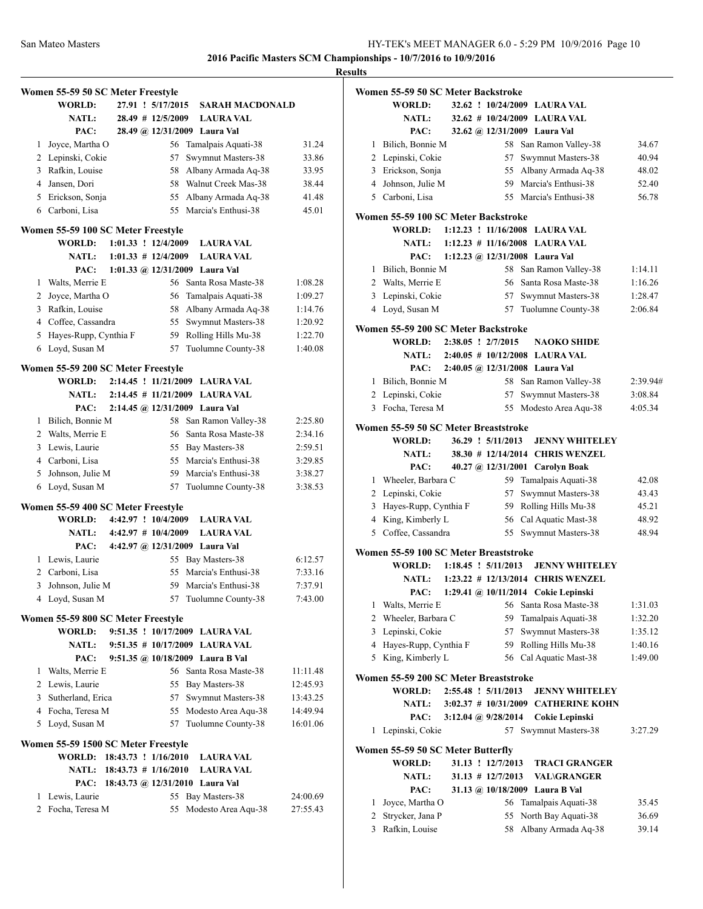## 2016 Pacific Masters SCM Championships - 10/7/2016 to 10/9/2016

### Results

#### Women 55-59 50 SC Meter Freestyle

**WORLD:** 27.91 ! 5/17/2015 **SARAH MACDONALD**
**NATL:** 28.49 # 12/5/2009 **LAURA VAL**
**PAC:** 28.49 @ 12/31/2009 Laura Val

| | Name | Age | Team | Time |
|---|---|---|---|---|
| 1 | Joyce, Martha O | 56 | Tamalpais Aquati-38 | 31.24 |
| 2 | Lepinski, Cokie | 57 | Swymnut Masters-38 | 33.86 |
| 3 | Rafkin, Louise | 58 | Albany Armada Aq-38 | 33.95 |
| 4 | Jansen, Dori | 58 | Walnut Creek Mas-38 | 38.44 |
| 5 | Erickson, Sonja | 55 | Albany Armada Aq-38 | 41.48 |
| 6 | Carboni, Lisa | 55 | Marcia's Enthusi-38 | 45.01 |

#### Women 55-59 100 SC Meter Freestyle

**WORLD:** 1:01.33 ! 12/4/2009 **LAURA VAL**
**NATL:** 1:01.33 # 12/4/2009 **LAURA VAL**
**PAC:** 1:01.33 @ 12/31/2009 Laura Val

| | Name | Age | Team | Time |
|---|---|---|---|---|
| 1 | Walts, Merrie E | 56 | Santa Rosa Maste-38 | 1:08.28 |
| 2 | Joyce, Martha O | 56 | Tamalpais Aquati-38 | 1:09.27 |
| 3 | Rafkin, Louise | 58 | Albany Armada Aq-38 | 1:14.76 |
| 4 | Coffee, Cassandra | 55 | Swymnut Masters-38 | 1:20.92 |
| 5 | Hayes-Rupp, Cynthia F | 59 | Rolling Hills Mu-38 | 1:22.70 |
| 6 | Loyd, Susan M | 57 | Tuolumne County-38 | 1:40.08 |

#### Women 55-59 200 SC Meter Freestyle

**WORLD:** 2:14.45 ! 11/21/2009 **LAURA VAL**
**NATL:** 2:14.45 # 11/21/2009 **LAURA VAL**
**PAC:** 2:14.45 @ 12/31/2009 Laura Val

| | Name | Age | Team | Time |
|---|---|---|---|---|
| 1 | Bilich, Bonnie M | 58 | San Ramon Valley-38 | 2:25.80 |
| 2 | Walts, Merrie E | 56 | Santa Rosa Maste-38 | 2:34.16 |
| 3 | Lewis, Laurie | 55 | Bay Masters-38 | 2:59.51 |
| 4 | Carboni, Lisa | 55 | Marcia's Enthusi-38 | 3:29.85 |
| 5 | Johnson, Julie M | 59 | Marcia's Enthusi-38 | 3:38.27 |
| 6 | Loyd, Susan M | 57 | Tuolumne County-38 | 3:38.53 |

#### Women 55-59 400 SC Meter Freestyle

**WORLD:** 4:42.97 ! 10/4/2009 **LAURA VAL**
**NATL:** 4:42.97 # 10/4/2009 **LAURA VAL**
**PAC:** 4:42.97 @ 12/31/2009 Laura Val

| | Name | Age | Team | Time |
|---|---|---|---|---|
| 1 | Lewis, Laurie | 55 | Bay Masters-38 | 6:12.57 |
| 2 | Carboni, Lisa | 55 | Marcia's Enthusi-38 | 7:33.16 |
| 3 | Johnson, Julie M | 59 | Marcia's Enthusi-38 | 7:37.91 |
| 4 | Loyd, Susan M | 57 | Tuolumne County-38 | 7:43.00 |

#### Women 55-59 800 SC Meter Freestyle

**WORLD:** 9:51.35 ! 10/17/2009 **LAURA VAL**
**NATL:** 9:51.35 # 10/17/2009 **LAURA VAL**
**PAC:** 9:51.35 @ 10/18/2009 Laura B Val

| | Name | Age | Team | Time |
|---|---|---|---|---|
| 1 | Walts, Merrie E | 56 | Santa Rosa Maste-38 | 11:11.48 |
| 2 | Lewis, Laurie | 55 | Bay Masters-38 | 12:45.93 |
| 3 | Sutherland, Erica | 57 | Swymnut Masters-38 | 13:43.25 |
| 4 | Focha, Teresa M | 55 | Modesto Area Aqu-38 | 14:49.94 |
| 5 | Loyd, Susan M | 57 | Tuolumne County-38 | 16:01.06 |

#### Women 55-59 1500 SC Meter Freestyle

**WORLD:** 18:43.73 ! 1/16/2010 **LAURA VAL**
**NATL:** 18:43.73 # 1/16/2010 **LAURA VAL**
**PAC:** 18:43.73 @ 12/31/2010 Laura Val

| | Name | Age | Team | Time |
|---|---|---|---|---|
| 1 | Lewis, Laurie | 55 | Bay Masters-38 | 24:00.69 |
| 2 | Focha, Teresa M | 55 | Modesto Area Aqu-38 | 27:55.43 |

#### Women 55-59 50 SC Meter Backstroke

**WORLD:** 32.62 ! 10/24/2009 **LAURA VAL**
**NATL:** 32.62 # 10/24/2009 **LAURA VAL**
**PAC:** 32.62 @ 12/31/2009 Laura Val

| | Name | Age | Team | Time |
|---|---|---|---|---|
| 1 | Bilich, Bonnie M | 58 | San Ramon Valley-38 | 34.67 |
| 2 | Lepinski, Cokie | 57 | Swymnut Masters-38 | 40.94 |
| 3 | Erickson, Sonja | 55 | Albany Armada Aq-38 | 48.02 |
| 4 | Johnson, Julie M | 59 | Marcia's Enthusi-38 | 52.40 |
| 5 | Carboni, Lisa | 55 | Marcia's Enthusi-38 | 56.78 |

#### Women 55-59 100 SC Meter Backstroke

**WORLD:** 1:12.23 ! 11/16/2008 **LAURA VAL**
**NATL:** 1:12.23 # 11/16/2008 **LAURA VAL**
**PAC:** 1:12.23 @ 12/31/2008 Laura Val

| | Name | Age | Team | Time |
|---|---|---|---|---|
| 1 | Bilich, Bonnie M | 58 | San Ramon Valley-38 | 1:14.11 |
| 2 | Walts, Merrie E | 56 | Santa Rosa Maste-38 | 1:16.26 |
| 3 | Lepinski, Cokie | 57 | Swymnut Masters-38 | 1:28.47 |
| 4 | Loyd, Susan M | 57 | Tuolumne County-38 | 2:06.84 |

#### Women 55-59 200 SC Meter Backstroke

**WORLD:** 2:38.05 ! 2/7/2015 **NAOKO SHIDE**
**NATL:** 2:40.05 # 10/12/2008 **LAURA VAL**
**PAC:** 2:40.05 @ 12/31/2008 Laura Val

| | Name | Age | Team | Time |
|---|---|---|---|---|
| 1 | Bilich, Bonnie M | 58 | San Ramon Valley-38 | 2:39.94# |
| 2 | Lepinski, Cokie | 57 | Swymnut Masters-38 | 3:08.84 |
| 3 | Focha, Teresa M | 55 | Modesto Area Aqu-38 | 4:05.34 |

#### Women 55-59 50 SC Meter Breaststroke

**WORLD:** 36.29 ! 5/11/2013 **JENNY WHITELEY**
**NATL:** 38.30 # 12/14/2014 **CHRIS WENZEL**
**PAC:** 40.27 @ 12/31/2001 Carolyn Boak

| | Name | Age | Team | Time |
|---|---|---|---|---|
| 1 | Wheeler, Barbara C | 59 | Tamalpais Aquati-38 | 42.08 |
| 2 | Lepinski, Cokie | 57 | Swymnut Masters-38 | 43.43 |
| 3 | Hayes-Rupp, Cynthia F | 59 | Rolling Hills Mu-38 | 45.21 |
| 4 | King, Kimberly L | 56 | Cal Aquatic Mast-38 | 48.92 |
| 5 | Coffee, Cassandra | 55 | Swymnut Masters-38 | 48.94 |

#### Women 55-59 100 SC Meter Breaststroke

**WORLD:** 1:18.45 ! 5/11/2013 **JENNY WHITELEY**
**NATL:** 1:23.22 # 12/13/2014 **CHRIS WENZEL**
**PAC:** 1:29.41 @ 10/11/2014 Cokie Lepinski

| | Name | Age | Team | Time |
|---|---|---|---|---|
| 1 | Walts, Merrie E | 56 | Santa Rosa Maste-38 | 1:31.03 |
| 2 | Wheeler, Barbara C | 59 | Tamalpais Aquati-38 | 1:32.20 |
| 3 | Lepinski, Cokie | 57 | Swymnut Masters-38 | 1:35.12 |
| 4 | Hayes-Rupp, Cynthia F | 59 | Rolling Hills Mu-38 | 1:40.16 |
| 5 | King, Kimberly L | 56 | Cal Aquatic Mast-38 | 1:49.00 |

#### Women 55-59 200 SC Meter Breaststroke

**WORLD:** 2:55.48 ! 5/11/2013 **JENNY WHITELEY**
**NATL:** 3:02.37 # 10/31/2009 **CATHERINE KOHN**
**PAC:** 3:12.04 @ 9/28/2014 Cokie Lepinski

| | Name | Age | Team | Time |
|---|---|---|---|---|
| 1 | Lepinski, Cokie | 57 | Swymnut Masters-38 | 3:27.29 |

#### Women 55-59 50 SC Meter Butterfly

**WORLD:** 31.13 ! 12/7/2013 **TRACI GRANGER**
**NATL:** 31.13 # 12/7/2013 **VAL\GRANGER**
**PAC:** 31.13 @ 10/18/2009 Laura B Val

| | Name | Age | Team | Time |
|---|---|---|---|---|
| 1 | Joyce, Martha O | 56 | Tamalpais Aquati-38 | 35.45 |
| 2 | Strycker, Jana P | 55 | North Bay Aquati-38 | 36.69 |
| 3 | Rafkin, Louise | 58 | Albany Armada Aq-38 | 39.14 |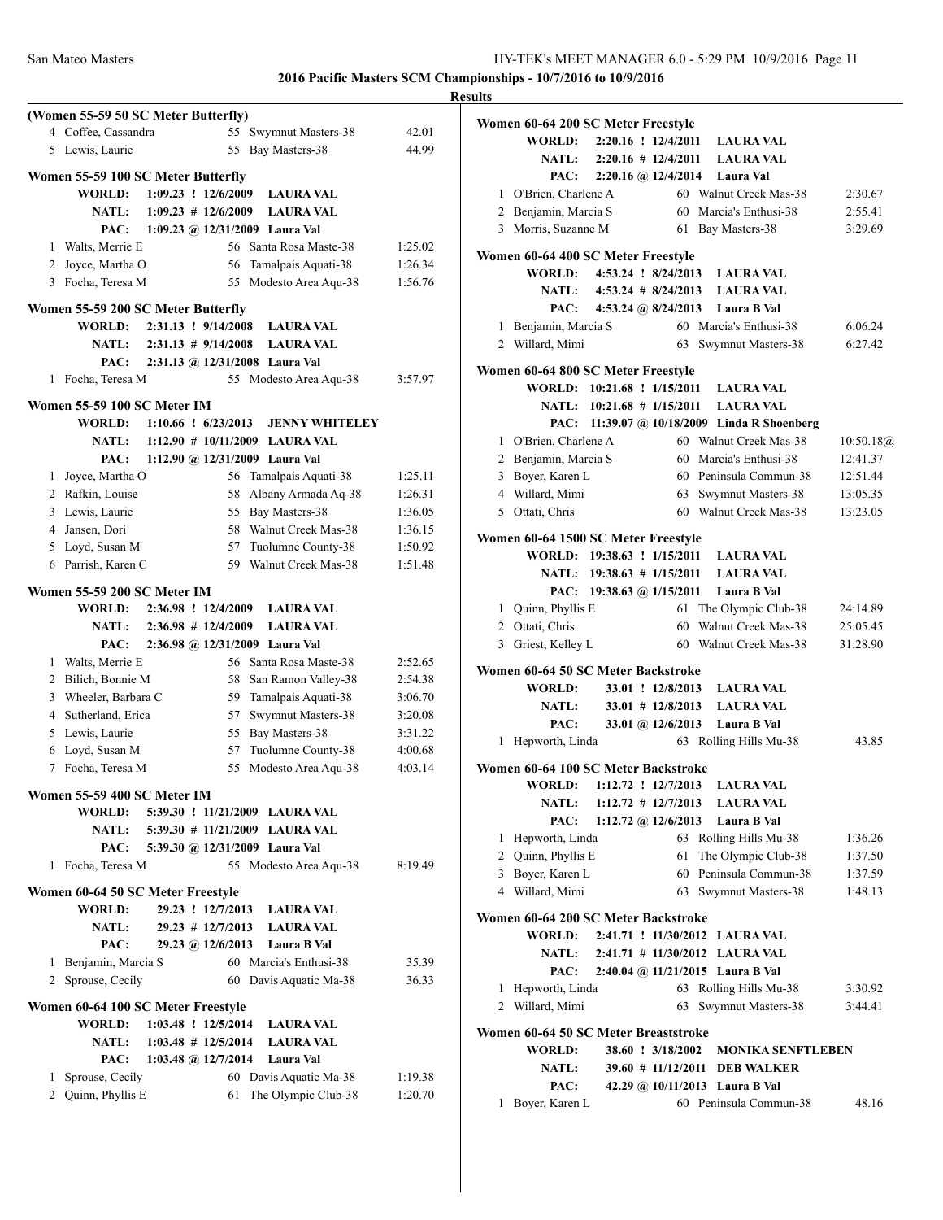**2016 Pacific Masters SCM Championships - 10/7/2016 to 10/9/2016**

**Results**

### (Women 55-59 50 SC Meter Butterfly)

| | Name | Age | Team | Time |
|---|---|---|---|---|
| 4 | Coffee, Cassandra | 55 | Swymnut Masters-38 | 42.01 |
| 5 | Lewis, Laurie | 55 | Bay Masters-38 | 44.99 |

### Women 55-59 100 SC Meter Butterfly

WORLD: 1:09.23 ! 12/6/2009 LAURA VAL
NATL: 1:09.23 # 12/6/2009 LAURA VAL
PAC: 1:09.23 @ 12/31/2009 Laura Val

| | Name | Age | Team | Time |
|---|---|---|---|---|
| 1 | Walts, Merrie E | 56 | Santa Rosa Maste-38 | 1:25.02 |
| 2 | Joyce, Martha O | 56 | Tamalpais Aquati-38 | 1:26.34 |
| 3 | Focha, Teresa M | 55 | Modesto Area Aqu-38 | 1:56.76 |

### Women 55-59 200 SC Meter Butterfly

WORLD: 2:31.13 ! 9/14/2008 LAURA VAL
NATL: 2:31.13 # 9/14/2008 LAURA VAL
PAC: 2:31.13 @ 12/31/2008 Laura Val

| | Name | Age | Team | Time |
|---|---|---|---|---|
| 1 | Focha, Teresa M | 55 | Modesto Area Aqu-38 | 3:57.97 |

### Women 55-59 100 SC Meter IM

WORLD: 1:10.66 ! 6/23/2013 JENNY WHITELEY
NATL: 1:12.90 # 10/11/2009 LAURA VAL
PAC: 1:12.90 @ 12/31/2009 Laura Val

| | Name | Age | Team | Time |
|---|---|---|---|---|
| 1 | Joyce, Martha O | 56 | Tamalpais Aquati-38 | 1:25.11 |
| 2 | Rafkin, Louise | 58 | Albany Armada Aq-38 | 1:26.31 |
| 3 | Lewis, Laurie | 55 | Bay Masters-38 | 1:36.05 |
| 4 | Jansen, Dori | 58 | Walnut Creek Mas-38 | 1:36.15 |
| 5 | Loyd, Susan M | 57 | Tuolumne County-38 | 1:50.92 |
| 6 | Parrish, Karen C | 59 | Walnut Creek Mas-38 | 1:51.48 |

### Women 55-59 200 SC Meter IM

WORLD: 2:36.98 ! 12/4/2009 LAURA VAL
NATL: 2:36.98 # 12/4/2009 LAURA VAL
PAC: 2:36.98 @ 12/31/2009 Laura Val

| | Name | Age | Team | Time |
|---|---|---|---|---|
| 1 | Walts, Merrie E | 56 | Santa Rosa Maste-38 | 2:52.65 |
| 2 | Bilich, Bonnie M | 58 | San Ramon Valley-38 | 2:54.38 |
| 3 | Wheeler, Barbara C | 59 | Tamalpais Aquati-38 | 3:06.70 |
| 4 | Sutherland, Erica | 57 | Swymnut Masters-38 | 3:20.08 |
| 5 | Lewis, Laurie | 55 | Bay Masters-38 | 3:31.22 |
| 6 | Loyd, Susan M | 57 | Tuolumne County-38 | 4:00.68 |
| 7 | Focha, Teresa M | 55 | Modesto Area Aqu-38 | 4:03.14 |

### Women 55-59 400 SC Meter IM

WORLD: 5:39.30 ! 11/21/2009 LAURA VAL
NATL: 5:39.30 # 11/21/2009 LAURA VAL
PAC: 5:39.30 @ 12/31/2009 Laura Val

| | Name | Age | Team | Time |
|---|---|---|---|---|
| 1 | Focha, Teresa M | 55 | Modesto Area Aqu-38 | 8:19.49 |

### Women 60-64 50 SC Meter Freestyle

WORLD: 29.23 ! 12/7/2013 LAURA VAL
NATL: 29.23 # 12/7/2013 LAURA VAL
PAC: 29.23 @ 12/6/2013 Laura B Val

| | Name | Age | Team | Time |
|---|---|---|---|---|
| 1 | Benjamin, Marcia S | 60 | Marcia's Enthusi-38 | 35.39 |
| 2 | Sprouse, Cecily | 60 | Davis Aquatic Ma-38 | 36.33 |

### Women 60-64 100 SC Meter Freestyle

WORLD: 1:03.48 ! 12/5/2014 LAURA VAL
NATL: 1:03.48 # 12/5/2014 LAURA VAL
PAC: 1:03.48 @ 12/7/2014 Laura Val

| | Name | Age | Team | Time |
|---|---|---|---|---|
| 1 | Sprouse, Cecily | 60 | Davis Aquatic Ma-38 | 1:19.38 |
| 2 | Quinn, Phyllis E | 61 | The Olympic Club-38 | 1:20.70 |

### Women 60-64 200 SC Meter Freestyle

WORLD: 2:20.16 ! 12/4/2011 LAURA VAL
NATL: 2:20.16 # 12/4/2011 LAURA VAL
PAC: 2:20.16 @ 12/4/2014 Laura Val

| | Name | Age | Team | Time |
|---|---|---|---|---|
| 1 | O'Brien, Charlene A | 60 | Walnut Creek Mas-38 | 2:30.67 |
| 2 | Benjamin, Marcia S | 60 | Marcia's Enthusi-38 | 2:55.41 |
| 3 | Morris, Suzanne M | 61 | Bay Masters-38 | 3:29.69 |

### Women 60-64 400 SC Meter Freestyle

WORLD: 4:53.24 ! 8/24/2013 LAURA VAL
NATL: 4:53.24 # 8/24/2013 LAURA VAL
PAC: 4:53.24 @ 8/24/2013 Laura B Val

| | Name | Age | Team | Time |
|---|---|---|---|---|
| 1 | Benjamin, Marcia S | 60 | Marcia's Enthusi-38 | 6:06.24 |
| 2 | Willard, Mimi | 63 | Swymnut Masters-38 | 6:27.42 |

### Women 60-64 800 SC Meter Freestyle

WORLD: 10:21.68 ! 1/15/2011 LAURA VAL
NATL: 10:21.68 # 1/15/2011 LAURA VAL
PAC: 11:39.07 @ 10/18/2009 Linda R Shoenberg

| | Name | Age | Team | Time |
|---|---|---|---|---|
| 1 | O'Brien, Charlene A | 60 | Walnut Creek Mas-38 | 10:50.18@ |
| 2 | Benjamin, Marcia S | 60 | Marcia's Enthusi-38 | 12:41.37 |
| 3 | Boyer, Karen L | 60 | Peninsula Commun-38 | 12:51.44 |
| 4 | Willard, Mimi | 63 | Swymnut Masters-38 | 13:05.35 |
| 5 | Ottati, Chris | 60 | Walnut Creek Mas-38 | 13:23.05 |

### Women 60-64 1500 SC Meter Freestyle

WORLD: 19:38.63 ! 1/15/2011 LAURA VAL
NATL: 19:38.63 # 1/15/2011 LAURA VAL
PAC: 19:38.63 @ 1/15/2011 Laura B Val

| | Name | Age | Team | Time |
|---|---|---|---|---|
| 1 | Quinn, Phyllis E | 61 | The Olympic Club-38 | 24:14.89 |
| 2 | Ottati, Chris | 60 | Walnut Creek Mas-38 | 25:05.45 |
| 3 | Griest, Kelley L | 60 | Walnut Creek Mas-38 | 31:28.90 |

### Women 60-64 50 SC Meter Backstroke

WORLD: 33.01 ! 12/8/2013 LAURA VAL
NATL: 33.01 # 12/8/2013 LAURA VAL
PAC: 33.01 @ 12/6/2013 Laura B Val

| | Name | Age | Team | Time |
|---|---|---|---|---|
| 1 | Hepworth, Linda | 63 | Rolling Hills Mu-38 | 43.85 |

### Women 60-64 100 SC Meter Backstroke

WORLD: 1:12.72 ! 12/7/2013 LAURA VAL
NATL: 1:12.72 # 12/7/2013 LAURA VAL
PAC: 1:12.72 @ 12/6/2013 Laura B Val

| | Name | Age | Team | Time |
|---|---|---|---|---|
| 1 | Hepworth, Linda | 63 | Rolling Hills Mu-38 | 1:36.26 |
| 2 | Quinn, Phyllis E | 61 | The Olympic Club-38 | 1:37.50 |
| 3 | Boyer, Karen L | 60 | Peninsula Commun-38 | 1:37.59 |
| 4 | Willard, Mimi | 63 | Swymnut Masters-38 | 1:48.13 |

### Women 60-64 200 SC Meter Backstroke

WORLD: 2:41.71 ! 11/30/2012 LAURA VAL
NATL: 2:41.71 # 11/30/2012 LAURA VAL
PAC: 2:40.04 @ 11/21/2015 Laura B Val

| | Name | Age | Team | Time |
|---|---|---|---|---|
| 1 | Hepworth, Linda | 63 | Rolling Hills Mu-38 | 3:30.92 |
| 2 | Willard, Mimi | 63 | Swymnut Masters-38 | 3:44.41 |

### Women 60-64 50 SC Meter Breaststroke

WORLD: 38.60 ! 3/18/2002 MONIKA SENFTLEBEN
NATL: 39.60 # 11/12/2011 DEB WALKER
PAC: 42.29 @ 10/11/2013 Laura B Val

| | Name | Age | Team | Time |
|---|---|---|---|---|
| 1 | Boyer, Karen L | 60 | Peninsula Commun-38 | 48.16 |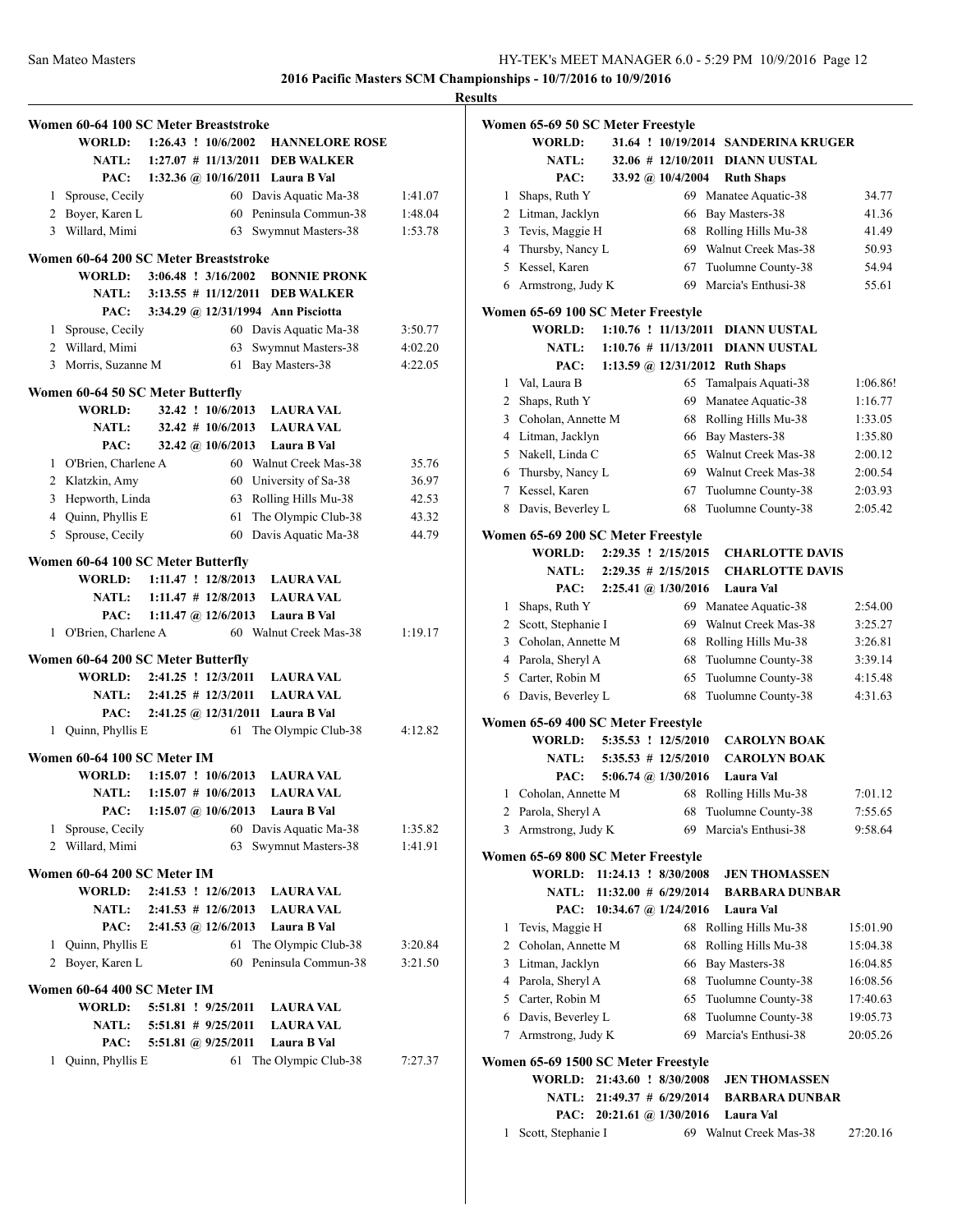# 2016 Pacific Masters SCM Championships - 10/7/2016 to 10/9/2016

## Results

### Women 60-64 100 SC Meter Breaststroke

| | | | |
|---|---|---|---|
| WORLD: | 1:26.43 ! 10/6/2002 | HANNELORE ROSE | |
| NATL: | 1:27.07 # 11/13/2011 | DEB WALKER | |
| PAC: | 1:32.36 @ 10/16/2011 | Laura B Val | |

| Place | Name | Age | Team | Time |
|---|---|---|---|---|
| 1 | Sprouse, Cecily | 60 | Davis Aquatic Ma-38 | 1:41.07 |
| 2 | Boyer, Karen L | 60 | Peninsula Commun-38 | 1:48.04 |
| 3 | Willard, Mimi | 63 | Swymnut Masters-38 | 1:53.78 |

### Women 60-64 200 SC Meter Breaststroke

| | | | |
|---|---|---|---|
| WORLD: | 3:06.48 ! 3/16/2002 | BONNIE PRONK | |
| NATL: | 3:13.55 # 11/12/2011 | DEB WALKER | |
| PAC: | 3:34.29 @ 12/31/1994 | Ann Pisciotta | |

| Place | Name | Age | Team | Time |
|---|---|---|---|---|
| 1 | Sprouse, Cecily | 60 | Davis Aquatic Ma-38 | 3:50.77 |
| 2 | Willard, Mimi | 63 | Swymnut Masters-38 | 4:02.20 |
| 3 | Morris, Suzanne M | 61 | Bay Masters-38 | 4:22.05 |

### Women 60-64 50 SC Meter Butterfly

| | | | |
|---|---|---|---|
| WORLD: | 32.42 ! 10/6/2013 | LAURA VAL | |
| NATL: | 32.42 # 10/6/2013 | LAURA VAL | |
| PAC: | 32.42 @ 10/6/2013 | Laura B Val | |

| Place | Name | Age | Team | Time |
|---|---|---|---|---|
| 1 | O'Brien, Charlene A | 60 | Walnut Creek Mas-38 | 35.76 |
| 2 | Klatzkin, Amy | 60 | University of Sa-38 | 36.97 |
| 3 | Hepworth, Linda | 63 | Rolling Hills Mu-38 | 42.53 |
| 4 | Quinn, Phyllis E | 61 | The Olympic Club-38 | 43.32 |
| 5 | Sprouse, Cecily | 60 | Davis Aquatic Ma-38 | 44.79 |

### Women 60-64 100 SC Meter Butterfly

| | | | |
|---|---|---|---|
| WORLD: | 1:11.47 ! 12/8/2013 | LAURA VAL | |
| NATL: | 1:11.47 # 12/8/2013 | LAURA VAL | |
| PAC: | 1:11.47 @ 12/6/2013 | Laura B Val | |

| Place | Name | Age | Team | Time |
|---|---|---|---|---|
| 1 | O'Brien, Charlene A | 60 | Walnut Creek Mas-38 | 1:19.17 |

### Women 60-64 200 SC Meter Butterfly

| | | | |
|---|---|---|---|
| WORLD: | 2:41.25 ! 12/3/2011 | LAURA VAL | |
| NATL: | 2:41.25 # 12/3/2011 | LAURA VAL | |
| PAC: | 2:41.25 @ 12/31/2011 | Laura B Val | |

| Place | Name | Age | Team | Time |
|---|---|---|---|---|
| 1 | Quinn, Phyllis E | 61 | The Olympic Club-38 | 4:12.82 |

### Women 60-64 100 SC Meter IM

| | | | |
|---|---|---|---|
| WORLD: | 1:15.07 ! 10/6/2013 | LAURA VAL | |
| NATL: | 1:15.07 # 10/6/2013 | LAURA VAL | |
| PAC: | 1:15.07 @ 10/6/2013 | Laura B Val | |

| Place | Name | Age | Team | Time |
|---|---|---|---|---|
| 1 | Sprouse, Cecily | 60 | Davis Aquatic Ma-38 | 1:35.82 |
| 2 | Willard, Mimi | 63 | Swymnut Masters-38 | 1:41.91 |

### Women 60-64 200 SC Meter IM

| | | | |
|---|---|---|---|
| WORLD: | 2:41.53 ! 12/6/2013 | LAURA VAL | |
| NATL: | 2:41.53 # 12/6/2013 | LAURA VAL | |
| PAC: | 2:41.53 @ 12/6/2013 | Laura B Val | |

| Place | Name | Age | Team | Time |
|---|---|---|---|---|
| 1 | Quinn, Phyllis E | 61 | The Olympic Club-38 | 3:20.84 |
| 2 | Boyer, Karen L | 60 | Peninsula Commun-38 | 3:21.50 |

### Women 60-64 400 SC Meter IM

| | | | |
|---|---|---|---|
| WORLD: | 5:51.81 ! 9/25/2011 | LAURA VAL | |
| NATL: | 5:51.81 # 9/25/2011 | LAURA VAL | |
| PAC: | 5:51.81 @ 9/25/2011 | Laura B Val | |

| Place | Name | Age | Team | Time |
|---|---|---|---|---|
| 1 | Quinn, Phyllis E | 61 | The Olympic Club-38 | 7:27.37 |

### Women 65-69 50 SC Meter Freestyle

| | | | |
|---|---|---|---|
| WORLD: | 31.64 ! 10/19/2014 | SANDERINA KRUGER | |
| NATL: | 32.06 # 12/10/2011 | DIANN UUSTAL | |
| PAC: | 33.92 @ 10/4/2004 | Ruth Shaps | |

| Place | Name | Age | Team | Time |
|---|---|---|---|---|
| 1 | Shaps, Ruth Y | 69 | Manatee Aquatic-38 | 34.77 |
| 2 | Litman, Jacklyn | 66 | Bay Masters-38 | 41.36 |
| 3 | Tevis, Maggie H | 68 | Rolling Hills Mu-38 | 41.49 |
| 4 | Thursby, Nancy L | 69 | Walnut Creek Mas-38 | 50.93 |
| 5 | Kessel, Karen | 67 | Tuolumne County-38 | 54.94 |
| 6 | Armstrong, Judy K | 69 | Marcia's Enthusi-38 | 55.61 |

### Women 65-69 100 SC Meter Freestyle

| | | | |
|---|---|---|---|
| WORLD: | 1:10.76 ! 11/13/2011 | DIANN UUSTAL | |
| NATL: | 1:10.76 # 11/13/2011 | DIANN UUSTAL | |
| PAC: | 1:13.59 @ 12/31/2012 | Ruth Shaps | |

| Place | Name | Age | Team | Time |
|---|---|---|---|---|
| 1 | Val, Laura B | 65 | Tamalpais Aquati-38 | 1:06.86! |
| 2 | Shaps, Ruth Y | 69 | Manatee Aquatic-38 | 1:16.77 |
| 3 | Coholan, Annette M | 68 | Rolling Hills Mu-38 | 1:33.05 |
| 4 | Litman, Jacklyn | 66 | Bay Masters-38 | 1:35.80 |
| 5 | Nakell, Linda C | 65 | Walnut Creek Mas-38 | 2:00.12 |
| 6 | Thursby, Nancy L | 69 | Walnut Creek Mas-38 | 2:00.54 |
| 7 | Kessel, Karen | 67 | Tuolumne County-38 | 2:03.93 |
| 8 | Davis, Beverley L | 68 | Tuolumne County-38 | 2:05.42 |

### Women 65-69 200 SC Meter Freestyle

| | | | |
|---|---|---|---|
| WORLD: | 2:29.35 ! 2/15/2015 | CHARLOTTE DAVIS | |
| NATL: | 2:29.35 # 2/15/2015 | CHARLOTTE DAVIS | |
| PAC: | 2:25.41 @ 1/30/2016 | Laura Val | |

| Place | Name | Age | Team | Time |
|---|---|---|---|---|
| 1 | Shaps, Ruth Y | 69 | Manatee Aquatic-38 | 2:54.00 |
| 2 | Scott, Stephanie I | 69 | Walnut Creek Mas-38 | 3:25.27 |
| 3 | Coholan, Annette M | 68 | Rolling Hills Mu-38 | 3:26.81 |
| 4 | Parola, Sheryl A | 68 | Tuolumne County-38 | 3:39.14 |
| 5 | Carter, Robin M | 65 | Tuolumne County-38 | 4:15.48 |
| 6 | Davis, Beverley L | 68 | Tuolumne County-38 | 4:31.63 |

### Women 65-69 400 SC Meter Freestyle

| | | | |
|---|---|---|---|
| WORLD: | 5:35.53 ! 12/5/2010 | CAROLYN BOAK | |
| NATL: | 5:35.53 # 12/5/2010 | CAROLYN BOAK | |
| PAC: | 5:06.74 @ 1/30/2016 | Laura Val | |

| Place | Name | Age | Team | Time |
|---|---|---|---|---|
| 1 | Coholan, Annette M | 68 | Rolling Hills Mu-38 | 7:01.12 |
| 2 | Parola, Sheryl A | 68 | Tuolumne County-38 | 7:55.65 |
| 3 | Armstrong, Judy K | 69 | Marcia's Enthusi-38 | 9:58.64 |

### Women 65-69 800 SC Meter Freestyle

| | | | |
|---|---|---|---|
| WORLD: | 11:24.13 ! 8/30/2008 | JEN THOMASSEN | |
| NATL: | 11:32.00 # 6/29/2014 | BARBARA DUNBAR | |
| PAC: | 10:34.67 @ 1/24/2016 | Laura Val | |

| Place | Name | Age | Team | Time |
|---|---|---|---|---|
| 1 | Tevis, Maggie H | 68 | Rolling Hills Mu-38 | 15:01.90 |
| 2 | Coholan, Annette M | 68 | Rolling Hills Mu-38 | 15:04.38 |
| 3 | Litman, Jacklyn | 66 | Bay Masters-38 | 16:04.85 |
| 4 | Parola, Sheryl A | 68 | Tuolumne County-38 | 16:08.56 |
| 5 | Carter, Robin M | 65 | Tuolumne County-38 | 17:40.63 |
| 6 | Davis, Beverley L | 68 | Tuolumne County-38 | 19:05.73 |
| 7 | Armstrong, Judy K | 69 | Marcia's Enthusi-38 | 20:05.26 |

### Women 65-69 1500 SC Meter Freestyle

| | | | |
|---|---|---|---|
| WORLD: | 21:43.60 ! 8/30/2008 | JEN THOMASSEN | |
| NATL: | 21:49.37 # 6/29/2014 | BARBARA DUNBAR | |
| PAC: | 20:21.61 @ 1/30/2016 | Laura Val | |

| Place | Name | Age | Team | Time |
|---|---|---|---|---|
| 1 | Scott, Stephanie I | 69 | Walnut Creek Mas-38 | 27:20.16 |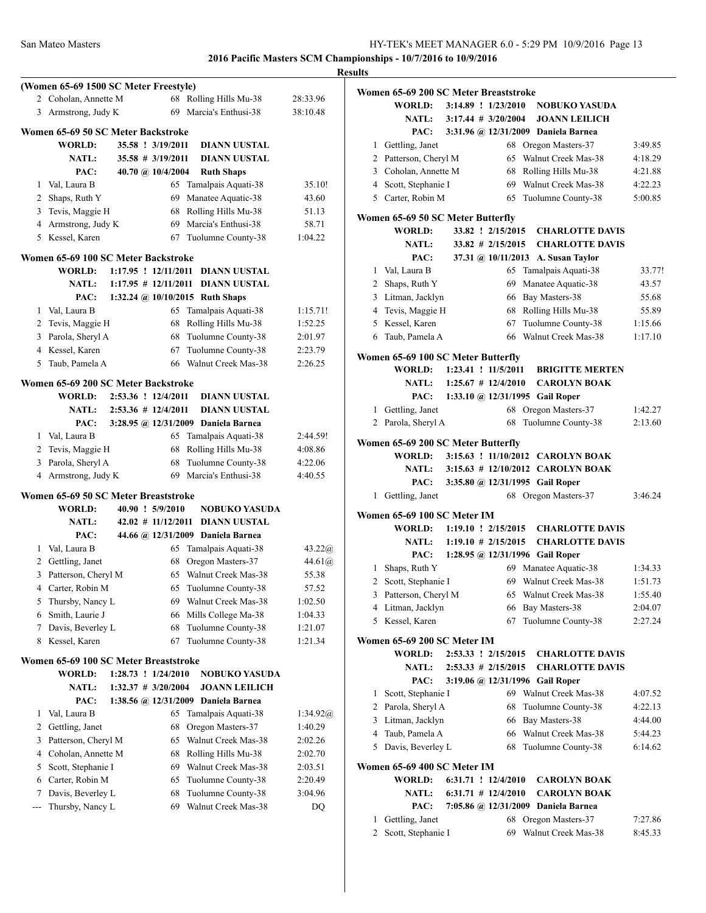## 2016 Pacific Masters SCM Championships - 10/7/2016 to 10/9/2016

### Results

#### (Women 65-69 1500 SC Meter Freestyle)

| | Name | Age | Team | Time |
|---|---|---|---|---|
| 2 | Coholan, Annette M | 68 | Rolling Hills Mu-38 | 28:33.96 |
| 3 | Armstrong, Judy K | 69 | Marcia's Enthusi-38 | 38:10.48 |

#### Women 65-69 50 SC Meter Backstroke

**WORLD:** 35.58 ! 3/19/2011 **DIANN UUSTAL**
**NATL:** 35.58 # 3/19/2011 **DIANN UUSTAL**
**PAC:** 40.70 @ 10/4/2004 **Ruth Shaps**

| | Name | Age | Team | Time |
|---|---|---|---|---|
| 1 | Val, Laura B | 65 | Tamalpais Aquati-38 | 35.10! |
| 2 | Shaps, Ruth Y | 69 | Manatee Aquatic-38 | 43.60 |
| 3 | Tevis, Maggie H | 68 | Rolling Hills Mu-38 | 51.13 |
| 4 | Armstrong, Judy K | 69 | Marcia's Enthusi-38 | 58.71 |
| 5 | Kessel, Karen | 67 | Tuolumne County-38 | 1:04.22 |

#### Women 65-69 100 SC Meter Backstroke

**WORLD:** 1:17.95 ! 12/11/2011 **DIANN UUSTAL**
**NATL:** 1:17.95 # 12/11/2011 **DIANN UUSTAL**
**PAC:** 1:32.24 @ 10/10/2015 **Ruth Shaps**

| | Name | Age | Team | Time |
|---|---|---|---|---|
| 1 | Val, Laura B | 65 | Tamalpais Aquati-38 | 1:15.71! |
| 2 | Tevis, Maggie H | 68 | Rolling Hills Mu-38 | 1:52.25 |
| 3 | Parola, Sheryl A | 68 | Tuolumne County-38 | 2:01.97 |
| 4 | Kessel, Karen | 67 | Tuolumne County-38 | 2:23.79 |
| 5 | Taub, Pamela A | 66 | Walnut Creek Mas-38 | 2:26.25 |

#### Women 65-69 200 SC Meter Backstroke

**WORLD:** 2:53.36 ! 12/4/2011 **DIANN UUSTAL**
**NATL:** 2:53.36 # 12/4/2011 **DIANN UUSTAL**
**PAC:** 3:28.95 @ 12/31/2009 **Daniela Barnea**

| | Name | Age | Team | Time |
|---|---|---|---|---|
| 1 | Val, Laura B | 65 | Tamalpais Aquati-38 | 2:44.59! |
| 2 | Tevis, Maggie H | 68 | Rolling Hills Mu-38 | 4:08.86 |
| 3 | Parola, Sheryl A | 68 | Tuolumne County-38 | 4:22.06 |
| 4 | Armstrong, Judy K | 69 | Marcia's Enthusi-38 | 4:40.55 |

#### Women 65-69 50 SC Meter Breaststroke

**WORLD:** 40.90 ! 5/9/2010 **NOBUKO YASUDA**
**NATL:** 42.02 # 11/12/2011 **DIANN UUSTAL**
**PAC:** 44.66 @ 12/31/2009 **Daniela Barnea**

| | Name | Age | Team | Time |
|---|---|---|---|---|
| 1 | Val, Laura B | 65 | Tamalpais Aquati-38 | 43.22@ |
| 2 | Gettling, Janet | 68 | Oregon Masters-37 | 44.61@ |
| 3 | Patterson, Cheryl M | 65 | Walnut Creek Mas-38 | 55.38 |
| 4 | Carter, Robin M | 65 | Tuolumne County-38 | 57.52 |
| 5 | Thursby, Nancy L | 69 | Walnut Creek Mas-38 | 1:02.50 |
| 6 | Smith, Laurie J | 66 | Mills College Ma-38 | 1:04.33 |
| 7 | Davis, Beverley L | 68 | Tuolumne County-38 | 1:21.07 |
| 8 | Kessel, Karen | 67 | Tuolumne County-38 | 1:21.34 |

#### Women 65-69 100 SC Meter Breaststroke

**WORLD:** 1:28.73 ! 1/24/2010 **NOBUKO YASUDA**
**NATL:** 1:32.37 # 3/20/2004 **JOANN LEILICH**
**PAC:** 1:38.56 @ 12/31/2009 **Daniela Barnea**

| | Name | Age | Team | Time |
|---|---|---|---|---|
| 1 | Val, Laura B | 65 | Tamalpais Aquati-38 | 1:34.92@ |
| 2 | Gettling, Janet | 68 | Oregon Masters-37 | 1:40.29 |
| 3 | Patterson, Cheryl M | 65 | Walnut Creek Mas-38 | 2:02.26 |
| 4 | Coholan, Annette M | 68 | Rolling Hills Mu-38 | 2:02.70 |
| 5 | Scott, Stephanie I | 69 | Walnut Creek Mas-38 | 2:03.51 |
| 6 | Carter, Robin M | 65 | Tuolumne County-38 | 2:20.49 |
| 7 | Davis, Beverley L | 68 | Tuolumne County-38 | 3:04.96 |
| --- | Thursby, Nancy L | 69 | Walnut Creek Mas-38 | DQ |

#### Women 65-69 200 SC Meter Breaststroke

**WORLD:** 3:14.89 ! 1/23/2010 **NOBUKO YASUDA**
**NATL:** 3:17.44 # 3/20/2004 **JOANN LEILICH**
**PAC:** 3:31.96 @ 12/31/2009 **Daniela Barnea**

| | Name | Age | Team | Time |
|---|---|---|---|---|
| 1 | Gettling, Janet | 68 | Oregon Masters-37 | 3:49.85 |
| 2 | Patterson, Cheryl M | 65 | Walnut Creek Mas-38 | 4:18.29 |
| 3 | Coholan, Annette M | 68 | Rolling Hills Mu-38 | 4:21.88 |
| 4 | Scott, Stephanie I | 69 | Walnut Creek Mas-38 | 4:22.23 |
| 5 | Carter, Robin M | 65 | Tuolumne County-38 | 5:00.85 |

#### Women 65-69 50 SC Meter Butterfly

**WORLD:** 33.82 ! 2/15/2015 **CHARLOTTE DAVIS**
**NATL:** 33.82 # 2/15/2015 **CHARLOTTE DAVIS**
**PAC:** 37.31 @ 10/11/2013 **A. Susan Taylor**

| | Name | Age | Team | Time |
|---|---|---|---|---|
| 1 | Val, Laura B | 65 | Tamalpais Aquati-38 | 33.77! |
| 2 | Shaps, Ruth Y | 69 | Manatee Aquatic-38 | 43.57 |
| 3 | Litman, Jacklyn | 66 | Bay Masters-38 | 55.68 |
| 4 | Tevis, Maggie H | 68 | Rolling Hills Mu-38 | 55.89 |
| 5 | Kessel, Karen | 67 | Tuolumne County-38 | 1:15.66 |
| 6 | Taub, Pamela A | 66 | Walnut Creek Mas-38 | 1:17.10 |

#### Women 65-69 100 SC Meter Butterfly

**WORLD:** 1:23.41 ! 11/5/2011 **BRIGITTE MERTEN**
**NATL:** 1:25.67 # 12/4/2010 **CAROLYN BOAK**
**PAC:** 1:33.10 @ 12/31/1995 **Gail Roper**

| | Name | Age | Team | Time |
|---|---|---|---|---|
| 1 | Gettling, Janet | 68 | Oregon Masters-37 | 1:42.27 |
| 2 | Parola, Sheryl A | 68 | Tuolumne County-38 | 2:13.60 |

#### Women 65-69 200 SC Meter Butterfly

**WORLD:** 3:15.63 ! 11/10/2012 **CAROLYN BOAK**
**NATL:** 3:15.63 # 12/10/2012 **CAROLYN BOAK**
**PAC:** 3:35.80 @ 12/31/1995 **Gail Roper**

| | Name | Age | Team | Time |
|---|---|---|---|---|
| 1 | Gettling, Janet | 68 | Oregon Masters-37 | 3:46.24 |

#### Women 65-69 100 SC Meter IM

**WORLD:** 1:19.10 ! 2/15/2015 **CHARLOTTE DAVIS**
**NATL:** 1:19.10 # 2/15/2015 **CHARLOTTE DAVIS**
**PAC:** 1:28.95 @ 12/31/1996 **Gail Roper**

| | Name | Age | Team | Time |
|---|---|---|---|---|
| 1 | Shaps, Ruth Y | 69 | Manatee Aquatic-38 | 1:34.33 |
| 2 | Scott, Stephanie I | 69 | Walnut Creek Mas-38 | 1:51.73 |
| 3 | Patterson, Cheryl M | 65 | Walnut Creek Mas-38 | 1:55.40 |
| 4 | Litman, Jacklyn | 66 | Bay Masters-38 | 2:04.07 |
| 5 | Kessel, Karen | 67 | Tuolumne County-38 | 2:27.24 |

#### Women 65-69 200 SC Meter IM

**WORLD:** 2:53.33 ! 2/15/2015 **CHARLOTTE DAVIS**
**NATL:** 2:53.33 # 2/15/2015 **CHARLOTTE DAVIS**
**PAC:** 3:19.06 @ 12/31/1996 **Gail Roper**

| | Name | Age | Team | Time |
|---|---|---|---|---|
| 1 | Scott, Stephanie I | 69 | Walnut Creek Mas-38 | 4:07.52 |
| 2 | Parola, Sheryl A | 68 | Tuolumne County-38 | 4:22.13 |
| 3 | Litman, Jacklyn | 66 | Bay Masters-38 | 4:44.00 |
| 4 | Taub, Pamela A | 66 | Walnut Creek Mas-38 | 5:44.23 |
| 5 | Davis, Beverley L | 68 | Tuolumne County-38 | 6:14.62 |

#### Women 65-69 400 SC Meter IM

**WORLD:** 6:31.71 ! 12/4/2010 **CAROLYN BOAK**
**NATL:** 6:31.71 # 12/4/2010 **CAROLYN BOAK**
**PAC:** 7:05.86 @ 12/31/2009 **Daniela Barnea**

| | Name | Age | Team | Time |
|---|---|---|---|---|
| 1 | Gettling, Janet | 68 | Oregon Masters-37 | 7:27.86 |
| 2 | Scott, Stephanie I | 69 | Walnut Creek Mas-38 | 8:45.33 |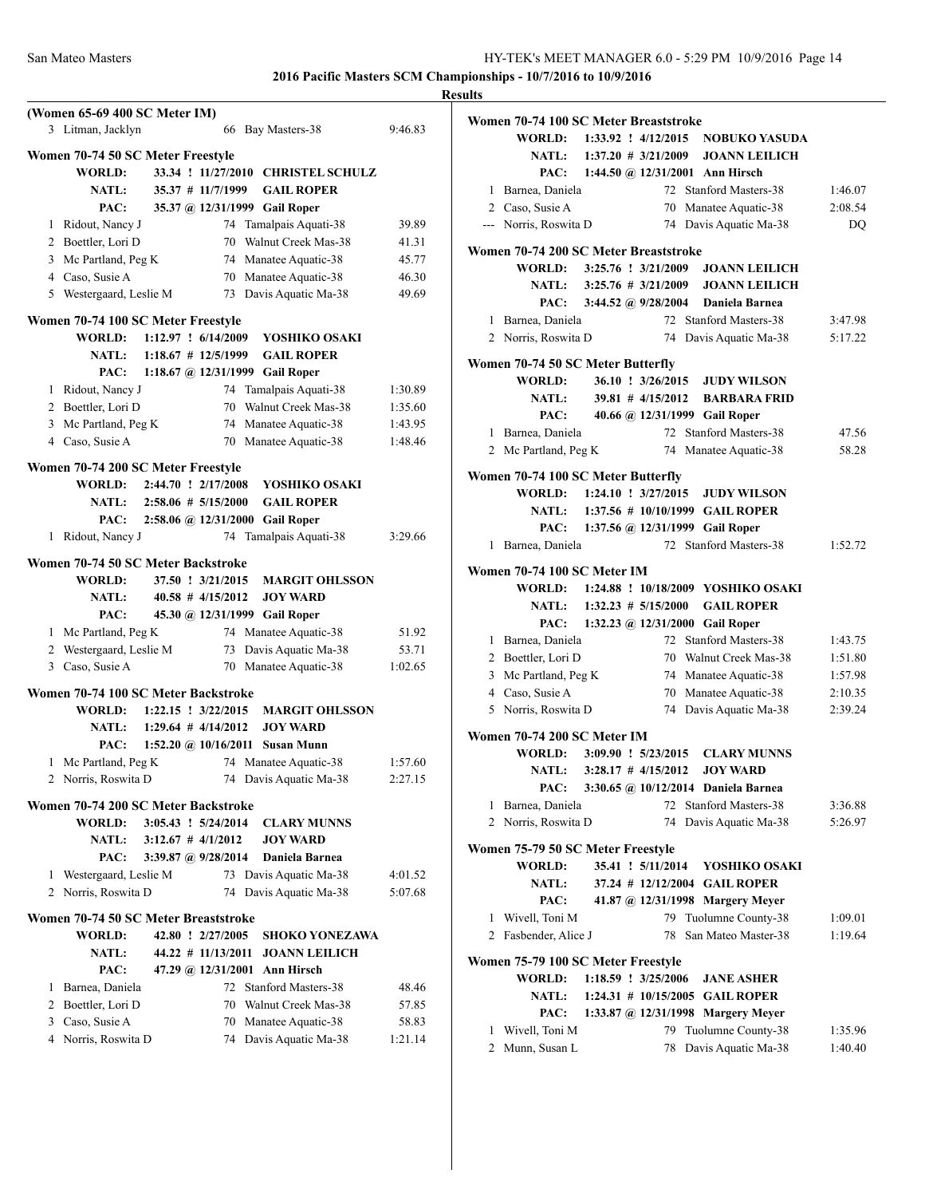# 2016 Pacific Masters SCM Championships - 10/7/2016 to 10/9/2016

## Results

### (Women 65-69 400 SC Meter IM)

| | Name | Age | Team | Time |
|---|---|---|---|---|
| 3 | Litman, Jacklyn | 66 | Bay Masters-38 | 9:46.83 |

### Women 70-74 50 SC Meter Freestyle

| | | | |
|---|---|---|---|
| WORLD: | 33.34 ! 11/27/2010 | CHRISTEL SCHULZ | |
| NATL: | 35.37 # 11/7/1999 | GAIL ROPER | |
| PAC: | 35.37 @ 12/31/1999 | Gail Roper | |

| | Name | Age | Team | Time |
|---|---|---|---|---|
| 1 | Ridout, Nancy J | 74 | Tamalpais Aquati-38 | 39.89 |
| 2 | Boettler, Lori D | 70 | Walnut Creek Mas-38 | 41.31 |
| 3 | Mc Partland, Peg K | 74 | Manatee Aquatic-38 | 45.77 |
| 4 | Caso, Susie A | 70 | Manatee Aquatic-38 | 46.30 |
| 5 | Westergaard, Leslie M | 73 | Davis Aquatic Ma-38 | 49.69 |

### Women 70-74 100 SC Meter Freestyle

| | | |
|---|---|---|
| WORLD: | 1:12.97 ! 6/14/2009 | YOSHIKO OSAKI |
| NATL: | 1:18.67 # 12/5/1999 | GAIL ROPER |
| PAC: | 1:18.67 @ 12/31/1999 | Gail Roper |

| | Name | Age | Team | Time |
|---|---|---|---|---|
| 1 | Ridout, Nancy J | 74 | Tamalpais Aquati-38 | 1:30.89 |
| 2 | Boettler, Lori D | 70 | Walnut Creek Mas-38 | 1:35.60 |
| 3 | Mc Partland, Peg K | 74 | Manatee Aquatic-38 | 1:43.95 |
| 4 | Caso, Susie A | 70 | Manatee Aquatic-38 | 1:48.46 |

### Women 70-74 200 SC Meter Freestyle

| | | |
|---|---|---|
| WORLD: | 2:44.70 ! 2/17/2008 | YOSHIKO OSAKI |
| NATL: | 2:58.06 # 5/15/2000 | GAIL ROPER |
| PAC: | 2:58.06 @ 12/31/2000 | Gail Roper |

| | Name | Age | Team | Time |
|---|---|---|---|---|
| 1 | Ridout, Nancy J | 74 | Tamalpais Aquati-38 | 3:29.66 |

### Women 70-74 50 SC Meter Backstroke

| | | |
|---|---|---|
| WORLD: | 37.50 ! 3/21/2015 | MARGIT OHLSSON |
| NATL: | 40.58 # 4/15/2012 | JOY WARD |
| PAC: | 45.30 @ 12/31/1999 | Gail Roper |

| | Name | Age | Team | Time |
|---|---|---|---|---|
| 1 | Mc Partland, Peg K | 74 | Manatee Aquatic-38 | 51.92 |
| 2 | Westergaard, Leslie M | 73 | Davis Aquatic Ma-38 | 53.71 |
| 3 | Caso, Susie A | 70 | Manatee Aquatic-38 | 1:02.65 |

### Women 70-74 100 SC Meter Backstroke

| | | |
|---|---|---|
| WORLD: | 1:22.15 ! 3/22/2015 | MARGIT OHLSSON |
| NATL: | 1:29.64 # 4/14/2012 | JOY WARD |
| PAC: | 1:52.20 @ 10/16/2011 | Susan Munn |

| | Name | Age | Team | Time |
|---|---|---|---|---|
| 1 | Mc Partland, Peg K | 74 | Manatee Aquatic-38 | 1:57.60 |
| 2 | Norris, Roswita D | 74 | Davis Aquatic Ma-38 | 2:27.15 |

### Women 70-74 200 SC Meter Backstroke

| | | |
|---|---|---|
| WORLD: | 3:05.43 ! 5/24/2014 | CLARY MUNNS |
| NATL: | 3:12.67 # 4/1/2012 | JOY WARD |
| PAC: | 3:39.87 @ 9/28/2014 | Daniela Barnea |

| | Name | Age | Team | Time |
|---|---|---|---|---|
| 1 | Westergaard, Leslie M | 73 | Davis Aquatic Ma-38 | 4:01.52 |
| 2 | Norris, Roswita D | 74 | Davis Aquatic Ma-38 | 5:07.68 |

### Women 70-74 50 SC Meter Breaststroke

| | | |
|---|---|---|
| WORLD: | 42.80 ! 2/27/2005 | SHOKO YONEZAWA |
| NATL: | 44.22 # 11/13/2011 | JOANN LEILICH |
| PAC: | 47.29 @ 12/31/2001 | Ann Hirsch |

| | Name | Age | Team | Time |
|---|---|---|---|---|
| 1 | Barnea, Daniela | 72 | Stanford Masters-38 | 48.46 |
| 2 | Boettler, Lori D | 70 | Walnut Creek Mas-38 | 57.85 |
| 3 | Caso, Susie A | 70 | Manatee Aquatic-38 | 58.83 |
| 4 | Norris, Roswita D | 74 | Davis Aquatic Ma-38 | 1:21.14 |

### Women 70-74 100 SC Meter Breaststroke

| | | |
|---|---|---|
| WORLD: | 1:33.92 ! 4/12/2015 | NOBUKO YASUDA |
| NATL: | 1:37.20 # 3/21/2009 | JOANN LEILICH |
| PAC: | 1:44.50 @ 12/31/2001 | Ann Hirsch |

| | Name | Age | Team | Time |
|---|---|---|---|---|
| 1 | Barnea, Daniela | 72 | Stanford Masters-38 | 1:46.07 |
| 2 | Caso, Susie A | 70 | Manatee Aquatic-38 | 2:08.54 |
| --- | Norris, Roswita D | 74 | Davis Aquatic Ma-38 | DQ |

### Women 70-74 200 SC Meter Breaststroke

| | | |
|---|---|---|
| WORLD: | 3:25.76 ! 3/21/2009 | JOANN LEILICH |
| NATL: | 3:25.76 # 3/21/2009 | JOANN LEILICH |
| PAC: | 3:44.52 @ 9/28/2004 | Daniela Barnea |

| | Name | Age | Team | Time |
|---|---|---|---|---|
| 1 | Barnea, Daniela | 72 | Stanford Masters-38 | 3:47.98 |
| 2 | Norris, Roswita D | 74 | Davis Aquatic Ma-38 | 5:17.22 |

### Women 70-74 50 SC Meter Butterfly

| | | |
|---|---|---|
| WORLD: | 36.10 ! 3/26/2015 | JUDY WILSON |
| NATL: | 39.81 # 4/15/2012 | BARBARA FRID |
| PAC: | 40.66 @ 12/31/1999 | Gail Roper |

| | Name | Age | Team | Time |
|---|---|---|---|---|
| 1 | Barnea, Daniela | 72 | Stanford Masters-38 | 47.56 |
| 2 | Mc Partland, Peg K | 74 | Manatee Aquatic-38 | 58.28 |

### Women 70-74 100 SC Meter Butterfly

| | | |
|---|---|---|
| WORLD: | 1:24.10 ! 3/27/2015 | JUDY WILSON |
| NATL: | 1:37.56 # 10/10/1999 | GAIL ROPER |
| PAC: | 1:37.56 @ 12/31/1999 | Gail Roper |

| | Name | Age | Team | Time |
|---|---|---|---|---|
| 1 | Barnea, Daniela | 72 | Stanford Masters-38 | 1:52.72 |

### Women 70-74 100 SC Meter IM

| | | |
|---|---|---|
| WORLD: | 1:24.88 ! 10/18/2009 | YOSHIKO OSAKI |
| NATL: | 1:32.23 # 5/15/2000 | GAIL ROPER |
| PAC: | 1:32.23 @ 12/31/2000 | Gail Roper |

| | Name | Age | Team | Time |
|---|---|---|---|---|
| 1 | Barnea, Daniela | 72 | Stanford Masters-38 | 1:43.75 |
| 2 | Boettler, Lori D | 70 | Walnut Creek Mas-38 | 1:51.80 |
| 3 | Mc Partland, Peg K | 74 | Manatee Aquatic-38 | 1:57.98 |
| 4 | Caso, Susie A | 70 | Manatee Aquatic-38 | 2:10.35 |
| 5 | Norris, Roswita D | 74 | Davis Aquatic Ma-38 | 2:39.24 |

### Women 70-74 200 SC Meter IM

| | | |
|---|---|---|
| WORLD: | 3:09.90 ! 5/23/2015 | CLARY MUNNS |
| NATL: | 3:28.17 # 4/15/2012 | JOY WARD |
| PAC: | 3:30.65 @ 10/12/2014 | Daniela Barnea |

| | Name | Age | Team | Time |
|---|---|---|---|---|
| 1 | Barnea, Daniela | 72 | Stanford Masters-38 | 3:36.88 |
| 2 | Norris, Roswita D | 74 | Davis Aquatic Ma-38 | 5:26.97 |

### Women 75-79 50 SC Meter Freestyle

| | | |
|---|---|---|
| WORLD: | 35.41 ! 5/11/2014 | YOSHIKO OSAKI |
| NATL: | 37.24 # 12/12/2004 | GAIL ROPER |
| PAC: | 41.87 @ 12/31/1998 | Margery Meyer |

| | Name | Age | Team | Time |
|---|---|---|---|---|
| 1 | Wivell, Toni M | 79 | Tuolumne County-38 | 1:09.01 |
| 2 | Fasbender, Alice J | 78 | San Mateo Master-38 | 1:19.64 |

### Women 75-79 100 SC Meter Freestyle

| | | |
|---|---|---|
| WORLD: | 1:18.59 ! 3/25/2006 | JANE ASHER |
| NATL: | 1:24.31 # 10/15/2005 | GAIL ROPER |
| PAC: | 1:33.87 @ 12/31/1998 | Margery Meyer |

| | Name | Age | Team | Time |
|---|---|---|---|---|
| 1 | Wivell, Toni M | 79 | Tuolumne County-38 | 1:35.96 |
| 2 | Munn, Susan L | 78 | Davis Aquatic Ma-38 | 1:40.40 |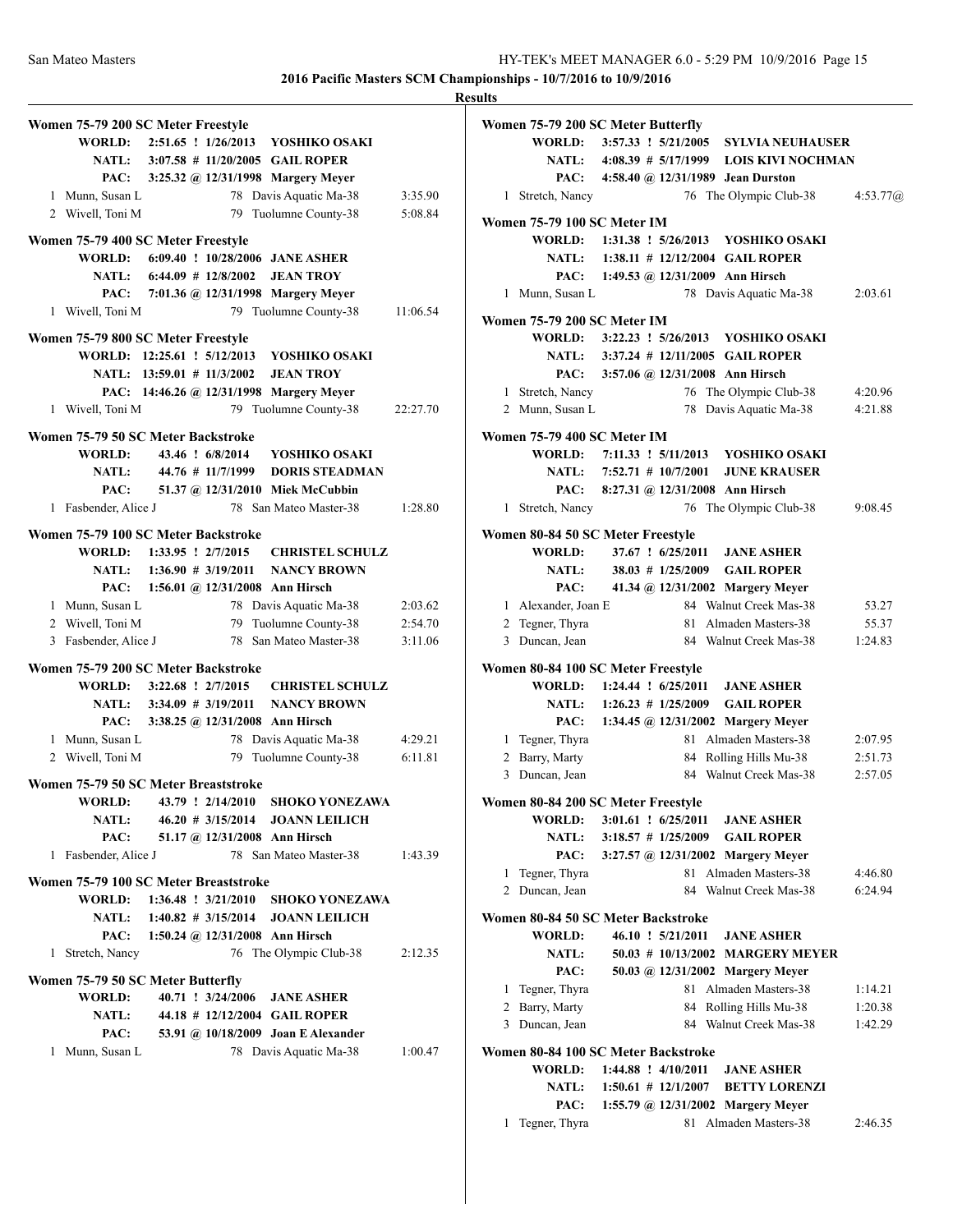## 2016 Pacific Masters SCM Championships - 10/7/2016 to 10/9/2016

### Results

**Women 75-79 200 SC Meter Freestyle**

| | | | | |
|---|---|---|---|---|
| WORLD: | 2:51.65 ! 1/26/2013 | YOSHIKO OSAKI | | |
| NATL: | 3:07.58 # 11/20/2005 | GAIL ROPER | | |
| PAC: | 3:25.32 @ 12/31/1998 | Margery Meyer | | |
| 1 | Munn, Susan L | 78 | Davis Aquatic Ma-38 | 3:35.90 |
| 2 | Wivell, Toni M | 79 | Tuolumne County-38 | 5:08.84 |

**Women 75-79 400 SC Meter Freestyle**

| | | | | |
|---|---|---|---|---|
| WORLD: | 6:09.40 ! 10/28/2006 | JANE ASHER | | |
| NATL: | 6:44.09 # 12/8/2002 | JEAN TROY | | |
| PAC: | 7:01.36 @ 12/31/1998 | Margery Meyer | | |
| 1 | Wivell, Toni M | 79 | Tuolumne County-38 | 11:06.54 |

**Women 75-79 800 SC Meter Freestyle**

| | | | | |
|---|---|---|---|---|
| WORLD: | 12:25.61 ! 5/12/2013 | YOSHIKO OSAKI | | |
| NATL: | 13:59.01 # 11/3/2002 | JEAN TROY | | |
| PAC: | 14:46.26 @ 12/31/1998 | Margery Meyer | | |
| 1 | Wivell, Toni M | 79 | Tuolumne County-38 | 22:27.70 |

**Women 75-79 50 SC Meter Backstroke**

| | | | | |
|---|---|---|---|---|
| WORLD: | 43.46 ! 6/8/2014 | YOSHIKO OSAKI | | |
| NATL: | 44.76 # 11/7/1999 | DORIS STEADMAN | | |
| PAC: | 51.37 @ 12/31/2010 | Miek McCubbin | | |
| 1 | Fasbender, Alice J | 78 | San Mateo Master-38 | 1:28.80 |

**Women 75-79 100 SC Meter Backstroke**

| | | | | |
|---|---|---|---|---|
| WORLD: | 1:33.95 ! 2/7/2015 | CHRISTEL SCHULZ | | |
| NATL: | 1:36.90 # 3/19/2011 | NANCY BROWN | | |
| PAC: | 1:56.01 @ 12/31/2008 | Ann Hirsch | | |
| 1 | Munn, Susan L | 78 | Davis Aquatic Ma-38 | 2:03.62 |
| 2 | Wivell, Toni M | 79 | Tuolumne County-38 | 2:54.70 |
| 3 | Fasbender, Alice J | 78 | San Mateo Master-38 | 3:11.06 |

**Women 75-79 200 SC Meter Backstroke**

| | | | | |
|---|---|---|---|---|
| WORLD: | 3:22.68 ! 2/7/2015 | CHRISTEL SCHULZ | | |
| NATL: | 3:34.09 # 3/19/2011 | NANCY BROWN | | |
| PAC: | 3:38.25 @ 12/31/2008 | Ann Hirsch | | |
| 1 | Munn, Susan L | 78 | Davis Aquatic Ma-38 | 4:29.21 |
| 2 | Wivell, Toni M | 79 | Tuolumne County-38 | 6:11.81 |

**Women 75-79 50 SC Meter Breaststroke**

| | | | | |
|---|---|---|---|---|
| WORLD: | 43.79 ! 2/14/2010 | SHOKO YONEZAWA | | |
| NATL: | 46.20 # 3/15/2014 | JOANN LEILICH | | |
| PAC: | 51.17 @ 12/31/2008 | Ann Hirsch | | |
| 1 | Fasbender, Alice J | 78 | San Mateo Master-38 | 1:43.39 |

**Women 75-79 100 SC Meter Breaststroke**

| | | | | |
|---|---|---|---|---|
| WORLD: | 1:36.48 ! 3/21/2010 | SHOKO YONEZAWA | | |
| NATL: | 1:40.82 # 3/15/2014 | JOANN LEILICH | | |
| PAC: | 1:50.24 @ 12/31/2008 | Ann Hirsch | | |
| 1 | Stretch, Nancy | 76 | The Olympic Club-38 | 2:12.35 |

**Women 75-79 50 SC Meter Butterfly**

| | | | | |
|---|---|---|---|---|
| WORLD: | 40.71 ! 3/24/2006 | JANE ASHER | | |
| NATL: | 44.18 # 12/12/2004 | GAIL ROPER | | |
| PAC: | 53.91 @ 10/18/2009 | Joan E Alexander | | |
| 1 | Munn, Susan L | 78 | Davis Aquatic Ma-38 | 1:00.47 |

**Women 75-79 200 SC Meter Butterfly**

| | | | | |
|---|---|---|---|---|
| WORLD: | 3:57.33 ! 5/21/2005 | SYLVIA NEUHAUSER | | |
| NATL: | 4:08.39 # 5/17/1999 | LOIS KIVI NOCHMAN | | |
| PAC: | 4:58.40 @ 12/31/1989 | Jean Durston | | |
| 1 | Stretch, Nancy | 76 | The Olympic Club-38 | 4:53.77@ |

**Women 75-79 100 SC Meter IM**

| | | | | |
|---|---|---|---|---|
| WORLD: | 1:31.38 ! 5/26/2013 | YOSHIKO OSAKI | | |
| NATL: | 1:38.11 # 12/12/2004 | GAIL ROPER | | |
| PAC: | 1:49.53 @ 12/31/2009 | Ann Hirsch | | |
| 1 | Munn, Susan L | 78 | Davis Aquatic Ma-38 | 2:03.61 |

**Women 75-79 200 SC Meter IM**

| | | | | |
|---|---|---|---|---|
| WORLD: | 3:22.23 ! 5/26/2013 | YOSHIKO OSAKI | | |
| NATL: | 3:37.24 # 12/11/2005 | GAIL ROPER | | |
| PAC: | 3:57.06 @ 12/31/2008 | Ann Hirsch | | |
| 1 | Stretch, Nancy | 76 | The Olympic Club-38 | 4:20.96 |
| 2 | Munn, Susan L | 78 | Davis Aquatic Ma-38 | 4:21.88 |

**Women 75-79 400 SC Meter IM**

| | | | | |
|---|---|---|---|---|
| WORLD: | 7:11.33 ! 5/11/2013 | YOSHIKO OSAKI | | |
| NATL: | 7:52.71 # 10/7/2001 | JUNE KRAUSER | | |
| PAC: | 8:27.31 @ 12/31/2008 | Ann Hirsch | | |
| 1 | Stretch, Nancy | 76 | The Olympic Club-38 | 9:08.45 |

**Women 80-84 50 SC Meter Freestyle**

| | | | | |
|---|---|---|---|---|
| WORLD: | 37.67 ! 6/25/2011 | JANE ASHER | | |
| NATL: | 38.03 # 1/25/2009 | GAIL ROPER | | |
| PAC: | 41.34 @ 12/31/2002 | Margery Meyer | | |
| 1 | Alexander, Joan E | 84 | Walnut Creek Mas-38 | 53.27 |
| 2 | Tegner, Thyra | 81 | Almaden Masters-38 | 55.37 |
| 3 | Duncan, Jean | 84 | Walnut Creek Mas-38 | 1:24.83 |

**Women 80-84 100 SC Meter Freestyle**

| | | | | |
|---|---|---|---|---|
| WORLD: | 1:24.44 ! 6/25/2011 | JANE ASHER | | |
| NATL: | 1:26.23 # 1/25/2009 | GAIL ROPER | | |
| PAC: | 1:34.45 @ 12/31/2002 | Margery Meyer | | |
| 1 | Tegner, Thyra | 81 | Almaden Masters-38 | 2:07.95 |
| 2 | Barry, Marty | 84 | Rolling Hills Mu-38 | 2:51.73 |
| 3 | Duncan, Jean | 84 | Walnut Creek Mas-38 | 2:57.05 |

**Women 80-84 200 SC Meter Freestyle**

| | | | | |
|---|---|---|---|---|
| WORLD: | 3:01.61 ! 6/25/2011 | JANE ASHER | | |
| NATL: | 3:18.57 # 1/25/2009 | GAIL ROPER | | |
| PAC: | 3:27.57 @ 12/31/2002 | Margery Meyer | | |
| 1 | Tegner, Thyra | 81 | Almaden Masters-38 | 4:46.80 |
| 2 | Duncan, Jean | 84 | Walnut Creek Mas-38 | 6:24.94 |

**Women 80-84 50 SC Meter Backstroke**

| | | | | |
|---|---|---|---|---|
| WORLD: | 46.10 ! 5/21/2011 | JANE ASHER | | |
| NATL: | 50.03 # 10/13/2002 | MARGERY MEYER | | |
| PAC: | 50.03 @ 12/31/2002 | Margery Meyer | | |
| 1 | Tegner, Thyra | 81 | Almaden Masters-38 | 1:14.21 |
| 2 | Barry, Marty | 84 | Rolling Hills Mu-38 | 1:20.38 |
| 3 | Duncan, Jean | 84 | Walnut Creek Mas-38 | 1:42.29 |

**Women 80-84 100 SC Meter Backstroke**

| | | | | |
|---|---|---|---|---|
| WORLD: | 1:44.88 ! 4/10/2011 | JANE ASHER | | |
| NATL: | 1:50.61 # 12/1/2007 | BETTY LORENZI | | |
| PAC: | 1:55.79 @ 12/31/2002 | Margery Meyer | | |
| 1 | Tegner, Thyra | 81 | Almaden Masters-38 | 2:46.35 |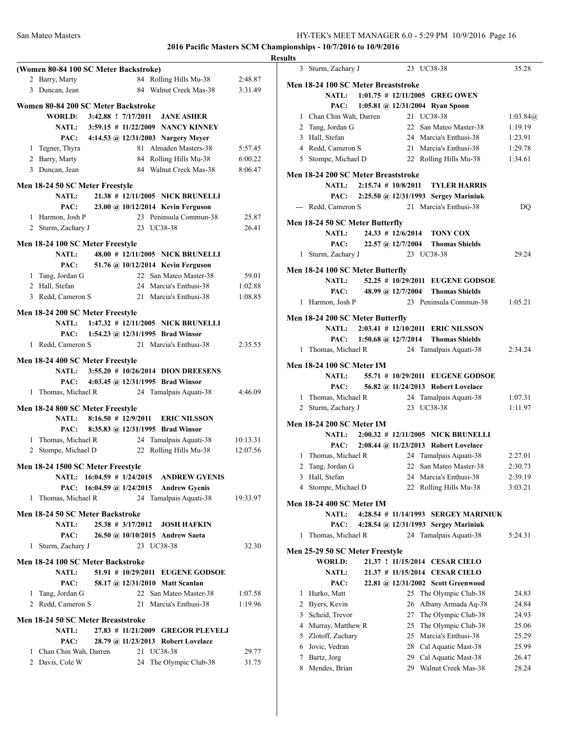**2016 Pacific Masters SCM Championships - 10/7/2016 to 10/9/2016**

**Results**

### (Women 80-84 100 SC Meter Backstroke)

| | Name | Age | Team | Time |
|---|---|---|---|---|
| 2 | Barry, Marty | 84 | Rolling Hills Mu-38 | 2:48.87 |
| 3 | Duncan, Jean | 84 | Walnut Creek Mas-38 | 3:31.49 |

### Women 80-84 200 SC Meter Backstroke

**WORLD:** 3:42.88 ! 7/17/2011 **JANE ASHER**
**NATL:** 3:59.15 # 11/22/2009 **NANCY KINNEY**
**PAC:** 4:14.53 @ 12/31/2003 **Nargery Meyer**

| | Name | Age | Team | Time |
|---|---|---|---|---|
| 1 | Tegner, Thyra | 81 | Almaden Masters-38 | 5:57.45 |
| 2 | Barry, Marty | 84 | Rolling Hills Mu-38 | 6:00.22 |
| 3 | Duncan, Jean | 84 | Walnut Creek Mas-38 | 8:06.47 |

### Men 18-24 50 SC Meter Freestyle

**NATL:** 21.38 # 12/11/2005 **NICK BRUNELLI**
**PAC:** 23.00 @ 10/12/2014 **Kevin Ferguson**

| | Name | Age | Team | Time |
|---|---|---|---|---|
| 1 | Harmon, Josh P | 23 | Peninsula Commun-38 | 25.87 |
| 2 | Sturm, Zachary J | 23 | UC38-38 | 26.41 |

### Men 18-24 100 SC Meter Freestyle

**NATL:** 48.00 # 12/11/2005 **NICK BRUNELLI**
**PAC:** 51.76 @ 10/12/2014 **Kevin Ferguson**

| | Name | Age | Team | Time |
|---|---|---|---|---|
| 1 | Tang, Jordan G | 22 | San Mateo Master-38 | 59.01 |
| 2 | Hall, Stefan | 24 | Marcia's Enthusi-38 | 1:02.88 |
| 3 | Redd, Cameron S | 21 | Marcia's Enthusi-38 | 1:08.85 |

### Men 18-24 200 SC Meter Freestyle

**NATL:** 1:47.32 # 12/11/2005 **NICK BRUNELLI**
**PAC:** 1:54.23 @ 12/31/1995 **Brad Winsor**

| | Name | Age | Team | Time |
|---|---|---|---|---|
| 1 | Redd, Cameron S | 21 | Marcia's Enthusi-38 | 2:35.55 |

### Men 18-24 400 SC Meter Freestyle

**NATL:** 3:55.20 # 10/26/2014 **DION DREESENS**
**PAC:** 4:03.45 @ 12/31/1995 **Brad Winsor**

| | Name | Age | Team | Time |
|---|---|---|---|---|
| 1 | Thomas, Michael R | 24 | Tamalpais Aquati-38 | 4:46.09 |

### Men 18-24 800 SC Meter Freestyle

**NATL:** 8:16.50 # 12/9/2011 **ERIC NILSSON**
**PAC:** 8:35.83 @ 12/31/1995 **Brad Winsor**

| | Name | Age | Team | Time |
|---|---|---|---|---|
| 1 | Thomas, Michael R | 24 | Tamalpais Aquati-38 | 10:13.31 |
| 2 | Stompe, Michael D | 22 | Rolling Hills Mu-38 | 12:07.56 |

### Men 18-24 1500 SC Meter Freestyle

**NATL:** 16:04.59 # 1/24/2015 **ANDREW GYENIS**
**PAC:** 16:04.59 @ 1/24/2015 **Andrew Gyenis**

| | Name | Age | Team | Time |
|---|---|---|---|---|
| 1 | Thomas, Michael R | 24 | Tamalpais Aquati-38 | 19:33.97 |

### Men 18-24 50 SC Meter Backstroke

**NATL:** 25.38 # 3/17/2012 **JOSH HAFKIN**
**PAC:** 26.50 @ 10/10/2015 **Andrew Saeta**

| | Name | Age | Team | Time |
|---|---|---|---|---|
| 1 | Sturm, Zachary J | 23 | UC38-38 | 32.30 |

### Men 18-24 100 SC Meter Backstroke

**NATL:** 51.91 # 10/29/2011 **EUGENE GODSOE**
**PAC:** 58.17 @ 12/31/2010 **Matt Scanlan**

| | Name | Age | Team | Time |
|---|---|---|---|---|
| 1 | Tang, Jordan G | 22 | San Mateo Master-38 | 1:07.58 |
| 2 | Redd, Cameron S | 21 | Marcia's Enthusi-38 | 1:19.96 |

### Men 18-24 50 SC Meter Breaststroke

**NATL:** 27.83 # 11/21/2009 **GREGOR PLEVELJ**
**PAC:** 28.79 @ 11/23/2013 **Robert Lovelace**

| | Name | Age | Team | Time |
|---|---|---|---|---|
| 1 | Chan Chin Wah, Darren | 21 | UC38-38 | 29.77 |
| 2 | Davis, Cole W | 24 | The Olympic Club-38 | 31.75 |
| 3 | Sturm, Zachary J | 23 | UC38-38 | 35.28 |

### Men 18-24 100 SC Meter Breaststroke

**NATL:** 1:01.75 # 12/11/2005 **GREG OWEN**
**PAC:** 1:05.81 @ 12/31/2004 **Ryan Spoon**

| | Name | Age | Team | Time |
|---|---|---|---|---|
| 1 | Chan Chin Wah, Darren | 21 | UC38-38 | 1:03.84@ |
| 2 | Tang, Jordan G | 22 | San Mateo Master-38 | 1:19.19 |
| 3 | Hall, Stefan | 24 | Marcia's Enthusi-38 | 1:23.91 |
| 4 | Redd, Cameron S | 21 | Marcia's Enthusi-38 | 1:29.78 |
| 5 | Stompe, Michael D | 22 | Rolling Hills Mu-38 | 1:34.61 |

### Men 18-24 200 SC Meter Breaststroke

**NATL:** 2:15.74 # 10/8/2011 **TYLER HARRIS**
**PAC:** 2:25.50 @ 12/31/1993 **Sergey Mariniuk**

| | Name | Age | Team | Time |
|---|---|---|---|---|
| --- | Redd, Cameron S | 21 | Marcia's Enthusi-38 | DQ |

### Men 18-24 50 SC Meter Butterfly

**NATL:** 24.33 # 12/6/2014 **TONY COX**
**PAC:** 22.57 @ 12/7/2004 **Thomas Shields**

| | Name | Age | Team | Time |
|---|---|---|---|---|
| 1 | Sturm, Zachary J | 23 | UC38-38 | 29.24 |

### Men 18-24 100 SC Meter Butterfly

**NATL:** 52.25 # 10/29/2011 **EUGENE GODSOE**
**PAC:** 48.99 @ 12/7/2004 **Thomas Shields**

| | Name | Age | Team | Time |
|---|---|---|---|---|
| 1 | Harmon, Josh P | 23 | Peninsula Commun-38 | 1:05.21 |

### Men 18-24 200 SC Meter Butterfly

**NATL:** 2:03.41 # 12/10/2011 **ERIC NILSSON**
**PAC:** 1:50.68 @ 12/7/2014 **Thomas Shields**

| | Name | Age | Team | Time |
|---|---|---|---|---|
| 1 | Thomas, Michael R | 24 | Tamalpais Aquati-38 | 2:34.24 |

### Men 18-24 100 SC Meter IM

**NATL:** 55.71 # 10/29/2011 **EUGENE GODSOE**
**PAC:** 56.82 @ 11/24/2013 **Robert Lovelace**

| | Name | Age | Team | Time |
|---|---|---|---|---|
| 1 | Thomas, Michael R | 24 | Tamalpais Aquati-38 | 1:07.31 |
| 2 | Sturm, Zachary J | 23 | UC38-38 | 1:11.97 |

### Men 18-24 200 SC Meter IM

**NATL:** 2:00.32 # 12/11/2005 **NICK BRUNELLI**
**PAC:** 2:08.44 @ 11/23/2013 **Robert Lovelace**

| | Name | Age | Team | Time |
|---|---|---|---|---|
| 1 | Thomas, Michael R | 24 | Tamalpais Aquati-38 | 2:27.01 |
| 2 | Tang, Jordan G | 22 | San Mateo Master-38 | 2:30.73 |
| 3 | Hall, Stefan | 24 | Marcia's Enthusi-38 | 2:39.19 |
| 4 | Stompe, Michael D | 22 | Rolling Hills Mu-38 | 3:03.21 |

### Men 18-24 400 SC Meter IM

**NATL:** 4:28.54 # 11/14/1993 **SERGEY MARINIUK**
**PAC:** 4:28.54 @ 12/31/1993 **Sergey Mariniuk**

| | Name | Age | Team | Time |
|---|---|---|---|---|
| 1 | Thomas, Michael R | 24 | Tamalpais Aquati-38 | 5:24.31 |

### Men 25-29 50 SC Meter Freestyle

**WORLD:** 21.37 ! 11/15/2014 **CESAR CIELO**
**NATL:** 21.37 # 11/15/2014 **CESAR CIELO**
**PAC:** 22.81 @ 12/31/2002 **Scott Greenwood**

| | Name | Age | Team | Time |
|---|---|---|---|---|
| 1 | Hurko, Matt | 25 | The Olympic Club-38 | 24.83 |
| 2 | Byers, Kevin | 26 | Albany Armada Aq-38 | 24.84 |
| 3 | Scheid, Trevor | 27 | The Olympic Club-38 | 24.93 |
| 4 | Murray, Matthew R | 25 | The Olympic Club-38 | 25.06 |
| 5 | Zlotoff, Zachary | 25 | Marcia's Enthusi-38 | 25.29 |
| 6 | Jovic, Vedran | 28 | Cal Aquatic Mast-38 | 25.99 |
| 7 | Bartz, Jorg | 29 | Cal Aquatic Mast-38 | 26.47 |
| 8 | Mendes, Brian | 29 | Walnut Creek Mas-38 | 28.24 |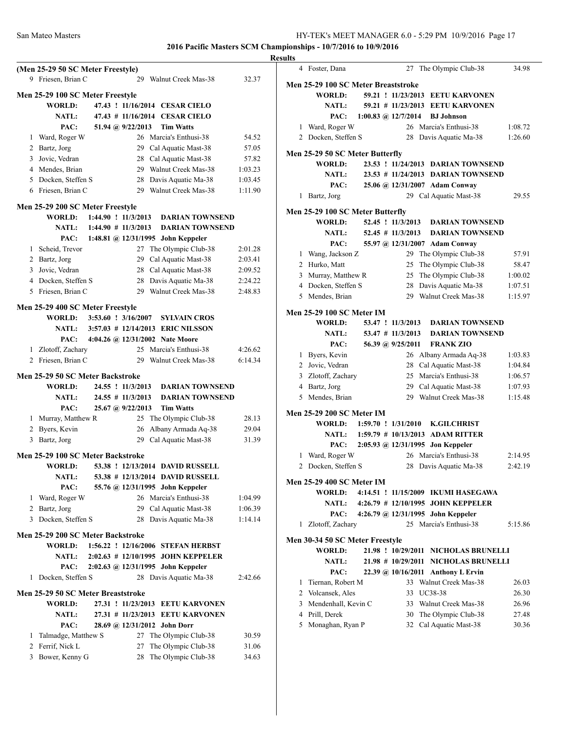## 2016 Pacific Masters SCM Championships - 10/7/2016 to 10/9/2016

### Results

**(Men 25-29 50 SC Meter Freestyle)**

| | Name | Age | Team | Time |
|---|---|---|---|---|
| 9 | Friesen, Brian C | 29 | Walnut Creek Mas-38 | 32.37 |

**Men 25-29 100 SC Meter Freestyle**

WORLD: 47.43 ! 11/16/2014 CESAR CIELO
NATL: 47.43 # 11/16/2014 CESAR CIELO
PAC: 51.94 @ 9/22/2013 Tim Watts

| | Name | Age | Team | Time |
|---|---|---|---|---|
| 1 | Ward, Roger W | 26 | Marcia's Enthusi-38 | 54.52 |
| 2 | Bartz, Jorg | 29 | Cal Aquatic Mast-38 | 57.05 |
| 3 | Jovic, Vedran | 28 | Cal Aquatic Mast-38 | 57.82 |
| 4 | Mendes, Brian | 29 | Walnut Creek Mas-38 | 1:03.23 |
| 5 | Docken, Steffen S | 28 | Davis Aquatic Ma-38 | 1:03.45 |
| 6 | Friesen, Brian C | 29 | Walnut Creek Mas-38 | 1:11.90 |

**Men 25-29 200 SC Meter Freestyle**

WORLD: 1:44.90 ! 11/3/2013 DARIAN TOWNSEND
NATL: 1:44.90 # 11/3/2013 DARIAN TOWNSEND
PAC: 1:48.81 @ 12/31/1995 John Keppeler

| | Name | Age | Team | Time |
|---|---|---|---|---|
| 1 | Scheid, Trevor | 27 | The Olympic Club-38 | 2:01.28 |
| 2 | Bartz, Jorg | 29 | Cal Aquatic Mast-38 | 2:03.41 |
| 3 | Jovic, Vedran | 28 | Cal Aquatic Mast-38 | 2:09.52 |
| 4 | Docken, Steffen S | 28 | Davis Aquatic Ma-38 | 2:24.22 |
| 5 | Friesen, Brian C | 29 | Walnut Creek Mas-38 | 2:48.83 |

**Men 25-29 400 SC Meter Freestyle**

WORLD: 3:53.60 ! 3/16/2007 SYLVAIN CROS
NATL: 3:57.03 # 12/14/2013 ERIC NILSSON
PAC: 4:04.26 @ 12/31/2002 Nate Moore

| | Name | Age | Team | Time |
|---|---|---|---|---|
| 1 | Zlotoff, Zachary | 25 | Marcia's Enthusi-38 | 4:26.62 |
| 2 | Friesen, Brian C | 29 | Walnut Creek Mas-38 | 6:14.34 |

**Men 25-29 50 SC Meter Backstroke**

WORLD: 24.55 ! 11/3/2013 DARIAN TOWNSEND
NATL: 24.55 # 11/3/2013 DARIAN TOWNSEND
PAC: 25.67 @ 9/22/2013 Tim Watts

| | Name | Age | Team | Time |
|---|---|---|---|---|
| 1 | Murray, Matthew R | 25 | The Olympic Club-38 | 28.13 |
| 2 | Byers, Kevin | 26 | Albany Armada Aq-38 | 29.04 |
| 3 | Bartz, Jorg | 29 | Cal Aquatic Mast-38 | 31.39 |

**Men 25-29 100 SC Meter Backstroke**

WORLD: 53.38 ! 12/13/2014 DAVID RUSSELL
NATL: 53.38 # 12/13/2014 DAVID RUSSELL
PAC: 55.76 @ 12/31/1995 John Keppeler

| | Name | Age | Team | Time |
|---|---|---|---|---|
| 1 | Ward, Roger W | 26 | Marcia's Enthusi-38 | 1:04.99 |
| 2 | Bartz, Jorg | 29 | Cal Aquatic Mast-38 | 1:06.39 |
| 3 | Docken, Steffen S | 28 | Davis Aquatic Ma-38 | 1:14.14 |

**Men 25-29 200 SC Meter Backstroke**

WORLD: 1:56.22 ! 12/16/2006 STEFAN HERBST
NATL: 2:02.63 # 12/10/1995 JOHN KEPPELER
PAC: 2:02.63 @ 12/31/1995 John Keppeler

| | Name | Age | Team | Time |
|---|---|---|---|---|
| 1 | Docken, Steffen S | 28 | Davis Aquatic Ma-38 | 2:42.66 |

**Men 25-29 50 SC Meter Breaststroke**

WORLD: 27.31 ! 11/23/2013 EETU KARVONEN
NATL: 27.31 # 11/23/2013 EETU KARVONEN
PAC: 28.69 @ 12/31/2012 John Dorr

| | Name | Age | Team | Time |
|---|---|---|---|---|
| 1 | Talmadge, Matthew S | 27 | The Olympic Club-38 | 30.59 |
| 2 | Ferrif, Nick L | 27 | The Olympic Club-38 | 31.06 |
| 3 | Bower, Kenny G | 28 | The Olympic Club-38 | 34.63 |
| 4 | Foster, Dana | 27 | The Olympic Club-38 | 34.98 |

**Men 25-29 100 SC Meter Breaststroke**

WORLD: 59.21 ! 11/23/2013 EETU KARVONEN
NATL: 59.21 # 11/23/2013 EETU KARVONEN
PAC: 1:00.83 @ 12/7/2014 BJ Johnson

| | Name | Age | Team | Time |
|---|---|---|---|---|
| 1 | Ward, Roger W | 26 | Marcia's Enthusi-38 | 1:08.72 |
| 2 | Docken, Steffen S | 28 | Davis Aquatic Ma-38 | 1:26.60 |

**Men 25-29 50 SC Meter Butterfly**

WORLD: 23.53 ! 11/24/2013 DARIAN TOWNSEND
NATL: 23.53 # 11/24/2013 DARIAN TOWNSEND
PAC: 25.06 @ 12/31/2007 Adam Conway

| | Name | Age | Team | Time |
|---|---|---|---|---|
| 1 | Bartz, Jorg | 29 | Cal Aquatic Mast-38 | 29.55 |

**Men 25-29 100 SC Meter Butterfly**

WORLD: 52.45 ! 11/3/2013 DARIAN TOWNSEND
NATL: 52.45 # 11/3/2013 DARIAN TOWNSEND
PAC: 55.97 @ 12/31/2007 Adam Conway

| | Name | Age | Team | Time |
|---|---|---|---|---|
| 1 | Wang, Jackson Z | 29 | The Olympic Club-38 | 57.91 |
| 2 | Hurko, Matt | 25 | The Olympic Club-38 | 58.47 |
| 3 | Murray, Matthew R | 25 | The Olympic Club-38 | 1:00.02 |
| 4 | Docken, Steffen S | 28 | Davis Aquatic Ma-38 | 1:07.51 |
| 5 | Mendes, Brian | 29 | Walnut Creek Mas-38 | 1:15.97 |

**Men 25-29 100 SC Meter IM**

WORLD: 53.47 ! 11/3/2013 DARIAN TOWNSEND
NATL: 53.47 # 11/3/2013 DARIAN TOWNSEND
PAC: 56.39 @ 9/25/2011 FRANK ZIO

| | Name | Age | Team | Time |
|---|---|---|---|---|
| 1 | Byers, Kevin | 26 | Albany Armada Aq-38 | 1:03.83 |
| 2 | Jovic, Vedran | 28 | Cal Aquatic Mast-38 | 1:04.84 |
| 3 | Zlotoff, Zachary | 25 | Marcia's Enthusi-38 | 1:06.57 |
| 4 | Bartz, Jorg | 29 | Cal Aquatic Mast-38 | 1:07.93 |
| 5 | Mendes, Brian | 29 | Walnut Creek Mas-38 | 1:15.48 |

**Men 25-29 200 SC Meter IM**

WORLD: 1:59.70 ! 1/31/2010 K.GILCHRIST
NATL: 1:59.79 # 10/13/2013 ADAM RITTER
PAC: 2:05.93 @ 12/31/1995 Jon Keppeler

| | Name | Age | Team | Time |
|---|---|---|---|---|
| 1 | Ward, Roger W | 26 | Marcia's Enthusi-38 | 2:14.95 |
| 2 | Docken, Steffen S | 28 | Davis Aquatic Ma-38 | 2:42.19 |

**Men 25-29 400 SC Meter IM**

WORLD: 4:14.51 ! 11/15/2009 IKUMI HASEGAWA
NATL: 4:26.79 # 12/10/1995 JOHN KEPPELER
PAC: 4:26.79 @ 12/31/1995 John Keppeler

| | Name | Age | Team | Time |
|---|---|---|---|---|
| 1 | Zlotoff, Zachary | 25 | Marcia's Enthusi-38 | 5:15.86 |

**Men 30-34 50 SC Meter Freestyle**

WORLD: 21.98 ! 10/29/2011 NICHOLAS BRUNELLI
NATL: 21.98 # 10/29/2011 NICHOLAS BRUNELLI
PAC: 22.39 @ 10/16/2011 Anthony L Ervin

| | Name | Age | Team | Time |
|---|---|---|---|---|
| 1 | Tiernan, Robert M | 33 | Walnut Creek Mas-38 | 26.03 |
| 2 | Volcansek, Ales | 33 | UC38-38 | 26.30 |
| 3 | Mendenhall, Kevin C | 33 | Walnut Creek Mas-38 | 26.96 |
| 4 | Prill, Derek | 30 | The Olympic Club-38 | 27.48 |
| 5 | Monaghan, Ryan P | 32 | Cal Aquatic Mast-38 | 30.36 |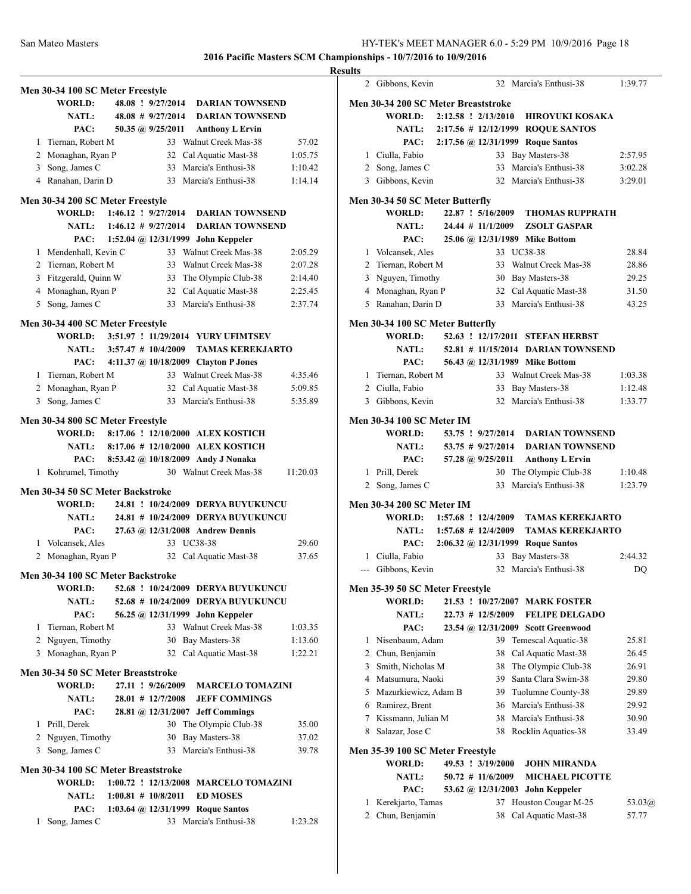**2016 Pacific Masters SCM Championships - 10/7/2016 to 10/9/2016**

**Results**

### Men 30-34 100 SC Meter Freestyle

| | | | | |
|---|---|---|---|---|
| **WORLD:** | 48.08 ! 9/27/2014 | **DARIAN TOWNSEND** | | |
| **NATL:** | 48.08 # 9/27/2014 | **DARIAN TOWNSEND** | | |
| **PAC:** | 50.35 @ 9/25/2011 | **Anthony L Ervin** | | |
| 1 | Tiernan, Robert M | 33 | Walnut Creek Mas-38 | 57.02 |
| 2 | Monaghan, Ryan P | 32 | Cal Aquatic Mast-38 | 1:05.75 |
| 3 | Song, James C | 33 | Marcia's Enthusi-38 | 1:10.42 |
| 4 | Ranahan, Darin D | 33 | Marcia's Enthusi-38 | 1:14.14 |

### Men 30-34 200 SC Meter Freestyle

| | | | | |
|---|---|---|---|---|
| **WORLD:** | 1:46.12 ! 9/27/2014 | **DARIAN TOWNSEND** | | |
| **NATL:** | 1:46.12 # 9/27/2014 | **DARIAN TOWNSEND** | | |
| **PAC:** | 1:52.04 @ 12/31/1999 | **John Keppeler** | | |
| 1 | Mendenhall, Kevin C | 33 | Walnut Creek Mas-38 | 2:05.29 |
| 2 | Tiernan, Robert M | 33 | Walnut Creek Mas-38 | 2:07.28 |
| 3 | Fitzgerald, Quinn W | 33 | The Olympic Club-38 | 2:14.40 |
| 4 | Monaghan, Ryan P | 32 | Cal Aquatic Mast-38 | 2:25.45 |
| 5 | Song, James C | 33 | Marcia's Enthusi-38 | 2:37.74 |

### Men 30-34 400 SC Meter Freestyle

| | | | | |
|---|---|---|---|---|
| **WORLD:** | 3:51.97 ! 11/29/2014 | **YURY UFIMTSEV** | | |
| **NATL:** | 3:57.47 # 10/4/2009 | **TAMAS KEREKJARTO** | | |
| **PAC:** | 4:11.37 @ 10/18/2009 | **Clayton P Jones** | | |
| 1 | Tiernan, Robert M | 33 | Walnut Creek Mas-38 | 4:35.46 |
| 2 | Monaghan, Ryan P | 32 | Cal Aquatic Mast-38 | 5:09.85 |
| 3 | Song, James C | 33 | Marcia's Enthusi-38 | 5:35.89 |

### Men 30-34 800 SC Meter Freestyle

| | | | | |
|---|---|---|---|---|
| **WORLD:** | 8:17.06 ! 12/10/2000 | **ALEX KOSTICH** | | |
| **NATL:** | 8:17.06 # 12/10/2000 | **ALEX KOSTICH** | | |
| **PAC:** | 8:53.42 @ 10/18/2009 | **Andy J Nonaka** | | |
| 1 | Kohrumel, Timothy | 30 | Walnut Creek Mas-38 | 11:20.03 |

### Men 30-34 50 SC Meter Backstroke

| | | | | |
|---|---|---|---|---|
| **WORLD:** | 24.81 ! 10/24/2009 | **DERYA BUYUKUNCU** | | |
| **NATL:** | 24.81 # 10/24/2009 | **DERYA BUYUKUNCU** | | |
| **PAC:** | 27.63 @ 12/31/2008 | **Andrew Dennis** | | |
| 1 | Volcansek, Ales | 33 | UC38-38 | 29.60 |
| 2 | Monaghan, Ryan P | 32 | Cal Aquatic Mast-38 | 37.65 |

### Men 30-34 100 SC Meter Backstroke

| | | | | |
|---|---|---|---|---|
| **WORLD:** | 52.68 ! 10/24/2009 | **DERYA BUYUKUNCU** | | |
| **NATL:** | 52.68 # 10/24/2009 | **DERYA BUYUKUNCU** | | |
| **PAC:** | 56.25 @ 12/31/1999 | **John Keppeler** | | |
| 1 | Tiernan, Robert M | 33 | Walnut Creek Mas-38 | 1:03.35 |
| 2 | Nguyen, Timothy | 30 | Bay Masters-38 | 1:13.60 |
| 3 | Monaghan, Ryan P | 32 | Cal Aquatic Mast-38 | 1:22.21 |

### Men 30-34 50 SC Meter Breaststroke

| | | | | |
|---|---|---|---|---|
| **WORLD:** | 27.11 ! 9/26/2009 | **MARCELO TOMAZINI** | | |
| **NATL:** | 28.01 # 12/7/2008 | **JEFF COMMINGS** | | |
| **PAC:** | 28.81 @ 12/31/2007 | **Jeff Commings** | | |
| 1 | Prill, Derek | 30 | The Olympic Club-38 | 35.00 |
| 2 | Nguyen, Timothy | 30 | Bay Masters-38 | 37.02 |
| 3 | Song, James C | 33 | Marcia's Enthusi-38 | 39.78 |

### Men 30-34 100 SC Meter Breaststroke

| | | | | |
|---|---|---|---|---|
| **WORLD:** | 1:00.72 ! 12/13/2008 | **MARCELO TOMAZINI** | | |
| **NATL:** | 1:00.81 # 10/8/2011 | **ED MOSES** | | |
| **PAC:** | 1:03.64 @ 12/31/1999 | **Roque Santos** | | |
| 1 | Song, James C | 33 | Marcia's Enthusi-38 | 1:23.28 |
| 2 | Gibbons, Kevin | 32 | Marcia's Enthusi-38 | 1:39.77 |

### Men 30-34 200 SC Meter Breaststroke

| | | | | |
|---|---|---|---|---|
| **WORLD:** | 2:12.58 ! 2/13/2010 | **HIROYUKI KOSAKA** | | |
| **NATL:** | 2:17.56 # 12/12/1999 | **ROQUE SANTOS** | | |
| **PAC:** | 2:17.56 @ 12/31/1999 | **Roque Santos** | | |
| 1 | Ciulla, Fabio | 33 | Bay Masters-38 | 2:57.95 |
| 2 | Song, James C | 33 | Marcia's Enthusi-38 | 3:02.28 |
| 3 | Gibbons, Kevin | 32 | Marcia's Enthusi-38 | 3:29.01 |

### Men 30-34 50 SC Meter Butterfly

| | | | | |
|---|---|---|---|---|
| **WORLD:** | 22.87 ! 5/16/2009 | **THOMAS RUPPRATH** | | |
| **NATL:** | 24.44 # 11/1/2009 | **ZSOLT GASPAR** | | |
| **PAC:** | 25.06 @ 12/31/1989 | **Mike Bottom** | | |
| 1 | Volcansek, Ales | 33 | UC38-38 | 28.84 |
| 2 | Tiernan, Robert M | 33 | Walnut Creek Mas-38 | 28.86 |
| 3 | Nguyen, Timothy | 30 | Bay Masters-38 | 29.25 |
| 4 | Monaghan, Ryan P | 32 | Cal Aquatic Mast-38 | 31.50 |
| 5 | Ranahan, Darin D | 33 | Marcia's Enthusi-38 | 43.25 |

### Men 30-34 100 SC Meter Butterfly

| | | | | |
|---|---|---|---|---|
| **WORLD:** | 52.63 ! 12/17/2011 | **STEFAN HERBST** | | |
| **NATL:** | 52.81 # 11/15/2014 | **DARIAN TOWNSEND** | | |
| **PAC:** | 56.43 @ 12/31/1989 | **Mike Bottom** | | |
| 1 | Tiernan, Robert M | 33 | Walnut Creek Mas-38 | 1:03.38 |
| 2 | Ciulla, Fabio | 33 | Bay Masters-38 | 1:12.48 |
| 3 | Gibbons, Kevin | 32 | Marcia's Enthusi-38 | 1:33.77 |

### Men 30-34 100 SC Meter IM

| | | | | |
|---|---|---|---|---|
| **WORLD:** | 53.75 ! 9/27/2014 | **DARIAN TOWNSEND** | | |
| **NATL:** | 53.75 # 9/27/2014 | **DARIAN TOWNSEND** | | |
| **PAC:** | 57.28 @ 9/25/2011 | **Anthony L Ervin** | | |
| 1 | Prill, Derek | 30 | The Olympic Club-38 | 1:10.48 |
| 2 | Song, James C | 33 | Marcia's Enthusi-38 | 1:23.79 |

### Men 30-34 200 SC Meter IM

| | | | | |
|---|---|---|---|---|
| **WORLD:** | 1:57.68 ! 12/4/2009 | **TAMAS KEREKJARTO** | | |
| **NATL:** | 1:57.68 # 12/4/2009 | **TAMAS KEREKJARTO** | | |
| **PAC:** | 2:06.32 @ 12/31/1999 | **Roque Santos** | | |
| 1 | Ciulla, Fabio | 33 | Bay Masters-38 | 2:44.32 |
| --- | Gibbons, Kevin | 32 | Marcia's Enthusi-38 | DQ |

### Men 35-39 50 SC Meter Freestyle

| | | | | |
|---|---|---|---|---|
| **WORLD:** | 21.53 ! 10/27/2007 | **MARK FOSTER** | | |
| **NATL:** | 22.73 # 12/5/2009 | **FELIPE DELGADO** | | |
| **PAC:** | 23.54 @ 12/31/2009 | **Scott Greenwood** | | |
| 1 | Nisenbaum, Adam | 39 | Temescal Aquatic-38 | 25.81 |
| 2 | Chun, Benjamin | 38 | Cal Aquatic Mast-38 | 26.45 |
| 3 | Smith, Nicholas M | 38 | The Olympic Club-38 | 26.91 |
| 4 | Matsumura, Naoki | 39 | Santa Clara Swim-38 | 29.80 |
| 5 | Mazurkiewicz, Adam B | 39 | Tuolumne County-38 | 29.89 |
| 6 | Ramirez, Brent | 36 | Marcia's Enthusi-38 | 29.92 |
| 7 | Kissmann, Julian M | 38 | Marcia's Enthusi-38 | 30.90 |
| 8 | Salazar, Jose C | 38 | Rocklin Aquatics-38 | 33.49 |

### Men 35-39 100 SC Meter Freestyle

| | | | | |
|---|---|---|---|---|
| **WORLD:** | 49.53 ! 3/19/2000 | **JOHN MIRANDA** | | |
| **NATL:** | 50.72 # 11/6/2009 | **MICHAEL PICOTTE** | | |
| **PAC:** | 53.62 @ 12/31/2003 | **John Keppeler** | | |
| 1 | Kerekjarto, Tamas | 37 | Houston Cougar M-25 | 53.03@ |
| 2 | Chun, Benjamin | 38 | Cal Aquatic Mast-38 | 57.77 |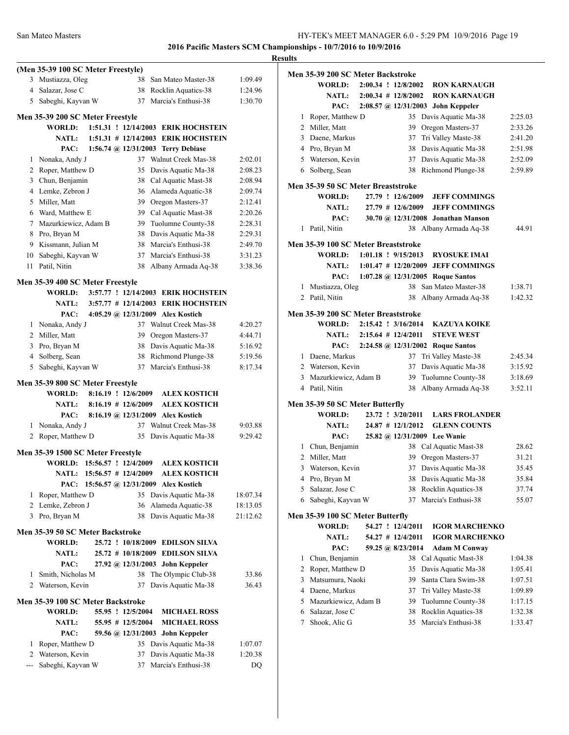# 2016 Pacific Masters SCM Championships - 10/7/2016 to 10/9/2016

## Results

### (Men 35-39 100 SC Meter Freestyle)

| Place | Name | Age | Team | Time |
|---|---|---|---|---|
| 3 | Mustiazza, Oleg | 38 | San Mateo Master-38 | 1:09.49 |
| 4 | Salazar, Jose C | 38 | Rocklin Aquatics-38 | 1:24.96 |
| 5 | Sabeghi, Kayvan W | 37 | Marcia's Enthusi-38 | 1:30.70 |

### Men 35-39 200 SC Meter Freestyle

**WORLD:** 1:51.31 ! 12/14/2003 **ERIK HOCHSTEIN**
**NATL:** 1:51.31 # 12/14/2003 **ERIK HOCHSTEIN**
**PAC:** 1:56.74 @ 12/31/2003 **Terry Debiase**

| Place | Name | Age | Team | Time |
|---|---|---|---|---|
| 1 | Nonaka, Andy J | 37 | Walnut Creek Mas-38 | 2:02.01 |
| 2 | Roper, Matthew D | 35 | Davis Aquatic Ma-38 | 2:08.23 |
| 3 | Chun, Benjamin | 38 | Cal Aquatic Mast-38 | 2:08.94 |
| 4 | Lemke, Zebron J | 36 | Alameda Aquatic-38 | 2:09.74 |
| 5 | Miller, Matt | 39 | Oregon Masters-37 | 2:12.41 |
| 6 | Ward, Matthew E | 39 | Cal Aquatic Mast-38 | 2:20.26 |
| 7 | Mazurkiewicz, Adam B | 39 | Tuolumne County-38 | 2:28.31 |
| 8 | Pro, Bryan M | 38 | Davis Aquatic Ma-38 | 2:29.31 |
| 9 | Kissmann, Julian M | 38 | Marcia's Enthusi-38 | 2:49.70 |
| 10 | Sabeghi, Kayvan W | 37 | Marcia's Enthusi-38 | 3:31.23 |
| 11 | Patil, Nitin | 38 | Albany Armada Aq-38 | 3:38.36 |

### Men 35-39 400 SC Meter Freestyle

**WORLD:** 3:57.77 ! 12/14/2003 **ERIK HOCHSTEIN**
**NATL:** 3:57.77 # 12/14/2003 **ERIK HOCHSTEIN**
**PAC:** 4:05.29 @ 12/31/2009 **Alex Kostich**

| Place | Name | Age | Team | Time |
|---|---|---|---|---|
| 1 | Nonaka, Andy J | 37 | Walnut Creek Mas-38 | 4:20.27 |
| 2 | Miller, Matt | 39 | Oregon Masters-37 | 4:44.71 |
| 3 | Pro, Bryan M | 38 | Davis Aquatic Ma-38 | 5:16.92 |
| 4 | Solberg, Sean | 38 | Richmond Plunge-38 | 5:19.56 |
| 5 | Sabeghi, Kayvan W | 37 | Marcia's Enthusi-38 | 8:17.34 |

### Men 35-39 800 SC Meter Freestyle

**WORLD:** 8:16.19 ! 12/6/2009 **ALEX KOSTICH**
**NATL:** 8:16.19 # 12/6/2009 **ALEX KOSTICH**
**PAC:** 8:16.19 @ 12/31/2009 **Alex Kostich**

| Place | Name | Age | Team | Time |
|---|---|---|---|---|
| 1 | Nonaka, Andy J | 37 | Walnut Creek Mas-38 | 9:03.88 |
| 2 | Roper, Matthew D | 35 | Davis Aquatic Ma-38 | 9:29.42 |

### Men 35-39 1500 SC Meter Freestyle

**WORLD:** 15:56.57 ! 12/4/2009 **ALEX KOSTICH**
**NATL:** 15:56.57 # 12/4/2009 **ALEX KOSTICH**
**PAC:** 15:56.57 @ 12/31/2009 **Alex Kostich**

| Place | Name | Age | Team | Time |
|---|---|---|---|---|
| 1 | Roper, Matthew D | 35 | Davis Aquatic Ma-38 | 18:07.34 |
| 2 | Lemke, Zebron J | 36 | Alameda Aquatic-38 | 18:13.05 |
| 3 | Pro, Bryan M | 38 | Davis Aquatic Ma-38 | 21:12.62 |

### Men 35-39 50 SC Meter Backstroke

**WORLD:** 25.72 ! 10/18/2009 **EDILSON SILVA**
**NATL:** 25.72 # 10/18/2009 **EDILSON SILVA**
**PAC:** 27.92 @ 12/31/2003 **John Keppeler**

| Place | Name | Age | Team | Time |
|---|---|---|---|---|
| 1 | Smith, Nicholas M | 38 | The Olympic Club-38 | 33.86 |
| 2 | Waterson, Kevin | 37 | Davis Aquatic Ma-38 | 36.43 |

### Men 35-39 100 SC Meter Backstroke

**WORLD:** 55.95 ! 12/5/2004 **MICHAEL ROSS**
**NATL:** 55.95 # 12/5/2004 **MICHAEL ROSS**
**PAC:** 59.56 @ 12/31/2003 **John Keppeler**

| Place | Name | Age | Team | Time |
|---|---|---|---|---|
| 1 | Roper, Matthew D | 35 | Davis Aquatic Ma-38 | 1:07.07 |
| 2 | Waterson, Kevin | 37 | Davis Aquatic Ma-38 | 1:20.38 |
| --- | Sabeghi, Kayvan W | 37 | Marcia's Enthusi-38 | DQ |

### Men 35-39 200 SC Meter Backstroke

**WORLD:** 2:00.34 ! 12/8/2002 **RON KARNAUGH**
**NATL:** 2:00.34 # 12/8/2002 **RON KARNAUGH**
**PAC:** 2:08.57 @ 12/31/2003 **John Keppeler**

| Place | Name | Age | Team | Time |
|---|---|---|---|---|
| 1 | Roper, Matthew D | 35 | Davis Aquatic Ma-38 | 2:25.03 |
| 2 | Miller, Matt | 39 | Oregon Masters-37 | 2:33.26 |
| 3 | Daene, Markus | 37 | Tri Valley Maste-38 | 2:41.20 |
| 4 | Pro, Bryan M | 38 | Davis Aquatic Ma-38 | 2:51.98 |
| 5 | Waterson, Kevin | 37 | Davis Aquatic Ma-38 | 2:52.09 |
| 6 | Solberg, Sean | 38 | Richmond Plunge-38 | 2:59.89 |

### Men 35-39 50 SC Meter Breaststroke

**WORLD:** 27.79 ! 12/6/2009 **JEFF COMMINGS**
**NATL:** 27.79 # 12/6/2009 **JEFF COMMINGS**
**PAC:** 30.70 @ 12/31/2008 **Jonathan Manson**

| Place | Name | Age | Team | Time |
|---|---|---|---|---|
| 1 | Patil, Nitin | 38 | Albany Armada Aq-38 | 44.91 |

### Men 35-39 100 SC Meter Breaststroke

**WORLD:** 1:01.18 ! 9/15/2013 **RYOSUKE IMAI**
**NATL:** 1:01.47 # 12/20/2009 **JEFF COMMINGS**
**PAC:** 1:07.28 @ 12/31/2005 **Roque Santos**

| Place | Name | Age | Team | Time |
|---|---|---|---|---|
| 1 | Mustiazza, Oleg | 38 | San Mateo Master-38 | 1:38.71 |
| 2 | Patil, Nitin | 38 | Albany Armada Aq-38 | 1:42.32 |

### Men 35-39 200 SC Meter Breaststroke

**WORLD:** 2:15.42 ! 3/16/2014 **KAZUYA KOIKE**
**NATL:** 2:15.64 # 12/4/2011 **STEVE WEST**
**PAC:** 2:24.58 @ 12/31/2002 **Roque Santos**

| Place | Name | Age | Team | Time |
|---|---|---|---|---|
| 1 | Daene, Markus | 37 | Tri Valley Maste-38 | 2:45.34 |
| 2 | Waterson, Kevin | 37 | Davis Aquatic Ma-38 | 3:15.92 |
| 3 | Mazurkiewicz, Adam B | 39 | Tuolumne County-38 | 3:18.69 |
| 4 | Patil, Nitin | 38 | Albany Armada Aq-38 | 3:52.11 |

### Men 35-39 50 SC Meter Butterfly

**WORLD:** 23.72 ! 3/20/2011 **LARS FROLANDER**
**NATL:** 24.87 # 12/1/2012 **GLENN COUNTS**
**PAC:** 25.82 @ 12/31/2009 **Lee Wanie**

| Place | Name | Age | Team | Time |
|---|---|---|---|---|
| 1 | Chun, Benjamin | 38 | Cal Aquatic Mast-38 | 28.62 |
| 2 | Miller, Matt | 39 | Oregon Masters-37 | 31.21 |
| 3 | Waterson, Kevin | 37 | Davis Aquatic Ma-38 | 35.45 |
| 4 | Pro, Bryan M | 38 | Davis Aquatic Ma-38 | 35.84 |
| 5 | Salazar, Jose C | 38 | Rocklin Aquatics-38 | 37.74 |
| 6 | Sabeghi, Kayvan W | 37 | Marcia's Enthusi-38 | 55.07 |

### Men 35-39 100 SC Meter Butterfly

**WORLD:** 54.27 ! 12/4/2011 **IGOR MARCHENKO**
**NATL:** 54.27 # 12/4/2011 **IGOR MARCHENKO**
**PAC:** 59.25 @ 8/23/2014 **Adam M Conway**

| Place | Name | Age | Team | Time |
|---|---|---|---|---|
| 1 | Chun, Benjamin | 38 | Cal Aquatic Mast-38 | 1:04.38 |
| 2 | Roper, Matthew D | 35 | Davis Aquatic Ma-38 | 1:05.41 |
| 3 | Matsumura, Naoki | 39 | Santa Clara Swim-38 | 1:07.51 |
| 4 | Daene, Markus | 37 | Tri Valley Maste-38 | 1:09.89 |
| 5 | Mazurkiewicz, Adam B | 39 | Tuolumne County-38 | 1:17.15 |
| 6 | Salazar, Jose C | 38 | Rocklin Aquatics-38 | 1:32.38 |
| 7 | Shook, Alic G | 35 | Marcia's Enthusi-38 | 1:33.47 |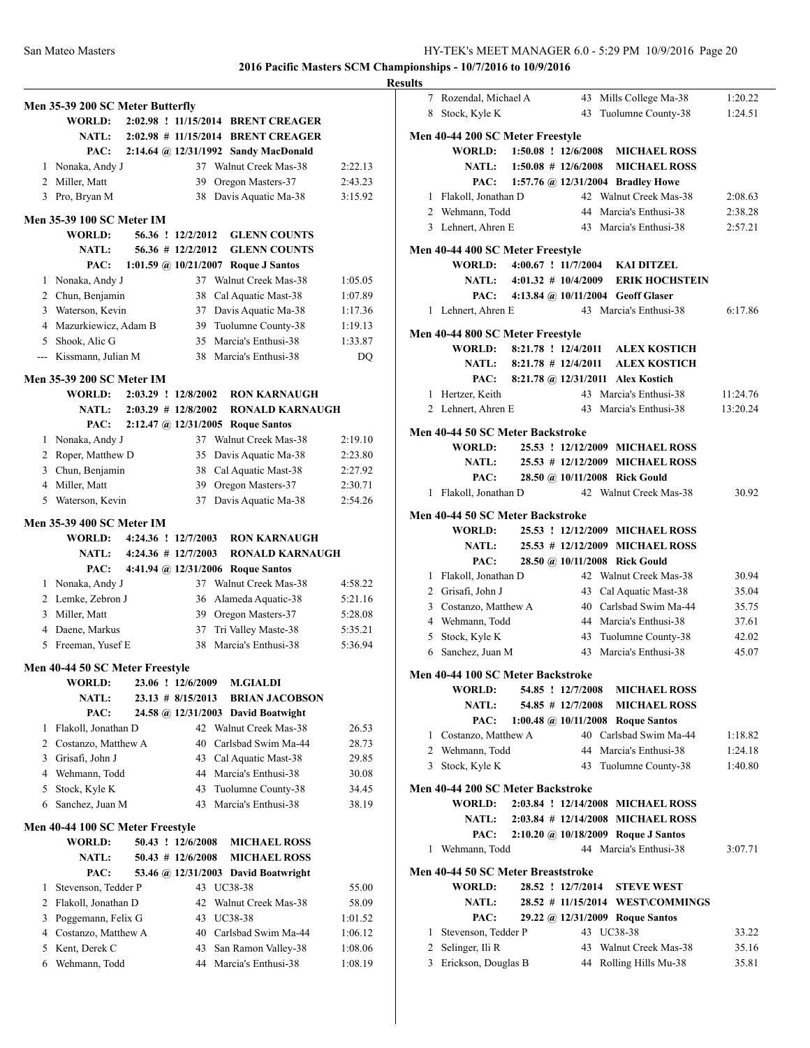**2016 Pacific Masters SCM Championships - 10/7/2016 to 10/9/2016**

**Results**

### Men 35-39 200 SC Meter Butterfly

| | | | |
|---|---|---|---|
| WORLD: | 2:02.98 ! 11/15/2014 | BRENT CREAGER | |
| NATL: | 2:02.98 # 11/15/2014 | BRENT CREAGER | |
| PAC: | 2:14.64 @ 12/31/1992 | Sandy MacDonald | |

| Place | Name | Age | Team | Time |
|---|---|---|---|---|
| 1 | Nonaka, Andy J | 37 | Walnut Creek Mas-38 | 2:22.13 |
| 2 | Miller, Matt | 39 | Oregon Masters-37 | 2:43.23 |
| 3 | Pro, Bryan M | 38 | Davis Aquatic Ma-38 | 3:15.92 |

### Men 35-39 100 SC Meter IM

| | | | |
|---|---|---|---|
| WORLD: | 56.36 ! 12/2/2012 | GLENN COUNTS | |
| NATL: | 56.36 # 12/2/2012 | GLENN COUNTS | |
| PAC: | 1:01.59 @ 10/21/2007 | Roque J Santos | |

| Place | Name | Age | Team | Time |
|---|---|---|---|---|
| 1 | Nonaka, Andy J | 37 | Walnut Creek Mas-38 | 1:05.05 |
| 2 | Chun, Benjamin | 38 | Cal Aquatic Mast-38 | 1:07.89 |
| 3 | Waterson, Kevin | 37 | Davis Aquatic Ma-38 | 1:17.36 |
| 4 | Mazurkiewicz, Adam B | 39 | Tuolumne County-38 | 1:19.13 |
| 5 | Shook, Alic G | 35 | Marcia's Enthusi-38 | 1:33.87 |
| --- | Kissmann, Julian M | 38 | Marcia's Enthusi-38 | DQ |

### Men 35-39 200 SC Meter IM

| | | | |
|---|---|---|---|
| WORLD: | 2:03.29 ! 12/8/2002 | RON KARNAUGH | |
| NATL: | 2:03.29 # 12/8/2002 | RONALD KARNAUGH | |
| PAC: | 2:12.47 @ 12/31/2005 | Roque Santos | |

| Place | Name | Age | Team | Time |
|---|---|---|---|---|
| 1 | Nonaka, Andy J | 37 | Walnut Creek Mas-38 | 2:19.10 |
| 2 | Roper, Matthew D | 35 | Davis Aquatic Ma-38 | 2:23.80 |
| 3 | Chun, Benjamin | 38 | Cal Aquatic Mast-38 | 2:27.92 |
| 4 | Miller, Matt | 39 | Oregon Masters-37 | 2:30.71 |
| 5 | Waterson, Kevin | 37 | Davis Aquatic Ma-38 | 2:54.26 |

### Men 35-39 400 SC Meter IM

| | | | |
|---|---|---|---|
| WORLD: | 4:24.36 ! 12/7/2003 | RON KARNAUGH | |
| NATL: | 4:24.36 # 12/7/2003 | RONALD KARNAUGH | |
| PAC: | 4:41.94 @ 12/31/2006 | Roque Santos | |

| Place | Name | Age | Team | Time |
|---|---|---|---|---|
| 1 | Nonaka, Andy J | 37 | Walnut Creek Mas-38 | 4:58.22 |
| 2 | Lemke, Zebron J | 36 | Alameda Aquatic-38 | 5:21.16 |
| 3 | Miller, Matt | 39 | Oregon Masters-37 | 5:28.08 |
| 4 | Daene, Markus | 37 | Tri Valley Maste-38 | 5:35.21 |
| 5 | Freeman, Yusef E | 38 | Marcia's Enthusi-38 | 5:36.94 |

### Men 40-44 50 SC Meter Freestyle

| | | | |
|---|---|---|---|
| WORLD: | 23.06 ! 12/6/2009 | M.GIALDI | |
| NATL: | 23.13 # 8/15/2013 | BRIAN JACOBSON | |
| PAC: | 24.58 @ 12/31/2003 | David Boatwight | |

| Place | Name | Age | Team | Time |
|---|---|---|---|---|
| 1 | Flakoll, Jonathan D | 42 | Walnut Creek Mas-38 | 26.53 |
| 2 | Costanzo, Matthew A | 40 | Carlsbad Swim Ma-44 | 28.73 |
| 3 | Grisafi, John J | 43 | Cal Aquatic Mast-38 | 29.85 |
| 4 | Wehmann, Todd | 44 | Marcia's Enthusi-38 | 30.08 |
| 5 | Stock, Kyle K | 43 | Tuolumne County-38 | 34.45 |
| 6 | Sanchez, Juan M | 43 | Marcia's Enthusi-38 | 38.19 |

### Men 40-44 100 SC Meter Freestyle

| | | | |
|---|---|---|---|
| WORLD: | 50.43 ! 12/6/2008 | MICHAEL ROSS | |
| NATL: | 50.43 # 12/6/2008 | MICHAEL ROSS | |
| PAC: | 53.46 @ 12/31/2003 | David Boatwright | |

| Place | Name | Age | Team | Time |
|---|---|---|---|---|
| 1 | Stevenson, Tedder P | 43 | UC38-38 | 55.00 |
| 2 | Flakoll, Jonathan D | 42 | Walnut Creek Mas-38 | 58.09 |
| 3 | Poggemann, Felix G | 43 | UC38-38 | 1:01.52 |
| 4 | Costanzo, Matthew A | 40 | Carlsbad Swim Ma-44 | 1:06.12 |
| 5 | Kent, Derek C | 43 | San Ramon Valley-38 | 1:08.06 |
| 6 | Wehmann, Todd | 44 | Marcia's Enthusi-38 | 1:08.19 |
| 7 | Rozendal, Michael A | 43 | Mills College Ma-38 | 1:20.22 |
| 8 | Stock, Kyle K | 43 | Tuolumne County-38 | 1:24.51 |

### Men 40-44 200 SC Meter Freestyle

| | | | |
|---|---|---|---|
| WORLD: | 1:50.08 ! 12/6/2008 | MICHAEL ROSS | |
| NATL: | 1:50.08 # 12/6/2008 | MICHAEL ROSS | |
| PAC: | 1:57.76 @ 12/31/2004 | Bradley Howe | |

| Place | Name | Age | Team | Time |
|---|---|---|---|---|
| 1 | Flakoll, Jonathan D | 42 | Walnut Creek Mas-38 | 2:08.63 |
| 2 | Wehmann, Todd | 44 | Marcia's Enthusi-38 | 2:38.28 |
| 3 | Lehnert, Ahren E | 43 | Marcia's Enthusi-38 | 2:57.21 |

### Men 40-44 400 SC Meter Freestyle

| | | | |
|---|---|---|---|
| WORLD: | 4:00.67 ! 11/7/2004 | KAI DITZEL | |
| NATL: | 4:01.32 # 10/4/2009 | ERIK HOCHSTEIN | |
| PAC: | 4:13.84 @ 10/11/2004 | Geoff Glaser | |

| Place | Name | Age | Team | Time |
|---|---|---|---|---|
| 1 | Lehnert, Ahren E | 43 | Marcia's Enthusi-38 | 6:17.86 |

### Men 40-44 800 SC Meter Freestyle

| | | | |
|---|---|---|---|
| WORLD: | 8:21.78 ! 12/4/2011 | ALEX KOSTICH | |
| NATL: | 8:21.78 # 12/4/2011 | ALEX KOSTICH | |
| PAC: | 8:21.78 @ 12/31/2011 | Alex Kostich | |

| Place | Name | Age | Team | Time |
|---|---|---|---|---|
| 1 | Hertzer, Keith | 43 | Marcia's Enthusi-38 | 11:24.76 |
| 2 | Lehnert, Ahren E | 43 | Marcia's Enthusi-38 | 13:20.24 |

### Men 40-44 50 SC Meter Backstroke

| | | | |
|---|---|---|---|
| WORLD: | 25.53 ! 12/12/2009 | MICHAEL ROSS | |
| NATL: | 25.53 # 12/12/2009 | MICHAEL ROSS | |
| PAC: | 28.50 @ 10/11/2008 | Rick Gould | |

| Place | Name | Age | Team | Time |
|---|---|---|---|---|
| 1 | Flakoll, Jonathan D | 42 | Walnut Creek Mas-38 | 30.92 |

### Men 40-44 50 SC Meter Backstroke

| | | | |
|---|---|---|---|
| WORLD: | 25.53 ! 12/12/2009 | MICHAEL ROSS | |
| NATL: | 25.53 # 12/12/2009 | MICHAEL ROSS | |
| PAC: | 28.50 @ 10/11/2008 | Rick Gould | |

| Place | Name | Age | Team | Time |
|---|---|---|---|---|
| 1 | Flakoll, Jonathan D | 42 | Walnut Creek Mas-38 | 30.94 |
| 2 | Grisafi, John J | 43 | Cal Aquatic Mast-38 | 35.04 |
| 3 | Costanzo, Matthew A | 40 | Carlsbad Swim Ma-44 | 35.75 |
| 4 | Wehmann, Todd | 44 | Marcia's Enthusi-38 | 37.61 |
| 5 | Stock, Kyle K | 43 | Tuolumne County-38 | 42.02 |
| 6 | Sanchez, Juan M | 43 | Marcia's Enthusi-38 | 45.07 |

### Men 40-44 100 SC Meter Backstroke

| | | | |
|---|---|---|---|
| WORLD: | 54.85 ! 12/7/2008 | MICHAEL ROSS | |
| NATL: | 54.85 # 12/7/2008 | MICHAEL ROSS | |
| PAC: | 1:00.48 @ 10/11/2008 | Roque Santos | |

| Place | Name | Age | Team | Time |
|---|---|---|---|---|
| 1 | Costanzo, Matthew A | 40 | Carlsbad Swim Ma-44 | 1:18.82 |
| 2 | Wehmann, Todd | 44 | Marcia's Enthusi-38 | 1:24.18 |
| 3 | Stock, Kyle K | 43 | Tuolumne County-38 | 1:40.80 |

### Men 40-44 200 SC Meter Backstroke

| | | | |
|---|---|---|---|
| WORLD: | 2:03.84 ! 12/14/2008 | MICHAEL ROSS | |
| NATL: | 2:03.84 # 12/14/2008 | MICHAEL ROSS | |
| PAC: | 2:10.20 @ 10/18/2009 | Roque J Santos | |

| Place | Name | Age | Team | Time |
|---|---|---|---|---|
| 1 | Wehmann, Todd | 44 | Marcia's Enthusi-38 | 3:07.71 |

### Men 40-44 50 SC Meter Breaststroke

| | | | |
|---|---|---|---|
| WORLD: | 28.52 ! 12/7/2014 | STEVE WEST | |
| NATL: | 28.52 # 11/15/2014 | WEST\COMMINGS | |
| PAC: | 29.22 @ 12/31/2009 | Roque Santos | |

| Place | Name | Age | Team | Time |
|---|---|---|---|---|
| 1 | Stevenson, Tedder P | 43 | UC38-38 | 33.22 |
| 2 | Selinger, Ili R | 43 | Walnut Creek Mas-38 | 35.16 |
| 3 | Erickson, Douglas B | 44 | Rolling Hills Mu-38 | 35.81 |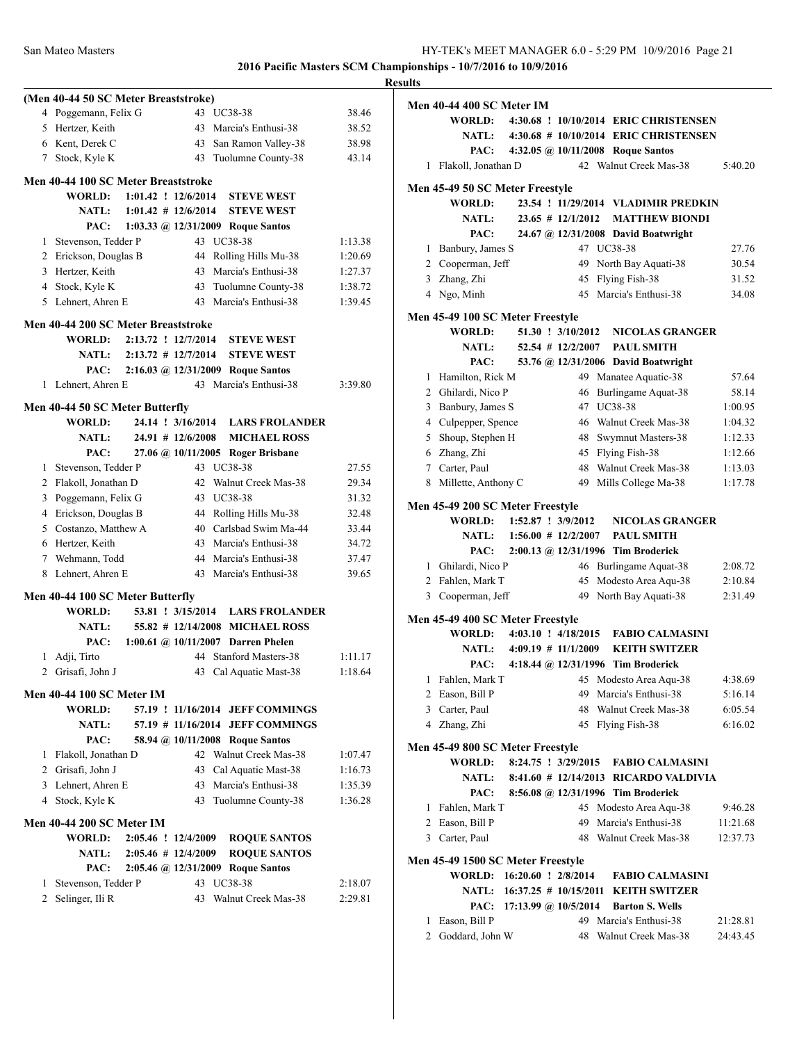**2016 Pacific Masters SCM Championships - 10/7/2016 to 10/9/2016**

**Results**

### (Men 40-44 50 SC Meter Breaststroke)

| Place | Name | Age | Team | Time |
|---|---|---|---|---|
| 4 | Poggemann, Felix G | 43 | UC38-38 | 38.46 |
| 5 | Hertzer, Keith | 43 | Marcia's Enthusi-38 | 38.52 |
| 6 | Kent, Derek C | 43 | San Ramon Valley-38 | 38.98 |
| 7 | Stock, Kyle K | 43 | Tuolumne County-38 | 43.14 |

### Men 40-44 100 SC Meter Breaststroke

WORLD: 1:01.42 ! 12/6/2014 STEVE WEST
NATL: 1:01.42 # 12/6/2014 STEVE WEST
PAC: 1:03.33 @ 12/31/2009 Roque Santos

| Place | Name | Age | Team | Time |
|---|---|---|---|---|
| 1 | Stevenson, Tedder P | 43 | UC38-38 | 1:13.38 |
| 2 | Erickson, Douglas B | 44 | Rolling Hills Mu-38 | 1:20.69 |
| 3 | Hertzer, Keith | 43 | Marcia's Enthusi-38 | 1:27.37 |
| 4 | Stock, Kyle K | 43 | Tuolumne County-38 | 1:38.72 |
| 5 | Lehnert, Ahren E | 43 | Marcia's Enthusi-38 | 1:39.45 |

### Men 40-44 200 SC Meter Breaststroke

WORLD: 2:13.72 ! 12/7/2014 STEVE WEST
NATL: 2:13.72 # 12/7/2014 STEVE WEST
PAC: 2:16.03 @ 12/31/2009 Roque Santos

| Place | Name | Age | Team | Time |
|---|---|---|---|---|
| 1 | Lehnert, Ahren E | 43 | Marcia's Enthusi-38 | 3:39.80 |

### Men 40-44 50 SC Meter Butterfly

WORLD: 24.14 ! 3/16/2014 LARS FROLANDER
NATL: 24.91 # 12/6/2008 MICHAEL ROSS
PAC: 27.06 @ 10/11/2005 Roger Brisbane

| Place | Name | Age | Team | Time |
|---|---|---|---|---|
| 1 | Stevenson, Tedder P | 43 | UC38-38 | 27.55 |
| 2 | Flakoll, Jonathan D | 42 | Walnut Creek Mas-38 | 29.34 |
| 3 | Poggemann, Felix G | 43 | UC38-38 | 31.32 |
| 4 | Erickson, Douglas B | 44 | Rolling Hills Mu-38 | 32.48 |
| 5 | Costanzo, Matthew A | 40 | Carlsbad Swim Ma-44 | 33.44 |
| 6 | Hertzer, Keith | 43 | Marcia's Enthusi-38 | 34.72 |
| 7 | Wehmann, Todd | 44 | Marcia's Enthusi-38 | 37.47 |
| 8 | Lehnert, Ahren E | 43 | Marcia's Enthusi-38 | 39.65 |

### Men 40-44 100 SC Meter Butterfly

WORLD: 53.81 ! 3/15/2014 LARS FROLANDER
NATL: 55.82 # 12/14/2008 MICHAEL ROSS
PAC: 1:00.61 @ 10/11/2007 Darren Phelen

| Place | Name | Age | Team | Time |
|---|---|---|---|---|
| 1 | Adji, Tirto | 44 | Stanford Masters-38 | 1:11.17 |
| 2 | Grisafi, John J | 43 | Cal Aquatic Mast-38 | 1:18.64 |

### Men 40-44 100 SC Meter IM

WORLD: 57.19 ! 11/16/2014 JEFF COMMINGS
NATL: 57.19 # 11/16/2014 JEFF COMMINGS
PAC: 58.94 @ 10/11/2008 Roque Santos

| Place | Name | Age | Team | Time |
|---|---|---|---|---|
| 1 | Flakoll, Jonathan D | 42 | Walnut Creek Mas-38 | 1:07.47 |
| 2 | Grisafi, John J | 43 | Cal Aquatic Mast-38 | 1:16.73 |
| 3 | Lehnert, Ahren E | 43 | Marcia's Enthusi-38 | 1:35.39 |
| 4 | Stock, Kyle K | 43 | Tuolumne County-38 | 1:36.28 |

### Men 40-44 200 SC Meter IM

WORLD: 2:05.46 ! 12/4/2009 ROQUE SANTOS
NATL: 2:05.46 # 12/4/2009 ROQUE SANTOS
PAC: 2:05.46 @ 12/31/2009 Roque Santos

| Place | Name | Age | Team | Time |
|---|---|---|---|---|
| 1 | Stevenson, Tedder P | 43 | UC38-38 | 2:18.07 |
| 2 | Selinger, Ili R | 43 | Walnut Creek Mas-38 | 2:29.81 |

### Men 40-44 400 SC Meter IM

WORLD: 4:30.68 ! 10/10/2014 ERIC CHRISTENSEN
NATL: 4:30.68 # 10/10/2014 ERIC CHRISTENSEN
PAC: 4:32.05 @ 10/11/2008 Roque Santos

| Place | Name | Age | Team | Time |
|---|---|---|---|---|
| 1 | Flakoll, Jonathan D | 42 | Walnut Creek Mas-38 | 5:40.20 |

### Men 45-49 50 SC Meter Freestyle

WORLD: 23.54 ! 11/29/2014 VLADIMIR PREDKIN
NATL: 23.65 # 12/1/2012 MATTHEW BIONDI
PAC: 24.67 @ 12/31/2008 David Boatwright

| Place | Name | Age | Team | Time |
|---|---|---|---|---|
| 1 | Banbury, James S | 47 | UC38-38 | 27.76 |
| 2 | Cooperman, Jeff | 49 | North Bay Aquati-38 | 30.54 |
| 3 | Zhang, Zhi | 45 | Flying Fish-38 | 31.52 |
| 4 | Ngo, Minh | 45 | Marcia's Enthusi-38 | 34.08 |

### Men 45-49 100 SC Meter Freestyle

WORLD: 51.30 ! 3/10/2012 NICOLAS GRANGER
NATL: 52.54 # 12/2/2007 PAUL SMITH
PAC: 53.76 @ 12/31/2006 David Boatwright

| Place | Name | Age | Team | Time |
|---|---|---|---|---|
| 1 | Hamilton, Rick M | 49 | Manatee Aquatic-38 | 57.64 |
| 2 | Ghilardi, Nico P | 46 | Burlingame Aquat-38 | 58.14 |
| 3 | Banbury, James S | 47 | UC38-38 | 1:00.95 |
| 4 | Culpepper, Spence | 46 | Walnut Creek Mas-38 | 1:04.32 |
| 5 | Shoup, Stephen H | 48 | Swymnut Masters-38 | 1:12.33 |
| 6 | Zhang, Zhi | 45 | Flying Fish-38 | 1:12.66 |
| 7 | Carter, Paul | 48 | Walnut Creek Mas-38 | 1:13.03 |
| 8 | Millette, Anthony C | 49 | Mills College Ma-38 | 1:17.78 |

### Men 45-49 200 SC Meter Freestyle

WORLD: 1:52.87 ! 3/9/2012 NICOLAS GRANGER
NATL: 1:56.00 # 12/2/2007 PAUL SMITH
PAC: 2:00.13 @ 12/31/1996 Tim Broderick

| Place | Name | Age | Team | Time |
|---|---|---|---|---|
| 1 | Ghilardi, Nico P | 46 | Burlingame Aquat-38 | 2:08.72 |
| 2 | Fahlen, Mark T | 45 | Modesto Area Aqu-38 | 2:10.84 |
| 3 | Cooperman, Jeff | 49 | North Bay Aquati-38 | 2:31.49 |

### Men 45-49 400 SC Meter Freestyle

WORLD: 4:03.10 ! 4/18/2015 FABIO CALMASINI
NATL: 4:09.19 # 11/1/2009 KEITH SWITZER
PAC: 4:18.44 @ 12/31/1996 Tim Broderick

| Place | Name | Age | Team | Time |
|---|---|---|---|---|
| 1 | Fahlen, Mark T | 45 | Modesto Area Aqu-38 | 4:38.69 |
| 2 | Eason, Bill P | 49 | Marcia's Enthusi-38 | 5:16.14 |
| 3 | Carter, Paul | 48 | Walnut Creek Mas-38 | 6:05.54 |
| 4 | Zhang, Zhi | 45 | Flying Fish-38 | 6:16.02 |

### Men 45-49 800 SC Meter Freestyle

WORLD: 8:24.75 ! 3/29/2015 FABIO CALMASINI
NATL: 8:41.60 # 12/14/2013 RICARDO VALDIVIA
PAC: 8:56.08 @ 12/31/1996 Tim Broderick

| Place | Name | Age | Team | Time |
|---|---|---|---|---|
| 1 | Fahlen, Mark T | 45 | Modesto Area Aqu-38 | 9:46.28 |
| 2 | Eason, Bill P | 49 | Marcia's Enthusi-38 | 11:21.68 |
| 3 | Carter, Paul | 48 | Walnut Creek Mas-38 | 12:37.73 |

### Men 45-49 1500 SC Meter Freestyle

WORLD: 16:20.60 ! 2/8/2014 FABIO CALMASINI
NATL: 16:37.25 # 10/15/2011 KEITH SWITZER
PAC: 17:13.99 @ 10/5/2014 Barton S. Wells

| Place | Name | Age | Team | Time |
|---|---|---|---|---|
| 1 | Eason, Bill P | 49 | Marcia's Enthusi-38 | 21:28.81 |
| 2 | Goddard, John W | 48 | Walnut Creek Mas-38 | 24:43.45 |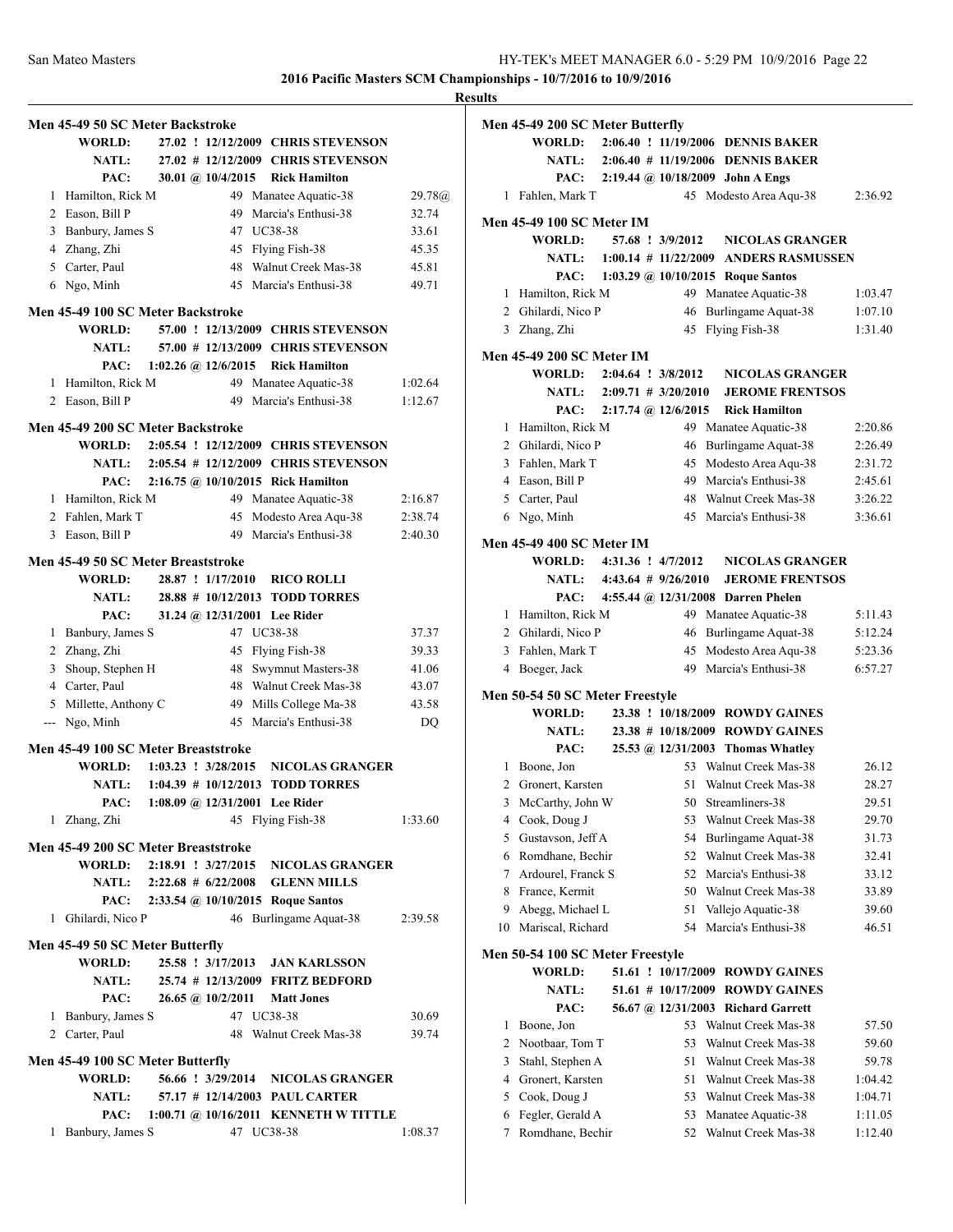**2016 Pacific Masters SCM Championships - 10/7/2016 to 10/9/2016**

**Results**

### Men 45-49 50 SC Meter Backstroke

| | | | | |
|---|---|---|---|---|
| WORLD: | 27.02 ! 12/12/2009 | CHRIS STEVENSON | | |
| NATL: | 27.02 # 12/12/2009 | CHRIS STEVENSON | | |
| PAC: | 30.01 @ 10/4/2015 | Rick Hamilton | | |

| Place | Name | Age | Team | Time |
|---|---|---|---|---|
| 1 | Hamilton, Rick M | 49 | Manatee Aquatic-38 | 29.78@ |
| 2 | Eason, Bill P | 49 | Marcia's Enthusi-38 | 32.74 |
| 3 | Banbury, James S | 47 | UC38-38 | 33.61 |
| 4 | Zhang, Zhi | 45 | Flying Fish-38 | 45.35 |
| 5 | Carter, Paul | 48 | Walnut Creek Mas-38 | 45.81 |
| 6 | Ngo, Minh | 45 | Marcia's Enthusi-38 | 49.71 |

### Men 45-49 100 SC Meter Backstroke

| | | |
|---|---|---|
| WORLD: | 57.00 ! 12/13/2009 | CHRIS STEVENSON |
| NATL: | 57.00 # 12/13/2009 | CHRIS STEVENSON |
| PAC: | 1:02.26 @ 12/6/2015 | Rick Hamilton |

| Place | Name | Age | Team | Time |
|---|---|---|---|---|
| 1 | Hamilton, Rick M | 49 | Manatee Aquatic-38 | 1:02.64 |
| 2 | Eason, Bill P | 49 | Marcia's Enthusi-38 | 1:12.67 |

### Men 45-49 200 SC Meter Backstroke

| | | |
|---|---|---|
| WORLD: | 2:05.54 ! 12/12/2009 | CHRIS STEVENSON |
| NATL: | 2:05.54 # 12/12/2009 | CHRIS STEVENSON |
| PAC: | 2:16.75 @ 10/10/2015 | Rick Hamilton |

| Place | Name | Age | Team | Time |
|---|---|---|---|---|
| 1 | Hamilton, Rick M | 49 | Manatee Aquatic-38 | 2:16.87 |
| 2 | Fahlen, Mark T | 45 | Modesto Area Aqu-38 | 2:38.74 |
| 3 | Eason, Bill P | 49 | Marcia's Enthusi-38 | 2:40.30 |

### Men 45-49 50 SC Meter Breaststroke

| | | |
|---|---|---|
| WORLD: | 28.87 ! 1/17/2010 | RICO ROLLI |
| NATL: | 28.88 # 10/12/2013 | TODD TORRES |
| PAC: | 31.24 @ 12/31/2001 | Lee Rider |

| Place | Name | Age | Team | Time |
|---|---|---|---|---|
| 1 | Banbury, James S | 47 | UC38-38 | 37.37 |
| 2 | Zhang, Zhi | 45 | Flying Fish-38 | 39.33 |
| 3 | Shoup, Stephen H | 48 | Swymnut Masters-38 | 41.06 |
| 4 | Carter, Paul | 48 | Walnut Creek Mas-38 | 43.07 |
| 5 | Millette, Anthony C | 49 | Mills College Ma-38 | 43.58 |
| --- | Ngo, Minh | 45 | Marcia's Enthusi-38 | DQ |

### Men 45-49 100 SC Meter Breaststroke

| | | |
|---|---|---|
| WORLD: | 1:03.23 ! 3/28/2015 | NICOLAS GRANGER |
| NATL: | 1:04.39 # 10/12/2013 | TODD TORRES |
| PAC: | 1:08.09 @ 12/31/2001 | Lee Rider |

| Place | Name | Age | Team | Time |
|---|---|---|---|---|
| 1 | Zhang, Zhi | 45 | Flying Fish-38 | 1:33.60 |

### Men 45-49 200 SC Meter Breaststroke

| | | |
|---|---|---|
| WORLD: | 2:18.91 ! 3/27/2015 | NICOLAS GRANGER |
| NATL: | 2:22.68 # 6/22/2008 | GLENN MILLS |
| PAC: | 2:33.54 @ 10/10/2015 | Roque Santos |

| Place | Name | Age | Team | Time |
|---|---|---|---|---|
| 1 | Ghilardi, Nico P | 46 | Burlingame Aquat-38 | 2:39.58 |

### Men 45-49 50 SC Meter Butterfly

| | | |
|---|---|---|
| WORLD: | 25.58 ! 3/17/2013 | JAN KARLSSON |
| NATL: | 25.74 # 12/13/2009 | FRITZ BEDFORD |
| PAC: | 26.65 @ 10/2/2011 | Matt Jones |

| Place | Name | Age | Team | Time |
|---|---|---|---|---|
| 1 | Banbury, James S | 47 | UC38-38 | 30.69 |
| 2 | Carter, Paul | 48 | Walnut Creek Mas-38 | 39.74 |

### Men 45-49 100 SC Meter Butterfly

| | | |
|---|---|---|
| WORLD: | 56.66 ! 3/29/2014 | NICOLAS GRANGER |
| NATL: | 57.17 # 12/14/2003 | PAUL CARTER |
| PAC: | 1:00.71 @ 10/16/2011 | KENNETH W TITTLE |

| Place | Name | Age | Team | Time |
|---|---|---|---|---|
| 1 | Banbury, James S | 47 | UC38-38 | 1:08.37 |

### Men 45-49 200 SC Meter Butterfly

| | | |
|---|---|---|
| WORLD: | 2:06.40 ! 11/19/2006 | DENNIS BAKER |
| NATL: | 2:06.40 # 11/19/2006 | DENNIS BAKER |
| PAC: | 2:19.44 @ 10/18/2009 | John A Engs |

| Place | Name | Age | Team | Time |
|---|---|---|---|---|
| 1 | Fahlen, Mark T | 45 | Modesto Area Aqu-38 | 2:36.92 |

### Men 45-49 100 SC Meter IM

| | | |
|---|---|---|
| WORLD: | 57.68 ! 3/9/2012 | NICOLAS GRANGER |
| NATL: | 1:00.14 # 11/22/2009 | ANDERS RASMUSSEN |
| PAC: | 1:03.29 @ 10/10/2015 | Roque Santos |

| Place | Name | Age | Team | Time |
|---|---|---|---|---|
| 1 | Hamilton, Rick M | 49 | Manatee Aquatic-38 | 1:03.47 |
| 2 | Ghilardi, Nico P | 46 | Burlingame Aquat-38 | 1:07.10 |
| 3 | Zhang, Zhi | 45 | Flying Fish-38 | 1:31.40 |

### Men 45-49 200 SC Meter IM

| | | |
|---|---|---|
| WORLD: | 2:04.64 ! 3/8/2012 | NICOLAS GRANGER |
| NATL: | 2:09.71 # 3/20/2010 | JEROME FRENTSOS |
| PAC: | 2:17.74 @ 12/6/2015 | Rick Hamilton |

| Place | Name | Age | Team | Time |
|---|---|---|---|---|
| 1 | Hamilton, Rick M | 49 | Manatee Aquatic-38 | 2:20.86 |
| 2 | Ghilardi, Nico P | 46 | Burlingame Aquat-38 | 2:26.49 |
| 3 | Fahlen, Mark T | 45 | Modesto Area Aqu-38 | 2:31.72 |
| 4 | Eason, Bill P | 49 | Marcia's Enthusi-38 | 2:45.61 |
| 5 | Carter, Paul | 48 | Walnut Creek Mas-38 | 3:26.22 |
| 6 | Ngo, Minh | 45 | Marcia's Enthusi-38 | 3:36.61 |

### Men 45-49 400 SC Meter IM

| | | |
|---|---|---|
| WORLD: | 4:31.36 ! 4/7/2012 | NICOLAS GRANGER |
| NATL: | 4:43.64 # 9/26/2010 | JEROME FRENTSOS |
| PAC: | 4:55.44 @ 12/31/2008 | Darren Phelen |

| Place | Name | Age | Team | Time |
|---|---|---|---|---|
| 1 | Hamilton, Rick M | 49 | Manatee Aquatic-38 | 5:11.43 |
| 2 | Ghilardi, Nico P | 46 | Burlingame Aquat-38 | 5:12.24 |
| 3 | Fahlen, Mark T | 45 | Modesto Area Aqu-38 | 5:23.36 |
| 4 | Boeger, Jack | 49 | Marcia's Enthusi-38 | 6:57.27 |

### Men 50-54 50 SC Meter Freestyle

| | | |
|---|---|---|
| WORLD: | 23.38 ! 10/18/2009 | ROWDY GAINES |
| NATL: | 23.38 # 10/18/2009 | ROWDY GAINES |
| PAC: | 25.53 @ 12/31/2003 | Thomas Whatley |

| Place | Name | Age | Team | Time |
|---|---|---|---|---|
| 1 | Boone, Jon | 53 | Walnut Creek Mas-38 | 26.12 |
| 2 | Gronert, Karsten | 51 | Walnut Creek Mas-38 | 28.27 |
| 3 | McCarthy, John W | 50 | Streamliners-38 | 29.51 |
| 4 | Cook, Doug J | 53 | Walnut Creek Mas-38 | 29.70 |
| 5 | Gustavson, Jeff A | 54 | Burlingame Aquat-38 | 31.73 |
| 6 | Romdhane, Bechir | 52 | Walnut Creek Mas-38 | 32.41 |
| 7 | Ardourel, Franck S | 52 | Marcia's Enthusi-38 | 33.12 |
| 8 | France, Kermit | 50 | Walnut Creek Mas-38 | 33.89 |
| 9 | Abegg, Michael L | 51 | Vallejo Aquatic-38 | 39.60 |
| 10 | Mariscal, Richard | 54 | Marcia's Enthusi-38 | 46.51 |

### Men 50-54 100 SC Meter Freestyle

| | | |
|---|---|---|
| WORLD: | 51.61 ! 10/17/2009 | ROWDY GAINES |
| NATL: | 51.61 # 10/17/2009 | ROWDY GAINES |
| PAC: | 56.67 @ 12/31/2003 | Richard Garrett |

| Place | Name | Age | Team | Time |
|---|---|---|---|---|
| 1 | Boone, Jon | 53 | Walnut Creek Mas-38 | 57.50 |
| 2 | Nootbaar, Tom T | 53 | Walnut Creek Mas-38 | 59.60 |
| 3 | Stahl, Stephen A | 51 | Walnut Creek Mas-38 | 59.78 |
| 4 | Gronert, Karsten | 51 | Walnut Creek Mas-38 | 1:04.42 |
| 5 | Cook, Doug J | 53 | Walnut Creek Mas-38 | 1:04.71 |
| 6 | Fegler, Gerald A | 53 | Manatee Aquatic-38 | 1:11.05 |
| 7 | Romdhane, Bechir | 52 | Walnut Creek Mas-38 | 1:12.40 |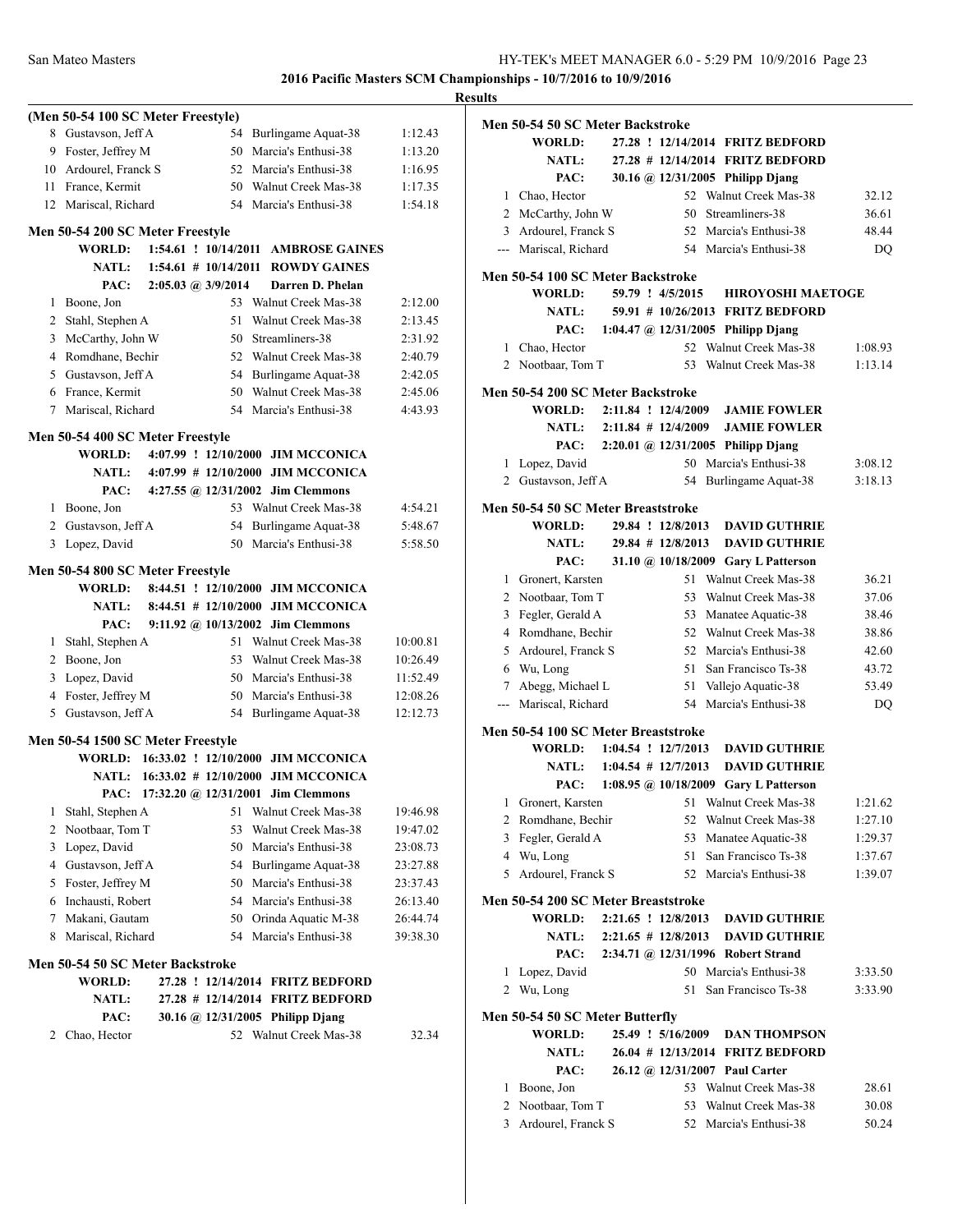**2016 Pacific Masters SCM Championships - 10/7/2016 to 10/9/2016**

**Results**

### (Men 50-54 100 SC Meter Freestyle)

| Place | Name | Age | Team | Time |
|---|---|---|---|---|
| 8 | Gustavson, Jeff A | 54 | Burlingame Aquat-38 | 1:12.43 |
| 9 | Foster, Jeffrey M | 50 | Marcia's Enthusi-38 | 1:13.20 |
| 10 | Ardourel, Franck S | 52 | Marcia's Enthusi-38 | 1:16.95 |
| 11 | France, Kermit | 50 | Walnut Creek Mas-38 | 1:17.35 |
| 12 | Mariscal, Richard | 54 | Marcia's Enthusi-38 | 1:54.18 |

### Men 50-54 200 SC Meter Freestyle

WORLD: 1:54.61 ! 10/14/2011 AMBROSE GAINES
NATL: 1:54.61 # 10/14/2011 ROWDY GAINES
PAC: 2:05.03 @ 3/9/2014 Darren D. Phelan

| Place | Name | Age | Team | Time |
|---|---|---|---|---|
| 1 | Boone, Jon | 53 | Walnut Creek Mas-38 | 2:12.00 |
| 2 | Stahl, Stephen A | 51 | Walnut Creek Mas-38 | 2:13.45 |
| 3 | McCarthy, John W | 50 | Streamliners-38 | 2:31.92 |
| 4 | Romdhane, Bechir | 52 | Walnut Creek Mas-38 | 2:40.79 |
| 5 | Gustavson, Jeff A | 54 | Burlingame Aquat-38 | 2:42.05 |
| 6 | France, Kermit | 50 | Walnut Creek Mas-38 | 2:45.06 |
| 7 | Mariscal, Richard | 54 | Marcia's Enthusi-38 | 4:43.93 |

### Men 50-54 400 SC Meter Freestyle

WORLD: 4:07.99 ! 12/10/2000 JIM MCCONICA
NATL: 4:07.99 # 12/10/2000 JIM MCCONICA
PAC: 4:27.55 @ 12/31/2002 Jim Clemmons

| Place | Name | Age | Team | Time |
|---|---|---|---|---|
| 1 | Boone, Jon | 53 | Walnut Creek Mas-38 | 4:54.21 |
| 2 | Gustavson, Jeff A | 54 | Burlingame Aquat-38 | 5:48.67 |
| 3 | Lopez, David | 50 | Marcia's Enthusi-38 | 5:58.50 |

### Men 50-54 800 SC Meter Freestyle

WORLD: 8:44.51 ! 12/10/2000 JIM MCCONICA
NATL: 8:44.51 # 12/10/2000 JIM MCCONICA
PAC: 9:11.92 @ 10/13/2002 Jim Clemmons

| Place | Name | Age | Team | Time |
|---|---|---|---|---|
| 1 | Stahl, Stephen A | 51 | Walnut Creek Mas-38 | 10:00.81 |
| 2 | Boone, Jon | 53 | Walnut Creek Mas-38 | 10:26.49 |
| 3 | Lopez, David | 50 | Marcia's Enthusi-38 | 11:52.49 |
| 4 | Foster, Jeffrey M | 50 | Marcia's Enthusi-38 | 12:08.26 |
| 5 | Gustavson, Jeff A | 54 | Burlingame Aquat-38 | 12:12.73 |

### Men 50-54 1500 SC Meter Freestyle

WORLD: 16:33.02 ! 12/10/2000 JIM MCCONICA
NATL: 16:33.02 # 12/10/2000 JIM MCCONICA
PAC: 17:32.20 @ 12/31/2001 Jim Clemmons

| Place | Name | Age | Team | Time |
|---|---|---|---|---|
| 1 | Stahl, Stephen A | 51 | Walnut Creek Mas-38 | 19:46.98 |
| 2 | Nootbaar, Tom T | 53 | Walnut Creek Mas-38 | 19:47.02 |
| 3 | Lopez, David | 50 | Marcia's Enthusi-38 | 23:08.73 |
| 4 | Gustavson, Jeff A | 54 | Burlingame Aquat-38 | 23:27.88 |
| 5 | Foster, Jeffrey M | 50 | Marcia's Enthusi-38 | 23:37.43 |
| 6 | Inchausti, Robert | 54 | Marcia's Enthusi-38 | 26:13.40 |
| 7 | Makani, Gautam | 50 | Orinda Aquatic M-38 | 26:44.74 |
| 8 | Mariscal, Richard | 54 | Marcia's Enthusi-38 | 39:38.30 |

### Men 50-54 50 SC Meter Backstroke

WORLD: 27.28 ! 12/14/2014 FRITZ BEDFORD
NATL: 27.28 # 12/14/2014 FRITZ BEDFORD
PAC: 30.16 @ 12/31/2005 Philipp Djang

| Place | Name | Age | Team | Time |
|---|---|---|---|---|
| 1 | Chao, Hector | 52 | Walnut Creek Mas-38 | 32.12 |
| 2 | Chao, Hector | 52 | Walnut Creek Mas-38 | 32.34 |
| 2 | McCarthy, John W | 50 | Streamliners-38 | 36.61 |
| 3 | Ardourel, Franck S | 52 | Marcia's Enthusi-38 | 48.44 |
| --- | Mariscal, Richard | 54 | Marcia's Enthusi-38 | DQ |

### Men 50-54 100 SC Meter Backstroke

WORLD: 59.79 ! 4/5/2015 HIROYOSHI MAETOGE
NATL: 59.91 # 10/26/2013 FRITZ BEDFORD
PAC: 1:04.47 @ 12/31/2005 Philipp Djang

| Place | Name | Age | Team | Time |
|---|---|---|---|---|
| 1 | Chao, Hector | 52 | Walnut Creek Mas-38 | 1:08.93 |
| 2 | Nootbaar, Tom T | 53 | Walnut Creek Mas-38 | 1:13.14 |

### Men 50-54 200 SC Meter Backstroke

WORLD: 2:11.84 ! 12/4/2009 JAMIE FOWLER
NATL: 2:11.84 # 12/4/2009 JAMIE FOWLER
PAC: 2:20.01 @ 12/31/2005 Philipp Djang

| Place | Name | Age | Team | Time |
|---|---|---|---|---|
| 1 | Lopez, David | 50 | Marcia's Enthusi-38 | 3:08.12 |
| 2 | Gustavson, Jeff A | 54 | Burlingame Aquat-38 | 3:18.13 |

### Men 50-54 50 SC Meter Breaststroke

WORLD: 29.84 ! 12/8/2013 DAVID GUTHRIE
NATL: 29.84 # 12/8/2013 DAVID GUTHRIE
PAC: 31.10 @ 10/18/2009 Gary L Patterson

| Place | Name | Age | Team | Time |
|---|---|---|---|---|
| 1 | Gronert, Karsten | 51 | Walnut Creek Mas-38 | 36.21 |
| 2 | Nootbaar, Tom T | 53 | Walnut Creek Mas-38 | 37.06 |
| 3 | Fegler, Gerald A | 53 | Manatee Aquatic-38 | 38.46 |
| 4 | Romdhane, Bechir | 52 | Walnut Creek Mas-38 | 38.86 |
| 5 | Ardourel, Franck S | 52 | Marcia's Enthusi-38 | 42.60 |
| 6 | Wu, Long | 51 | San Francisco Ts-38 | 43.72 |
| 7 | Abegg, Michael L | 51 | Vallejo Aquatic-38 | 53.49 |
| --- | Mariscal, Richard | 54 | Marcia's Enthusi-38 | DQ |

### Men 50-54 100 SC Meter Breaststroke

WORLD: 1:04.54 ! 12/7/2013 DAVID GUTHRIE
NATL: 1:04.54 # 12/7/2013 DAVID GUTHRIE
PAC: 1:08.95 @ 10/18/2009 Gary L Patterson

| Place | Name | Age | Team | Time |
|---|---|---|---|---|
| 1 | Gronert, Karsten | 51 | Walnut Creek Mas-38 | 1:21.62 |
| 2 | Romdhane, Bechir | 52 | Walnut Creek Mas-38 | 1:27.10 |
| 3 | Fegler, Gerald A | 53 | Manatee Aquatic-38 | 1:29.37 |
| 4 | Wu, Long | 51 | San Francisco Ts-38 | 1:37.67 |
| 5 | Ardourel, Franck S | 52 | Marcia's Enthusi-38 | 1:39.07 |

### Men 50-54 200 SC Meter Breaststroke

WORLD: 2:21.65 ! 12/8/2013 DAVID GUTHRIE
NATL: 2:21.65 # 12/8/2013 DAVID GUTHRIE
PAC: 2:34.71 @ 12/31/1996 Robert Strand

| Place | Name | Age | Team | Time |
|---|---|---|---|---|
| 1 | Lopez, David | 50 | Marcia's Enthusi-38 | 3:33.50 |
| 2 | Wu, Long | 51 | San Francisco Ts-38 | 3:33.90 |

### Men 50-54 50 SC Meter Butterfly

WORLD: 25.49 ! 5/16/2009 DAN THOMPSON
NATL: 26.04 # 12/13/2014 FRITZ BEDFORD
PAC: 26.12 @ 12/31/2007 Paul Carter

| Place | Name | Age | Team | Time |
|---|---|---|---|---|
| 1 | Boone, Jon | 53 | Walnut Creek Mas-38 | 28.61 |
| 2 | Nootbaar, Tom T | 53 | Walnut Creek Mas-38 | 30.08 |
| 3 | Ardourel, Franck S | 52 | Marcia's Enthusi-38 | 50.24 |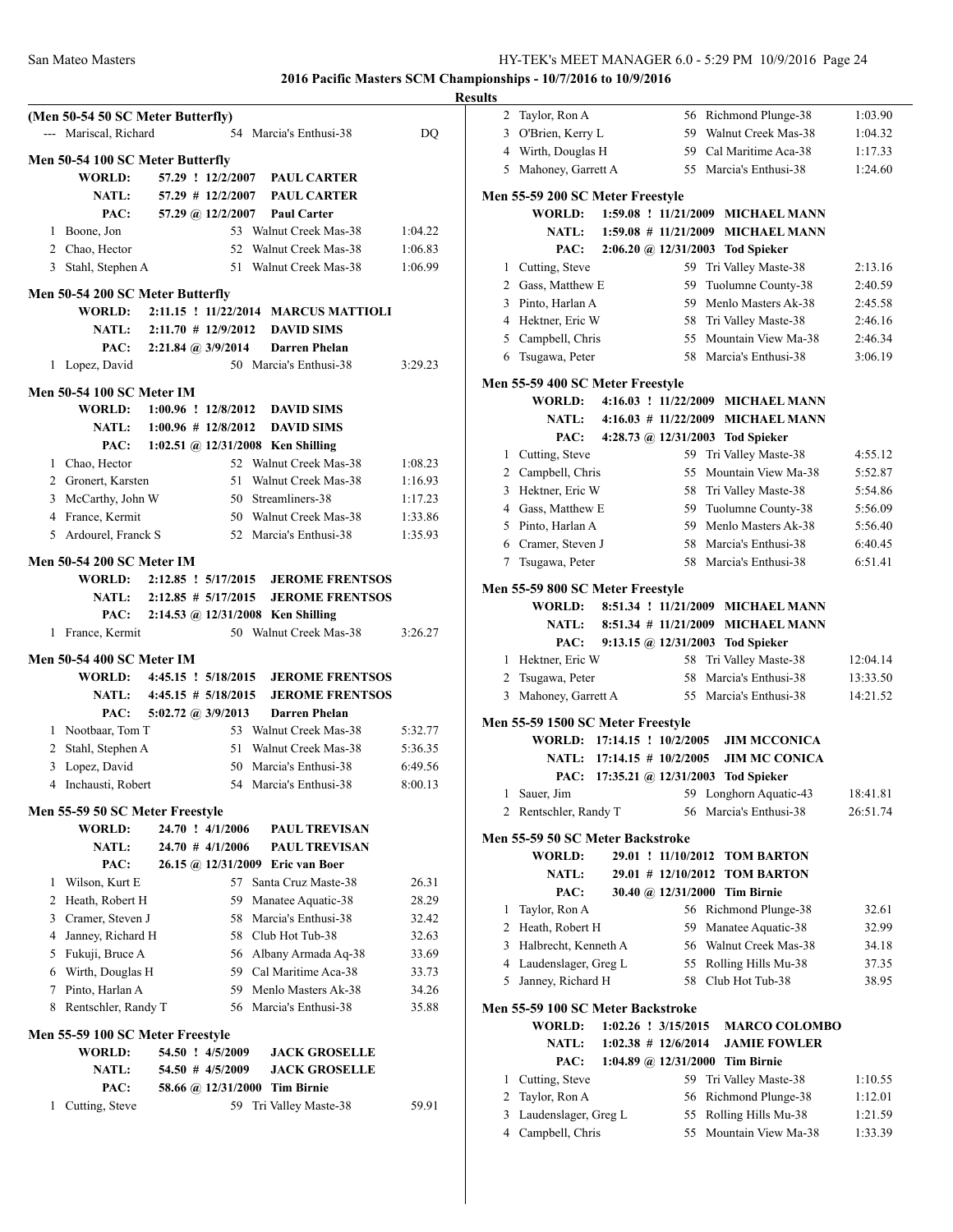## 2016 Pacific Masters SCM Championships - 10/7/2016 to 10/9/2016

### Results

**(Men 50-54 50 SC Meter Butterfly)**

| Place | Name | Age | Team | Time |
|---|---|---|---|---|
| --- | Mariscal, Richard | 54 | Marcia's Enthusi-38 | DQ |

**Men 50-54 100 SC Meter Butterfly**

| | | | |
|---|---|---|---|
| WORLD: | 57.29 ! 12/2/2007 | PAUL CARTER | |
| NATL: | 57.29 # 12/2/2007 | PAUL CARTER | |
| PAC: | 57.29 @ 12/2/2007 | Paul Carter | |

| Place | Name | Age | Team | Time |
|---|---|---|---|---|
| 1 | Boone, Jon | 53 | Walnut Creek Mas-38 | 1:04.22 |
| 2 | Chao, Hector | 52 | Walnut Creek Mas-38 | 1:06.83 |
| 3 | Stahl, Stephen A | 51 | Walnut Creek Mas-38 | 1:06.99 |

**Men 50-54 200 SC Meter Butterfly**

| | | |
|---|---|---|
| WORLD: | 2:11.15 ! 11/22/2014 | MARCUS MATTIOLI |
| NATL: | 2:11.70 # 12/9/2012 | DAVID SIMS |
| PAC: | 2:21.84 @ 3/9/2014 | Darren Phelan |

| Place | Name | Age | Team | Time |
|---|---|---|---|---|
| 1 | Lopez, David | 50 | Marcia's Enthusi-38 | 3:29.23 |

**Men 50-54 100 SC Meter IM**

| | | |
|---|---|---|
| WORLD: | 1:00.96 ! 12/8/2012 | DAVID SIMS |
| NATL: | 1:00.96 # 12/8/2012 | DAVID SIMS |
| PAC: | 1:02.51 @ 12/31/2008 | Ken Shilling |

| Place | Name | Age | Team | Time |
|---|---|---|---|---|
| 1 | Chao, Hector | 52 | Walnut Creek Mas-38 | 1:08.23 |
| 2 | Gronert, Karsten | 51 | Walnut Creek Mas-38 | 1:16.93 |
| 3 | McCarthy, John W | 50 | Streamliners-38 | 1:17.23 |
| 4 | France, Kermit | 50 | Walnut Creek Mas-38 | 1:33.86 |
| 5 | Ardourel, Franck S | 52 | Marcia's Enthusi-38 | 1:35.93 |

**Men 50-54 200 SC Meter IM**

| | | |
|---|---|---|
| WORLD: | 2:12.85 ! 5/17/2015 | JEROME FRENTSOS |
| NATL: | 2:12.85 # 5/17/2015 | JEROME FRENTSOS |
| PAC: | 2:14.53 @ 12/31/2008 | Ken Shilling |

| Place | Name | Age | Team | Time |
|---|---|---|---|---|
| 1 | France, Kermit | 50 | Walnut Creek Mas-38 | 3:26.27 |

**Men 50-54 400 SC Meter IM**

| | | |
|---|---|---|
| WORLD: | 4:45.15 ! 5/18/2015 | JEROME FRENTSOS |
| NATL: | 4:45.15 # 5/18/2015 | JEROME FRENTSOS |
| PAC: | 5:02.72 @ 3/9/2013 | Darren Phelan |

| Place | Name | Age | Team | Time |
|---|---|---|---|---|
| 1 | Nootbaar, Tom T | 53 | Walnut Creek Mas-38 | 5:32.77 |
| 2 | Stahl, Stephen A | 51 | Walnut Creek Mas-38 | 5:36.35 |
| 3 | Lopez, David | 50 | Marcia's Enthusi-38 | 6:49.56 |
| 4 | Inchausti, Robert | 54 | Marcia's Enthusi-38 | 8:00.13 |

**Men 55-59 50 SC Meter Freestyle**

| | | |
|---|---|---|
| WORLD: | 24.70 ! 4/1/2006 | PAUL TREVISAN |
| NATL: | 24.70 # 4/1/2006 | PAUL TREVISAN |
| PAC: | 26.15 @ 12/31/2009 | Eric van Boer |

| Place | Name | Age | Team | Time |
|---|---|---|---|---|
| 1 | Wilson, Kurt E | 57 | Santa Cruz Maste-38 | 26.31 |
| 2 | Heath, Robert H | 59 | Manatee Aquatic-38 | 28.29 |
| 3 | Cramer, Steven J | 58 | Marcia's Enthusi-38 | 32.42 |
| 4 | Janney, Richard H | 58 | Club Hot Tub-38 | 32.63 |
| 5 | Fukuji, Bruce A | 56 | Albany Armada Aq-38 | 33.69 |
| 6 | Wirth, Douglas H | 59 | Cal Maritime Aca-38 | 33.73 |
| 7 | Pinto, Harlan A | 59 | Menlo Masters Ak-38 | 34.26 |
| 8 | Rentschler, Randy T | 56 | Marcia's Enthusi-38 | 35.88 |

**Men 55-59 100 SC Meter Freestyle**

| | | |
|---|---|---|
| WORLD: | 54.50 ! 4/5/2009 | JACK GROSELLE |
| NATL: | 54.50 # 4/5/2009 | JACK GROSELLE |
| PAC: | 58.66 @ 12/31/2000 | Tim Birnie |

| Place | Name | Age | Team | Time |
|---|---|---|---|---|
| 1 | Cutting, Steve | 59 | Tri Valley Maste-38 | 59.91 |
| 2 | Taylor, Ron A | 56 | Richmond Plunge-38 | 1:03.90 |
| 3 | O'Brien, Kerry L | 59 | Walnut Creek Mas-38 | 1:04.32 |
| 4 | Wirth, Douglas H | 59 | Cal Maritime Aca-38 | 1:17.33 |
| 5 | Mahoney, Garrett A | 55 | Marcia's Enthusi-38 | 1:24.60 |

**Men 55-59 200 SC Meter Freestyle**

| | | |
|---|---|---|
| WORLD: | 1:59.08 ! 11/21/2009 | MICHAEL MANN |
| NATL: | 1:59.08 # 11/21/2009 | MICHAEL MANN |
| PAC: | 2:06.20 @ 12/31/2003 | Tod Spieker |

| Place | Name | Age | Team | Time |
|---|---|---|---|---|
| 1 | Cutting, Steve | 59 | Tri Valley Maste-38 | 2:13.16 |
| 2 | Gass, Matthew E | 59 | Tuolumne County-38 | 2:40.59 |
| 3 | Pinto, Harlan A | 59 | Menlo Masters Ak-38 | 2:45.58 |
| 4 | Hektner, Eric W | 58 | Tri Valley Maste-38 | 2:46.16 |
| 5 | Campbell, Chris | 55 | Mountain View Ma-38 | 2:46.34 |
| 6 | Tsugawa, Peter | 58 | Marcia's Enthusi-38 | 3:06.19 |

**Men 55-59 400 SC Meter Freestyle**

| | | |
|---|---|---|
| WORLD: | 4:16.03 ! 11/22/2009 | MICHAEL MANN |
| NATL: | 4:16.03 # 11/22/2009 | MICHAEL MANN |
| PAC: | 4:28.73 @ 12/31/2003 | Tod Spieker |

| Place | Name | Age | Team | Time |
|---|---|---|---|---|
| 1 | Cutting, Steve | 59 | Tri Valley Maste-38 | 4:55.12 |
| 2 | Campbell, Chris | 55 | Mountain View Ma-38 | 5:52.87 |
| 3 | Hektner, Eric W | 58 | Tri Valley Maste-38 | 5:54.86 |
| 4 | Gass, Matthew E | 59 | Tuolumne County-38 | 5:56.09 |
| 5 | Pinto, Harlan A | 59 | Menlo Masters Ak-38 | 5:56.40 |
| 6 | Cramer, Steven J | 58 | Marcia's Enthusi-38 | 6:40.45 |
| 7 | Tsugawa, Peter | 58 | Marcia's Enthusi-38 | 6:51.41 |

**Men 55-59 800 SC Meter Freestyle**

| | | |
|---|---|---|
| WORLD: | 8:51.34 ! 11/21/2009 | MICHAEL MANN |
| NATL: | 8:51.34 # 11/21/2009 | MICHAEL MANN |
| PAC: | 9:13.15 @ 12/31/2003 | Tod Spieker |

| Place | Name | Age | Team | Time |
|---|---|---|---|---|
| 1 | Hektner, Eric W | 58 | Tri Valley Maste-38 | 12:04.14 |
| 2 | Tsugawa, Peter | 58 | Marcia's Enthusi-38 | 13:33.50 |
| 3 | Mahoney, Garrett A | 55 | Marcia's Enthusi-38 | 14:21.52 |

**Men 55-59 1500 SC Meter Freestyle**

| | | |
|---|---|---|
| WORLD: | 17:14.15 ! 10/2/2005 | JIM MCCONICA |
| NATL: | 17:14.15 # 10/2/2005 | JIM MC CONICA |
| PAC: | 17:35.21 @ 12/31/2003 | Tod Spieker |

| Place | Name | Age | Team | Time |
|---|---|---|---|---|
| 1 | Sauer, Jim | 59 | Longhorn Aquatic-43 | 18:41.81 |
| 2 | Rentschler, Randy T | 56 | Marcia's Enthusi-38 | 26:51.74 |

**Men 55-59 50 SC Meter Backstroke**

| | | |
|---|---|---|
| WORLD: | 29.01 ! 11/10/2012 | TOM BARTON |
| NATL: | 29.01 # 12/10/2012 | TOM BARTON |
| PAC: | 30.40 @ 12/31/2000 | Tim Birnie |

| Place | Name | Age | Team | Time |
|---|---|---|---|---|
| 1 | Taylor, Ron A | 56 | Richmond Plunge-38 | 32.61 |
| 2 | Heath, Robert H | 59 | Manatee Aquatic-38 | 32.99 |
| 3 | Halbrecht, Kenneth A | 56 | Walnut Creek Mas-38 | 34.18 |
| 4 | Laudenslager, Greg L | 55 | Rolling Hills Mu-38 | 37.35 |
| 5 | Janney, Richard H | 58 | Club Hot Tub-38 | 38.95 |

**Men 55-59 100 SC Meter Backstroke**

| | | |
|---|---|---|
| WORLD: | 1:02.26 ! 3/15/2015 | MARCO COLOMBO |
| NATL: | 1:02.38 # 12/6/2014 | JAMIE FOWLER |
| PAC: | 1:04.89 @ 12/31/2000 | Tim Birnie |

| Place | Name | Age | Team | Time |
|---|---|---|---|---|
| 1 | Cutting, Steve | 59 | Tri Valley Maste-38 | 1:10.55 |
| 2 | Taylor, Ron A | 56 | Richmond Plunge-38 | 1:12.01 |
| 3 | Laudenslager, Greg L | 55 | Rolling Hills Mu-38 | 1:21.59 |
| 4 | Campbell, Chris | 55 | Mountain View Ma-38 | 1:33.39 |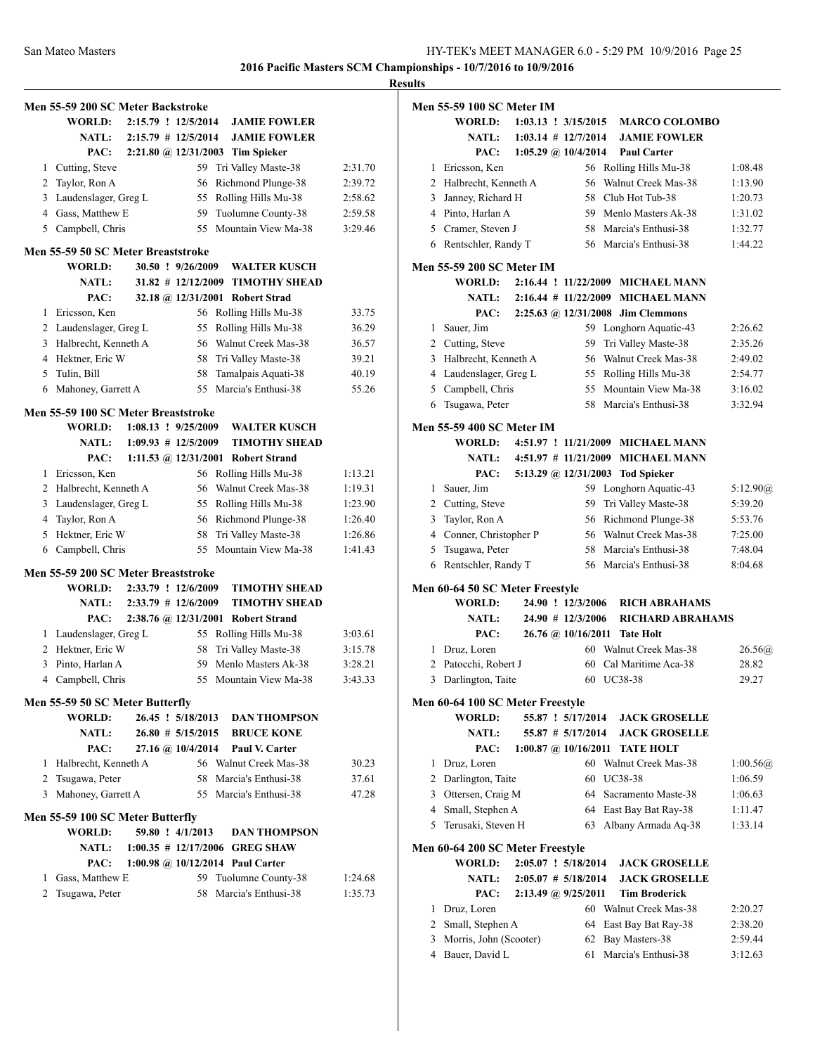## 2016 Pacific Masters SCM Championships - 10/7/2016 to 10/9/2016

### Results

### Men 55-59 200 SC Meter Backstroke

| | | | | |
|---|---|---|---|---|
| WORLD: | 2:15.79 ! 12/5/2014 | JAMIE FOWLER | | |
| NATL: | 2:15.79 # 12/5/2014 | JAMIE FOWLER | | |
| PAC: | 2:21.80 @ 12/31/2003 | Tim Spieker | | |
| 1 | Cutting, Steve | 59 | Tri Valley Maste-38 | 2:31.70 |
| 2 | Taylor, Ron A | 56 | Richmond Plunge-38 | 2:39.72 |
| 3 | Laudenslager, Greg L | 55 | Rolling Hills Mu-38 | 2:58.62 |
| 4 | Gass, Matthew E | 59 | Tuolumne County-38 | 2:59.58 |
| 5 | Campbell, Chris | 55 | Mountain View Ma-38 | 3:29.46 |

### Men 55-59 50 SC Meter Breaststroke

| | | | | |
|---|---|---|---|---|
| WORLD: | 30.50 ! 9/26/2009 | WALTER KUSCH | | |
| NATL: | 31.82 # 12/12/2009 | TIMOTHY SHEAD | | |
| PAC: | 32.18 @ 12/31/2001 | Robert Strad | | |
| 1 | Ericsson, Ken | 56 | Rolling Hills Mu-38 | 33.75 |
| 2 | Laudenslager, Greg L | 55 | Rolling Hills Mu-38 | 36.29 |
| 3 | Halbrecht, Kenneth A | 56 | Walnut Creek Mas-38 | 36.57 |
| 4 | Hektner, Eric W | 58 | Tri Valley Maste-38 | 39.21 |
| 5 | Tulin, Bill | 58 | Tamalpais Aquati-38 | 40.19 |
| 6 | Mahoney, Garrett A | 55 | Marcia's Enthusi-38 | 55.26 |

### Men 55-59 100 SC Meter Breaststroke

| | | | | |
|---|---|---|---|---|
| WORLD: | 1:08.13 ! 9/25/2009 | WALTER KUSCH | | |
| NATL: | 1:09.93 # 12/5/2009 | TIMOTHY SHEAD | | |
| PAC: | 1:11.53 @ 12/31/2001 | Robert Strad | | |
| 1 | Ericsson, Ken | 56 | Rolling Hills Mu-38 | 1:13.21 |
| 2 | Halbrecht, Kenneth A | 56 | Walnut Creek Mas-38 | 1:19.31 |
| 3 | Laudenslager, Greg L | 55 | Rolling Hills Mu-38 | 1:23.90 |
| 4 | Taylor, Ron A | 56 | Richmond Plunge-38 | 1:26.40 |
| 5 | Hektner, Eric W | 58 | Tri Valley Maste-38 | 1:26.86 |
| 6 | Campbell, Chris | 55 | Mountain View Ma-38 | 1:41.43 |

### Men 55-59 200 SC Meter Breaststroke

| | | | | |
|---|---|---|---|---|
| WORLD: | 2:33.79 ! 12/6/2009 | TIMOTHY SHEAD | | |
| NATL: | 2:33.79 # 12/6/2009 | TIMOTHY SHEAD | | |
| PAC: | 2:38.76 @ 12/31/2001 | Robert Strand | | |
| 1 | Laudenslager, Greg L | 55 | Rolling Hills Mu-38 | 3:03.61 |
| 2 | Hektner, Eric W | 58 | Tri Valley Maste-38 | 3:15.78 |
| 3 | Pinto, Harlan A | 59 | Menlo Masters Ak-38 | 3:28.21 |
| 4 | Campbell, Chris | 55 | Mountain View Ma-38 | 3:43.33 |

### Men 55-59 50 SC Meter Butterfly

| | | | | |
|---|---|---|---|---|
| WORLD: | 26.45 ! 5/18/2013 | DAN THOMPSON | | |
| NATL: | 26.80 # 5/15/2015 | BRUCE KONE | | |
| PAC: | 27.16 @ 10/4/2014 | Paul V. Carter | | |
| 1 | Halbrecht, Kenneth A | 56 | Walnut Creek Mas-38 | 30.23 |
| 2 | Tsugawa, Peter | 58 | Marcia's Enthusi-38 | 37.61 |
| 3 | Mahoney, Garrett A | 55 | Marcia's Enthusi-38 | 47.28 |

### Men 55-59 100 SC Meter Butterfly

| | | | | |
|---|---|---|---|---|
| WORLD: | 59.80 ! 4/1/2013 | DAN THOMPSON | | |
| NATL: | 1:00.35 # 12/17/2006 | GREG SHAW | | |
| PAC: | 1:00.98 @ 10/12/2014 | Paul Carter | | |
| 1 | Gass, Matthew E | 59 | Tuolumne County-38 | 1:24.68 |
| 2 | Tsugawa, Peter | 58 | Marcia's Enthusi-38 | 1:35.73 |

### Men 55-59 100 SC Meter IM

| | | | | |
|---|---|---|---|---|
| WORLD: | 1:03.13 ! 3/15/2015 | MARCO COLOMBO | | |
| NATL: | 1:03.14 # 12/7/2014 | JAMIE FOWLER | | |
| PAC: | 1:05.29 @ 10/4/2014 | Paul Carter | | |
| 1 | Ericsson, Ken | 56 | Rolling Hills Mu-38 | 1:08.48 |
| 2 | Halbrecht, Kenneth A | 56 | Walnut Creek Mas-38 | 1:13.90 |
| 3 | Janney, Richard H | 58 | Club Hot Tub-38 | 1:20.73 |
| 4 | Pinto, Harlan A | 59 | Menlo Masters Ak-38 | 1:31.02 |
| 5 | Cramer, Steven J | 58 | Marcia's Enthusi-38 | 1:32.77 |
| 6 | Rentschler, Randy T | 56 | Marcia's Enthusi-38 | 1:44.22 |

### Men 55-59 200 SC Meter IM

| | | | | |
|---|---|---|---|---|
| WORLD: | 2:16.44 ! 11/22/2009 | MICHAEL MANN | | |
| NATL: | 2:16.44 # 11/22/2009 | MICHAEL MANN | | |
| PAC: | 2:25.63 @ 12/31/2008 | Jim Clemmons | | |
| 1 | Sauer, Jim | 59 | Longhorn Aquatic-43 | 2:26.62 |
| 2 | Cutting, Steve | 59 | Tri Valley Maste-38 | 2:35.26 |
| 3 | Halbrecht, Kenneth A | 56 | Walnut Creek Mas-38 | 2:49.02 |
| 4 | Laudenslager, Greg L | 55 | Rolling Hills Mu-38 | 2:54.77 |
| 5 | Campbell, Chris | 55 | Mountain View Ma-38 | 3:16.02 |
| 6 | Tsugawa, Peter | 58 | Marcia's Enthusi-38 | 3:32.94 |

### Men 55-59 400 SC Meter IM

| | | | | |
|---|---|---|---|---|
| WORLD: | 4:51.97 ! 11/21/2009 | MICHAEL MANN | | |
| NATL: | 4:51.97 # 11/21/2009 | MICHAEL MANN | | |
| PAC: | 5:13.29 @ 12/31/2003 | Tod Spieker | | |
| 1 | Sauer, Jim | 59 | Longhorn Aquatic-43 | 5:12.90@ |
| 2 | Cutting, Steve | 59 | Tri Valley Maste-38 | 5:39.20 |
| 3 | Taylor, Ron A | 56 | Richmond Plunge-38 | 5:53.76 |
| 4 | Conner, Christopher P | 56 | Walnut Creek Mas-38 | 7:25.00 |
| 5 | Tsugawa, Peter | 58 | Marcia's Enthusi-38 | 7:48.04 |
| 6 | Rentschler, Randy T | 56 | Marcia's Enthusi-38 | 8:04.68 |

### Men 60-64 50 SC Meter Freestyle

| | | | | |
|---|---|---|---|---|
| WORLD: | 24.90 ! 12/3/2006 | RICH ABRAHAMS | | |
| NATL: | 24.90 # 12/3/2006 | RICHARD ABRAHAMS | | |
| PAC: | 26.76 @ 10/16/2011 | Tate Holt | | |
| 1 | Druz, Loren | 60 | Walnut Creek Mas-38 | 26.56@ |
| 2 | Patocchi, Robert J | 60 | Cal Maritime Aca-38 | 28.82 |
| 3 | Darlington, Taite | 60 | UC38-38 | 29.27 |

### Men 60-64 100 SC Meter Freestyle

| | | | | |
|---|---|---|---|---|
| WORLD: | 55.87 ! 5/17/2014 | JACK GROSELLE | | |
| NATL: | 55.87 # 5/17/2014 | JACK GROSELLE | | |
| PAC: | 1:00.87 @ 10/16/2011 | TATE HOLT | | |
| 1 | Druz, Loren | 60 | Walnut Creek Mas-38 | 1:00.56@ |
| 2 | Darlington, Taite | 60 | UC38-38 | 1:06.59 |
| 3 | Ottersen, Craig M | 64 | Sacramento Maste-38 | 1:06.63 |
| 4 | Small, Stephen A | 64 | East Bay Bat Ray-38 | 1:11.47 |
| 5 | Terusaki, Steven H | 63 | Albany Armada Aq-38 | 1:33.14 |

### Men 60-64 200 SC Meter Freestyle

| | | | | |
|---|---|---|---|---|
| WORLD: | 2:05.07 ! 5/18/2014 | JACK GROSELLE | | |
| NATL: | 2:05.07 # 5/18/2014 | JACK GROSELLE | | |
| PAC: | 2:13.49 @ 9/25/2011 | Tim Broderick | | |
| 1 | Druz, Loren | 60 | Walnut Creek Mas-38 | 2:20.27 |
| 2 | Small, Stephen A | 64 | East Bay Bat Ray-38 | 2:38.20 |
| 3 | Morris, John (Scooter) | 62 | Bay Masters-38 | 2:59.44 |
| 4 | Bauer, David L | 61 | Marcia's Enthusi-38 | 3:12.63 |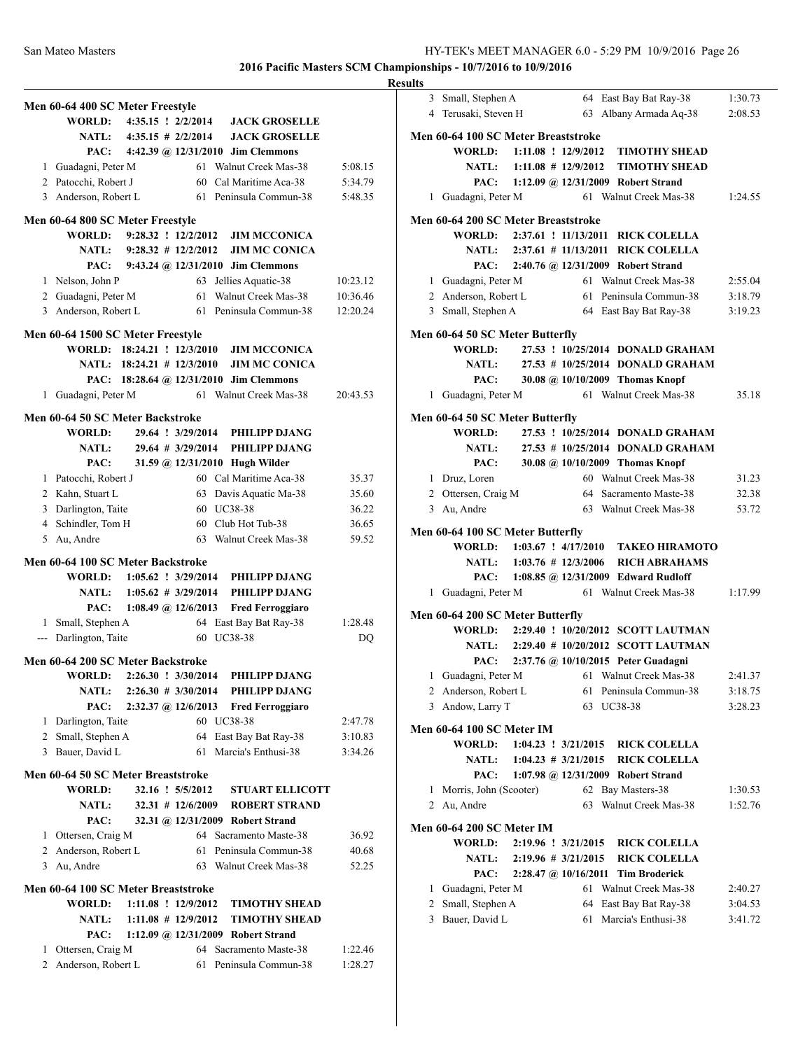**2016 Pacific Masters SCM Championships - 10/7/2016 to 10/9/2016**

**Results**

### Men 60-64 400 SC Meter Freestyle

WORLD: 4:35.15 ! 2/2/2014 JACK GROSELLE
NATL: 4:35.15 # 2/2/2014 JACK GROSELLE
PAC: 4:42.39 @ 12/31/2010 Jim Clemmons

| Place | Name | Age | Team | Time |
|---|---|---|---|---|
| 1 | Guadagni, Peter M | 61 | Walnut Creek Mas-38 | 5:08.15 |
| 2 | Patocchi, Robert J | 60 | Cal Maritime Aca-38 | 5:34.79 |
| 3 | Anderson, Robert L | 61 | Peninsula Commun-38 | 5:48.35 |

### Men 60-64 800 SC Meter Freestyle

WORLD: 9:28.32 ! 12/2/2012 JIM MCCONICA
NATL: 9:28.32 # 12/2/2012 JIM MC CONICA
PAC: 9:43.24 @ 12/31/2010 Jim Clemmons

| Place | Name | Age | Team | Time |
|---|---|---|---|---|
| 1 | Nelson, John P | 63 | Jellies Aquatic-38 | 10:23.12 |
| 2 | Guadagni, Peter M | 61 | Walnut Creek Mas-38 | 10:36.46 |
| 3 | Anderson, Robert L | 61 | Peninsula Commun-38 | 12:20.24 |

### Men 60-64 1500 SC Meter Freestyle

WORLD: 18:24.21 ! 12/3/2010 JIM MCCONICA
NATL: 18:24.21 # 12/3/2010 JIM MC CONICA
PAC: 18:28.64 @ 12/31/2010 Jim Clemmons

| Place | Name | Age | Team | Time |
|---|---|---|---|---|
| 1 | Guadagni, Peter M | 61 | Walnut Creek Mas-38 | 20:43.53 |

### Men 60-64 50 SC Meter Backstroke

WORLD: 29.64 ! 3/29/2014 PHILIPP DJANG
NATL: 29.64 # 3/29/2014 PHILIPP DJANG
PAC: 31.59 @ 12/31/2010 Hugh Wilder

| Place | Name | Age | Team | Time |
|---|---|---|---|---|
| 1 | Patocchi, Robert J | 60 | Cal Maritime Aca-38 | 35.37 |
| 2 | Kahn, Stuart L | 63 | Davis Aquatic Ma-38 | 35.60 |
| 3 | Darlington, Taite | 60 | UC38-38 | 36.22 |
| 4 | Schindler, Tom H | 60 | Club Hot Tub-38 | 36.65 |
| 5 | Au, Andre | 63 | Walnut Creek Mas-38 | 59.52 |

### Men 60-64 100 SC Meter Backstroke

WORLD: 1:05.62 ! 3/29/2014 PHILIPP DJANG
NATL: 1:05.62 # 3/29/2014 PHILIPP DJANG
PAC: 1:08.49 @ 12/6/2013 Fred Ferroggiaro

| Place | Name | Age | Team | Time |
|---|---|---|---|---|
| 1 | Small, Stephen A | 64 | East Bay Bat Ray-38 | 1:28.48 |
| --- | Darlington, Taite | 60 | UC38-38 | DQ |

### Men 60-64 200 SC Meter Backstroke

WORLD: 2:26.30 ! 3/30/2014 PHILIPP DJANG
NATL: 2:26.30 # 3/30/2014 PHILIPP DJANG
PAC: 2:32.37 @ 12/6/2013 Fred Ferroggiaro

| Place | Name | Age | Team | Time |
|---|---|---|---|---|
| 1 | Darlington, Taite | 60 | UC38-38 | 2:47.78 |
| 2 | Small, Stephen A | 64 | East Bay Bat Ray-38 | 3:10.83 |
| 3 | Bauer, David L | 61 | Marcia's Enthusi-38 | 3:34.26 |

### Men 60-64 50 SC Meter Breaststroke

WORLD: 32.16 ! 5/5/2012 STUART ELLICOTT
NATL: 32.31 # 12/6/2009 ROBERT STRAND
PAC: 32.31 @ 12/31/2009 Robert Strand

| Place | Name | Age | Team | Time |
|---|---|---|---|---|
| 1 | Ottersen, Craig M | 64 | Sacramento Maste-38 | 36.92 |
| 2 | Anderson, Robert L | 61 | Peninsula Commun-38 | 40.68 |
| 3 | Au, Andre | 63 | Walnut Creek Mas-38 | 52.25 |

### Men 60-64 100 SC Meter Breaststroke

WORLD: 1:11.08 ! 12/9/2012 TIMOTHY SHEAD
NATL: 1:11.08 # 12/9/2012 TIMOTHY SHEAD
PAC: 1:12.09 @ 12/31/2009 Robert Strand

| Place | Name | Age | Team | Time |
|---|---|---|---|---|
| 1 | Ottersen, Craig M | 64 | Sacramento Maste-38 | 1:22.46 |
| 2 | Anderson, Robert L | 61 | Peninsula Commun-38 | 1:28.27 |
| 3 | Small, Stephen A | 64 | East Bay Bat Ray-38 | 1:30.73 |
| 4 | Terusaki, Steven H | 63 | Albany Armada Aq-38 | 2:08.53 |

### Men 60-64 100 SC Meter Breaststroke

WORLD: 1:11.08 ! 12/9/2012 TIMOTHY SHEAD
NATL: 1:11.08 # 12/9/2012 TIMOTHY SHEAD
PAC: 1:12.09 @ 12/31/2009 Robert Strand

| Place | Name | Age | Team | Time |
|---|---|---|---|---|
| 1 | Guadagni, Peter M | 61 | Walnut Creek Mas-38 | 1:24.55 |

### Men 60-64 200 SC Meter Breaststroke

WORLD: 2:37.61 ! 11/13/2011 RICK COLELLA
NATL: 2:37.61 # 11/13/2011 RICK COLELLA
PAC: 2:40.76 @ 12/31/2009 Robert Strand

| Place | Name | Age | Team | Time |
|---|---|---|---|---|
| 1 | Guadagni, Peter M | 61 | Walnut Creek Mas-38 | 2:55.04 |
| 2 | Anderson, Robert L | 61 | Peninsula Commun-38 | 3:18.79 |
| 3 | Small, Stephen A | 64 | East Bay Bat Ray-38 | 3:19.23 |

### Men 60-64 50 SC Meter Butterfly

WORLD: 27.53 ! 10/25/2014 DONALD GRAHAM
NATL: 27.53 # 10/25/2014 DONALD GRAHAM
PAC: 30.08 @ 10/10/2009 Thomas Knopf

| Place | Name | Age | Team | Time |
|---|---|---|---|---|
| 1 | Guadagni, Peter M | 61 | Walnut Creek Mas-38 | 35.18 |

### Men 60-64 50 SC Meter Butterfly

WORLD: 27.53 ! 10/25/2014 DONALD GRAHAM
NATL: 27.53 # 10/25/2014 DONALD GRAHAM
PAC: 30.08 @ 10/10/2009 Thomas Knopf

| Place | Name | Age | Team | Time |
|---|---|---|---|---|
| 1 | Druz, Loren | 60 | Walnut Creek Mas-38 | 31.23 |
| 2 | Ottersen, Craig M | 64 | Sacramento Maste-38 | 32.38 |
| 3 | Au, Andre | 63 | Walnut Creek Mas-38 | 53.72 |

### Men 60-64 100 SC Meter Butterfly

WORLD: 1:03.67 ! 4/17/2010 TAKEO HIRAMOTO
NATL: 1:03.76 # 12/3/2006 RICH ABRAHAMS
PAC: 1:08.85 @ 12/31/2009 Edward Rudloff

| Place | Name | Age | Team | Time |
|---|---|---|---|---|
| 1 | Guadagni, Peter M | 61 | Walnut Creek Mas-38 | 1:17.99 |

### Men 60-64 200 SC Meter Butterfly

WORLD: 2:29.40 ! 10/20/2012 SCOTT LAUTMAN
NATL: 2:29.40 # 10/20/2012 SCOTT LAUTMAN
PAC: 2:37.76 @ 10/10/2015 Peter Guadagni

| Place | Name | Age | Team | Time |
|---|---|---|---|---|
| 1 | Guadagni, Peter M | 61 | Walnut Creek Mas-38 | 2:41.37 |
| 2 | Anderson, Robert L | 61 | Peninsula Commun-38 | 3:18.75 |
| 3 | Andow, Larry T | 63 | UC38-38 | 3:28.23 |

### Men 60-64 100 SC Meter IM

WORLD: 1:04.23 ! 3/21/2015 RICK COLELLA
NATL: 1:04.23 # 3/21/2015 RICK COLELLA
PAC: 1:07.98 @ 12/31/2009 Robert Strand

| Place | Name | Age | Team | Time |
|---|---|---|---|---|
| 1 | Morris, John (Scooter) | 62 | Bay Masters-38 | 1:30.53 |
| 2 | Au, Andre | 63 | Walnut Creek Mas-38 | 1:52.76 |

### Men 60-64 200 SC Meter IM

WORLD: 2:19.96 ! 3/21/2015 RICK COLELLA
NATL: 2:19.96 # 3/21/2015 RICK COLELLA
PAC: 2:28.47 @ 10/16/2011 Tim Broderick

| Place | Name | Age | Team | Time |
|---|---|---|---|---|
| 1 | Guadagni, Peter M | 61 | Walnut Creek Mas-38 | 2:40.27 |
| 2 | Small, Stephen A | 64 | East Bay Bat Ray-38 | 3:04.53 |
| 3 | Bauer, David L | 61 | Marcia's Enthusi-38 | 3:41.72 |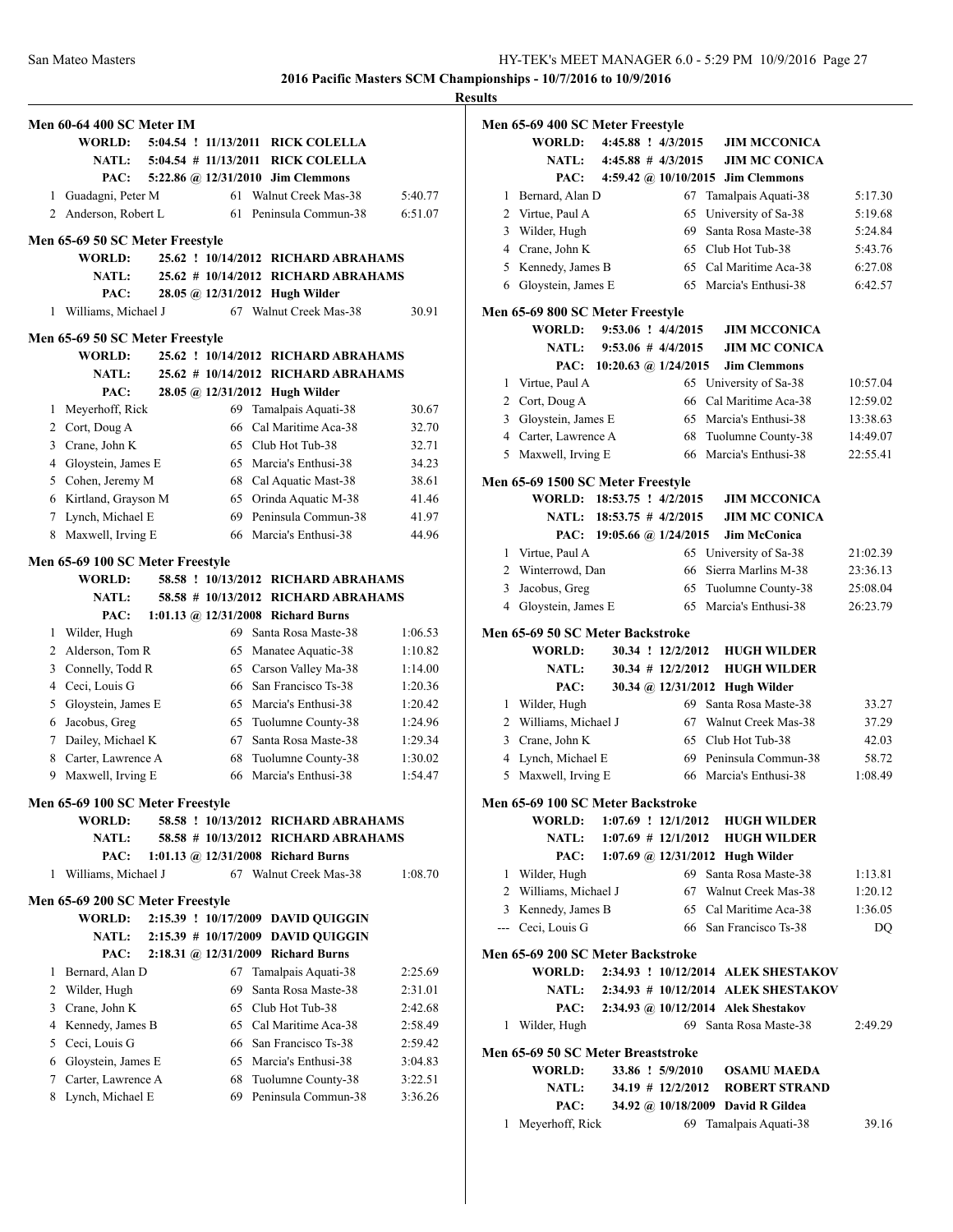# 2016 Pacific Masters SCM Championships - 10/7/2016 to 10/9/2016

## Results

### Men 60-64 400 SC Meter IM

| | | | |
|---|---|---|---|
| WORLD: | 5:04.54 ! 11/13/2011 | RICK COLELLA | |
| NATL: | 5:04.54 # 11/13/2011 | RICK COLELLA | |
| PAC: | 5:22.86 @ 12/31/2010 | Jim Clemmons | |
| 1 Guadagni, Peter M | 61 | Walnut Creek Mas-38 | 5:40.77 |
| 2 Anderson, Robert L | 61 | Peninsula Commun-38 | 6:51.07 |

### Men 65-69 50 SC Meter Freestyle

| | | | |
|---|---|---|---|
| WORLD: | 25.62 ! 10/14/2012 | RICHARD ABRAHAMS | |
| NATL: | 25.62 # 10/14/2012 | RICHARD ABRAHAMS | |
| PAC: | 28.05 @ 12/31/2012 | Hugh Wilder | |
| 1 Williams, Michael J | 67 | Walnut Creek Mas-38 | 30.91 |

### Men 65-69 50 SC Meter Freestyle

| | | | |
|---|---|---|---|
| WORLD: | 25.62 ! 10/14/2012 | RICHARD ABRAHAMS | |
| NATL: | 25.62 # 10/14/2012 | RICHARD ABRAHAMS | |
| PAC: | 28.05 @ 12/31/2012 | Hugh Wilder | |
| 1 Meyerhoff, Rick | 69 | Tamalpais Aquati-38 | 30.67 |
| 2 Cort, Doug A | 66 | Cal Maritime Aca-38 | 32.70 |
| 3 Crane, John K | 65 | Club Hot Tub-38 | 32.71 |
| 4 Gloystein, James E | 65 | Marcia's Enthusi-38 | 34.23 |
| 5 Cohen, Jeremy M | 68 | Cal Aquatic Mast-38 | 38.61 |
| 6 Kirtland, Grayson M | 65 | Orinda Aquatic M-38 | 41.46 |
| 7 Lynch, Michael E | 69 | Peninsula Commun-38 | 41.97 |
| 8 Maxwell, Irving E | 66 | Marcia's Enthusi-38 | 44.96 |

### Men 65-69 100 SC Meter Freestyle

| | | | |
|---|---|---|---|
| WORLD: | 58.58 ! 10/13/2012 | RICHARD ABRAHAMS | |
| NATL: | 58.58 # 10/13/2012 | RICHARD ABRAHAMS | |
| PAC: | 1:01.13 @ 12/31/2008 | Richard Burns | |
| 1 Wilder, Hugh | 69 | Santa Rosa Maste-38 | 1:06.53 |
| 2 Alderson, Tom R | 65 | Manatee Aquatic-38 | 1:10.82 |
| 3 Connelly, Todd R | 65 | Carson Valley Ma-38 | 1:14.00 |
| 4 Ceci, Louis G | 66 | San Francisco Ts-38 | 1:20.36 |
| 5 Gloystein, James E | 65 | Marcia's Enthusi-38 | 1:20.42 |
| 6 Jacobus, Greg | 65 | Tuolumne County-38 | 1:24.96 |
| 7 Dailey, Michael K | 67 | Santa Rosa Maste-38 | 1:29.34 |
| 8 Carter, Lawrence A | 68 | Tuolumne County-38 | 1:30.02 |
| 9 Maxwell, Irving E | 66 | Marcia's Enthusi-38 | 1:54.47 |

### Men 65-69 100 SC Meter Freestyle

| | | | |
|---|---|---|---|
| WORLD: | 58.58 ! 10/13/2012 | RICHARD ABRAHAMS | |
| NATL: | 58.58 # 10/13/2012 | RICHARD ABRAHAMS | |
| PAC: | 1:01.13 @ 12/31/2008 | Richard Burns | |
| 1 Williams, Michael J | 67 | Walnut Creek Mas-38 | 1:08.70 |

### Men 65-69 200 SC Meter Freestyle

| | | | |
|---|---|---|---|
| WORLD: | 2:15.39 ! 10/17/2009 | DAVID QUIGGIN | |
| NATL: | 2:15.39 # 10/17/2009 | DAVID QUIGGIN | |
| PAC: | 2:18.31 @ 12/31/2009 | Richard Burns | |
| 1 Bernard, Alan D | 67 | Tamalpais Aquati-38 | 2:25.69 |
| 2 Wilder, Hugh | 69 | Santa Rosa Maste-38 | 2:31.01 |
| 3 Crane, John K | 65 | Club Hot Tub-38 | 2:42.68 |
| 4 Kennedy, James B | 65 | Cal Maritime Aca-38 | 2:58.49 |
| 5 Ceci, Louis G | 66 | San Francisco Ts-38 | 2:59.42 |
| 6 Gloystein, James E | 65 | Marcia's Enthusi-38 | 3:04.83 |
| 7 Carter, Lawrence A | 68 | Tuolumne County-38 | 3:22.51 |
| 8 Lynch, Michael E | 69 | Peninsula Commun-38 | 3:36.26 |

### Men 65-69 400 SC Meter Freestyle

| | | | |
|---|---|---|---|
| WORLD: | 4:45.88 ! 4/3/2015 | JIM MCCONICA | |
| NATL: | 4:45.88 # 4/3/2015 | JIM MC CONICA | |
| PAC: | 4:59.42 @ 10/10/2015 | Jim Clemmons | |
| 1 Bernard, Alan D | 67 | Tamalpais Aquati-38 | 5:17.30 |
| 2 Virtue, Paul A | 65 | University of Sa-38 | 5:19.68 |
| 3 Wilder, Hugh | 69 | Santa Rosa Maste-38 | 5:24.84 |
| 4 Crane, John K | 65 | Club Hot Tub-38 | 5:43.76 |
| 5 Kennedy, James B | 65 | Cal Maritime Aca-38 | 6:27.08 |
| 6 Gloystein, James E | 65 | Marcia's Enthusi-38 | 6:42.57 |

### Men 65-69 800 SC Meter Freestyle

| | | | |
|---|---|---|---|
| WORLD: | 9:53.06 ! 4/4/2015 | JIM MCCONICA | |
| NATL: | 9:53.06 # 4/4/2015 | JIM MC CONICA | |
| PAC: | 10:20.63 @ 1/24/2015 | Jim Clemmons | |
| 1 Virtue, Paul A | 65 | University of Sa-38 | 10:57.04 |
| 2 Cort, Doug A | 66 | Cal Maritime Aca-38 | 12:59.02 |
| 3 Gloystein, James E | 65 | Marcia's Enthusi-38 | 13:38.63 |
| 4 Carter, Lawrence A | 68 | Tuolumne County-38 | 14:49.07 |
| 5 Maxwell, Irving E | 66 | Marcia's Enthusi-38 | 22:55.41 |

### Men 65-69 1500 SC Meter Freestyle

| | | | |
|---|---|---|---|
| WORLD: | 18:53.75 ! 4/2/2015 | JIM MCCONICA | |
| NATL: | 18:53.75 # 4/2/2015 | JIM MC CONICA | |
| PAC: | 19:05.66 @ 1/24/2015 | Jim McConica | |
| 1 Virtue, Paul A | 65 | University of Sa-38 | 21:02.39 |
| 2 Winterrowd, Dan | 66 | Sierra Marlins M-38 | 23:36.13 |
| 3 Jacobus, Greg | 65 | Tuolumne County-38 | 25:08.04 |
| 4 Gloystein, James E | 65 | Marcia's Enthusi-38 | 26:23.79 |

### Men 65-69 50 SC Meter Backstroke

| | | | |
|---|---|---|---|
| WORLD: | 30.34 ! 12/2/2012 | HUGH WILDER | |
| NATL: | 30.34 # 12/2/2012 | HUGH WILDER | |
| PAC: | 30.34 @ 12/31/2012 | Hugh Wilder | |
| 1 Wilder, Hugh | 69 | Santa Rosa Maste-38 | 33.27 |
| 2 Williams, Michael J | 67 | Walnut Creek Mas-38 | 37.29 |
| 3 Crane, John K | 65 | Club Hot Tub-38 | 42.03 |
| 4 Lynch, Michael E | 69 | Peninsula Commun-38 | 58.72 |
| 5 Maxwell, Irving E | 66 | Marcia's Enthusi-38 | 1:08.49 |

### Men 65-69 100 SC Meter Backstroke

| | | | |
|---|---|---|---|
| WORLD: | 1:07.69 ! 12/1/2012 | HUGH WILDER | |
| NATL: | 1:07.69 # 12/1/2012 | HUGH WILDER | |
| PAC: | 1:07.69 @ 12/31/2012 | Hugh Wilder | |
| 1 Wilder, Hugh | 69 | Santa Rosa Maste-38 | 1:13.81 |
| 2 Williams, Michael J | 67 | Walnut Creek Mas-38 | 1:20.12 |
| 3 Kennedy, James B | 65 | Cal Maritime Aca-38 | 1:36.05 |
| --- Ceci, Louis G | 66 | San Francisco Ts-38 | DQ |

### Men 65-69 200 SC Meter Backstroke

| | | | |
|---|---|---|---|
| WORLD: | 2:34.93 ! 10/12/2014 | ALEK SHESTAKOV | |
| NATL: | 2:34.93 # 10/12/2014 | ALEK SHESTAKOV | |
| PAC: | 2:34.93 @ 10/12/2014 | Alek Shestakov | |
| 1 Wilder, Hugh | 69 | Santa Rosa Maste-38 | 2:49.29 |

### Men 65-69 50 SC Meter Breaststroke

| | | | |
|---|---|---|---|
| WORLD: | 33.86 ! 5/9/2010 | OSAMU MAEDA | |
| NATL: | 34.19 # 12/2/2012 | ROBERT STRAND | |
| PAC: | 34.92 @ 10/18/2009 | David R Gildea | |
| 1 Meyerhoff, Rick | 69 | Tamalpais Aquati-38 | 39.16 |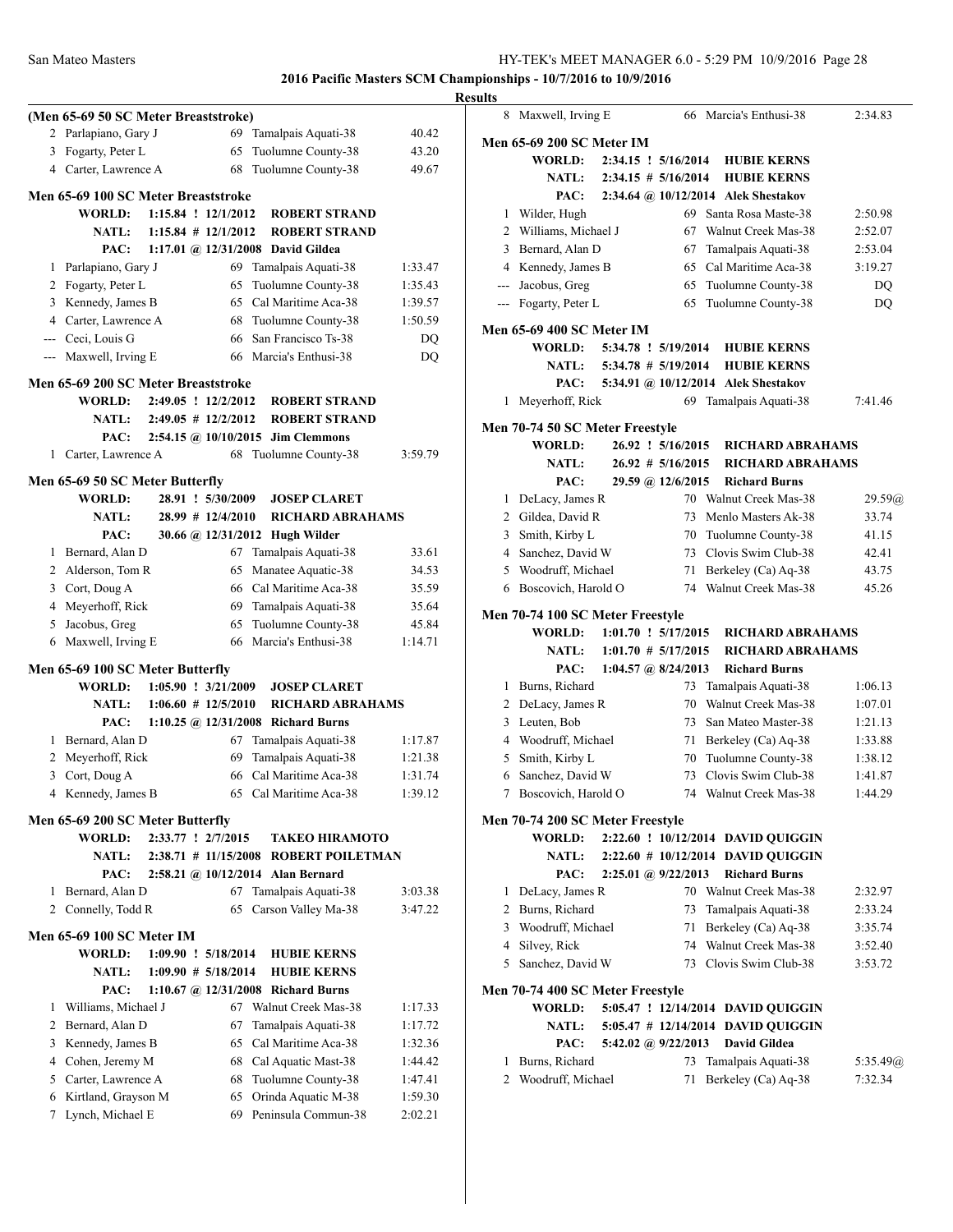# 2016 Pacific Masters SCM Championships - 10/7/2016 to 10/9/2016

## Results

### (Men 65-69 50 SC Meter Breaststroke)

| Place | Name | Age | Team | Time |
|---|---|---|---|---|
| 2 | Parlapiano, Gary J | 69 | Tamalpais Aquati-38 | 40.42 |
| 3 | Fogarty, Peter L | 65 | Tuolumne County-38 | 43.20 |
| 4 | Carter, Lawrence A | 68 | Tuolumne County-38 | 49.67 |

### Men 65-69 100 SC Meter Breaststroke

- **WORLD:** 1:15.84 ! 12/1/2012 **ROBERT STRAND**
- **NATL:** 1:15.84 # 12/1/2012 **ROBERT STRAND**
- **PAC:** 1:17.01 @ 12/31/2008 **David Gildea**

| Place | Name | Age | Team | Time |
|---|---|---|---|---|
| 1 | Parlapiano, Gary J | 69 | Tamalpais Aquati-38 | 1:33.47 |
| 2 | Fogarty, Peter L | 65 | Tuolumne County-38 | 1:35.43 |
| 3 | Kennedy, James B | 65 | Cal Maritime Aca-38 | 1:39.57 |
| 4 | Carter, Lawrence A | 68 | Tuolumne County-38 | 1:50.59 |
| --- | Ceci, Louis G | 66 | San Francisco Ts-38 | DQ |
| --- | Maxwell, Irving E | 66 | Marcia's Enthusi-38 | DQ |

### Men 65-69 200 SC Meter Breaststroke

- **WORLD:** 2:49.05 ! 12/2/2012 **ROBERT STRAND**
- **NATL:** 2:49.05 # 12/2/2012 **ROBERT STRAND**
- **PAC:** 2:54.15 @ 10/10/2015 **Jim Clemmons**

| Place | Name | Age | Team | Time |
|---|---|---|---|---|
| 1 | Carter, Lawrence A | 68 | Tuolumne County-38 | 3:59.79 |

### Men 65-69 50 SC Meter Butterfly

- **WORLD:** 28.91 ! 5/30/2009 **JOSEP CLARET**
- **NATL:** 28.99 # 12/4/2010 **RICHARD ABRAHAMS**
- **PAC:** 30.66 @ 12/31/2012 **Hugh Wilder**

| Place | Name | Age | Team | Time |
|---|---|---|---|---|
| 1 | Bernard, Alan D | 67 | Tamalpais Aquati-38 | 33.61 |
| 2 | Alderson, Tom R | 65 | Manatee Aquatic-38 | 34.53 |
| 3 | Cort, Doug A | 66 | Cal Maritime Aca-38 | 35.59 |
| 4 | Meyerhoff, Rick | 69 | Tamalpais Aquati-38 | 35.64 |
| 5 | Jacobus, Greg | 65 | Tuolumne County-38 | 45.84 |
| 6 | Maxwell, Irving E | 66 | Marcia's Enthusi-38 | 1:14.71 |

### Men 65-69 100 SC Meter Butterfly

- **WORLD:** 1:05.90 ! 3/21/2009 **JOSEP CLARET**
- **NATL:** 1:06.60 # 12/5/2010 **RICHARD ABRAHAMS**
- **PAC:** 1:10.25 @ 12/31/2008 **Richard Burns**

| Place | Name | Age | Team | Time |
|---|---|---|---|---|
| 1 | Bernard, Alan D | 67 | Tamalpais Aquati-38 | 1:17.87 |
| 2 | Meyerhoff, Rick | 69 | Tamalpais Aquati-38 | 1:21.38 |
| 3 | Cort, Doug A | 66 | Cal Maritime Aca-38 | 1:31.74 |
| 4 | Kennedy, James B | 65 | Cal Maritime Aca-38 | 1:39.12 |

### Men 65-69 200 SC Meter Butterfly

- **WORLD:** 2:33.77 ! 2/7/2015 **TAKEO HIRAMOTO**
- **NATL:** 2:38.71 # 11/15/2008 **ROBERT POILETMAN**
- **PAC:** 2:58.21 @ 10/12/2014 **Alan Bernard**

| Place | Name | Age | Team | Time |
|---|---|---|---|---|
| 1 | Bernard, Alan D | 67 | Tamalpais Aquati-38 | 3:03.38 |
| 2 | Connelly, Todd R | 65 | Carson Valley Ma-38 | 3:47.22 |

### Men 65-69 100 SC Meter IM

- **WORLD:** 1:09.90 ! 5/18/2014 **HUBIE KERNS**
- **NATL:** 1:09.90 # 5/18/2014 **HUBIE KERNS**
- **PAC:** 1:10.67 @ 12/31/2008 **Richard Burns**

| Place | Name | Age | Team | Time |
|---|---|---|---|---|
| 1 | Williams, Michael J | 67 | Walnut Creek Mas-38 | 1:17.33 |
| 2 | Bernard, Alan D | 67 | Tamalpais Aquati-38 | 1:17.72 |
| 3 | Kennedy, James B | 65 | Cal Maritime Aca-38 | 1:32.36 |
| 4 | Cohen, Jeremy M | 68 | Cal Aquatic Mast-38 | 1:44.42 |
| 5 | Carter, Lawrence A | 68 | Tuolumne County-38 | 1:47.41 |
| 6 | Kirtland, Grayson M | 65 | Orinda Aquatic M-38 | 1:59.30 |
| 7 | Lynch, Michael E | 69 | Peninsula Commun-38 | 2:02.21 |
| 8 | Maxwell, Irving E | 66 | Marcia's Enthusi-38 | 2:34.83 |

### Men 65-69 200 SC Meter IM

- **WORLD:** 2:34.15 ! 5/16/2014 **HUBIE KERNS**
- **NATL:** 2:34.15 # 5/16/2014 **HUBIE KERNS**
- **PAC:** 2:34.64 @ 10/12/2014 **Alek Shestakov**

| Place | Name | Age | Team | Time |
|---|---|---|---|---|
| 1 | Wilder, Hugh | 69 | Santa Rosa Maste-38 | 2:50.98 |
| 2 | Williams, Michael J | 67 | Walnut Creek Mas-38 | 2:52.07 |
| 3 | Bernard, Alan D | 67 | Tamalpais Aquati-38 | 2:53.04 |
| 4 | Kennedy, James B | 65 | Cal Maritime Aca-38 | 3:19.27 |
| --- | Jacobus, Greg | 65 | Tuolumne County-38 | DQ |
| --- | Fogarty, Peter L | 65 | Tuolumne County-38 | DQ |

### Men 65-69 400 SC Meter IM

- **WORLD:** 5:34.78 ! 5/19/2014 **HUBIE KERNS**
- **NATL:** 5:34.78 # 5/19/2014 **HUBIE KERNS**
- **PAC:** 5:34.91 @ 10/12/2014 **Alek Shestakov**

| Place | Name | Age | Team | Time |
|---|---|---|---|---|
| 1 | Meyerhoff, Rick | 69 | Tamalpais Aquati-38 | 7:41.46 |

### Men 70-74 50 SC Meter Freestyle

- **WORLD:** 26.92 ! 5/16/2015 **RICHARD ABRAHAMS**
- **NATL:** 26.92 # 5/16/2015 **RICHARD ABRAHAMS**
- **PAC:** 29.59 @ 12/6/2015 **Richard Burns**

| Place | Name | Age | Team | Time |
|---|---|---|---|---|
| 1 | DeLacy, James R | 70 | Walnut Creek Mas-38 | 29.59@ |
| 2 | Gildea, David R | 73 | Menlo Masters Ak-38 | 33.74 |
| 3 | Smith, Kirby L | 70 | Tuolumne County-38 | 41.15 |
| 4 | Sanchez, David W | 73 | Clovis Swim Club-38 | 42.41 |
| 5 | Woodruff, Michael | 71 | Berkeley (Ca) Aq-38 | 43.75 |
| 6 | Boscovich, Harold O | 74 | Walnut Creek Mas-38 | 45.26 |

### Men 70-74 100 SC Meter Freestyle

- **WORLD:** 1:01.70 ! 5/17/2015 **RICHARD ABRAHAMS**
- **NATL:** 1:01.70 # 5/17/2015 **RICHARD ABRAHAMS**
- **PAC:** 1:04.57 @ 8/24/2013 **Richard Burns**

| Place | Name | Age | Team | Time |
|---|---|---|---|---|
| 1 | Burns, Richard | 73 | Tamalpais Aquati-38 | 1:06.13 |
| 2 | DeLacy, James R | 70 | Walnut Creek Mas-38 | 1:07.01 |
| 3 | Leuten, Bob | 73 | San Mateo Master-38 | 1:21.13 |
| 4 | Woodruff, Michael | 71 | Berkeley (Ca) Aq-38 | 1:33.88 |
| 5 | Smith, Kirby L | 70 | Tuolumne County-38 | 1:38.12 |
| 6 | Sanchez, David W | 73 | Clovis Swim Club-38 | 1:41.87 |
| 7 | Boscovich, Harold O | 74 | Walnut Creek Mas-38 | 1:44.29 |

### Men 70-74 200 SC Meter Freestyle

- **WORLD:** 2:22.60 ! 10/12/2014 **DAVID QUIGGIN**
- **NATL:** 2:22.60 # 10/12/2014 **DAVID QUIGGIN**
- **PAC:** 2:25.01 @ 9/22/2013 **Richard Burns**

| Place | Name | Age | Team | Time |
|---|---|---|---|---|
| 1 | DeLacy, James R | 70 | Walnut Creek Mas-38 | 2:32.97 |
| 2 | Burns, Richard | 73 | Tamalpais Aquati-38 | 2:33.24 |
| 3 | Woodruff, Michael | 71 | Berkeley (Ca) Aq-38 | 3:35.74 |
| 4 | Silvey, Rick | 74 | Walnut Creek Mas-38 | 3:52.40 |
| 5 | Sanchez, David W | 73 | Clovis Swim Club-38 | 3:53.72 |

### Men 70-74 400 SC Meter Freestyle

- **WORLD:** 5:05.47 ! 12/14/2014 **DAVID QUIGGIN**
- **NATL:** 5:05.47 # 12/14/2014 **DAVID QUIGGIN**
- **PAC:** 5:42.02 @ 9/22/2013 **David Gildea**

| Place | Name | Age | Team | Time |
|---|---|---|---|---|
| 1 | Burns, Richard | 73 | Tamalpais Aquati-38 | 5:35.49@ |
| 2 | Woodruff, Michael | 71 | Berkeley (Ca) Aq-38 | 7:32.34 |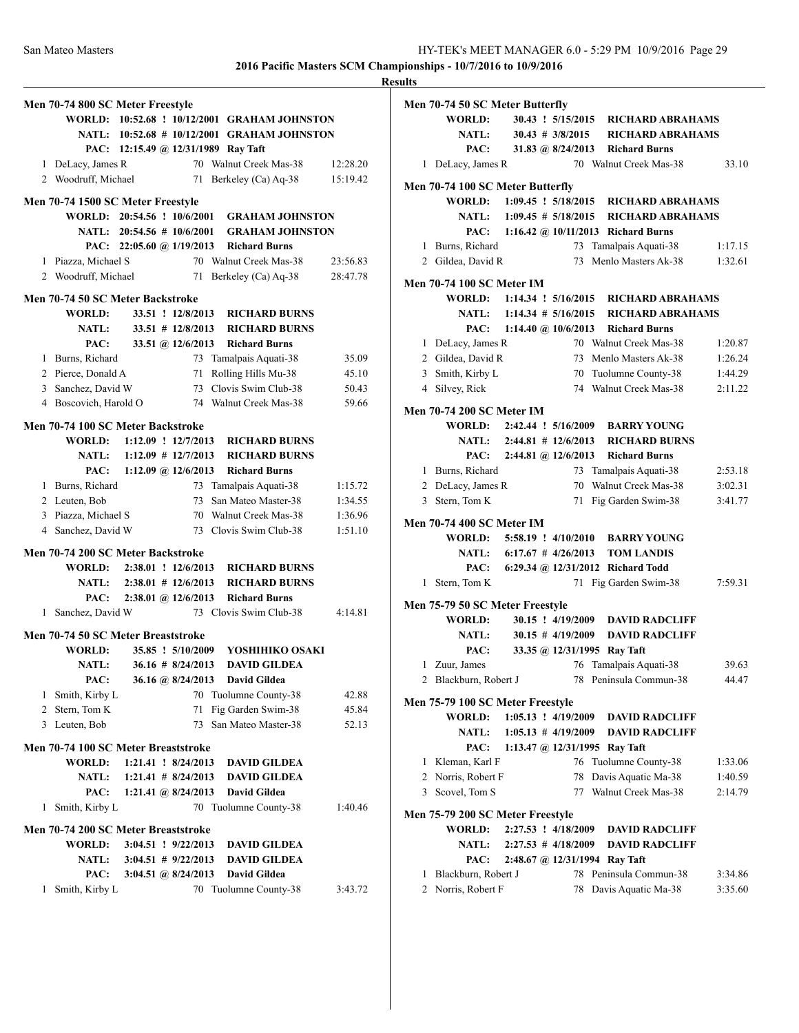**2016 Pacific Masters SCM Championships - 10/7/2016 to 10/9/2016**

**Results**

### Men 70-74 800 SC Meter Freestyle

| | | | | |
|---|---|---|---|---|
| WORLD: | 10:52.68 ! 10/12/2001 | GRAHAM JOHNSTON | | |
| NATL: | 10:52.68 # 10/12/2001 | GRAHAM JOHNSTON | | |
| PAC: | 12:15.49 @ 12/31/1989 | Ray Taft | | |
| 1 | DeLacy, James R | 70 | Walnut Creek Mas-38 | 12:28.20 |
| 2 | Woodruff, Michael | 71 | Berkeley (Ca) Aq-38 | 15:19.42 |

### Men 70-74 1500 SC Meter Freestyle

| | | | | |
|---|---|---|---|---|
| WORLD: | 20:54.56 ! 10/6/2001 | GRAHAM JOHNSTON | | |
| NATL: | 20:54.56 # 10/6/2001 | GRAHAM JOHNSTON | | |
| PAC: | 22:05.60 @ 1/19/2013 | Richard Burns | | |
| 1 | Piazza, Michael S | 70 | Walnut Creek Mas-38 | 23:56.83 |
| 2 | Woodruff, Michael | 71 | Berkeley (Ca) Aq-38 | 28:47.78 |

### Men 70-74 50 SC Meter Backstroke

| | | | | |
|---|---|---|---|---|
| WORLD: | 33.51 ! 12/8/2013 | RICHARD BURNS | | |
| NATL: | 33.51 # 12/8/2013 | RICHARD BURNS | | |
| PAC: | 33.51 @ 12/6/2013 | Richard Burns | | |
| 1 | Burns, Richard | 73 | Tamalpais Aquati-38 | 35.09 |
| 2 | Pierce, Donald A | 71 | Rolling Hills Mu-38 | 45.10 |
| 3 | Sanchez, David W | 73 | Clovis Swim Club-38 | 50.43 |
| 4 | Boscovich, Harold O | 74 | Walnut Creek Mas-38 | 59.66 |

### Men 70-74 100 SC Meter Backstroke

| | | | | |
|---|---|---|---|---|
| WORLD: | 1:12.09 ! 12/7/2013 | RICHARD BURNS | | |
| NATL: | 1:12.09 # 12/7/2013 | RICHARD BURNS | | |
| PAC: | 1:12.09 @ 12/6/2013 | Richard Burns | | |
| 1 | Burns, Richard | 73 | Tamalpais Aquati-38 | 1:15.72 |
| 2 | Leuten, Bob | 73 | San Mateo Master-38 | 1:34.55 |
| 3 | Piazza, Michael S | 70 | Walnut Creek Mas-38 | 1:36.96 |
| 4 | Sanchez, David W | 73 | Clovis Swim Club-38 | 1:51.10 |

### Men 70-74 200 SC Meter Backstroke

| | | | | |
|---|---|---|---|---|
| WORLD: | 2:38.01 ! 12/6/2013 | RICHARD BURNS | | |
| NATL: | 2:38.01 # 12/6/2013 | RICHARD BURNS | | |
| PAC: | 2:38.01 @ 12/6/2013 | Richard Burns | | |
| 1 | Sanchez, David W | 73 | Clovis Swim Club-38 | 4:14.81 |

### Men 70-74 50 SC Meter Breaststroke

| | | | | |
|---|---|---|---|---|
| WORLD: | 35.85 ! 5/10/2009 | YOSHIHIKO OSAKI | | |
| NATL: | 36.16 # 8/24/2013 | DAVID GILDEA | | |
| PAC: | 36.16 @ 8/24/2013 | David Gildea | | |
| 1 | Smith, Kirby L | 70 | Tuolumne County-38 | 42.88 |
| 2 | Stern, Tom K | 71 | Fig Garden Swim-38 | 45.84 |
| 3 | Leuten, Bob | 73 | San Mateo Master-38 | 52.13 |

### Men 70-74 100 SC Meter Breaststroke

| | | | | |
|---|---|---|---|---|
| WORLD: | 1:21.41 ! 8/24/2013 | DAVID GILDEA | | |
| NATL: | 1:21.41 # 8/24/2013 | DAVID GILDEA | | |
| PAC: | 1:21.41 @ 8/24/2013 | David Gildea | | |
| 1 | Smith, Kirby L | 70 | Tuolumne County-38 | 1:40.46 |

### Men 70-74 200 SC Meter Breaststroke

| | | | | |
|---|---|---|---|---|
| WORLD: | 3:04.51 ! 9/22/2013 | DAVID GILDEA | | |
| NATL: | 3:04.51 # 9/22/2013 | DAVID GILDEA | | |
| PAC: | 3:04.51 @ 8/24/2013 | David Gildea | | |
| 1 | Smith, Kirby L | 70 | Tuolumne County-38 | 3:43.72 |

### Men 70-74 50 SC Meter Butterfly

| | | | | |
|---|---|---|---|---|
| WORLD: | 30.43 ! 5/15/2015 | RICHARD ABRAHAMS | | |
| NATL: | 30.43 # 3/8/2015 | RICHARD ABRAHAMS | | |
| PAC: | 31.83 @ 8/24/2013 | Richard Burns | | |
| 1 | DeLacy, James R | 70 | Walnut Creek Mas-38 | 33.10 |

### Men 70-74 100 SC Meter Butterfly

| | | | | |
|---|---|---|---|---|
| WORLD: | 1:09.45 ! 5/18/2015 | RICHARD ABRAHAMS | | |
| NATL: | 1:09.45 # 5/18/2015 | RICHARD ABRAHAMS | | |
| PAC: | 1:16.42 @ 10/11/2013 | Richard Burns | | |
| 1 | Burns, Richard | 73 | Tamalpais Aquati-38 | 1:17.15 |
| 2 | Gildea, David R | 73 | Menlo Masters Ak-38 | 1:32.61 |

### Men 70-74 100 SC Meter IM

| | | | | |
|---|---|---|---|---|
| WORLD: | 1:14.34 ! 5/16/2015 | RICHARD ABRAHAMS | | |
| NATL: | 1:14.34 # 5/16/2015 | RICHARD ABRAHAMS | | |
| PAC: | 1:14.40 @ 10/6/2013 | Richard Burns | | |
| 1 | DeLacy, James R | 70 | Walnut Creek Mas-38 | 1:20.87 |
| 2 | Gildea, David R | 73 | Menlo Masters Ak-38 | 1:26.24 |
| 3 | Smith, Kirby L | 70 | Tuolumne County-38 | 1:44.29 |
| 4 | Silvey, Rick | 74 | Walnut Creek Mas-38 | 2:11.22 |

### Men 70-74 200 SC Meter IM

| | | | | |
|---|---|---|---|---|
| WORLD: | 2:42.44 ! 5/16/2009 | BARRY YOUNG | | |
| NATL: | 2:44.81 # 12/6/2013 | RICHARD BURNS | | |
| PAC: | 2:44.81 @ 12/6/2013 | Richard Burns | | |
| 1 | Burns, Richard | 73 | Tamalpais Aquati-38 | 2:53.18 |
| 2 | DeLacy, James R | 70 | Walnut Creek Mas-38 | 3:02.31 |
| 3 | Stern, Tom K | 71 | Fig Garden Swim-38 | 3:41.77 |

### Men 70-74 400 SC Meter IM

| | | | | |
|---|---|---|---|---|
| WORLD: | 5:58.19 ! 4/10/2010 | BARRY YOUNG | | |
| NATL: | 6:17.67 # 4/26/2013 | TOM LANDIS | | |
| PAC: | 6:29.34 @ 12/31/2012 | Richard Todd | | |
| 1 | Stern, Tom K | 71 | Fig Garden Swim-38 | 7:59.31 |

### Men 75-79 50 SC Meter Freestyle

| | | | | |
|---|---|---|---|---|
| WORLD: | 30.15 ! 4/19/2009 | DAVID RADCLIFF | | |
| NATL: | 30.15 # 4/19/2009 | DAVID RADCLIFF | | |
| PAC: | 33.35 @ 12/31/1995 | Ray Taft | | |
| 1 | Zuur, James | 76 | Tamalpais Aquati-38 | 39.63 |
| 2 | Blackburn, Robert J | 78 | Peninsula Commun-38 | 44.47 |

### Men 75-79 100 SC Meter Freestyle

| | | | | |
|---|---|---|---|---|
| WORLD: | 1:05.13 ! 4/19/2009 | DAVID RADCLIFF | | |
| NATL: | 1:05.13 # 4/19/2009 | DAVID RADCLIFF | | |
| PAC: | 1:13.47 @ 12/31/1995 | Ray Taft | | |
| 1 | Kleman, Karl F | 76 | Tuolumne County-38 | 1:33.06 |
| 2 | Norris, Robert F | 78 | Davis Aquatic Ma-38 | 1:40.59 |
| 3 | Scovel, Tom S | 77 | Walnut Creek Mas-38 | 2:14.79 |

### Men 75-79 200 SC Meter Freestyle

| | | | | |
|---|---|---|---|---|
| WORLD: | 2:27.53 ! 4/18/2009 | DAVID RADCLIFF | | |
| NATL: | 2:27.53 # 4/18/2009 | DAVID RADCLIFF | | |
| PAC: | 2:48.67 @ 12/31/1994 | Ray Taft | | |
| 1 | Blackburn, Robert J | 78 | Peninsula Commun-38 | 3:34.86 |
| 2 | Norris, Robert F | 78 | Davis Aquatic Ma-38 | 3:35.60 |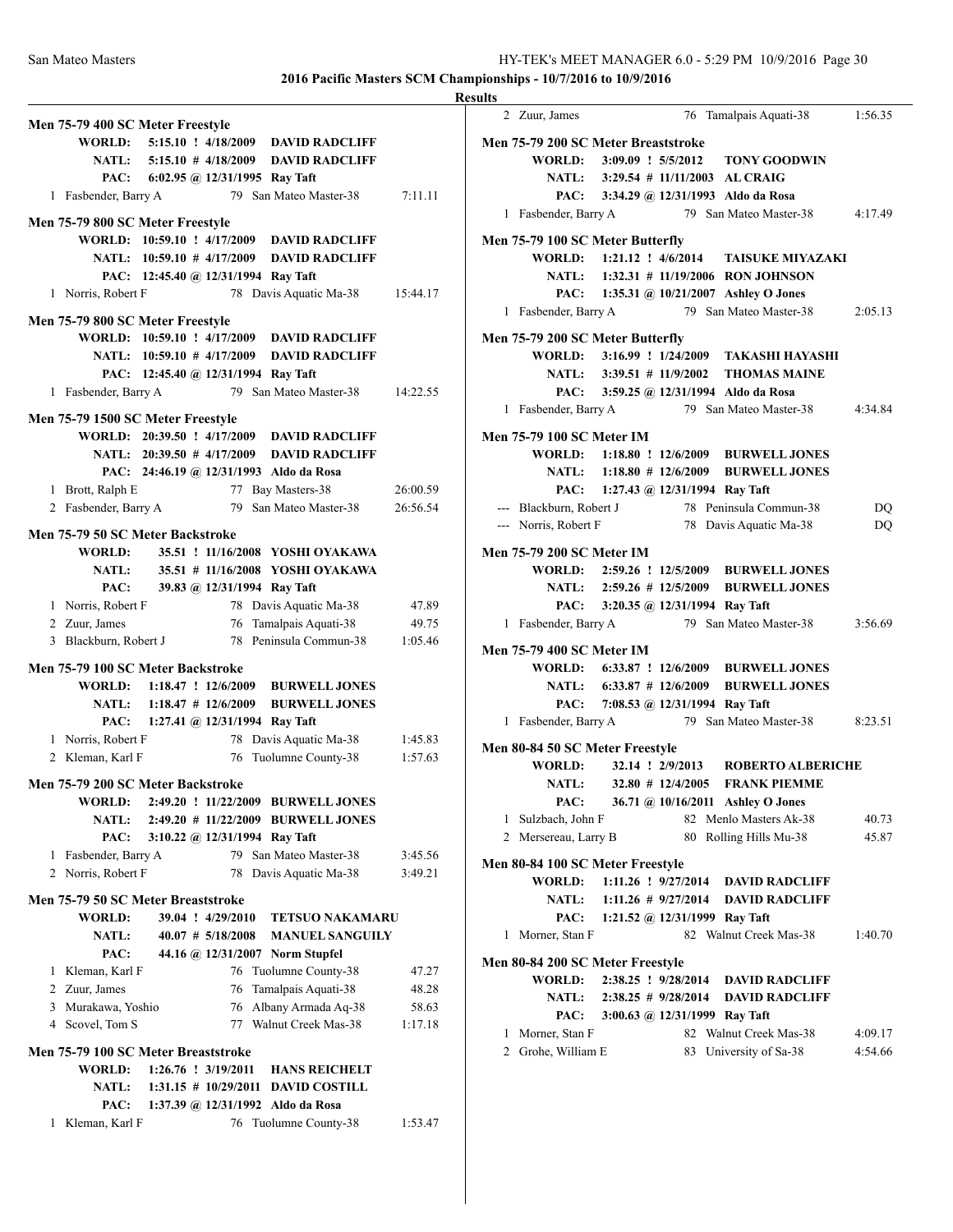**2016 Pacific Masters SCM Championships - 10/7/2016 to 10/9/2016**

**Results**

### Men 75-79 400 SC Meter Freestyle

| | | | | |
|---|---|---|---|---|
| **WORLD:** | **5:15.10 ! 4/18/2009** | **DAVID RADCLIFF** | | |
| **NATL:** | **5:15.10 # 4/18/2009** | **DAVID RADCLIFF** | | |
| **PAC:** | **6:02.95 @ 12/31/1995** | **Ray Taft** | | |
| 1 | Fasbender, Barry A | 79 | San Mateo Master-38 | 7:11.11 |

### Men 75-79 800 SC Meter Freestyle

| | | | | |
|---|---|---|---|---|
| **WORLD:** | **10:59.10 ! 4/17/2009** | **DAVID RADCLIFF** | | |
| **NATL:** | **10:59.10 # 4/17/2009** | **DAVID RADCLIFF** | | |
| **PAC:** | **12:45.40 @ 12/31/1994** | **Ray Taft** | | |
| 1 | Norris, Robert F | 78 | Davis Aquatic Ma-38 | 15:44.17 |

### Men 75-79 800 SC Meter Freestyle

| | | | | |
|---|---|---|---|---|
| **WORLD:** | **10:59.10 ! 4/17/2009** | **DAVID RADCLIFF** | | |
| **NATL:** | **10:59.10 # 4/17/2009** | **DAVID RADCLIFF** | | |
| **PAC:** | **12:45.40 @ 12/31/1994** | **Ray Taft** | | |
| 1 | Fasbender, Barry A | 79 | San Mateo Master-38 | 14:22.55 |

### Men 75-79 1500 SC Meter Freestyle

| | | | | |
|---|---|---|---|---|
| **WORLD:** | **20:39.50 ! 4/17/2009** | **DAVID RADCLIFF** | | |
| **NATL:** | **20:39.50 # 4/17/2009** | **DAVID RADCLIFF** | | |
| **PAC:** | **24:46.19 @ 12/31/1993** | **Aldo da Rosa** | | |
| 1 | Brott, Ralph E | 77 | Bay Masters-38 | 26:00.59 |
| 2 | Fasbender, Barry A | 79 | San Mateo Master-38 | 26:56.54 |

### Men 75-79 50 SC Meter Backstroke

| | | | | |
|---|---|---|---|---|
| **WORLD:** | **35.51 ! 11/16/2008** | **YOSHI OYAKAWA** | | |
| **NATL:** | **35.51 # 11/16/2008** | **YOSHI OYAKAWA** | | |
| **PAC:** | **39.83 @ 12/31/1994** | **Ray Taft** | | |
| 1 | Norris, Robert F | 78 | Davis Aquatic Ma-38 | 47.89 |
| 2 | Zuur, James | 76 | Tamalpais Aquati-38 | 49.75 |
| 3 | Blackburn, Robert J | 78 | Peninsula Commun-38 | 1:05.46 |

### Men 75-79 100 SC Meter Backstroke

| | | | | |
|---|---|---|---|---|
| **WORLD:** | **1:18.47 ! 12/6/2009** | **BURWELL JONES** | | |
| **NATL:** | **1:18.47 # 12/6/2009** | **BURWELL JONES** | | |
| **PAC:** | **1:27.41 @ 12/31/1994** | **Ray Taft** | | |
| 1 | Norris, Robert F | 78 | Davis Aquatic Ma-38 | 1:45.83 |
| 2 | Kleman, Karl F | 76 | Tuolumne County-38 | 1:57.63 |

### Men 75-79 200 SC Meter Backstroke

| | | | | |
|---|---|---|---|---|
| **WORLD:** | **2:49.20 ! 11/22/2009** | **BURWELL JONES** | | |
| **NATL:** | **2:49.20 # 11/22/2009** | **BURWELL JONES** | | |
| **PAC:** | **3:10.22 @ 12/31/1994** | **Ray Taft** | | |
| 1 | Fasbender, Barry A | 79 | San Mateo Master-38 | 3:45.56 |
| 2 | Norris, Robert F | 78 | Davis Aquatic Ma-38 | 3:49.21 |

### Men 75-79 50 SC Meter Breaststroke

| | | | | |
|---|---|---|---|---|
| **WORLD:** | **39.04 ! 4/29/2010** | **TETSUO NAKAMARU** | | |
| **NATL:** | **40.07 # 5/18/2008** | **MANUEL SANGUILY** | | |
| **PAC:** | **44.16 @ 12/31/2007** | **Norm Stupfel** | | |
| 1 | Kleman, Karl F | 76 | Tuolumne County-38 | 47.27 |
| 2 | Zuur, James | 76 | Tamalpais Aquati-38 | 48.28 |
| 3 | Murakawa, Yoshio | 76 | Albany Armada Aq-38 | 58.63 |
| 4 | Scovel, Tom S | 77 | Walnut Creek Mas-38 | 1:17.18 |

### Men 75-79 100 SC Meter Breaststroke

| | | | | |
|---|---|---|---|---|
| **WORLD:** | **1:26.76 ! 3/19/2011** | **HANS REICHELT** | | |
| **NATL:** | **1:31.15 # 10/29/2011** | **DAVID COSTILL** | | |
| **PAC:** | **1:37.39 @ 12/31/1992** | **Aldo da Rosa** | | |
| 1 | Kleman, Karl F | 76 | Tuolumne County-38 | 1:53.47 |
| 2 | Zuur, James | 76 | Tamalpais Aquati-38 | 1:56.35 |

### Men 75-79 200 SC Meter Breaststroke

| | | | | |
|---|---|---|---|---|
| **WORLD:** | **3:09.09 ! 5/5/2012** | **TONY GOODWIN** | | |
| **NATL:** | **3:29.54 # 11/11/2003** | **AL CRAIG** | | |
| **PAC:** | **3:34.29 @ 12/31/1993** | **Aldo da Rosa** | | |
| 1 | Fasbender, Barry A | 79 | San Mateo Master-38 | 4:17.49 |

### Men 75-79 100 SC Meter Butterfly

| | | | | |
|---|---|---|---|---|
| **WORLD:** | **1:21.12 ! 4/6/2014** | **TAISUKE MIYAZAKI** | | |
| **NATL:** | **1:32.31 # 11/19/2006** | **RON JOHNSON** | | |
| **PAC:** | **1:35.31 @ 10/21/2007** | **Ashley O Jones** | | |
| 1 | Fasbender, Barry A | 79 | San Mateo Master-38 | 2:05.13 |

### Men 75-79 200 SC Meter Butterfly

| | | | | |
|---|---|---|---|---|
| **WORLD:** | **3:16.99 ! 1/24/2009** | **TAKASHI HAYASHI** | | |
| **NATL:** | **3:39.51 # 11/9/2002** | **THOMAS MAINE** | | |
| **PAC:** | **3:59.25 @ 12/31/1994** | **Aldo da Rosa** | | |
| 1 | Fasbender, Barry A | 79 | San Mateo Master-38 | 4:34.84 |

### Men 75-79 100 SC Meter IM

| | | | | |
|---|---|---|---|---|
| **WORLD:** | **1:18.80 ! 12/6/2009** | **BURWELL JONES** | | |
| **NATL:** | **1:18.80 # 12/6/2009** | **BURWELL JONES** | | |
| **PAC:** | **1:27.43 @ 12/31/1994** | **Ray Taft** | | |
| --- | Blackburn, Robert J | 78 | Peninsula Commun-38 | DQ |
| --- | Norris, Robert F | 78 | Davis Aquatic Ma-38 | DQ |

### Men 75-79 200 SC Meter IM

| | | | | |
|---|---|---|---|---|
| **WORLD:** | **2:59.26 ! 12/5/2009** | **BURWELL JONES** | | |
| **NATL:** | **2:59.26 # 12/5/2009** | **BURWELL JONES** | | |
| **PAC:** | **3:20.35 @ 12/31/1994** | **Ray Taft** | | |
| 1 | Fasbender, Barry A | 79 | San Mateo Master-38 | 3:56.69 |

### Men 75-79 400 SC Meter IM

| | | | | |
|---|---|---|---|---|
| **WORLD:** | **6:33.87 ! 12/6/2009** | **BURWELL JONES** | | |
| **NATL:** | **6:33.87 # 12/6/2009** | **BURWELL JONES** | | |
| **PAC:** | **7:08.53 @ 12/31/1994** | **Ray Taft** | | |
| 1 | Fasbender, Barry A | 79 | San Mateo Master-38 | 8:23.51 |

### Men 80-84 50 SC Meter Freestyle

| | | | | |
|---|---|---|---|---|
| **WORLD:** | **32.14 ! 2/9/2013** | **ROBERTO ALBERICHE** | | |
| **NATL:** | **32.80 # 12/4/2005** | **FRANK PIEMME** | | |
| **PAC:** | **36.71 @ 10/16/2011** | **Ashley O Jones** | | |
| 1 | Sulzbach, John F | 82 | Menlo Masters Ak-38 | 40.73 |
| 2 | Mersereau, Larry B | 80 | Rolling Hills Mu-38 | 45.87 |

### Men 80-84 100 SC Meter Freestyle

| | | | | |
|---|---|---|---|---|
| **WORLD:** | **1:11.26 ! 9/27/2014** | **DAVID RADCLIFF** | | |
| **NATL:** | **1:11.26 # 9/27/2014** | **DAVID RADCLIFF** | | |
| **PAC:** | **1:21.52 @ 12/31/1999** | **Ray Taft** | | |
| 1 | Morner, Stan F | 82 | Walnut Creek Mas-38 | 1:40.70 |

### Men 80-84 200 SC Meter Freestyle

| | | | | |
|---|---|---|---|---|
| **WORLD:** | **2:38.25 ! 9/28/2014** | **DAVID RADCLIFF** | | |
| **NATL:** | **2:38.25 # 9/28/2014** | **DAVID RADCLIFF** | | |
| **PAC:** | **3:00.63 @ 12/31/1999** | **Ray Taft** | | |
| 1 | Morner, Stan F | 82 | Walnut Creek Mas-38 | 4:09.17 |
| 2 | Grohe, William E | 83 | University of Sa-38 | 4:54.66 |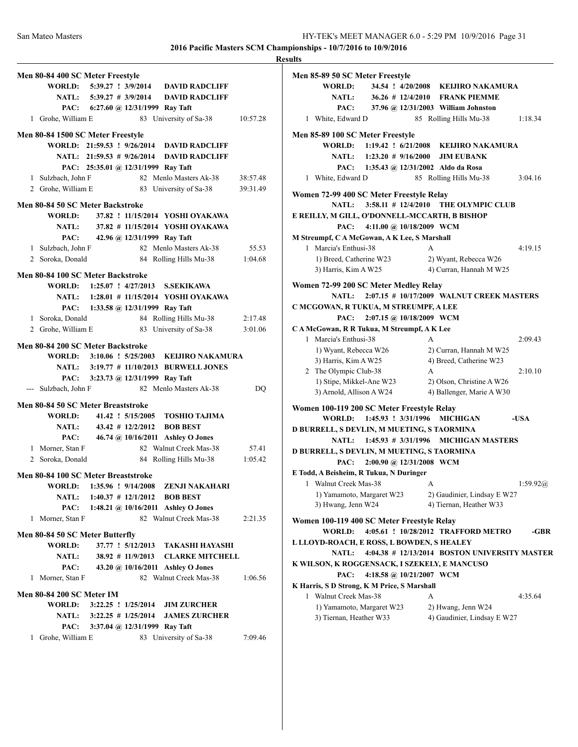## Results

### Men 80-84 400 SC Meter Freestyle

**WORLD:** 5:39.27 ! 3/9/2014 **DAVID RADCLIFF**
**NATL:** 5:39.27 # 3/9/2014 **DAVID RADCLIFF**
**PAC:** 6:27.60 @ 12/31/1999 **Ray Taft**

| Place | Name | Age | Team | Time |
|---|---|---|---|---|
| 1 | Grohe, William E | 83 | University of Sa-38 | 10:57.28 |

### Men 80-84 1500 SC Meter Freestyle

**WORLD:** 21:59.53 ! 9/26/2014 **DAVID RADCLIFF**
**NATL:** 21:59.53 # 9/26/2014 **DAVID RADCLIFF**
**PAC:** 25:35.01 @ 12/31/1999 **Ray Taft**

| Place | Name | Age | Team | Time |
|---|---|---|---|---|
| 1 | Sulzbach, John F | 82 | Menlo Masters Ak-38 | 38:57.48 |
| 2 | Grohe, William E | 83 | University of Sa-38 | 39:31.49 |

### Men 80-84 50 SC Meter Backstroke

**WORLD:** 37.82 ! 11/15/2014 **YOSHI OYAKAWA**
**NATL:** 37.82 # 11/15/2014 **YOSHI OYAKAWA**
**PAC:** 42.96 @ 12/31/1999 **Ray Taft**

| Place | Name | Age | Team | Time |
|---|---|---|---|---|
| 1 | Sulzbach, John F | 82 | Menlo Masters Ak-38 | 55.53 |
| 2 | Soroka, Donald | 84 | Rolling Hills Mu-38 | 1:04.68 |

### Men 80-84 100 SC Meter Backstroke

**WORLD:** 1:25.07 ! 4/27/2013 **S.SEKIKAWA**
**NATL:** 1:28.01 # 11/15/2014 **YOSHI OYAKAWA**
**PAC:** 1:33.58 @ 12/31/1999 **Ray Taft**

| Place | Name | Age | Team | Time |
|---|---|---|---|---|
| 1 | Soroka, Donald | 84 | Rolling Hills Mu-38 | 2:17.48 |
| 2 | Grohe, William E | 83 | University of Sa-38 | 3:01.06 |

### Men 80-84 200 SC Meter Backstroke

**WORLD:** 3:10.06 ! 5/25/2003 **KEIJIRO NAKAMURA**
**NATL:** 3:19.77 # 11/10/2013 **BURWELL JONES**
**PAC:** 3:23.73 @ 12/31/1999 **Ray Taft**

| Place | Name | Age | Team | Time |
|---|---|---|---|---|
| --- | Sulzbach, John F | 82 | Menlo Masters Ak-38 | DQ |

### Men 80-84 50 SC Meter Breaststroke

**WORLD:** 41.42 ! 5/15/2005 **TOSHIO TAJIMA**
**NATL:** 43.42 # 12/2/2012 **BOB BEST**
**PAC:** 46.74 @ 10/16/2011 **Ashley O Jones**

| Place | Name | Age | Team | Time |
|---|---|---|---|---|
| 1 | Morner, Stan F | 82 | Walnut Creek Mas-38 | 57.41 |
| 2 | Soroka, Donald | 84 | Rolling Hills Mu-38 | 1:05.42 |

### Men 80-84 100 SC Meter Breaststroke

**WORLD:** 1:35.96 ! 9/14/2008 **ZENJI NAKAHARI**
**NATL:** 1:40.37 # 12/1/2012 **BOB BEST**
**PAC:** 1:48.21 @ 10/16/2011 **Ashley O Jones**

| Place | Name | Age | Team | Time |
|---|---|---|---|---|
| 1 | Morner, Stan F | 82 | Walnut Creek Mas-38 | 2:21.35 |

### Men 80-84 50 SC Meter Butterfly

**WORLD:** 37.77 ! 5/12/2013 **TAKASHI HAYASHI**
**NATL:** 38.92 # 11/9/2013 **CLARKE MITCHELL**
**PAC:** 43.20 @ 10/16/2011 **Ashley O Jones**

| Place | Name | Age | Team | Time |
|---|---|---|---|---|
| 1 | Morner, Stan F | 82 | Walnut Creek Mas-38 | 1:06.56 |

### Men 80-84 200 SC Meter IM

**WORLD:** 3:22.25 ! 1/25/2014 **JIM ZURCHER**
**NATL:** 3:22.25 # 1/25/2014 **JAMES ZURCHER**
**PAC:** 3:37.04 @ 12/31/1999 **Ray Taft**

| Place | Name | Age | Team | Time |
|---|---|---|---|---|
| 1 | Grohe, William E | 83 | University of Sa-38 | 7:09.46 |

### Men 85-89 50 SC Meter Freestyle

**WORLD:** 34.54 ! 4/20/2008 **KEIJIRO NAKAMURA**
**NATL:** 36.26 # 12/4/2010 **FRANK PIEMME**
**PAC:** 37.96 @ 12/31/2003 **William Johnston**

| Place | Name | Age | Team | Time |
|---|---|---|---|---|
| 1 | White, Edward D | 85 | Rolling Hills Mu-38 | 1:18.34 |

### Men 85-89 100 SC Meter Freestyle

**WORLD:** 1:19.42 ! 6/21/2008 **KEIJIRO NAKAMURA**
**NATL:** 1:23.20 # 9/16/2000 **JIM EUBANK**
**PAC:** 1:35.43 @ 12/31/2002 **Aldo da Rosa**

| Place | Name | Age | Team | Time |
|---|---|---|---|---|
| 1 | White, Edward D | 85 | Rolling Hills Mu-38 | 3:04.16 |

### Women 72-99 400 SC Meter Freestyle Relay

**NATL:** 3:58.11 # 12/4/2010 **THE OLYMPIC CLUB**
**E REILLY, M GILL, O'DONNELL-MCCARTH, B BISHOP**
**PAC:** 4:11.00 @ 10/18/2009 **WCM**
**M Streumpf, C A McGowan, A K Lee, S Marshall**

| Place | Team | Relay | Time |
|---|---|---|---|
| 1 | Marcia's Enthusi-38 | A | 4:19.15 |
| | 1) Breed, Catherine W23 | 2) Wyant, Rebecca W26 | |
| | 3) Harris, Kim A W25 | 4) Curran, Hannah M W25 | |

### Women 72-99 200 SC Meter Medley Relay

**NATL:** 2:07.15 # 10/17/2009 **WALNUT CREEK MASTERS**
**C MCGOWAN, R TUKUA, M STREUMPF, A LEE**
**PAC:** 2:07.15 @ 10/18/2009 **WCM**
**C A McGowan, R R Tukua, M Streumpf, A K Lee**

| Place | Team | Relay | Time |
|---|---|---|---|
| 1 | Marcia's Enthusi-38 | A | 2:09.43 |
| | 1) Wyant, Rebecca W26 | 2) Curran, Hannah M W25 | |
| | 3) Harris, Kim A W25 | 4) Breed, Catherine W23 | |
| 2 | The Olympic Club-38 | A | 2:10.10 |
| | 1) Stipe, Mikkel-Ane W23 | 2) Olson, Christine A W26 | |
| | 3) Arnold, Allison A W24 | 4) Ballenger, Marie A W30 | |

### Women 100-119 200 SC Meter Freestyle Relay

**WORLD:** 1:45.93 ! 3/31/1996 **MICHIGAN -USA**
**D BURRELL, S DEVLIN, M MUETING, S TAORMINA**
**NATL:** 1:45.93 # 3/31/1996 **MICHIGAN MASTERS**
**D BURRELL, S DEVLIN, M MUETING, S TAORMINA**
**PAC:** 2:00.90 @ 12/31/2008 **WCM**
**E Todd, A Beisheim, R Tukua, N Duringer**

| Place | Team | Relay | Time |
|---|---|---|---|
| 1 | Walnut Creek Mas-38 | A | 1:59.92@ |
| | 1) Yamamoto, Margaret W23 | 2) Gaudinier, Lindsay E W27 | |
| | 3) Hwang, Jenn W24 | 4) Tiernan, Heather W33 | |

### Women 100-119 400 SC Meter Freestyle Relay

**WORLD:** 4:05.61 ! 10/28/2012 **TRAFFORD METRO -GBR**
**L LLOYD-ROACH, E ROSS, L BOWDEN, S HEALEY**
**NATL:** 4:04.38 # 12/13/2014 **BOSTON UNIVERSITY MASTER**
**K WILSON, K ROGGENSACK, I SZEKELY, E MANCUSO**
**PAC:** 4:18.58 @ 10/21/2007 **WCM**
**K Harris, S D Strong, K M Price, S Marshall**

| Place | Team | Relay | Time |
|---|---|---|---|
| 1 | Walnut Creek Mas-38 | A | 4:35.64 |
| | 1) Yamamoto, Margaret W23 | 2) Hwang, Jenn W24 | |
| | 3) Tiernan, Heather W33 | 4) Gaudinier, Lindsay E W27 | |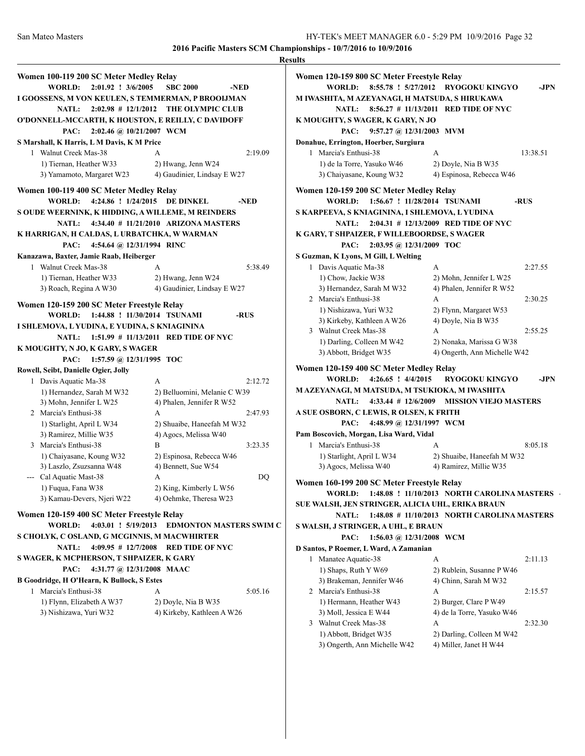**2016 Pacific Masters SCM Championships - 10/7/2016 to 10/9/2016**

**Results**

### Women 100-119 200 SC Meter Medley Relay

**WORLD:** 2:01.92 ! 3/6/2005 SBC 2000 -NED
I GOOSSENS, M VON KEULEN, S TEMMERMAN, P BROOIJMAN
**NATL:** 2:02.98 # 12/1/2012 THE OLYMPIC CLUB
O'DONNELL-MCCARTH, K HOUSTON, E REILLY, C DAVIDOFF
**PAC:** 2:02.46 @ 10/21/2007 WCM
S Marshall, K Harris, L M Davis, K M Price

1 Walnut Creek Mas-38 A 2:19.09
1) Tiernan, Heather W33 2) Hwang, Jenn W24
3) Yamamoto, Margaret W23 4) Gaudinier, Lindsay E W27

### Women 100-119 400 SC Meter Medley Relay

**WORLD:** 4:24.86 ! 1/24/2015 DE DINKEL -NED
S OUDE WEERNINK, K HIDDING, A WILLEME, M REINDERS
**NATL:** 4:34.40 # 11/21/2010 ARIZONA MASTERS
K HARRIGAN, H CALDAS, L URBATCHKA, W WARMAN
**PAC:** 4:54.64 @ 12/31/1994 RINC
Kanazawa, Baxter, Jamie Raab, Heiberger

1 Walnut Creek Mas-38 A 5:38.49
1) Tiernan, Heather W33 2) Hwang, Jenn W24
3) Roach, Regina A W30 4) Gaudinier, Lindsay E W27

### Women 120-159 200 SC Meter Freestyle Relay

**WORLD:** 1:44.88 ! 11/30/2014 TSUNAMI -RUS
I SHLEMOVA, L YUDINA, E YUDINA, S KNIAGININA
**NATL:** 1:51.99 # 11/13/2011 RED TIDE OF NYC
K MOUGHTY, N JO, K GARY, S WAGER
**PAC:** 1:57.59 @ 12/31/1995 TOC
Rowell, Seibt, Danielle Ogier, Jolly

1 Davis Aquatic Ma-38 A 2:12.72
1) Hernandez, Sarah M W32 2) Belluomini, Melanie C W39
3) Mohn, Jennifer L W25 4) Phalen, Jennifer R W52

2 Marcia's Enthusi-38 A 2:47.93
1) Starlight, April L W34 2) Shuaibe, Haneefah M W32
3) Ramirez, Millie W35 4) Agocs, Melissa W40

3 Marcia's Enthusi-38 B 3:23.35
1) Chaiyasane, Koung W32 2) Espinosa, Rebecca W46
3) Laszlo, Zsuzsanna W48 4) Bennett, Sue W54

--- Cal Aquatic Mast-38 A DQ
1) Fuqua, Fana W38 2) King, Kimberly L W56
3) Kamau-Devers, Njeri W22 4) Oehmke, Theresa W23

### Women 120-159 400 SC Meter Freestyle Relay

**WORLD:** 4:03.01 ! 5/19/2013 EDMONTON MASTERS SWIM C
S CHOLYK, C OSLAND, G MCGINNIS, M MACWHIRTER
**NATL:** 4:09.95 # 12/7/2008 RED TIDE OF NYC
S WAGER, K MCPHERSON, T SHPAIZER, K GARY
**PAC:** 4:31.77 @ 12/31/2008 MAAC
B Goodridge, H O'Hearn, K Bullock, S Estes

1 Marcia's Enthusi-38 A 5:05.16
1) Flynn, Elizabeth A W37 2) Doyle, Nia B W35
3) Nishizawa, Yuri W32 4) Kirkeby, Kathleen A W26

### Women 120-159 800 SC Meter Freestyle Relay

**WORLD:** 8:55.78 ! 5/27/2012 RYOGOKU KINGYO -JPN
M IWASHITA, M AZEYANAGI, H MATSUDA, S HIRUKAWA
**NATL:** 8:56.27 # 11/13/2011 RED TIDE OF NYC
K MOUGHTY, S WAGER, K GARY, N JO
**PAC:** 9:57.27 @ 12/31/2003 MVM
Donahue, Errington, Hoerber, Surgiura

1 Marcia's Enthusi-38 A 13:38.51
1) de la Torre, Yasuko W46 2) Doyle, Nia B W35
3) Chaiyasane, Koung W32 4) Espinosa, Rebecca W46

### Women 120-159 200 SC Meter Medley Relay

**WORLD:** 1:56.67 ! 11/28/2014 TSUNAMI -RUS
S KARPEEVA, S KNIAGININA, I SHLEMOVA, L YUDINA
**NATL:** 2:04.31 # 12/13/2009 RED TIDE OF NYC
K GARY, T SHPAIZER, F WILLEBOORDSE, S WAGER
**PAC:** 2:03.95 @ 12/31/2009 TOC
S Guzman, K Lyons, M Gill, L Welting

1 Davis Aquatic Ma-38 A 2:27.55
1) Chow, Jackie W38 2) Mohn, Jennifer L W25
3) Hernandez, Sarah M W32 4) Phalen, Jennifer R W52

2 Marcia's Enthusi-38 A 2:30.25
1) Nishizawa, Yuri W32 2) Flynn, Margaret W53
3) Kirkeby, Kathleen A W26 4) Doyle, Nia B W35

3 Walnut Creek Mas-38 A 2:55.25
1) Darling, Colleen M W42 2) Nonaka, Marissa G W38
3) Abbott, Bridget W35 4) Ongerth, Ann Michelle W42

### Women 120-159 400 SC Meter Medley Relay

**WORLD:** 4:26.65 ! 4/4/2015 RYOGOKU KINGYO -JPN
M AZEYANAGI, M MATSUDA, M TSUKIOKA, M IWASHITA
**NATL:** 4:33.44 # 12/6/2009 MISSION VIEJO MASTERS
A SUE OSBORN, C LEWIS, R OLSEN, K FRITH
**PAC:** 4:48.99 @ 12/31/1997 WCM
Pam Boscovich, Morgan, Lisa Ward, Vidal

1 Marcia's Enthusi-38 A 8:05.18
1) Starlight, April L W34 2) Shuaibe, Haneefah M W32
3) Agocs, Melissa W40 4) Ramirez, Millie W35

### Women 160-199 200 SC Meter Freestyle Relay

**WORLD:** 1:48.08 ! 11/10/2013 NORTH CAROLINA MASTERS -
SUE WALSH, JEN STRINGER, ALICIA UHL, ERIKA BRAUN
**NATL:** 1:48.08 # 11/10/2013 NORTH CAROLINA MASTERS
S WALSH, J STRINGER, A UHL, E BRAUN
**PAC:** 1:56.03 @ 12/31/2008 WCM
D Santos, P Roemer, L Ward, A Zamanian

1 Manatee Aquatic-38 A 2:11.13
1) Shaps, Ruth Y W69 2) Rublein, Susanne P W46
3) Brakeman, Jennifer W46 4) Chinn, Sarah M W32

2 Marcia's Enthusi-38 A 2:15.57
1) Hermann, Heather W43 2) Burger, Clare P W49
3) Moll, Jessica E W44 4) de la Torre, Yasuko W46

3 Walnut Creek Mas-38 A 2:32.30
1) Abbott, Bridget W35 2) Darling, Colleen M W42
3) Ongerth, Ann Michelle W42 4) Miller, Janet H W44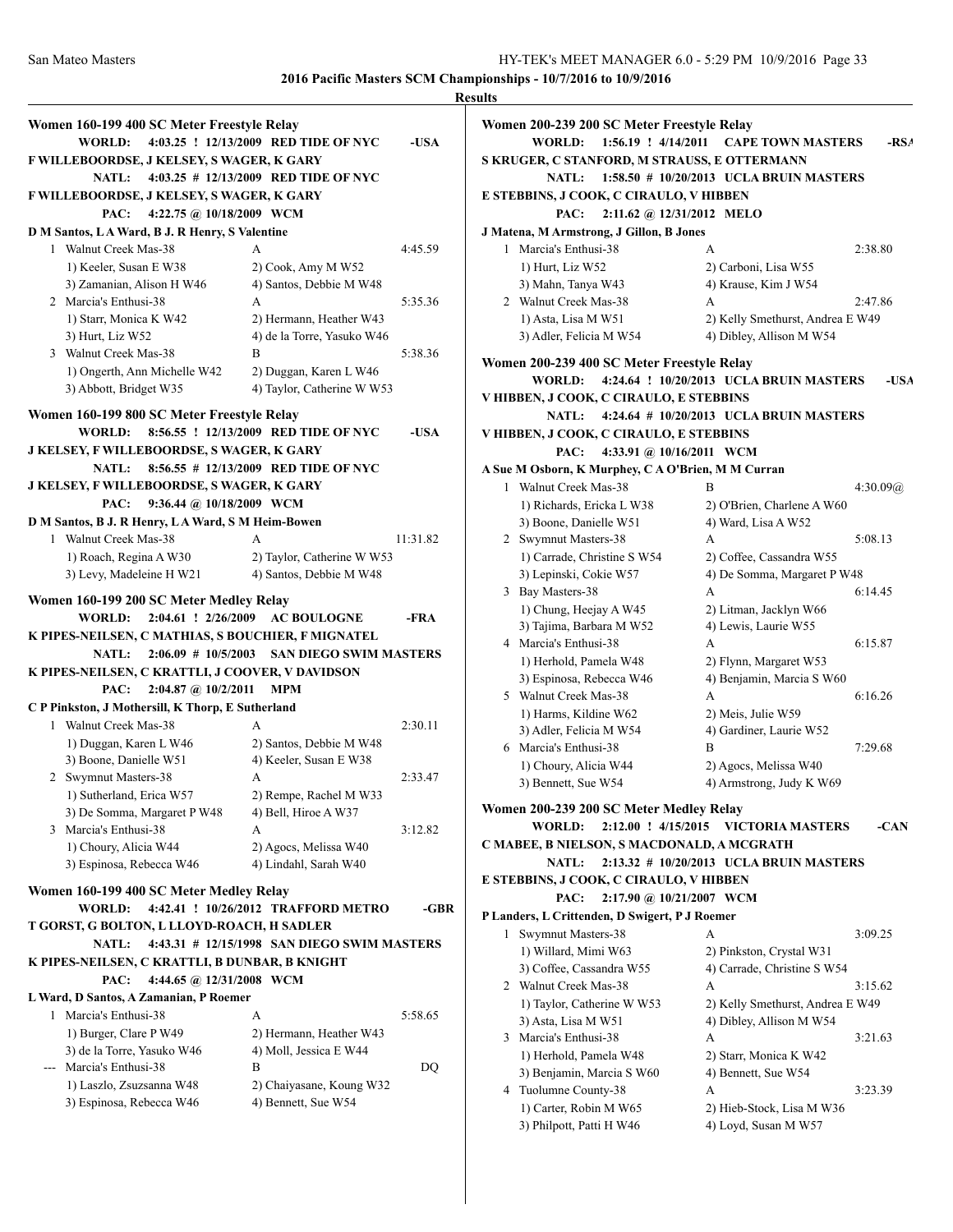**2016 Pacific Masters SCM Championships - 10/7/2016 to 10/9/2016**

**Results**

### Women 160-199 400 SC Meter Freestyle Relay

**WORLD:** 4:03.25 ! 12/13/2009 RED TIDE OF NYC -USA
F WILLEBOORDSE, J KELSEY, S WAGER, K GARY

**NATL:** 4:03.25 # 12/13/2009 RED TIDE OF NYC
F WILLEBOORDSE, J KELSEY, S WAGER, K GARY

**PAC:** 4:22.75 @ 10/18/2009 WCM
D M Santos, L A Ward, B J. R Henry, S Valentine

1. Walnut Creek Mas-38 A 4:45.59
   1) Keeler, Susan E W38 2) Cook, Amy M W52
   3) Zamanian, Alison H W46 4) Santos, Debbie M W48
2. Marcia's Enthusi-38 A 5:35.36
   1) Starr, Monica K W42 2) Hermann, Heather W43
   3) Hurt, Liz W52 4) de la Torre, Yasuko W46
3. Walnut Creek Mas-38 B 5:38.36
   1) Ongerth, Ann Michelle W42 2) Duggan, Karen L W46
   3) Abbott, Bridget W35 4) Taylor, Catherine W W53

### Women 160-199 800 SC Meter Freestyle Relay

**WORLD:** 8:56.55 ! 12/13/2009 RED TIDE OF NYC -USA
J KELSEY, F WILLEBOORDSE, S WAGER, K GARY

**NATL:** 8:56.55 # 12/13/2009 RED TIDE OF NYC
J KELSEY, F WILLEBOORDSE, S WAGER, K GARY

**PAC:** 9:36.44 @ 10/18/2009 WCM
D M Santos, B J. R Henry, L A Ward, S M Heim-Bowen

1. Walnut Creek Mas-38 A 11:31.82
   1) Roach, Regina A W30 2) Taylor, Catherine W W53
   3) Levy, Madeleine H W21 4) Santos, Debbie M W48

### Women 160-199 200 SC Meter Medley Relay

**WORLD:** 2:04.61 ! 2/26/2009 AC BOULOGNE -FRA
K PIPES-NEILSEN, C MATHIAS, S BOUCHIER, F MIGNATEL

**NATL:** 2:06.09 # 10/5/2003 SAN DIEGO SWIM MASTERS
K PIPES-NEILSEN, C KRATTLI, J COOVER, V DAVIDSON

**PAC:** 2:04.87 @ 10/2/2011 MPM
C P Pinkston, J Mothersill, K Thorp, E Sutherland

1. Walnut Creek Mas-38 A 2:30.11
   1) Duggan, Karen L W46 2) Santos, Debbie M W48
   3) Boone, Danielle W51 4) Keeler, Susan E W38
2. Swymnut Masters-38 A 2:33.47
   1) Sutherland, Erica W57 2) Rempe, Rachel M W33
   3) De Somma, Margaret P W48 4) Bell, Hiroe A W37
3. Marcia's Enthusi-38 A 3:12.82
   1) Choury, Alicia W44 2) Agocs, Melissa W40
   3) Espinosa, Rebecca W46 4) Lindahl, Sarah W40

### Women 160-199 400 SC Meter Medley Relay

**WORLD:** 4:42.41 ! 10/26/2012 TRAFFORD METRO -GBR
T GORST, G BOLTON, L LLOYD-ROACH, H SADLER

**NATL:** 4:43.31 # 12/15/1998 SAN DIEGO SWIM MASTERS
K PIPES-NEILSEN, C KRATTLI, B DUNBAR, B KNIGHT

**PAC:** 4:44.65 @ 12/31/2008 WCM
L Ward, D Santos, A Zamanian, P Roemer

1. Marcia's Enthusi-38 A 5:58.65
   1) Burger, Clare P W49 2) Hermann, Heather W43
   3) de la Torre, Yasuko W46 4) Moll, Jessica E W44

--- Marcia's Enthusi-38 B DQ
   1) Laszlo, Zsuzsanna W48 2) Chaiyasane, Koung W32
   3) Espinosa, Rebecca W46 4) Bennett, Sue W54

### Women 200-239 200 SC Meter Freestyle Relay

**WORLD:** 1:56.19 ! 4/14/2011 CAPE TOWN MASTERS -RSA
S KRUGER, C STANFORD, M STRAUSS, E OTTERMANN

**NATL:** 1:58.50 # 10/20/2013 UCLA BRUIN MASTERS
E STEBBINS, J COOK, C CIRAULO, V HIBBEN

**PAC:** 2:11.62 @ 12/31/2012 MELO
J Matena, M Armstrong, J Gillon, B Jones

1. Marcia's Enthusi-38 A 2:38.80
   1) Hurt, Liz W52 2) Carboni, Lisa W55
   3) Mahn, Tanya W43 4) Krause, Kim J W54
2. Walnut Creek Mas-38 A 2:47.86
   1) Asta, Lisa M W51 2) Kelly Smethurst, Andrea E W49
   3) Adler, Felicia M W54 4) Dibley, Allison M W54

### Women 200-239 400 SC Meter Freestyle Relay

**WORLD:** 4:24.64 ! 10/20/2013 UCLA BRUIN MASTERS -USA
V HIBBEN, J COOK, C CIRAULO, E STEBBINS

**NATL:** 4:24.64 # 10/20/2013 UCLA BRUIN MASTERS
V HIBBEN, J COOK, C CIRAULO, E STEBBINS

**PAC:** 4:33.91 @ 10/16/2011 WCM
A Sue M Osborn, K Murphey, C A O'Brien, M M Curran

1. Walnut Creek Mas-38 B 4:30.09@
   1) Richards, Ericka L W38 2) O'Brien, Charlene A W60
   3) Boone, Danielle W51 4) Ward, Lisa A W52
2. Swymnut Masters-38 A 5:08.13
   1) Carrade, Christine S W54 2) Coffee, Cassandra W55
   3) Lepinski, Cokie W57 4) De Somma, Margaret P W48
3. Bay Masters-38 A 6:14.45
   1) Chung, Heejay A W45 2) Litman, Jacklyn W66
   3) Tajima, Barbara M W52 4) Lewis, Laurie W55
4. Marcia's Enthusi-38 A 6:15.87
   1) Herhold, Pamela W48 2) Flynn, Margaret W53
   3) Espinosa, Rebecca W46 4) Benjamin, Marcia S W60
5. Walnut Creek Mas-38 A 6:16.26
   1) Harms, Kildine W62 2) Meis, Julie W59
   3) Adler, Felicia M W54 4) Gardiner, Laurie W52
6. Marcia's Enthusi-38 B 7:29.68
   1) Choury, Alicia W44 2) Agocs, Melissa W40
   3) Bennett, Sue W54 4) Armstrong, Judy K W69

### Women 200-239 200 SC Meter Medley Relay

**WORLD:** 2:12.00 ! 4/15/2015 VICTORIA MASTERS -CAN
C MABEE, B NIELSON, S MACDONALD, A MCGRATH

**NATL:** 2:13.32 # 10/20/2013 UCLA BRUIN MASTERS
E STEBBINS, J COOK, C CIRAULO, V HIBBEN

**PAC:** 2:17.90 @ 10/21/2007 WCM
P Landers, L Crittenden, D Swigert, P J Roemer

1. Swymnut Masters-38 A 3:09.25
   1) Willard, Mimi W63 2) Pinkston, Crystal W31
   3) Coffee, Cassandra W55 4) Carrade, Christine S W54
2. Walnut Creek Mas-38 A 3:15.62
   1) Taylor, Catherine W W53 2) Kelly Smethurst, Andrea E W49
   3) Asta, Lisa M W51 4) Dibley, Allison M W54
3. Marcia's Enthusi-38 A 3:21.63
   1) Herhold, Pamela W48 2) Starr, Monica K W42
   3) Benjamin, Marcia S W60 4) Bennett, Sue W54
4. Tuolumne County-38 A 3:23.39
   1) Carter, Robin M W65 2) Hieb-Stock, Lisa M W36
   3) Philpott, Patti H W46 4) Loyd, Susan M W57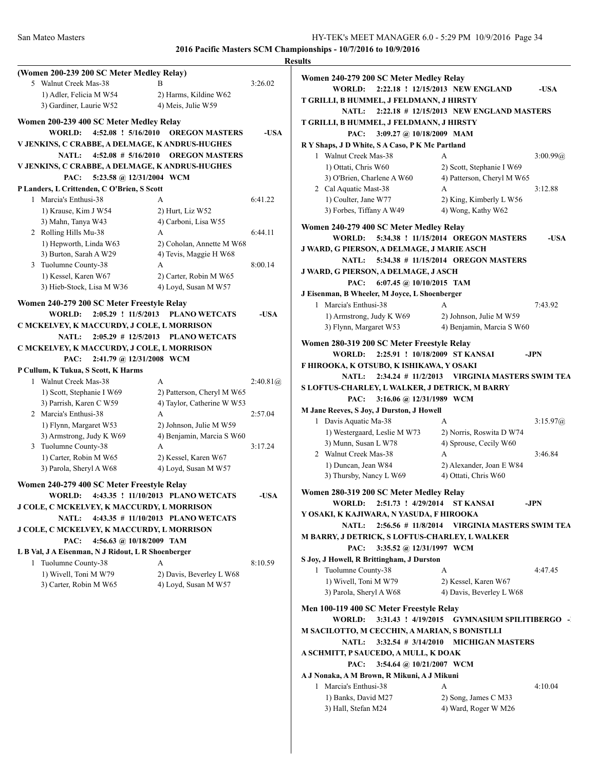**2016 Pacific Masters SCM Championships - 10/7/2016 to 10/9/2016**

**Results**

**(Women 200-239 200 SC Meter Medley Relay)**

5 Walnut Creek Mas-38 B 3:26.02
1) Adler, Felicia M W54 2) Harms, Kildine W62
3) Gardiner, Laurie W52 4) Meis, Julie W59

**Women 200-239 400 SC Meter Medley Relay**

WORLD: 4:52.08 ! 5/16/2010 OREGON MASTERS -USA
V JENKINS, C CRABBE, A DELMAGE, K ANDRUS-HUGHES
NATL: 4:52.08 # 5/16/2010 OREGON MASTERS
V JENKINS, C CRABBE, A DELMAGE, K ANDRUS-HUGHES
PAC: 5:23.58 @ 12/31/2004 WCM
P Landers, L Crittenden, C O'Brien, S Scott

1 Marcia's Enthusi-38 A 6:41.22
1) Krause, Kim J W54 2) Hurt, Liz W52
3) Mahn, Tanya W43 4) Carboni, Lisa W55
2 Rolling Hills Mu-38 A 6:44.11
1) Hepworth, Linda W63 2) Coholan, Annette M W68
3) Burton, Sarah A W29 4) Tevis, Maggie H W68
3 Tuolumne County-38 A 8:00.14
1) Kessel, Karen W67 2) Carter, Robin M W65
3) Hieb-Stock, Lisa M W36 4) Loyd, Susan M W57

**Women 240-279 200 SC Meter Freestyle Relay**

WORLD: 2:05.29 ! 11/5/2013 PLANO WETCATS -USA
C MCKELVEY, K MACCURDY, J COLE, L MORRISON
NATL: 2:05.29 # 12/5/2013 PLANO WETCATS
C MCKELVEY, K MACCURDY, J COLE, L MORRISON
PAC: 2:41.79 @ 12/31/2008 WCM
P Cullum, K Tukua, S Scott, K Harms

1 Walnut Creek Mas-38 A 2:40.81@
1) Scott, Stephanie I W69 2) Patterson, Cheryl M W65
3) Parrish, Karen C W59 4) Taylor, Catherine W W53
2 Marcia's Enthusi-38 A 2:57.04
1) Flynn, Margaret W53 2) Johnson, Julie M W59
3) Armstrong, Judy K W69 4) Benjamin, Marcia S W60
3 Tuolumne County-38 A 3:17.24
1) Carter, Robin M W65 2) Kessel, Karen W67
3) Parola, Sheryl A W68 4) Loyd, Susan M W57

**Women 240-279 400 SC Meter Freestyle Relay**

WORLD: 4:43.35 ! 11/10/2013 PLANO WETCATS -USA
J COLE, C MCKELVEY, K MACCURDY, L MORRISON
NATL: 4:43.35 # 11/10/2013 PLANO WETCATS
J COLE, C MCKELVEY, K MACCURDY, L MORRISON
PAC: 4:56.63 @ 10/18/2009 TAM
L B Val, J A Eisenman, N J Ridout, L R Shoenberger

1 Tuolumne County-38 A 8:10.59
1) Wivell, Toni M W79 2) Davis, Beverley L W68
3) Carter, Robin M W65 4) Loyd, Susan M W57

**Women 240-279 200 SC Meter Medley Relay**

WORLD: 2:22.18 ! 12/15/2013 NEW ENGLAND -USA
T GRILLI, B HUMMEL, J FELDMANN, J HIRSTY
NATL: 2:22.18 # 12/15/2013 NEW ENGLAND MASTERS
T GRILLI, B HUMMEL, J FELDMANN, J HIRSTY
PAC: 3:09.27 @ 10/18/2009 MAM
R Y Shaps, J D White, S A Caso, P K Mc Partland

1 Walnut Creek Mas-38 A 3:00.99@
1) Ottati, Chris W60 2) Scott, Stephanie I W69
3) O'Brien, Charlene A W60 4) Patterson, Cheryl M W65
2 Cal Aquatic Mast-38 A 3:12.88
1) Coulter, Jane W77 2) King, Kimberly L W56
3) Forbes, Tiffany A W49 4) Wong, Kathy W62

**Women 240-279 400 SC Meter Medley Relay**

WORLD: 5:34.38 ! 11/15/2014 OREGON MASTERS -USA
J WARD, G PIERSON, A DELMAGE, J MARIE ASCH
NATL: 5:34.38 # 11/15/2014 OREGON MASTERS
J WARD, G PIERSON, A DELMAGE, J ASCH
PAC: 6:07.45 @ 10/10/2015 TAM
J Eisenman, B Wheeler, M Joyce, L Shoenberger

1 Marcia's Enthusi-38 A 7:43.92
1) Armstrong, Judy K W69 2) Johnson, Julie M W59
3) Flynn, Margaret W53 4) Benjamin, Marcia S W60

**Women 280-319 200 SC Meter Freestyle Relay**

WORLD: 2:25.91 ! 10/18/2009 ST KANSAI -JPN
F HIROOKA, K OTSUBO, K ISHIKAWA, Y OSAKI
NATL: 2:34.24 # 11/2/2013 VIRGINIA MASTERS SWIM TEA
S LOFTUS-CHARLEY, L WALKER, J DETRICK, M BARRY
PAC: 3:16.06 @ 12/31/1989 WCM
M Jane Reeves, S Joy, J Durston, J Howell

1 Davis Aquatic Ma-38 A 3:15.97@
1) Westergaard, Leslie M W73 2) Norris, Roswita D W74
3) Munn, Susan L W78 4) Sprouse, Cecily W60
2 Walnut Creek Mas-38 A 3:46.84
1) Duncan, Jean W84 2) Alexander, Joan E W84
3) Thursby, Nancy L W69 4) Ottati, Chris W60

**Women 280-319 200 SC Meter Medley Relay**

WORLD: 2:51.73 ! 4/29/2014 ST KANSAI -JPN
Y OSAKI, K KAJIWARA, N YASUDA, F HIROOKA
NATL: 2:56.56 # 11/8/2014 VIRGINIA MASTERS SWIM TEA
M BARRY, J DETRICK, S LOFTUS-CHARLEY, L WALKER
PAC: 3:35.52 @ 12/31/1997 WCM
S Joy, J Howell, R Brittingham, J Durston

1 Tuolumne County-38 A 4:47.45
1) Wivell, Toni M W79 2) Kessel, Karen W67
3) Parola, Sheryl A W68 4) Davis, Beverley L W68

**Men 100-119 400 SC Meter Freestyle Relay**

WORLD: 3:31.43 ! 4/19/2015 GYMNASIUM SPILITIBERGO -
M SACILOTTO, M CECCHIN, A MARIAN, S BONISTLLI
NATL: 3:32.54 # 3/14/2010 MICHIGAN MASTERS
A SCHMITT, P SAUCEDO, A MULL, K DOAK
PAC: 3:54.64 @ 10/21/2007 WCM
A J Nonaka, A M Brown, R Mikuni, A J Mikuni

1 Marcia's Enthusi-38 A 4:10.04
1) Banks, David M27 2) Song, James C M33
3) Hall, Stefan M24 4) Ward, Roger W M26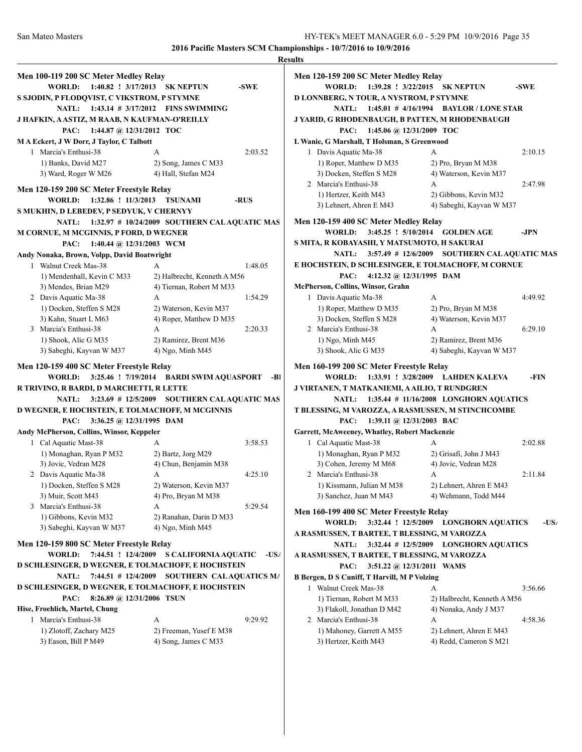## 2016 Pacific Masters SCM Championships - 10/7/2016 to 10/9/2016

### Results

**Men 100-119 200 SC Meter Medley Relay**

**WORLD: 1:40.82 ! 3/17/2013 SK NEPTUN -SWE**
S SJODIN, P FLODQVIST, C VIKSTROM, P STYMNE

**NATL: 1:43.14 # 3/17/2012 FINS SWIMMING**
J HAFKIN, A ASTIZ, M RAAB, N KAUFMAN-O'REILLY

**PAC: 1:44.87 @ 12/31/2012 TOC**
M A Eckert, J W Dorr, J Taylor, C Talbott

| Place | Team | Relay | Time |
|---|---|---|---|
| 1 | Marcia's Enthusi-38 | A | 2:03.52 |
| | 1) Banks, David M27 | 2) Song, James C M33 | |
| | 3) Ward, Roger W M26 | 4) Hall, Stefan M24 | |

**Men 120-159 200 SC Meter Freestyle Relay**

**WORLD: 1:32.86 ! 11/3/2013 TSUNAMI -RUS**
S MUKHIN, D LEBEDEV, P SEDYUK, V CHERNYY

**NATL: 1:32.97 # 10/24/2009 SOUTHERN CAL AQUATIC MAS**
M CORNUE, M MCGINNIS, P FORD, D WEGNER

**PAC: 1:40.44 @ 12/31/2003 WCM**
Andy Nonaka, Brown, Volpp, David Boatwright

| Place | Team | Relay | Time |
|---|---|---|---|
| 1 | Walnut Creek Mas-38 | A | 1:48.05 |
| | 1) Mendenhall, Kevin C M33 | 2) Halbrecht, Kenneth A M56 | |
| | 3) Mendes, Brian M29 | 4) Tiernan, Robert M M33 | |
| 2 | Davis Aquatic Ma-38 | A | 1:54.29 |
| | 1) Docken, Steffen S M28 | 2) Waterson, Kevin M37 | |
| | 3) Kahn, Stuart L M63 | 4) Roper, Matthew D M35 | |
| 3 | Marcia's Enthusi-38 | A | 2:20.33 |
| | 1) Shook, Alic G M35 | 2) Ramirez, Brent M36 | |
| | 3) Sabeghi, Kayvan W M37 | 4) Ngo, Minh M45 | |

**Men 120-159 400 SC Meter Freestyle Relay**

**WORLD: 3:25.46 ! 7/19/2014 BARDI SWIM AQUASPORT -BI**
R TRIVINO, R BARDI, D MARCHETTI, R LETTE

**NATL: 3:23.69 # 12/5/2009 SOUTHERN CAL AQUATIC MAS**
D WEGNER, E HOCHSTEIN, E TOLMACHOFF, M MCGINNIS

**PAC: 3:36.25 @ 12/31/1995 DAM**
Andy McPherson, Collins, Winsor, Keppeler

| Place | Team | Relay | Time |
|---|---|---|---|
| 1 | Cal Aquatic Mast-38 | A | 3:58.53 |
| | 1) Monaghan, Ryan P M32 | 2) Bartz, Jorg M29 | |
| | 3) Jovic, Vedran M28 | 4) Chun, Benjamin M38 | |
| 2 | Davis Aquatic Ma-38 | A | 4:25.10 |
| | 1) Docken, Steffen S M28 | 2) Waterson, Kevin M37 | |
| | 3) Muir, Scott M43 | 4) Pro, Bryan M M38 | |
| 3 | Marcia's Enthusi-38 | A | 5:29.54 |
| | 1) Gibbons, Kevin M32 | 2) Ranahan, Darin D M33 | |
| | 3) Sabeghi, Kayvan W M37 | 4) Ngo, Minh M45 | |

**Men 120-159 800 SC Meter Freestyle Relay**

**WORLD: 7:44.51 ! 12/4/2009 S CALIFORNIA AQUATIC -USA**
D SCHLESINGER, D WEGNER, E TOLMACHOFF, E HOCHSTEIN

**NATL: 7:44.51 # 12/4/2009 SOUTHERN CAL AQUATICS MA**
D SCHLESINGER, D WEGNER, E TOLMACHOFF, E HOCHSTEIN

**PAC: 8:26.89 @ 12/31/2006 TSUN**
Hise, Froehlich, Martel, Chung

| Place | Team | Relay | Time |
|---|---|---|---|
| 1 | Marcia's Enthusi-38 | A | 9:29.92 |
| | 1) Zlotoff, Zachary M25 | 2) Freeman, Yusef E M38 | |
| | 3) Eason, Bill P M49 | 4) Song, James C M33 | |

**Men 120-159 200 SC Meter Medley Relay**

**WORLD: 1:39.28 ! 3/22/2015 SK NEPTUN -SWE**
D LONNBERG, N TOUR, A NYSTROM, P STYMNE

**NATL: 1:45.01 # 4/16/1994 BAYLOR / LONE STAR**
J YARID, G RHODENBAUGH, B PATTEN, M RHODENBAUGH

**PAC: 1:45.06 @ 12/31/2009 TOC**
L Wanie, G Marshall, T Holsman, S Greenwood

| Place | Team | Relay | Time |
|---|---|---|---|
| 1 | Davis Aquatic Ma-38 | A | 2:10.15 |
| | 1) Roper, Matthew D M35 | 2) Pro, Bryan M M38 | |
| | 3) Docken, Steffen S M28 | 4) Waterson, Kevin M37 | |
| 2 | Marcia's Enthusi-38 | A | 2:47.98 |
| | 1) Hertzer, Keith M43 | 2) Gibbons, Kevin M32 | |
| | 3) Lehnert, Ahren E M43 | 4) Sabeghi, Kayvan W M37 | |

**Men 120-159 400 SC Meter Medley Relay**

**WORLD: 3:45.25 ! 5/10/2014 GOLDEN AGE -JPN**
S MITA, R KOBAYASHI, Y MATSUMOTO, H SAKURAI

**NATL: 3:57.49 # 12/6/2009 SOUTHERN CAL AQUATIC MAS**
E HOCHSTEIN, D SCHLESINGER, E TOLMACHOFF, M CORNUE

**PAC: 4:12.32 @ 12/31/1995 DAM**
McPherson, Collins, Winsor, Grahn

| Place | Team | Relay | Time |
|---|---|---|---|
| 1 | Davis Aquatic Ma-38 | A | 4:49.92 |
| | 1) Roper, Matthew D M35 | 2) Pro, Bryan M M38 | |
| | 3) Docken, Steffen S M28 | 4) Waterson, Kevin M37 | |
| 2 | Marcia's Enthusi-38 | A | 6:29.10 |
| | 1) Ngo, Minh M45 | 2) Ramirez, Brent M36 | |
| | 3) Shook, Alic G M35 | 4) Sabeghi, Kayvan W M37 | |

**Men 160-199 200 SC Meter Freestyle Relay**

**WORLD: 1:33.91 ! 3/28/2009 LAHDEN KALEVA -FIN**
J VIRTANEN, T MATKANIEMI, A AILIO, T RUNDGREN

**NATL: 1:35.44 # 11/16/2008 LONGHORN AQUATICS**
T BLESSING, M VAROZZA, A RASMUSSEN, M STINCHCOMBE

**PAC: 1:39.11 @ 12/31/2003 BAC**
Garrett, McAweeney, Whatley, Robert Mackenzie

| Place | Team | Relay | Time |
|---|---|---|---|
| 1 | Cal Aquatic Mast-38 | A | 2:02.88 |
| | 1) Monaghan, Ryan P M32 | 2) Grisafi, John J M43 | |
| | 3) Cohen, Jeremy M M68 | 4) Jovic, Vedran M28 | |
| 2 | Marcia's Enthusi-38 | A | 2:11.84 |
| | 1) Kissmann, Julian M M38 | 2) Lehnert, Ahren E M43 | |
| | 3) Sanchez, Juan M M43 | 4) Wehmann, Todd M44 | |

**Men 160-199 400 SC Meter Freestyle Relay**

**WORLD: 3:32.44 ! 12/5/2009 LONGHORN AQUATICS -USA**
A RASMUSSEN, T BARTEE, T BLESSING, M VAROZZA

**NATL: 3:32.44 # 12/5/2009 LONGHORN AQUATICS**
A RASMUSSEN, T BARTEE, T BLESSING, M VAROZZA

**PAC: 3:51.22 @ 12/31/2011 WAMS**
B Bergen, D S Cuniff, T Harvill, M P Volzing

| Place | Team | Relay | Time |
|---|---|---|---|
| 1 | Walnut Creek Mas-38 | A | 3:56.66 |
| | 1) Tiernan, Robert M M33 | 2) Halbrecht, Kenneth A M56 | |
| | 3) Flakoll, Jonathan D M42 | 4) Nonaka, Andy J M37 | |
| 2 | Marcia's Enthusi-38 | A | 4:58.36 |
| | 1) Mahoney, Garrett A M55 | 2) Lehnert, Ahren E M43 | |
| | 3) Hertzer, Keith M43 | 4) Redd, Cameron S M21 | |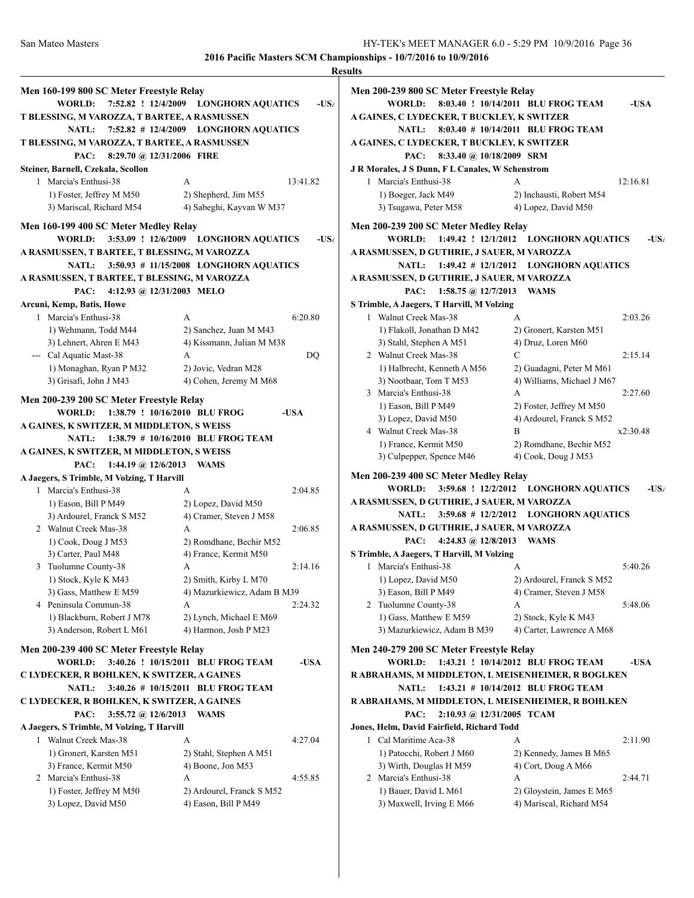2016 Pacific Masters SCM Championships - 10/7/2016 to 10/9/2016

**Results**

### Men 160-199 800 SC Meter Freestyle Relay

**WORLD:** 7:52.82 ! 12/4/2009 LONGHORN AQUATICS -USA
T BLESSING, M VAROZZA, T BARTEE, A RASMUSSEN
**NATL:** 7:52.82 # 12/4/2009 LONGHORN AQUATICS
T BLESSING, M VAROZZA, T BARTEE, A RASMUSSEN
**PAC:** 8:29.70 @ 12/31/2006 FIRE
Steiner, Barnell, Czekala, Scollon

| | Team | Relay | Time |
|---|---|---|---|
| 1 | Marcia's Enthusi-38 | A | 13:41.82 |
| | 1) Foster, Jeffrey M M50 | 2) Shepherd, Jim M55 | |
| | 3) Mariscal, Richard M54 | 4) Sabeghi, Kayvan W M37 | |

### Men 160-199 400 SC Meter Medley Relay

**WORLD:** 3:53.09 ! 12/6/2009 LONGHORN AQUATICS -USA
A RASMUSSEN, T BARTEE, T BLESSING, M VAROZZA
**NATL:** 3:50.93 # 11/15/2008 LONGHORN AQUATICS
A RASMUSSEN, T BARTEE, T BLESSING, M VAROZZA
**PAC:** 4:12.93 @ 12/31/2003 MELO
Arcuni, Kemp, Batis, Howe

| | Team | Relay | Time |
|---|---|---|---|
| 1 | Marcia's Enthusi-38 | A | 6:20.80 |
| | 1) Wehmann, Todd M44 | 2) Sanchez, Juan M M43 | |
| | 3) Lehnert, Ahren E M43 | 4) Kissmann, Julian M M38 | |
| --- | Cal Aquatic Mast-38 | A | DQ |
| | 1) Monaghan, Ryan P M32 | 2) Jovic, Vedran M28 | |
| | 3) Grisafi, John J M43 | 4) Cohen, Jeremy M M68 | |

### Men 200-239 200 SC Meter Freestyle Relay

**WORLD:** 1:38.79 ! 10/16/2010 BLU FROG -USA
A GAINES, K SWITZER, M MIDDLETON, S WEISS
**NATL:** 1:38.79 # 10/16/2010 BLU FROG TEAM
A GAINES, K SWITZER, M MIDDLETON, S WEISS
**PAC:** 1:44.19 @ 12/6/2013 WAMS
A Jaegers, S Trimble, M Volzing, T Harvill

| | Team | Relay | Time |
|---|---|---|---|
| 1 | Marcia's Enthusi-38 | A | 2:04.85 |
| | 1) Eason, Bill P M49 | 2) Lopez, David M50 | |
| | 3) Ardourel, Franck S M52 | 4) Cramer, Steven J M58 | |
| 2 | Walnut Creek Mas-38 | A | 2:06.85 |
| | 1) Cook, Doug J M53 | 2) Romdhane, Bechir M52 | |
| | 3) Carter, Paul M48 | 4) France, Kermit M50 | |
| 3 | Tuolumne County-38 | A | 2:14.16 |
| | 1) Stock, Kyle K M43 | 2) Smith, Kirby L M70 | |
| | 3) Gass, Matthew E M59 | 4) Mazurkiewicz, Adam B M39 | |
| 4 | Peninsula Commun-38 | A | 2:24.32 |
| | 1) Blackburn, Robert J M78 | 2) Lynch, Michael E M69 | |
| | 3) Anderson, Robert L M61 | 4) Harmon, Josh P M23 | |

### Men 200-239 400 SC Meter Freestyle Relay

**WORLD:** 3:40.26 ! 10/15/2011 BLU FROG TEAM -USA
C LYDECKER, R BOHLKEN, K SWITZER, A GAINES
**NATL:** 3:40.26 # 10/15/2011 BLU FROG TEAM
C LYDECKER, R BOHLKEN, K SWITZER, A GAINES
**PAC:** 3:55.72 @ 12/6/2013 WAMS
A Jaegers, S Trimble, M Volzing, T Harvill

| | Team | Relay | Time |
|---|---|---|---|
| 1 | Walnut Creek Mas-38 | A | 4:27.04 |
| | 1) Gronert, Karsten M51 | 2) Stahl, Stephen A M51 | |
| | 3) France, Kermit M50 | 4) Boone, Jon M53 | |
| 2 | Marcia's Enthusi-38 | A | 4:55.85 |
| | 1) Foster, Jeffrey M M50 | 2) Ardourel, Franck S M52 | |
| | 3) Lopez, David M50 | 4) Eason, Bill P M49 | |

### Men 200-239 800 SC Meter Freestyle Relay

**WORLD:** 8:03.40 ! 10/14/2011 BLU FROG TEAM -USA
A GAINES, C LYDECKER, T BUCKLEY, K SWITZER
**NATL:** 8:03.40 # 10/14/2011 BLU FROG TEAM
A GAINES, C LYDECKER, T BUCKLEY, K SWITZER
**PAC:** 8:33.40 @ 10/18/2009 SRM
J R Morales, J S Dunn, F L Canales, W Schenstrom

| | Team | Relay | Time |
|---|---|---|---|
| 1 | Marcia's Enthusi-38 | A | 12:16.81 |
| | 1) Boeger, Jack M49 | 2) Inchausti, Robert M54 | |
| | 3) Tsugawa, Peter M58 | 4) Lopez, David M50 | |

### Men 200-239 200 SC Meter Medley Relay

**WORLD:** 1:49.42 ! 12/1/2012 LONGHORN AQUATICS -USA
A RASMUSSEN, D GUTHRIE, J SAUER, M VAROZZA
**NATL:** 1:49.42 # 12/1/2012 LONGHORN AQUATICS
A RASMUSSEN, D GUTHRIE, J SAUER, M VAROZZA
**PAC:** 1:58.75 @ 12/7/2013 WAMS
S Trimble, A Jaegers, T Harvill, M Volzing

| | Team | Relay | Time |
|---|---|---|---|
| 1 | Walnut Creek Mas-38 | A | 2:03.26 |
| | 1) Flakoll, Jonathan D M42 | 2) Gronert, Karsten M51 | |
| | 3) Stahl, Stephen A M51 | 4) Druz, Loren M60 | |
| 2 | Walnut Creek Mas-38 | C | 2:15.14 |
| | 1) Halbrecht, Kenneth A M56 | 2) Guadagni, Peter M M61 | |
| | 3) Nootbaar, Tom T M53 | 4) Williams, Michael J M67 | |
| 3 | Marcia's Enthusi-38 | A | 2:27.60 |
| | 1) Eason, Bill P M49 | 2) Foster, Jeffrey M M50 | |
| | 3) Lopez, David M50 | 4) Ardourel, Franck S M52 | |
| 4 | Walnut Creek Mas-38 | B | x2:30.48 |
| | 1) France, Kermit M50 | 2) Romdhane, Bechir M52 | |
| | 3) Culpepper, Spence M46 | 4) Cook, Doug J M53 | |

### Men 200-239 400 SC Meter Medley Relay

**WORLD:** 3:59.68 ! 12/2/2012 LONGHORN AQUATICS -USA
A RASMUSSEN, D GUTHRIE, J SAUER, M VAROZZA
**NATL:** 3:59.68 # 12/2/2012 LONGHORN AQUATICS
A RASMUSSEN, D GUTHRIE, J SAUER, M VAROZZA
**PAC:** 4:24.83 @ 12/8/2013 WAMS
S Trimble, A Jaegers, T Harvill, M Volzing

| | Team | Relay | Time |
|---|---|---|---|
| 1 | Marcia's Enthusi-38 | A | 5:40.26 |
| | 1) Lopez, David M50 | 2) Ardourel, Franck S M52 | |
| | 3) Eason, Bill P M49 | 4) Cramer, Steven J M58 | |
| 2 | Tuolumne County-38 | A | 5:48.06 |
| | 1) Gass, Matthew E M59 | 2) Stock, Kyle K M43 | |
| | 3) Mazurkiewicz, Adam B M39 | 4) Carter, Lawrence A M68 | |

### Men 240-279 200 SC Meter Freestyle Relay

**WORLD:** 1:43.21 ! 10/14/2012 BLU FROG TEAM -USA
R ABRAHAMS, M MIDDLETON, L MEISENHEIMER, R BOGLKEN
**NATL:** 1:43.21 # 10/14/2012 BLU FROG TEAM
R ABRAHAMS, M MIDDLETON, L MEISENHEIMER, R BOHLKEN
**PAC:** 2:10.93 @ 12/31/2005 TCAM
Jones, Helm, David Fairfield, Richard Todd

| | Team | Relay | Time |
|---|---|---|---|
| 1 | Cal Maritime Aca-38 | A | 2:11.90 |
| | 1) Patocchi, Robert J M60 | 2) Kennedy, James B M65 | |
| | 3) Wirth, Douglas H M59 | 4) Cort, Doug A M66 | |
| 2 | Marcia's Enthusi-38 | A | 2:44.71 |
| | 1) Bauer, David L M61 | 2) Gloystein, James E M65 | |
| | 3) Maxwell, Irving E M66 | 4) Mariscal, Richard M54 | |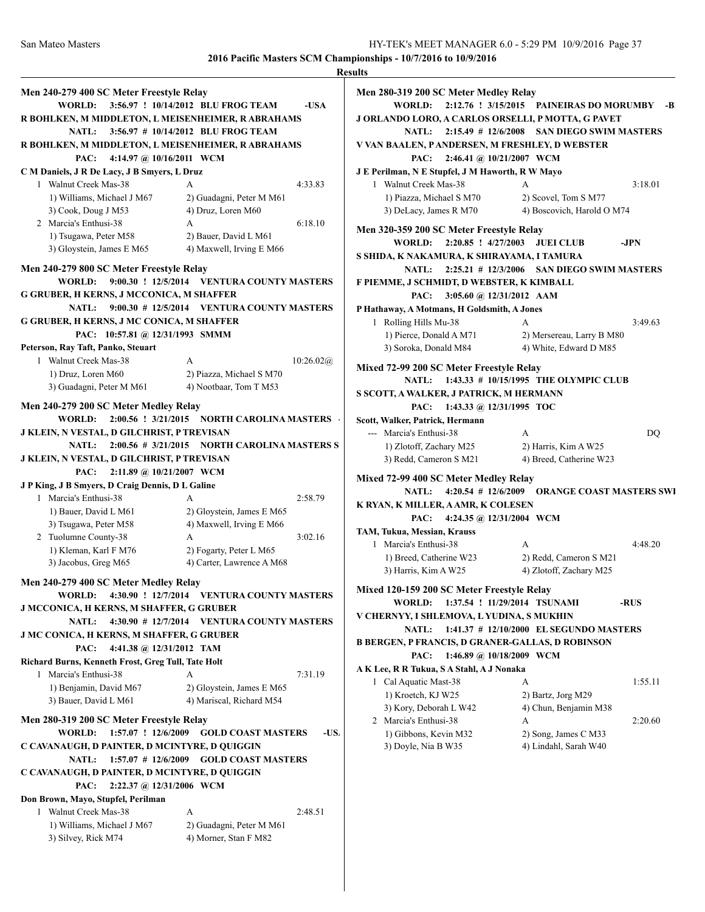## 2016 Pacific Masters SCM Championships - 10/7/2016 to 10/9/2016

**Results**

### Men 240-279 400 SC Meter Freestyle Relay

**WORLD: 3:56.97 ! 10/14/2012 BLU FROG TEAM -USA**
**R BOHLKEN, M MIDDLETON, L MEISENHEIMER, R ABRAHAMS**
**NATL: 3:56.97 # 10/14/2012 BLU FROG TEAM**
**R BOHLKEN, M MIDDLETON, L MEISENHEIMER, R ABRAHAMS**
**PAC: 4:14.97 @ 10/16/2011 WCM**
**C M Daniels, J R De Lacy, J B Smyers, L Druz**

| | Team | Relay | Time |
|---|---|---|---|
| 1 | Walnut Creek Mas-38 | A | 4:33.83 |
| | 1) Williams, Michael J M67 | 2) Guadagni, Peter M M61 | |
| | 3) Cook, Doug J M53 | 4) Druz, Loren M60 | |
| 2 | Marcia's Enthusi-38 | A | 6:18.10 |
| | 1) Tsugawa, Peter M58 | 2) Bauer, David L M61 | |
| | 3) Gloystein, James E M65 | 4) Maxwell, Irving E M66 | |

### Men 240-279 800 SC Meter Freestyle Relay

**WORLD: 9:00.30 ! 12/5/2014 VENTURA COUNTY MASTERS**
**G GRUBER, H KERNS, J MCCONICA, M SHAFFER**
**NATL: 9:00.30 # 12/5/2014 VENTURA COUNTY MASTERS**
**G GRUBER, H KERNS, J MC CONICA, M SHAFFER**
**PAC: 10:57.81 @ 12/31/1993 SMMM**
**Peterson, Ray Taft, Panko, Steuart**

| | Team | Relay | Time |
|---|---|---|---|
| 1 | Walnut Creek Mas-38 | A | 10:26.02@ |
| | 1) Druz, Loren M60 | 2) Piazza, Michael S M70 | |
| | 3) Guadagni, Peter M M61 | 4) Nootbaar, Tom T M53 | |

### Men 240-279 200 SC Meter Medley Relay

**WORLD: 2:00.56 ! 3/21/2015 NORTH CAROLINA MASTERS**
**J KLEIN, N VESTAL, D GILCHRIST, P TREVISAN**
**NATL: 2:00.56 # 3/21/2015 NORTH CAROLINA MASTERS S**
**J KLEIN, N VESTAL, D GILCHRIST, P TREVISAN**
**PAC: 2:11.89 @ 10/21/2007 WCM**
**J P King, J B Smyers, D Craig Dennis, D L Galine**

| | Team | Relay | Time |
|---|---|---|---|
| 1 | Marcia's Enthusi-38 | A | 2:58.79 |
| | 1) Bauer, David L M61 | 2) Gloystein, James E M65 | |
| | 3) Tsugawa, Peter M58 | 4) Maxwell, Irving E M66 | |
| 2 | Tuolumne County-38 | A | 3:02.16 |
| | 1) Kleman, Karl F M76 | 2) Fogarty, Peter L M65 | |
| | 3) Jacobus, Greg M65 | 4) Carter, Lawrence A M68 | |

### Men 240-279 400 SC Meter Medley Relay

**WORLD: 4:30.90 ! 12/7/2014 VENTURA COUNTY MASTERS**
**J MCCONICA, H KERNS, M SHAFFER, G GRUBER**
**NATL: 4:30.90 # 12/7/2014 VENTURA COUNTY MASTERS**
**J MC CONICA, H KERNS, M SHAFFER, G GRUBER**
**PAC: 4:41.38 @ 12/31/2012 TAM**
**Richard Burns, Kenneth Frost, Greg Tull, Tate Holt**

| | Team | Relay | Time |
|---|---|---|---|
| 1 | Marcia's Enthusi-38 | A | 7:31.19 |
| | 1) Benjamin, David M67 | 2) Gloystein, James E M65 | |
| | 3) Bauer, David L M61 | 4) Mariscal, Richard M54 | |

### Men 280-319 200 SC Meter Freestyle Relay

**WORLD: 1:57.07 ! 12/6/2009 GOLD COAST MASTERS -USA**
**C CAVANAUGH, D PAINTER, D MCINTYRE, D QUIGGIN**
**NATL: 1:57.07 # 12/6/2009 GOLD COAST MASTERS**
**C CAVANAUGH, D PAINTER, D MCINTYRE, D QUIGGIN**
**PAC: 2:22.37 @ 12/31/2006 WCM**
**Don Brown, Mayo, Stupfel, Perilman**

| | Team | Relay | Time |
|---|---|---|---|
| 1 | Walnut Creek Mas-38 | A | 2:48.51 |
| | 1) Williams, Michael J M67 | 2) Guadagni, Peter M M61 | |
| | 3) Silvey, Rick M74 | 4) Morner, Stan F M82 | |

### Men 280-319 200 SC Meter Medley Relay

**WORLD: 2:12.76 ! 3/15/2015 PAINEIRAS DO MORUMBY -B**
**J ORLANDO LORO, A CARLOS ORSELLI, P MOTTA, G PAVET**
**NATL: 2:15.49 # 12/6/2008 SAN DIEGO SWIM MASTERS**
**V VAN BAALEN, P ANDERSEN, M FRESHLEY, D WEBSTER**
**PAC: 2:46.41 @ 10/21/2007 WCM**
**J E Perilman, N E Stupfel, J M Haworth, R W Mayo**

| | Team | Relay | Time |
|---|---|---|---|
| 1 | Walnut Creek Mas-38 | A | 3:18.01 |
| | 1) Piazza, Michael S M70 | 2) Scovel, Tom S M77 | |
| | 3) DeLacy, James R M70 | 4) Boscovich, Harold O M74 | |

### Men 320-359 200 SC Meter Freestyle Relay

**WORLD: 2:20.85 ! 4/27/2003 JUEI CLUB -JPN**
**S SHIDA, K NAKAMURA, K SHIRAYAMA, I TAMURA**
**NATL: 2:25.21 # 12/3/2006 SAN DIEGO SWIM MASTERS**
**F PIEMME, J SCHMIDT, D WEBSTER, K KIMBALL**
**PAC: 3:05.60 @ 12/31/2012 AAM**
**P Hathaway, A Motmans, H Goldsmith, A Jones**

| | Team | Relay | Time |
|---|---|---|---|
| 1 | Rolling Hills Mu-38 | A | 3:49.63 |
| | 1) Pierce, Donald A M71 | 2) Mersereau, Larry B M80 | |
| | 3) Soroka, Donald M84 | 4) White, Edward D M85 | |

### Mixed 72-99 200 SC Meter Freestyle Relay

**NATL: 1:43.33 # 10/15/1995 THE OLYMPIC CLUB**
**S SCOTT, A WALKER, J PATRICK, M HERMANN**
**PAC: 1:43.33 @ 12/31/1995 TOC**
**Scott, Walker, Patrick, Hermann**

| | Team | Relay | Time |
|---|---|---|---|
| --- | Marcia's Enthusi-38 | A | DQ |
| | 1) Zlotoff, Zachary M25 | 2) Harris, Kim A W25 | |
| | 3) Redd, Cameron S M21 | 4) Breed, Catherine W23 | |

### Mixed 72-99 400 SC Meter Medley Relay

**NATL: 4:20.54 # 12/6/2009 ORANGE COAST MASTERS SWI**
**K RYAN, K MILLER, A AMR, K COLESEN**
**PAC: 4:24.35 @ 12/31/2004 WCM**
**TAM, Tukua, Messian, Krauss**

| | Team | Relay | Time |
|---|---|---|---|
| 1 | Marcia's Enthusi-38 | A | 4:48.20 |
| | 1) Breed, Catherine W23 | 2) Redd, Cameron S M21 | |
| | 3) Harris, Kim A W25 | 4) Zlotoff, Zachary M25 | |

### Mixed 120-159 200 SC Meter Freestyle Relay

**WORLD: 1:37.54 ! 11/29/2014 TSUNAMI -RUS**
**V CHERNYY, I SHLEMOVA, L YUDINA, S MUKHIN**
**NATL: 1:41.37 # 12/10/2000 EL SEGUNDO MASTERS**
**B BERGEN, P FRANCIS, D GRANER-GALLAS, D ROBINSON**
**PAC: 1:46.89 @ 10/18/2009 WCM**
**A K Lee, R R Tukua, S A Stahl, A J Nonaka**

| | Team | Relay | Time |
|---|---|---|---|
| 1 | Cal Aquatic Mast-38 | A | 1:55.11 |
| | 1) Kroetch, KJ W25 | 2) Bartz, Jorg M29 | |
| | 3) Kory, Deborah L W42 | 4) Chun, Benjamin M38 | |
| 2 | Marcia's Enthusi-38 | A | 2:20.60 |
| | 1) Gibbons, Kevin M32 | 2) Song, James C M33 | |
| | 3) Doyle, Nia B W35 | 4) Lindahl, Sarah W40 | |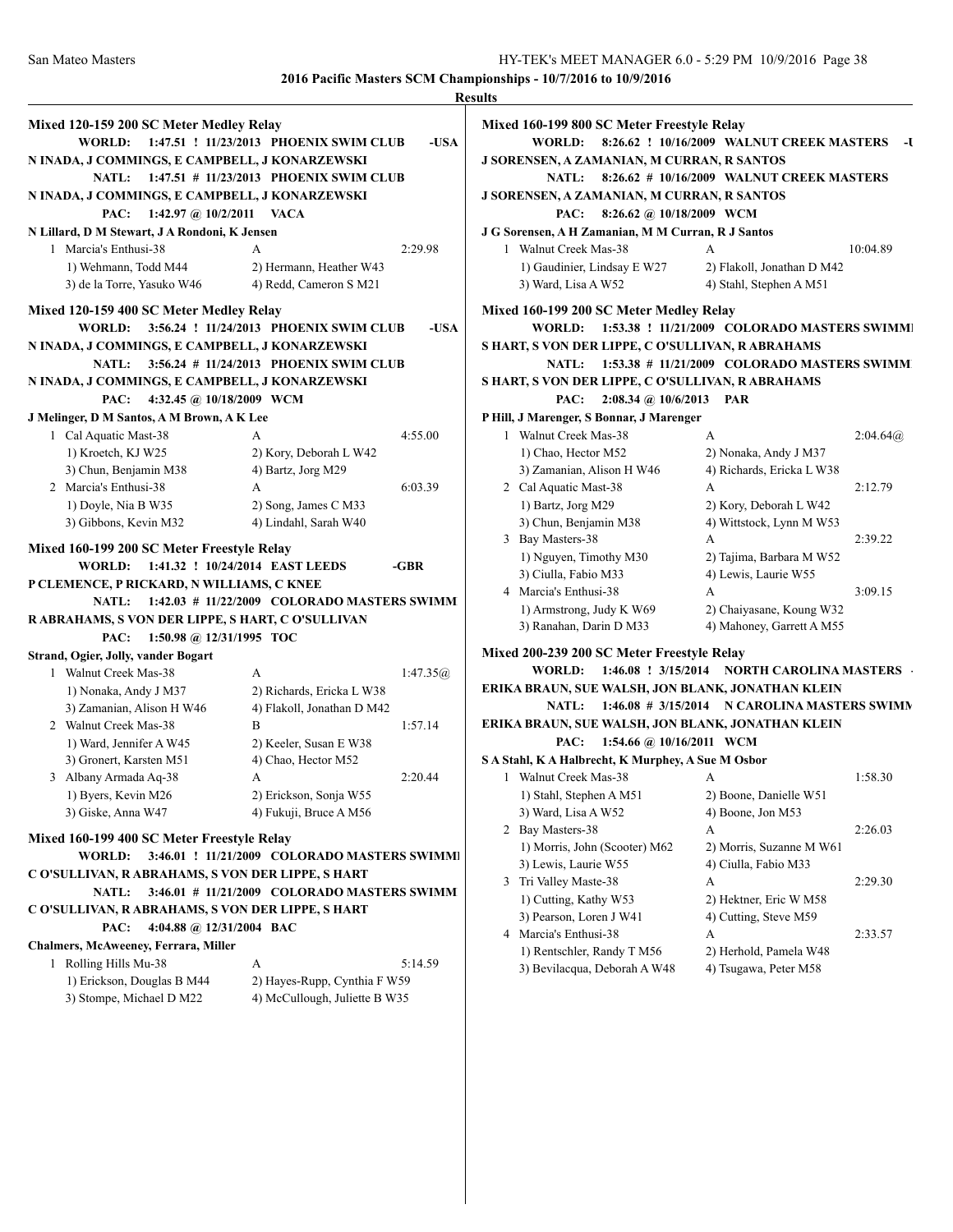## 2016 Pacific Masters SCM Championships - 10/7/2016 to 10/9/2016

### Results

**Mixed 120-159 200 SC Meter Medley Relay**

**WORLD: 1:47.51 ! 11/23/2013 PHOENIX SWIM CLUB -USA**
**N INADA, J COMMINGS, E CAMPBELL, J KONARZEWSKI**
**NATL: 1:47.51 # 11/23/2013 PHOENIX SWIM CLUB**
**N INADA, J COMMINGS, E CAMPBELL, J KONARZEWSKI**
**PAC: 1:42.97 @ 10/2/2011 VACA**
**N Lillard, D M Stewart, J A Rondoni, K Jensen**

| | Team | Relay | Finals Time |
|---|---|---|---|
| 1 | Marcia's Enthusi-38 | A | 2:29.98 |
| | 1) Wehmann, Todd M44 | 2) Hermann, Heather W43 | |
| | 3) de la Torre, Yasuko W46 | 4) Redd, Cameron S M21 | |

**Mixed 120-159 400 SC Meter Medley Relay**

**WORLD: 3:56.24 ! 11/24/2013 PHOENIX SWIM CLUB -USA**
**N INADA, J COMMINGS, E CAMPBELL, J KONARZEWSKI**
**NATL: 3:56.24 # 11/24/2013 PHOENIX SWIM CLUB**
**N INADA, J COMMINGS, E CAMPBELL, J KONARZEWSKI**
**PAC: 4:32.45 @ 10/18/2009 WCM**
**J Melinger, D M Santos, A M Brown, A K Lee**

| | Team | Relay | Finals Time |
|---|---|---|---|
| 1 | Cal Aquatic Mast-38 | A | 4:55.00 |
| | 1) Kroetch, KJ W25 | 2) Kory, Deborah L W42 | |
| | 3) Chun, Benjamin M38 | 4) Bartz, Jorg M29 | |
| 2 | Marcia's Enthusi-38 | A | 6:03.39 |
| | 1) Doyle, Nia B W35 | 2) Song, James C M33 | |
| | 3) Gibbons, Kevin M32 | 4) Lindahl, Sarah W40 | |

**Mixed 160-199 200 SC Meter Freestyle Relay**

**WORLD: 1:41.32 ! 10/24/2014 EAST LEEDS -GBR**
**P CLEMENCE, P RICKARD, N WILLIAMS, C KNEE**
**NATL: 1:42.03 # 11/22/2009 COLORADO MASTERS SWIMM**
**R ABRAHAMS, S VON DER LIPPE, S HART, C O'SULLIVAN**
**PAC: 1:50.98 @ 12/31/1995 TOC**
**Strand, Ogier, Jolly, vander Bogart**

| | Team | Relay | Finals Time |
|---|---|---|---|
| 1 | Walnut Creek Mas-38 | A | 1:47.35@ |
| | 1) Nonaka, Andy J M37 | 2) Richards, Ericka L W38 | |
| | 3) Zamanian, Alison H W46 | 4) Flakoll, Jonathan D M42 | |
| 2 | Walnut Creek Mas-38 | B | 1:57.14 |
| | 1) Ward, Jennifer A W45 | 2) Keeler, Susan E W38 | |
| | 3) Gronert, Karsten M51 | 4) Chao, Hector M52 | |
| 3 | Albany Armada Aq-38 | A | 2:20.44 |
| | 1) Byers, Kevin M26 | 2) Erickson, Sonja W55 | |
| | 3) Giske, Anna W47 | 4) Fukuji, Bruce A M56 | |

**Mixed 160-199 400 SC Meter Freestyle Relay**

**WORLD: 3:46.01 ! 11/21/2009 COLORADO MASTERS SWIMMI**
**C O'SULLIVAN, R ABRAHAMS, S VON DER LIPPE, S HART**
**NATL: 3:46.01 # 11/21/2009 COLORADO MASTERS SWIMM**
**C O'SULLIVAN, R ABRAHAMS, S VON DER LIPPE, S HART**
**PAC: 4:04.88 @ 12/31/2004 BAC**
**Chalmers, McAweeney, Ferrara, Miller**

| | Team | Relay | Finals Time |
|---|---|---|---|
| 1 | Rolling Hills Mu-38 | A | 5:14.59 |
| | 1) Erickson, Douglas B M44 | 2) Hayes-Rupp, Cynthia F W59 | |
| | 3) Stompe, Michael D M22 | 4) McCullough, Juliette B W35 | |

**Mixed 160-199 800 SC Meter Freestyle Relay**

**WORLD: 8:26.62 ! 10/16/2009 WALNUT CREEK MASTERS -U**
**J SORENSEN, A ZAMANIAN, M CURRAN, R SANTOS**
**NATL: 8:26.62 # 10/16/2009 WALNUT CREEK MASTERS**
**J SORENSEN, A ZAMANIAN, M CURRAN, R SANTOS**
**PAC: 8:26.62 @ 10/18/2009 WCM**
**J G Sorensen, A H Zamanian, M M Curran, R J Santos**

| | Team | Relay | Finals Time |
|---|---|---|---|
| 1 | Walnut Creek Mas-38 | A | 10:04.89 |
| | 1) Gaudinier, Lindsay E W27 | 2) Flakoll, Jonathan D M42 | |
| | 3) Ward, Lisa A W52 | 4) Stahl, Stephen A M51 | |

**Mixed 160-199 200 SC Meter Medley Relay**

**WORLD: 1:53.38 ! 11/21/2009 COLORADO MASTERS SWIMMI**
**S HART, S VON DER LIPPE, C O'SULLIVAN, R ABRAHAMS**
**NATL: 1:53.38 # 11/21/2009 COLORADO MASTERS SWIMM**
**S HART, S VON DER LIPPE, C O'SULLIVAN, R ABRAHAMS**
**PAC: 2:08.34 @ 10/6/2013 PAR**
**P Hill, J Marenger, S Bonnar, J Marenger**

| | Team | Relay | Finals Time |
|---|---|---|---|
| 1 | Walnut Creek Mas-38 | A | 2:04.64@ |
| | 1) Chao, Hector M52 | 2) Nonaka, Andy J M37 | |
| | 3) Zamanian, Alison H W46 | 4) Richards, Ericka L W38 | |
| 2 | Cal Aquatic Mast-38 | A | 2:12.79 |
| | 1) Bartz, Jorg M29 | 2) Kory, Deborah L W42 | |
| | 3) Chun, Benjamin M38 | 4) Wittstock, Lynn M W53 | |
| 3 | Bay Masters-38 | A | 2:39.22 |
| | 1) Nguyen, Timothy M30 | 2) Tajima, Barbara M W52 | |
| | 3) Ciulla, Fabio M33 | 4) Lewis, Laurie W55 | |
| 4 | Marcia's Enthusi-38 | A | 3:09.15 |
| | 1) Armstrong, Judy K W69 | 2) Chaiyasane, Koung W32 | |
| | 3) Ranahan, Darin D M33 | 4) Mahoney, Garrett A M55 | |

**Mixed 200-239 200 SC Meter Freestyle Relay**

**WORLD: 1:46.08 ! 3/15/2014 NORTH CAROLINA MASTERS -**
**ERIKA BRAUN, SUE WALSH, JON BLANK, JONATHAN KLEIN**
**NATL: 1:46.08 # 3/15/2014 N CAROLINA MASTERS SWIMM**
**ERIKA BRAUN, SUE WALSH, JON BLANK, JONATHAN KLEIN**
**PAC: 1:54.66 @ 10/16/2011 WCM**
**S A Stahl, K A Halbrecht, K Murphey, A Sue M Osbor**

| | Team | Relay | Finals Time |
|---|---|---|---|
| 1 | Walnut Creek Mas-38 | A | 1:58.30 |
| | 1) Stahl, Stephen A M51 | 2) Boone, Danielle W51 | |
| | 3) Ward, Lisa A W52 | 4) Boone, Jon M53 | |
| 2 | Bay Masters-38 | A | 2:26.03 |
| | 1) Morris, John (Scooter) M62 | 2) Morris, Suzanne M W61 | |
| | 3) Lewis, Laurie W55 | 4) Ciulla, Fabio M33 | |
| 3 | Tri Valley Maste-38 | A | 2:29.30 |
| | 1) Cutting, Kathy W53 | 2) Hektner, Eric W M58 | |
| | 3) Pearson, Loren J W41 | 4) Cutting, Steve M59 | |
| 4 | Marcia's Enthusi-38 | A | 2:33.57 |
| | 1) Rentschler, Randy T M56 | 2) Herhold, Pamela W48 | |
| | 3) Bevilacqua, Deborah A W48 | 4) Tsugawa, Peter M58 | |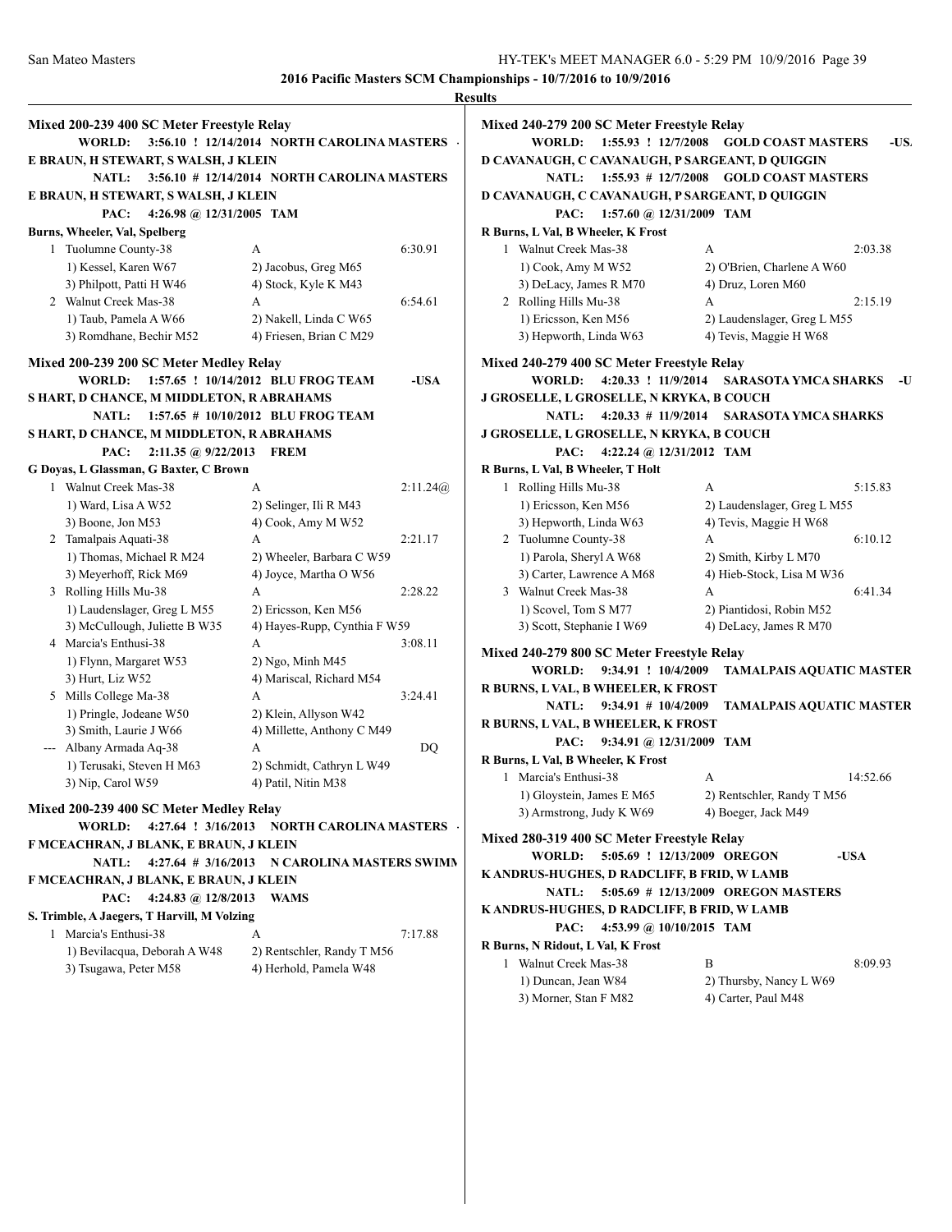2016 Pacific Masters SCM Championships - 10/7/2016 to 10/9/2016

**Results**

### Mixed 200-239 400 SC Meter Freestyle Relay

**WORLD:** 3:56.10 ! 12/14/2014 NORTH CAROLINA MASTERS
E BRAUN, H STEWART, S WALSH, J KLEIN
**NATL:** 3:56.10 # 12/14/2014 NORTH CAROLINA MASTERS
E BRAUN, H STEWART, S WALSH, J KLEIN
**PAC:** 4:26.98 @ 12/31/2005 TAM
Burns, Wheeler, Val, Spelberg

| Place | Team | Relay | Time |
|---|---|---|---|
| 1 | Tuolumne County-38 | A | 6:30.91 |
| | 1) Kessel, Karen W67 | 2) Jacobus, Greg M65 | |
| | 3) Philpott, Patti H W46 | 4) Stock, Kyle K M43 | |
| 2 | Walnut Creek Mas-38 | A | 6:54.61 |
| | 1) Taub, Pamela A W66 | 2) Nakell, Linda C W65 | |
| | 3) Romdhane, Bechir M52 | 4) Friesen, Brian C M29 | |

### Mixed 200-239 200 SC Meter Medley Relay

**WORLD:** 1:57.65 ! 10/14/2012 BLU FROG TEAM -USA
S HART, D CHANCE, M MIDDLETON, R ABRAHAMS
**NATL:** 1:57.65 # 10/10/2012 BLU FROG TEAM
S HART, D CHANCE, M MIDDLETON, R ABRAHAMS
**PAC:** 2:11.35 @ 9/22/2013 FREM
G Doyas, L Glassman, G Baxter, C Brown

| Place | Team | Relay | Time |
|---|---|---|---|
| 1 | Walnut Creek Mas-38 | A | 2:11.24@ |
| | 1) Ward, Lisa A W52 | 2) Selinger, Ili R M43 | |
| | 3) Boone, Jon M53 | 4) Cook, Amy M W52 | |
| 2 | Tamalpais Aquati-38 | A | 2:21.17 |
| | 1) Thomas, Michael R M24 | 2) Wheeler, Barbara C W59 | |
| | 3) Meyerhoff, Rick M69 | 4) Joyce, Martha O W56 | |
| 3 | Rolling Hills Mu-38 | A | 2:28.22 |
| | 1) Laudenslager, Greg L M55 | 2) Ericsson, Ken M56 | |
| | 3) McCullough, Juliette B W35 | 4) Hayes-Rupp, Cynthia F W59 | |
| 4 | Marcia's Enthusi-38 | A | 3:08.11 |
| | 1) Flynn, Margaret W53 | 2) Ngo, Minh M45 | |
| | 3) Hurt, Liz W52 | 4) Mariscal, Richard M54 | |
| 5 | Mills College Ma-38 | A | 3:24.41 |
| | 1) Pringle, Jodeane W50 | 2) Klein, Allyson W42 | |
| | 3) Smith, Laurie J W66 | 4) Millette, Anthony C M49 | |
| --- | Albany Armada Aq-38 | A | DQ |
| | 1) Terusaki, Steven H M63 | 2) Schmidt, Cathryn L W49 | |
| | 3) Nip, Carol W59 | 4) Patil, Nitin M38 | |

### Mixed 200-239 400 SC Meter Medley Relay

**WORLD:** 4:27.64 ! 3/16/2013 NORTH CAROLINA MASTERS
F MCEACHRAN, J BLANK, E BRAUN, J KLEIN
**NATL:** 4:27.64 # 3/16/2013 N CAROLINA MASTERS SWIMM
F MCEACHRAN, J BLANK, E BRAUN, J KLEIN
**PAC:** 4:24.83 @ 12/8/2013 WAMS
S. Trimble, A Jaegers, T Harvill, M Volzing

| Place | Team | Relay | Time |
|---|---|---|---|
| 1 | Marcia's Enthusi-38 | A | 7:17.88 |
| | 1) Bevilacqua, Deborah A W48 | 2) Rentschler, Randy T M56 | |
| | 3) Tsugawa, Peter M58 | 4) Herhold, Pamela W48 | |

### Mixed 240-279 200 SC Meter Freestyle Relay

**WORLD:** 1:55.93 ! 12/7/2008 GOLD COAST MASTERS -USA
D CAVANAUGH, C CAVANAUGH, P SARGEANT, D QUIGGIN
**NATL:** 1:55.93 # 12/7/2008 GOLD COAST MASTERS
D CAVANAUGH, C CAVANAUGH, P SARGEANT, D QUIGGIN
**PAC:** 1:57.60 @ 12/31/2009 TAM
R Burns, L Val, B Wheeler, K Frost

| Place | Team | Relay | Time |
|---|---|---|---|
| 1 | Walnut Creek Mas-38 | A | 2:03.38 |
| | 1) Cook, Amy M W52 | 2) O'Brien, Charlene A W60 | |
| | 3) DeLacy, James R M70 | 4) Druz, Loren M60 | |
| 2 | Rolling Hills Mu-38 | A | 2:15.19 |
| | 1) Ericsson, Ken M56 | 2) Laudenslager, Greg L M55 | |
| | 3) Hepworth, Linda W63 | 4) Tevis, Maggie H W68 | |

### Mixed 240-279 400 SC Meter Freestyle Relay

**WORLD:** 4:20.33 ! 11/9/2014 SARASOTA YMCA SHARKS -U
J GROSELLE, L GROSELLE, N KRYKA, B COUCH
**NATL:** 4:20.33 # 11/9/2014 SARASOTA YMCA SHARKS
J GROSELLE, L GROSELLE, N KRYKA, B COUCH
**PAC:** 4:22.24 @ 12/31/2012 TAM
R Burns, L Val, B Wheeler, T Holt

| Place | Team | Relay | Time |
|---|---|---|---|
| 1 | Rolling Hills Mu-38 | A | 5:15.83 |
| | 1) Ericsson, Ken M56 | 2) Laudenslager, Greg L M55 | |
| | 3) Hepworth, Linda W63 | 4) Tevis, Maggie H W68 | |
| 2 | Tuolumne County-38 | A | 6:10.12 |
| | 1) Parola, Sheryl A W68 | 2) Smith, Kirby L M70 | |
| | 3) Carter, Lawrence A M68 | 4) Hieb-Stock, Lisa M W36 | |
| 3 | Walnut Creek Mas-38 | A | 6:41.34 |
| | 1) Scovel, Tom S M77 | 2) Piantidosi, Robin M52 | |
| | 3) Scott, Stephanie I W69 | 4) DeLacy, James R M70 | |

### Mixed 240-279 800 SC Meter Freestyle Relay

**WORLD:** 9:34.91 ! 10/4/2009 TAMALPAIS AQUATIC MASTER
R BURNS, L VAL, B WHEELER, K FROST
**NATL:** 9:34.91 # 10/4/2009 TAMALPAIS AQUATIC MASTER
R BURNS, L VAL, B WHEELER, K FROST
**PAC:** 9:34.91 @ 12/31/2009 TAM
R Burns, L Val, B Wheeler, K Frost

| Place | Team | Relay | Time |
|---|---|---|---|
| 1 | Marcia's Enthusi-38 | A | 14:52.66 |
| | 1) Gloystein, James E M65 | 2) Rentschler, Randy T M56 | |
| | 3) Armstrong, Judy K W69 | 4) Boeger, Jack M49 | |

### Mixed 280-319 400 SC Meter Freestyle Relay

**WORLD:** 5:05.69 ! 12/13/2009 OREGON -USA
K ANDRUS-HUGHES, D RADCLIFF, B FRID, W LAMB
**NATL:** 5:05.69 # 12/13/2009 OREGON MASTERS
K ANDRUS-HUGHES, D RADCLIFF, B FRID, W LAMB
**PAC:** 4:53.99 @ 10/10/2015 TAM
R Burns, N Ridout, L Val, K Frost

| Place | Team | Relay | Time |
|---|---|---|---|
| 1 | Walnut Creek Mas-38 | B | 8:09.93 |
| | 1) Duncan, Jean W84 | 2) Thursby, Nancy L W69 | |
| | 3) Morner, Stan F M82 | 4) Carter, Paul M48 | |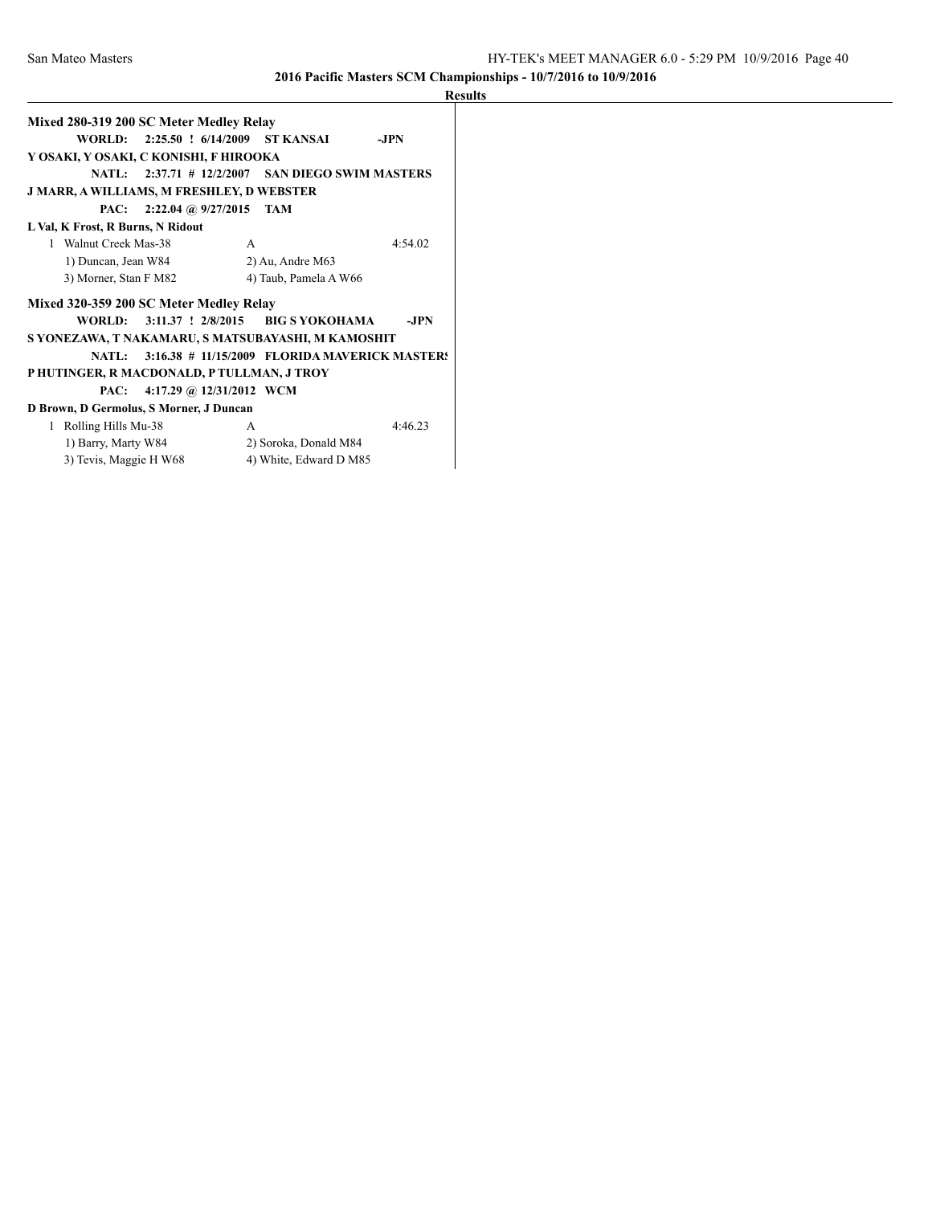**2016 Pacific Masters SCM Championships - 10/7/2016 to 10/9/2016**

**Results**

### Mixed 280-319 200 SC Meter Medley Relay

**WORLD: 2:25.50 ! 6/14/2009 ST KANSAI -JPN**
**Y OSAKI, Y OSAKI, C KONISHI, F HIROOKA**
**NATL: 2:37.71 # 12/2/2007 SAN DIEGO SWIM MASTERS**
**J MARR, A WILLIAMS, M FRESHLEY, D WEBSTER**
**PAC: 2:22.04 @ 9/27/2015 TAM**
**L Val, K Frost, R Burns, N Ridout**

| | | | |
|---|---|---|---|
| 1 | Walnut Creek Mas-38 | A | 4:54.02 |
| | 1) Duncan, Jean W84 | 2) Au, Andre M63 | |
| | 3) Morner, Stan F M82 | 4) Taub, Pamela A W66 | |

### Mixed 320-359 200 SC Meter Medley Relay

**WORLD: 3:11.37 ! 2/8/2015 BIG S YOKOHAMA -JPN**
**S YONEZAWA, T NAKAMARU, S MATSUBAYASHI, M KAMOSHIT**
**NATL: 3:16.38 # 11/15/2009 FLORIDA MAVERICK MASTERS**
**P HUTINGER, R MACDONALD, P TULLMAN, J TROY**
**PAC: 4:17.29 @ 12/31/2012 WCM**
**D Brown, D Germolus, S Morner, J Duncan**

| | | | |
|---|---|---|---|
| 1 | Rolling Hills Mu-38 | A | 4:46.23 |
| | 1) Barry, Marty W84 | 2) Soroka, Donald M84 | |
| | 3) Tevis, Maggie H W68 | 4) White, Edward D M85 | |